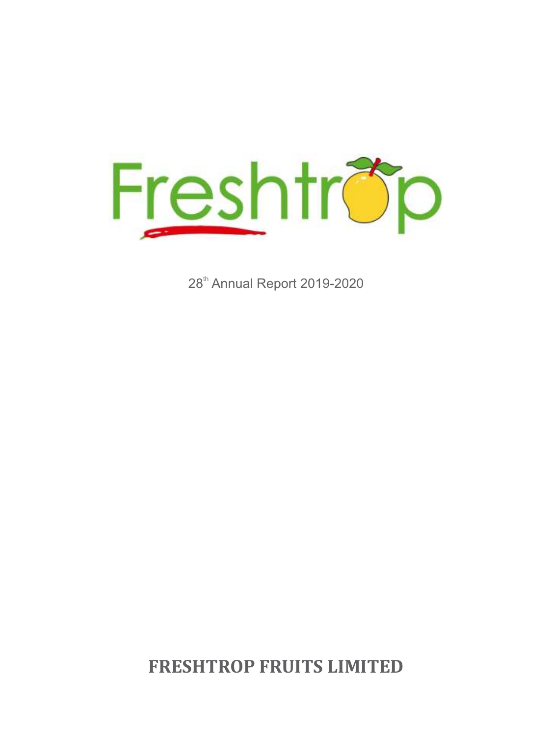Freshtrop

28th Annual Report 2019-2020

# FRESHTROP FRUITS LIMITED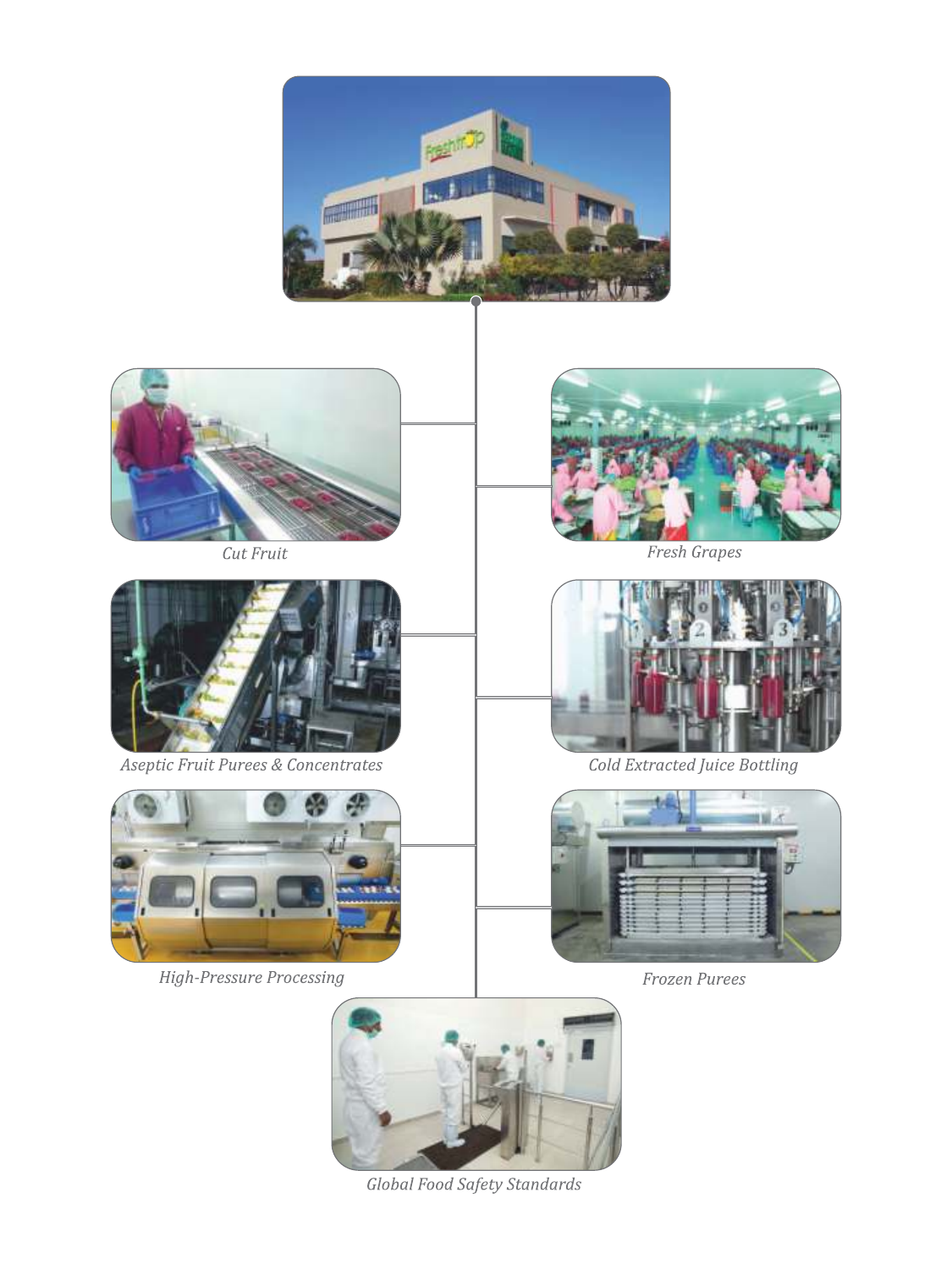Cut Fruit

Fresh Grapes

Aseptic Fruit Purees & Concentrates

Cold Extracted Juice Bottling

High-Pressure Processing

Frozen Purees

Global Food Safety Standards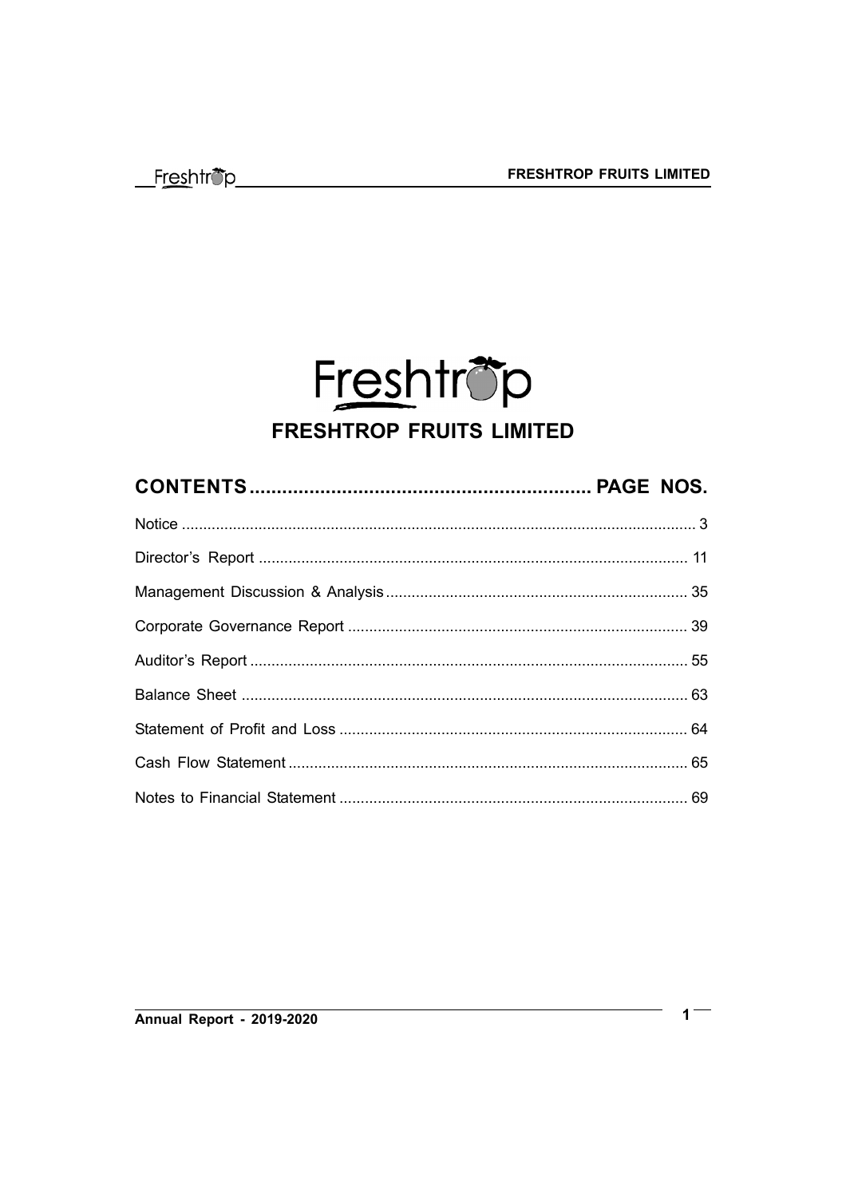# FRESHTROP FRUITS LIMITED

| CONTENTS | PAGE NOS. |
|---|---|
| Notice | 3 |
| Director's Report | 11 |
| Management Discussion & Analysis | 35 |
| Corporate Governance Report | 39 |
| Auditor's Report | 55 |
| Balance Sheet | 63 |
| Statement of Profit and Loss | 64 |
| Cash Flow Statement | 65 |
| Notes to Financial Statement | 69 |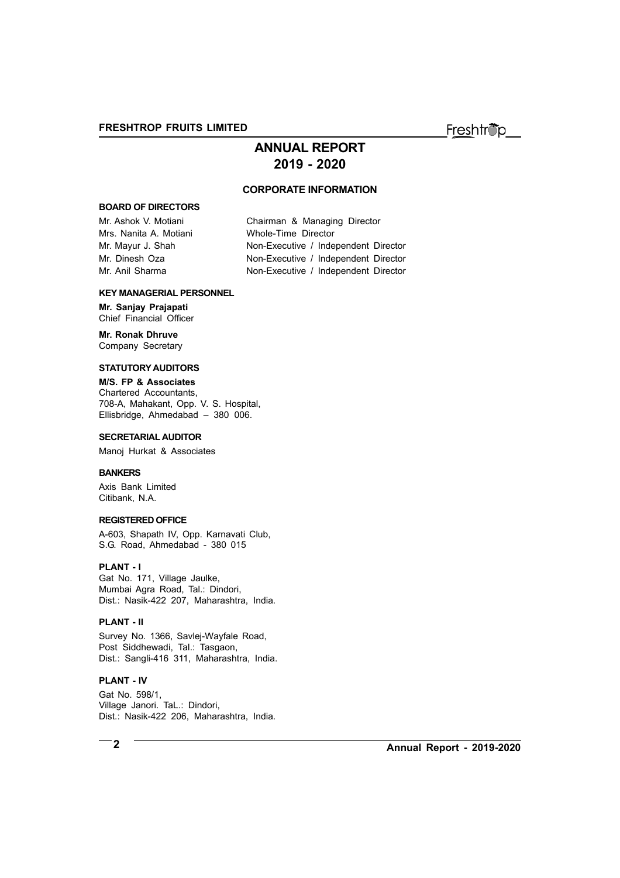# ANNUAL REPORT
# 2019 - 2020

## CORPORATE INFORMATION

### BOARD OF DIRECTORS

| | |
|---|---|
| Mr. Ashok V. Motiani | Chairman & Managing Director |
| Mrs. Nanita A. Motiani | Whole-Time Director |
| Mr. Mayur J. Shah | Non-Executive / Independent Director |
| Mr. Dinesh Oza | Non-Executive / Independent Director |
| Mr. Anil Sharma | Non-Executive / Independent Director |

### KEY MANAGERIAL PERSONNEL

**Mr. Sanjay Prajapati**
Chief Financial Officer

**Mr. Ronak Dhruve**
Company Secretary

### STATUTORY AUDITORS

**M/S. FP & Associates**
Chartered Accountants,
708-A, Mahakant, Opp. V. S. Hospital,
Ellisbridge, Ahmedabad – 380 006.

### SECRETARIAL AUDITOR

Manoj Hurkat & Associates

### BANKERS

Axis Bank Limited
Citibank, N.A.

### REGISTERED OFFICE

A-603, Shapath IV, Opp. Karnavati Club,
S.G. Road, Ahmedabad - 380 015

### PLANT - I

Gat No. 171, Village Jaulke,
Mumbai Agra Road, Tal.: Dindori,
Dist.: Nasik-422 207, Maharashtra, India.

### PLANT - II

Survey No. 1366, Savlej-Wayfale Road,
Post Siddhewadi, Tal.: Tasgaon,
Dist.: Sangli-416 311, Maharashtra, India.

### PLANT - IV

Gat No. 598/1,
Village Janori. TaL.: Dindori,
Dist.: Nasik-422 206, Maharashtra, India.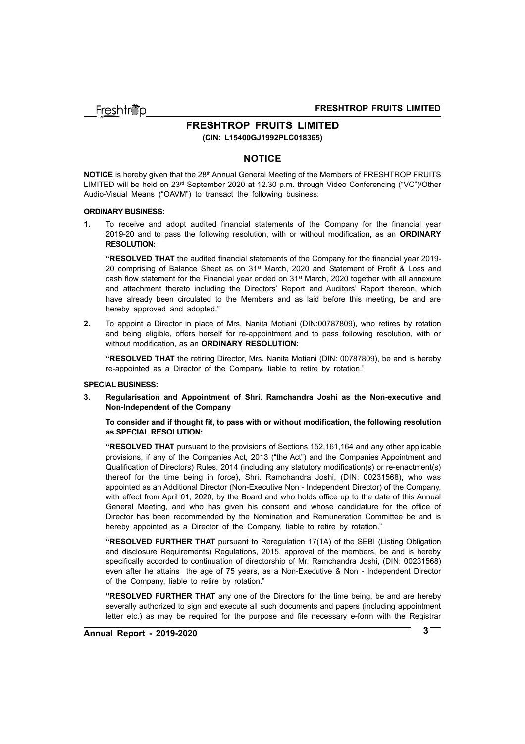# FRESHTROP FRUITS LIMITED

**(CIN: L15400GJ1992PLC018365)**

## NOTICE

**NOTICE** is hereby given that the 28th Annual General Meeting of the Members of FRESHTROP FRUITS LIMITED will be held on 23rd September 2020 at 12.30 p.m. through Video Conferencing ("VC")/Other Audio-Visual Means ("OAVM") to transact the following business:

**ORDINARY BUSINESS:**

**1.** To receive and adopt audited financial statements of the Company for the financial year 2019-20 and to pass the following resolution, with or without modification, as an **ORDINARY RESOLUTION:**

**"RESOLVED THAT** the audited financial statements of the Company for the financial year 2019-20 comprising of Balance Sheet as on 31st March, 2020 and Statement of Profit & Loss and cash flow statement for the Financial year ended on 31st March, 2020 together with all annexure and attachment thereto including the Directors' Report and Auditors' Report thereon, which have already been circulated to the Members and as laid before this meeting, be and are hereby approved and adopted."

**2.** To appoint a Director in place of Mrs. Nanita Motiani (DIN:00787809), who retires by rotation and being eligible, offers herself for re-appointment and to pass following resolution, with or without modification, as an **ORDINARY RESOLUTION:**

**"RESOLVED THAT** the retiring Director, Mrs. Nanita Motiani (DIN: 00787809), be and is hereby re-appointed as a Director of the Company, liable to retire by rotation."

**SPECIAL BUSINESS:**

**3. Regularisation and Appointment of Shri. Ramchandra Joshi as the Non-executive and Non-Independent of the Company**

**To consider and if thought fit, to pass with or without modification, the following resolution as SPECIAL RESOLUTION:**

**"RESOLVED THAT** pursuant to the provisions of Sections 152,161,164 and any other applicable provisions, if any of the Companies Act, 2013 ("the Act") and the Companies Appointment and Qualification of Directors) Rules, 2014 (including any statutory modification(s) or re-enactment(s) thereof for the time being in force), Shri. Ramchandra Joshi, (DIN: 00231568), who was appointed as an Additional Director (Non-Executive Non - Independent Director) of the Company, with effect from April 01, 2020, by the Board and who holds office up to the date of this Annual General Meeting, and who has given his consent and whose candidature for the office of Director has been recommended by the Nomination and Remuneration Committee be and is hereby appointed as a Director of the Company, liable to retire by rotation."

**"RESOLVED FURTHER THAT** pursuant to Reregulation 17(1A) of the SEBI (Listing Obligation and disclosure Requirements) Regulations, 2015, approval of the members, be and is hereby specifically accorded to continuation of directorship of Mr. Ramchandra Joshi, (DIN: 00231568) even after he attains the age of 75 years, as a Non-Executive & Non - Independent Director of the Company, liable to retire by rotation."

**"RESOLVED FURTHER THAT** any one of the Directors for the time being, be and are hereby severally authorized to sign and execute all such documents and papers (including appointment letter etc.) as may be required for the purpose and file necessary e-form with the Registrar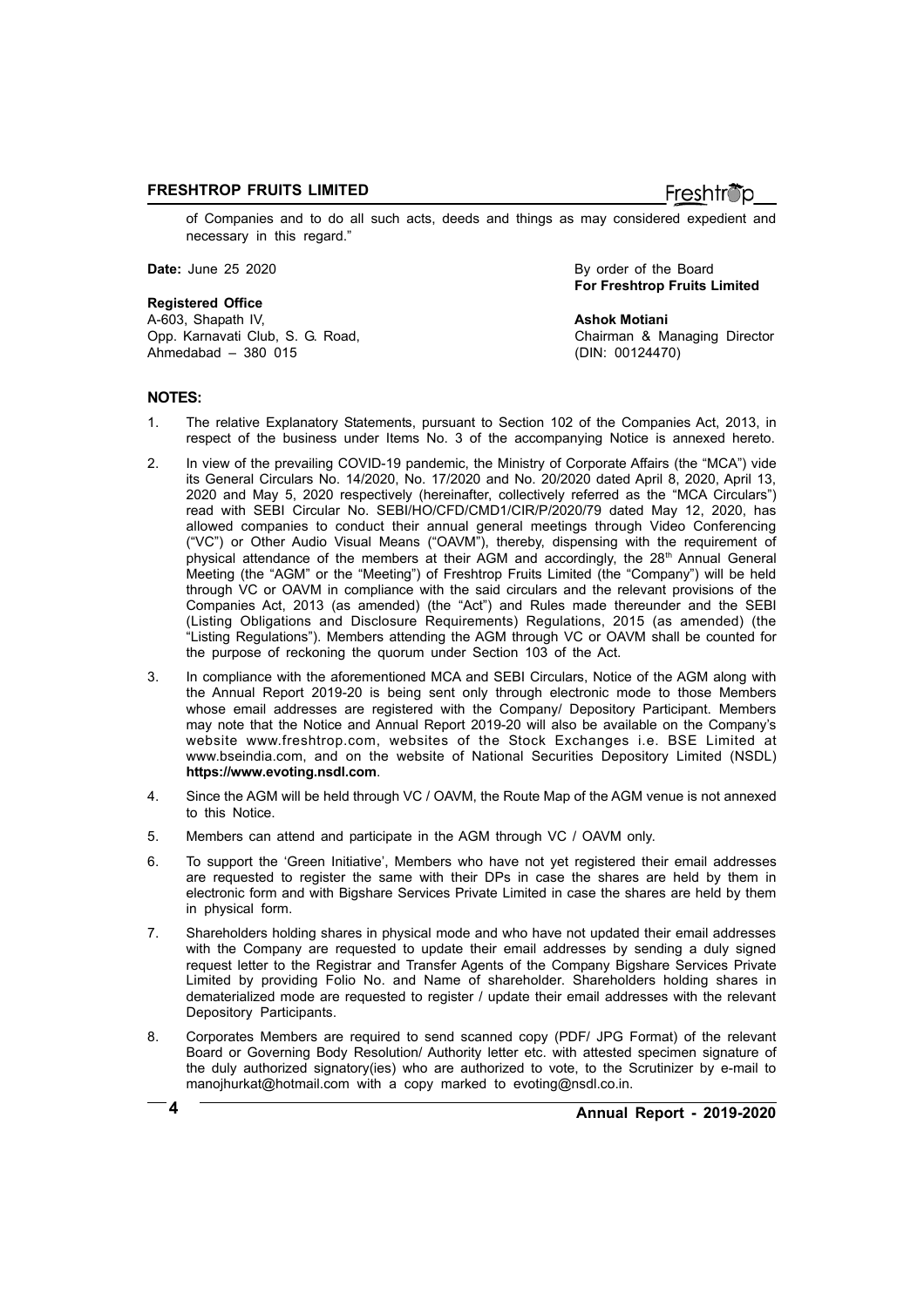of Companies and to do all such acts, deeds and things as may considered expedient and necessary in this regard."

**Date:** June 25 2020

By order of the Board
**For Freshtrop Fruits Limited**

**Registered Office**
A-603, Shapath IV,
Opp. Karnavati Club, S. G. Road,
Ahmedabad – 380 015

**Ashok Motiani**
Chairman & Managing Director
(DIN: 00124470)

## NOTES:

1. The relative Explanatory Statements, pursuant to Section 102 of the Companies Act, 2013, in respect of the business under Items No. 3 of the accompanying Notice is annexed hereto.

2. In view of the prevailing COVID-19 pandemic, the Ministry of Corporate Affairs (the "MCA") vide its General Circulars No. 14/2020, No. 17/2020 and No. 20/2020 dated April 8, 2020, April 13, 2020 and May 5, 2020 respectively (hereinafter, collectively referred as the "MCA Circulars") read with SEBI Circular No. SEBI/HO/CFD/CMD1/CIR/P/2020/79 dated May 12, 2020, has allowed companies to conduct their annual general meetings through Video Conferencing ("VC") or Other Audio Visual Means ("OAVM"), thereby, dispensing with the requirement of physical attendance of the members at their AGM and accordingly, the 28th Annual General Meeting (the "AGM" or the "Meeting") of Freshtrop Fruits Limited (the "Company") will be held through VC or OAVM in compliance with the said circulars and the relevant provisions of the Companies Act, 2013 (as amended) (the "Act") and Rules made thereunder and the SEBI (Listing Obligations and Disclosure Requirements) Regulations, 2015 (as amended) (the "Listing Regulations"). Members attending the AGM through VC or OAVM shall be counted for the purpose of reckoning the quorum under Section 103 of the Act.

3. In compliance with the aforementioned MCA and SEBI Circulars, Notice of the AGM along with the Annual Report 2019-20 is being sent only through electronic mode to those Members whose email addresses are registered with the Company/ Depository Participant. Members may note that the Notice and Annual Report 2019-20 will also be available on the Company's website www.freshtrop.com, websites of the Stock Exchanges i.e. BSE Limited at www.bseindia.com, and on the website of National Securities Depository Limited (NSDL) **https://www.evoting.nsdl.com**.

4. Since the AGM will be held through VC / OAVM, the Route Map of the AGM venue is not annexed to this Notice.

5. Members can attend and participate in the AGM through VC / OAVM only.

6. To support the 'Green Initiative', Members who have not yet registered their email addresses are requested to register the same with their DPs in case the shares are held by them in electronic form and with Bigshare Services Private Limited in case the shares are held by them in physical form.

7. Shareholders holding shares in physical mode and who have not updated their email addresses with the Company are requested to update their email addresses by sending a duly signed request letter to the Registrar and Transfer Agents of the Company Bigshare Services Private Limited by providing Folio No. and Name of shareholder. Shareholders holding shares in dematerialized mode are requested to register / update their email addresses with the relevant Depository Participants.

8. Corporates Members are required to send scanned copy (PDF/ JPG Format) of the relevant Board or Governing Body Resolution/ Authority letter etc. with attested specimen signature of the duly authorized signatory(ies) who are authorized to vote, to the Scrutinizer by e-mail to manojhurkat@hotmail.com with a copy marked to evoting@nsdl.co.in.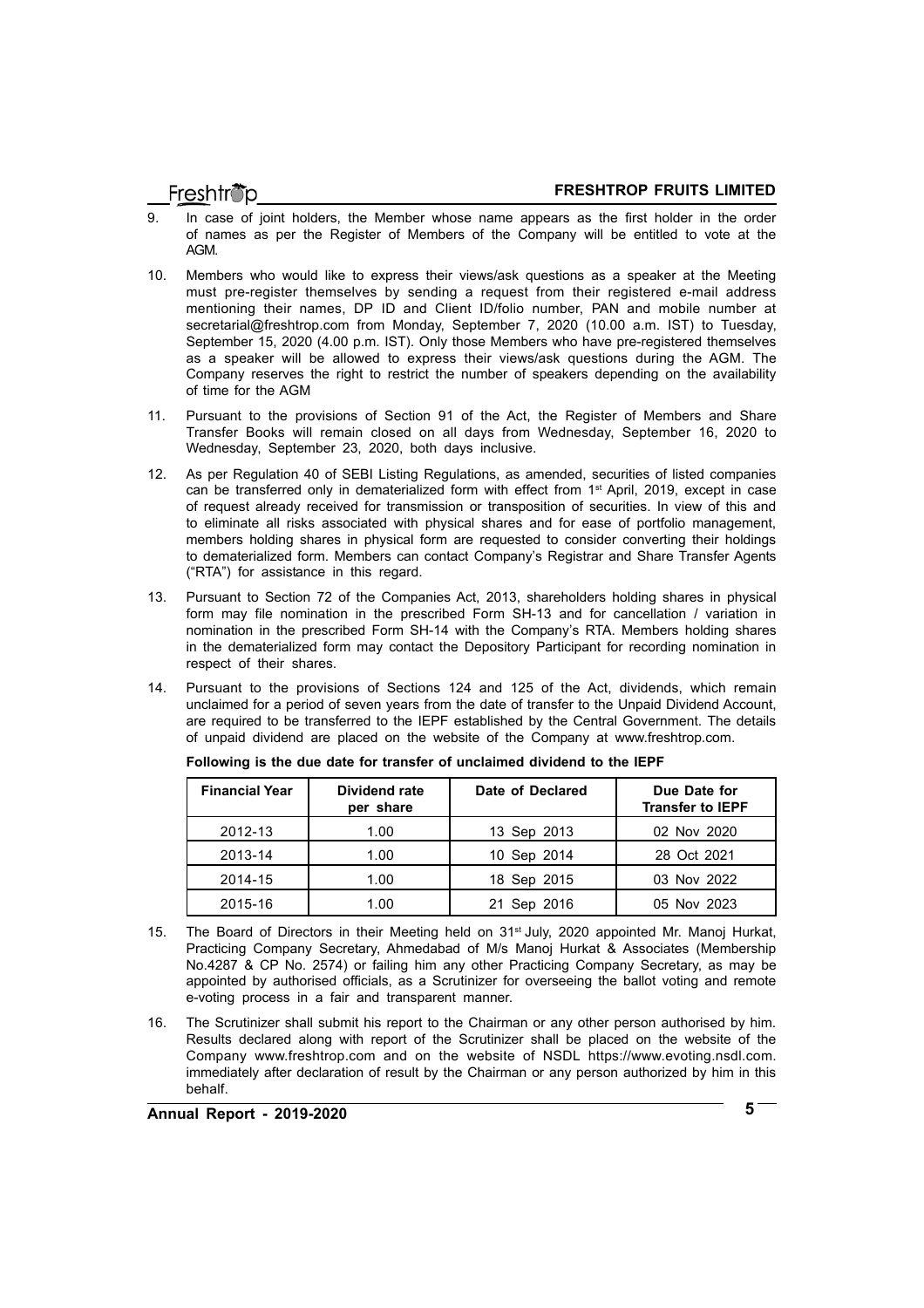9. In case of joint holders, the Member whose name appears as the first holder in the order of names as per the Register of Members of the Company will be entitled to vote at the AGM.

10. Members who would like to express their views/ask questions as a speaker at the Meeting must pre-register themselves by sending a request from their registered e-mail address mentioning their names, DP ID and Client ID/folio number, PAN and mobile number at secretarial@freshtrop.com from Monday, September 7, 2020 (10.00 a.m. IST) to Tuesday, September 15, 2020 (4.00 p.m. IST). Only those Members who have pre-registered themselves as a speaker will be allowed to express their views/ask questions during the AGM. The Company reserves the right to restrict the number of speakers depending on the availability of time for the AGM

11. Pursuant to the provisions of Section 91 of the Act, the Register of Members and Share Transfer Books will remain closed on all days from Wednesday, September 16, 2020 to Wednesday, September 23, 2020, both days inclusive.

12. As per Regulation 40 of SEBI Listing Regulations, as amended, securities of listed companies can be transferred only in dematerialized form with effect from 1st April, 2019, except in case of request already received for transmission or transposition of securities. In view of this and to eliminate all risks associated with physical shares and for ease of portfolio management, members holding shares in physical form are requested to consider converting their holdings to dematerialized form. Members can contact Company's Registrar and Share Transfer Agents ("RTA") for assistance in this regard.

13. Pursuant to Section 72 of the Companies Act, 2013, shareholders holding shares in physical form may file nomination in the prescribed Form SH-13 and for cancellation / variation in nomination in the prescribed Form SH-14 with the Company's RTA. Members holding shares in the dematerialized form may contact the Depository Participant for recording nomination in respect of their shares.

14. Pursuant to the provisions of Sections 124 and 125 of the Act, dividends, which remain unclaimed for a period of seven years from the date of transfer to the Unpaid Dividend Account, are required to be transferred to the IEPF established by the Central Government. The details of unpaid dividend are placed on the website of the Company at www.freshtrop.com.

**Following is the due date for transfer of unclaimed dividend to the IEPF**

| Financial Year | Dividend rate per share | Date of Declared | Due Date for Transfer to IEPF |
|---|---|---|---|
| 2012-13 | 1.00 | 13 Sep 2013 | 02 Nov 2020 |
| 2013-14 | 1.00 | 10 Sep 2014 | 28 Oct 2021 |
| 2014-15 | 1.00 | 18 Sep 2015 | 03 Nov 2022 |
| 2015-16 | 1.00 | 21 Sep 2016 | 05 Nov 2023 |

15. The Board of Directors in their Meeting held on 31st July, 2020 appointed Mr. Manoj Hurkat, Practicing Company Secretary, Ahmedabad of M/s Manoj Hurkat & Associates (Membership No.4287 & CP No. 2574) or failing him any other Practicing Company Secretary, as may be appointed by authorised officials, as a Scrutinizer for overseeing the ballot voting and remote e-voting process in a fair and transparent manner.

16. The Scrutinizer shall submit his report to the Chairman or any other person authorised by him. Results declared along with report of the Scrutinizer shall be placed on the website of the Company www.freshtrop.com and on the website of NSDL https://www.evoting.nsdl.com. immediately after declaration of result by the Chairman or any person authorized by him in this behalf.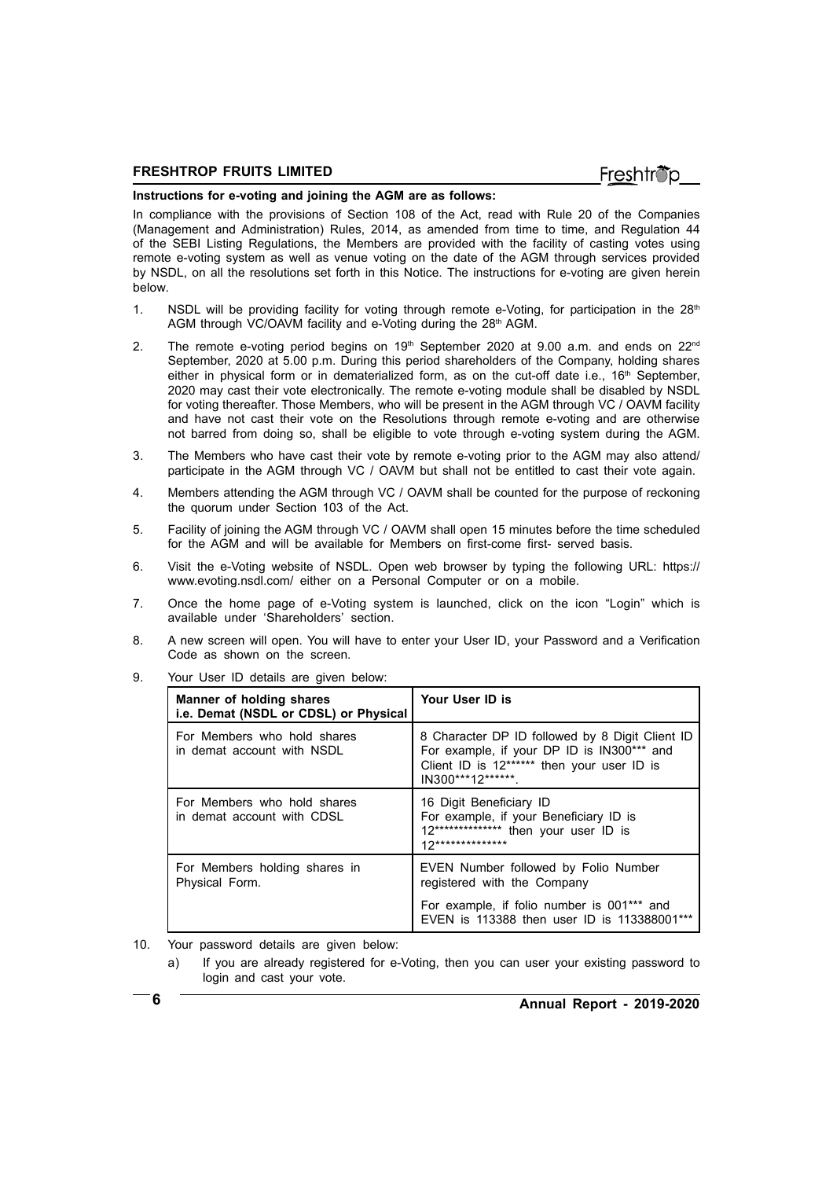**Instructions for e-voting and joining the AGM are as follows:**

In compliance with the provisions of Section 108 of the Act, read with Rule 20 of the Companies (Management and Administration) Rules, 2014, as amended from time to time, and Regulation 44 of the SEBI Listing Regulations, the Members are provided with the facility of casting votes using remote e-voting system as well as venue voting on the date of the AGM through services provided by NSDL, on all the resolutions set forth in this Notice. The instructions for e-voting are given herein below.

1. NSDL will be providing facility for voting through remote e-Voting, for participation in the 28th AGM through VC/OAVM facility and e-Voting during the 28th AGM.

2. The remote e-voting period begins on 19th September 2020 at 9.00 a.m. and ends on 22nd September, 2020 at 5.00 p.m. During this period shareholders of the Company, holding shares either in physical form or in dematerialized form, as on the cut-off date i.e., 16th September, 2020 may cast their vote electronically. The remote e-voting module shall be disabled by NSDL for voting thereafter. Those Members, who will be present in the AGM through VC / OAVM facility and have not cast their vote on the Resolutions through remote e-voting and are otherwise not barred from doing so, shall be eligible to vote through e-voting system during the AGM.

3. The Members who have cast their vote by remote e-voting prior to the AGM may also attend/ participate in the AGM through VC / OAVM but shall not be entitled to cast their vote again.

4. Members attending the AGM through VC / OAVM shall be counted for the purpose of reckoning the quorum under Section 103 of the Act.

5. Facility of joining the AGM through VC / OAVM shall open 15 minutes before the time scheduled for the AGM and will be available for Members on first-come first- served basis.

6. Visit the e-Voting website of NSDL. Open web browser by typing the following URL: https://www.evoting.nsdl.com/ either on a Personal Computer or on a mobile.

7. Once the home page of e-Voting system is launched, click on the icon "Login" which is available under 'Shareholders' section.

8. A new screen will open. You will have to enter your User ID, your Password and a Verification Code as shown on the screen.

9. Your User ID details are given below:

| Manner of holding shares i.e. Demat (NSDL or CDSL) or Physical | Your User ID is |
|---|---|
| For Members who hold shares in demat account with NSDL | 8 Character DP ID followed by 8 Digit Client ID For example, if your DP ID is IN300*** and Client ID is 12****** then your user ID is IN300***12******. |
| For Members who hold shares in demat account with CDSL | 16 Digit Beneficiary ID For example, if your Beneficiary ID is 12************** then your user ID is 12************** |
| For Members holding shares in Physical Form. | EVEN Number followed by Folio Number registered with the Company<br><br>For example, if folio number is 001*** and EVEN is 113388 then user ID is 113388001*** |

10. Your password details are given below:

    a) If you are already registered for e-Voting, then you can user your existing password to login and cast your vote.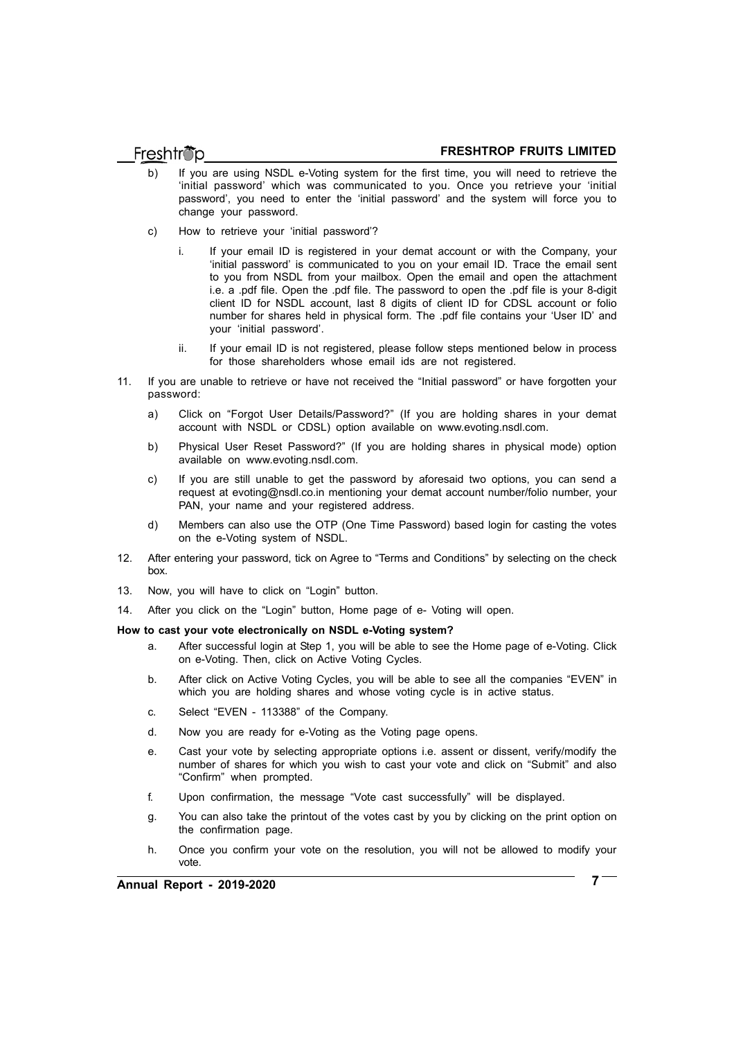b) If you are using NSDL e-Voting system for the first time, you will need to retrieve the 'initial password' which was communicated to you. Once you retrieve your 'initial password', you need to enter the 'initial password' and the system will force you to change your password.

c) How to retrieve your 'initial password'?

   i. If your email ID is registered in your demat account or with the Company, your 'initial password' is communicated to you on your email ID. Trace the email sent to you from NSDL from your mailbox. Open the email and open the attachment i.e. a .pdf file. Open the .pdf file. The password to open the .pdf file is your 8-digit client ID for NSDL account, last 8 digits of client ID for CDSL account or folio number for shares held in physical form. The .pdf file contains your 'User ID' and your 'initial password'.

   ii. If your email ID is not registered, please follow steps mentioned below in process for those shareholders whose email ids are not registered.

11. If you are unable to retrieve or have not received the "Initial password" or have forgotten your password:

   a) Click on "Forgot User Details/Password?" (If you are holding shares in your demat account with NSDL or CDSL) option available on www.evoting.nsdl.com.

   b) Physical User Reset Password?" (If you are holding shares in physical mode) option available on www.evoting.nsdl.com.

   c) If you are still unable to get the password by aforesaid two options, you can send a request at evoting@nsdl.co.in mentioning your demat account number/folio number, your PAN, your name and your registered address.

   d) Members can also use the OTP (One Time Password) based login for casting the votes on the e-Voting system of NSDL.

12. After entering your password, tick on Agree to "Terms and Conditions" by selecting on the check box.

13. Now, you will have to click on "Login" button.

14. After you click on the "Login" button, Home page of e- Voting will open.

**How to cast your vote electronically on NSDL e-Voting system?**

a. After successful login at Step 1, you will be able to see the Home page of e-Voting. Click on e-Voting. Then, click on Active Voting Cycles.

b. After click on Active Voting Cycles, you will be able to see all the companies "EVEN" in which you are holding shares and whose voting cycle is in active status.

c. Select "EVEN - 113388" of the Company.

d. Now you are ready for e-Voting as the Voting page opens.

e. Cast your vote by selecting appropriate options i.e. assent or dissent, verify/modify the number of shares for which you wish to cast your vote and click on "Submit" and also "Confirm" when prompted.

f. Upon confirmation, the message "Vote cast successfully" will be displayed.

g. You can also take the printout of the votes cast by you by clicking on the print option on the confirmation page.

h. Once you confirm your vote on the resolution, you will not be allowed to modify your vote.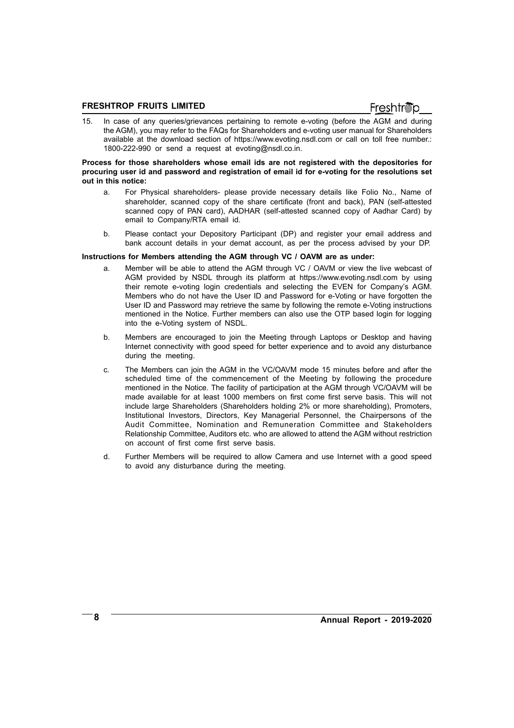15. In case of any queries/grievances pertaining to remote e-voting (before the AGM and during the AGM), you may refer to the FAQs for Shareholders and e-voting user manual for Shareholders available at the download section of https://www.evoting.nsdl.com or call on toll free number.: 1800-222-990 or send a request at evoting@nsdl.co.in.

**Process for those shareholders whose email ids are not registered with the depositories for procuring user id and password and registration of email id for e-voting for the resolutions set out in this notice:**

a. For Physical shareholders- please provide necessary details like Folio No., Name of shareholder, scanned copy of the share certificate (front and back), PAN (self-attested scanned copy of PAN card), AADHAR (self-attested scanned copy of Aadhar Card) by email to Company/RTA email id.

b. Please contact your Depository Participant (DP) and register your email address and bank account details in your demat account, as per the process advised by your DP.

**Instructions for Members attending the AGM through VC / OAVM are as under:**

a. Member will be able to attend the AGM through VC / OAVM or view the live webcast of AGM provided by NSDL through its platform at https://www.evoting.nsdl.com by using their remote e-voting login credentials and selecting the EVEN for Company's AGM. Members who do not have the User ID and Password for e-Voting or have forgotten the User ID and Password may retrieve the same by following the remote e-Voting instructions mentioned in the Notice. Further members can also use the OTP based login for logging into the e-Voting system of NSDL.

b. Members are encouraged to join the Meeting through Laptops or Desktop and having Internet connectivity with good speed for better experience and to avoid any disturbance during the meeting.

c. The Members can join the AGM in the VC/OAVM mode 15 minutes before and after the scheduled time of the commencement of the Meeting by following the procedure mentioned in the Notice. The facility of participation at the AGM through VC/OAVM will be made available for at least 1000 members on first come first serve basis. This will not include large Shareholders (Shareholders holding 2% or more shareholding), Promoters, Institutional Investors, Directors, Key Managerial Personnel, the Chairpersons of the Audit Committee, Nomination and Remuneration Committee and Stakeholders Relationship Committee, Auditors etc. who are allowed to attend the AGM without restriction on account of first come first serve basis.

d. Further Members will be required to allow Camera and use Internet with a good speed to avoid any disturbance during the meeting.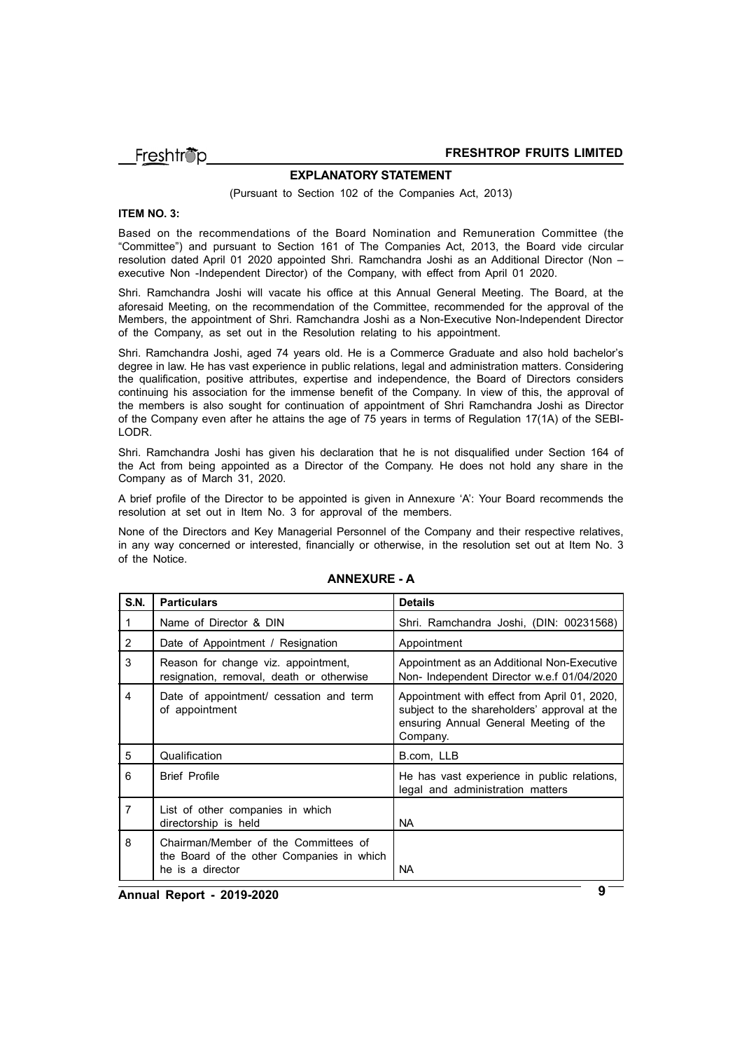## EXPLANATORY STATEMENT

(Pursuant to Section 102 of the Companies Act, 2013)

**ITEM NO. 3:**

Based on the recommendations of the Board Nomination and Remuneration Committee (the "Committee") and pursuant to Section 161 of The Companies Act, 2013, the Board vide circular resolution dated April 01 2020 appointed Shri. Ramchandra Joshi as an Additional Director (Non – executive Non -Independent Director) of the Company, with effect from April 01 2020.

Shri. Ramchandra Joshi will vacate his office at this Annual General Meeting. The Board, at the aforesaid Meeting, on the recommendation of the Committee, recommended for the approval of the Members, the appointment of Shri. Ramchandra Joshi as a Non-Executive Non-Independent Director of the Company, as set out in the Resolution relating to his appointment.

Shri. Ramchandra Joshi, aged 74 years old. He is a Commerce Graduate and also hold bachelor's degree in law. He has vast experience in public relations, legal and administration matters. Considering the qualification, positive attributes, expertise and independence, the Board of Directors considers continuing his association for the immense benefit of the Company. In view of this, the approval of the members is also sought for continuation of appointment of Shri Ramchandra Joshi as Director of the Company even after he attains the age of 75 years in terms of Regulation 17(1A) of the SEBI-LODR.

Shri. Ramchandra Joshi has given his declaration that he is not disqualified under Section 164 of the Act from being appointed as a Director of the Company. He does not hold any share in the Company as of March 31, 2020.

A brief profile of the Director to be appointed is given in Annexure 'A': Your Board recommends the resolution at set out in Item No. 3 for approval of the members.

None of the Directors and Key Managerial Personnel of the Company and their respective relatives, in any way concerned or interested, financially or otherwise, in the resolution set out at Item No. 3 of the Notice.

## ANNEXURE - A

| S.N. | Particulars | Details |
|---|---|---|
| 1 | Name of Director & DIN | Shri. Ramchandra Joshi, (DIN: 00231568) |
| 2 | Date of Appointment / Resignation | Appointment |
| 3 | Reason for change viz. appointment, resignation, removal, death or otherwise | Appointment as an Additional Non-Executive Non- Independent Director w.e.f 01/04/2020 |
| 4 | Date of appointment/ cessation and term of appointment | Appointment with effect from April 01, 2020, subject to the shareholders' approval at the ensuring Annual General Meeting of the Company. |
| 5 | Qualification | B.com, LLB |
| 6 | Brief Profile | He has vast experience in public relations, legal and administration matters |
| 7 | List of other companies in which directorship is held | NA |
| 8 | Chairman/Member of the Committees of the Board of the other Companies in which he is a director | NA |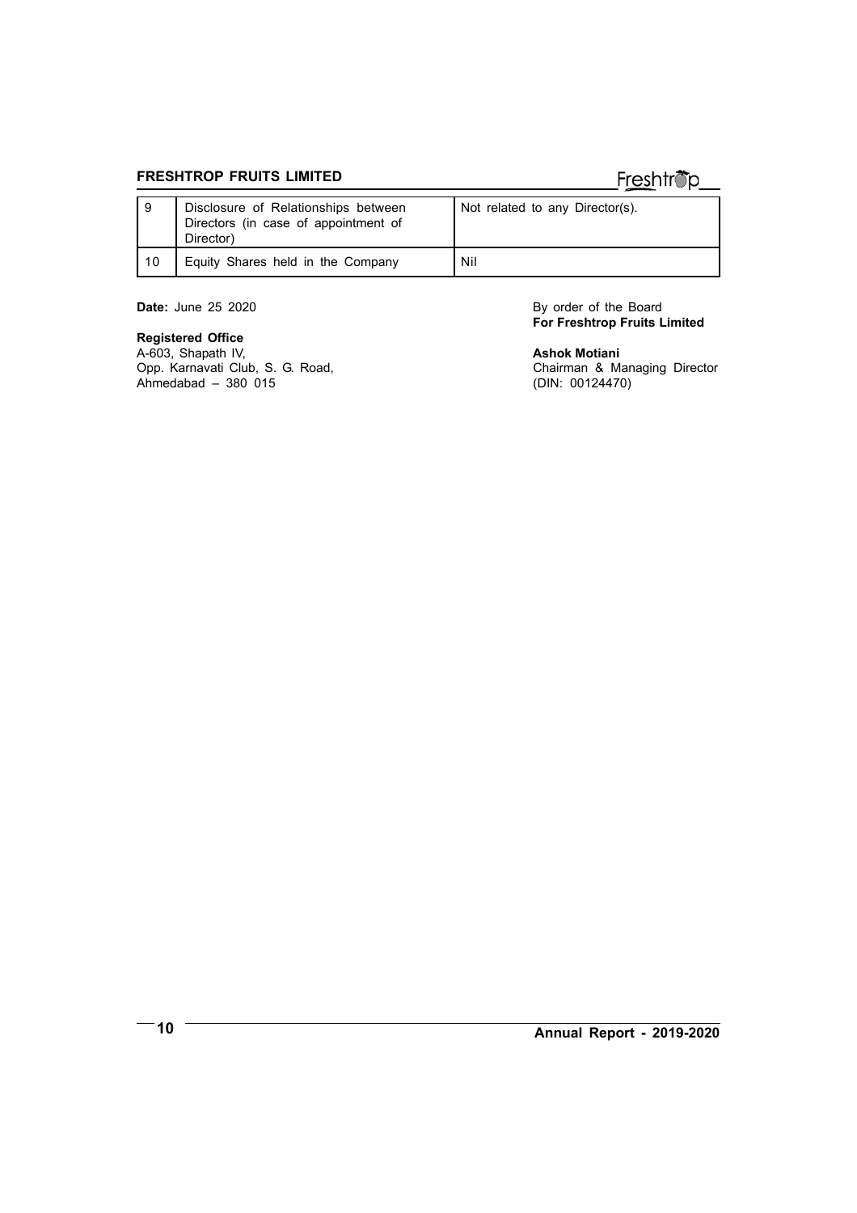| 9 | Disclosure of Relationships between Directors (in case of appointment of Director) | Not related to any Director(s). |
|---|---|---|
| 10 | Equity Shares held in the Company | Nil |

**Date:** June 25 2020

**Registered Office**
A-603, Shapath IV,
Opp. Karnavati Club, S. G. Road,
Ahmedabad – 380 015

By order of the Board
**For Freshtrop Fruits Limited**

**Ashok Motiani**
Chairman & Managing Director
(DIN: 00124470)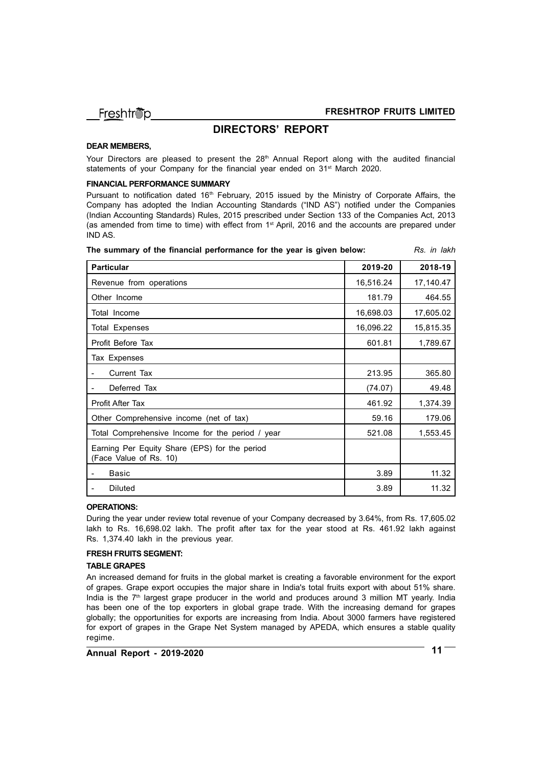# DIRECTORS' REPORT

**DEAR MEMBERS,**

Your Directors are pleased to present the 28th Annual Report along with the audited financial statements of your Company for the financial year ended on 31st March 2020.

**FINANCIAL PERFORMANCE SUMMARY**

Pursuant to notification dated 16th February, 2015 issued by the Ministry of Corporate Affairs, the Company has adopted the Indian Accounting Standards ("IND AS") notified under the Companies (Indian Accounting Standards) Rules, 2015 prescribed under Section 133 of the Companies Act, 2013 (as amended from time to time) with effect from 1st April, 2016 and the accounts are prepared under IND AS.

**The summary of the financial performance for the year is given below:** *Rs. in lakh*

| Particular | 2019-20 | 2018-19 |
|---|---|---|
| Revenue from operations | 16,516.24 | 17,140.47 |
| Other Income | 181.79 | 464.55 |
| Total Income | 16,698.03 | 17,605.02 |
| Total Expenses | 16,096.22 | 15,815.35 |
| Profit Before Tax | 601.81 | 1,789.67 |
| Tax Expenses | | |
| - Current Tax | 213.95 | 365.80 |
| - Deferred Tax | (74.07) | 49.48 |
| Profit After Tax | 461.92 | 1,374.39 |
| Other Comprehensive income (net of tax) | 59.16 | 179.06 |
| Total Comprehensive Income for the period / year | 521.08 | 1,553.45 |
| Earning Per Equity Share (EPS) for the period (Face Value of Rs. 10) | | |
| - Basic | 3.89 | 11.32 |
| - Diluted | 3.89 | 11.32 |

**OPERATIONS:**

During the year under review total revenue of your Company decreased by 3.64%, from Rs. 17,605.02 lakh to Rs. 16,698.02 lakh. The profit after tax for the year stood at Rs. 461.92 lakh against Rs. 1,374.40 lakh in the previous year.

**FRESH FRUITS SEGMENT:**

**TABLE GRAPES**

An increased demand for fruits in the global market is creating a favorable environment for the export of grapes. Grape export occupies the major share in India's total fruits export with about 51% share. India is the 7th largest grape producer in the world and produces around 3 million MT yearly. India has been one of the top exporters in global grape trade. With the increasing demand for grapes globally; the opportunities for exports are increasing from India. About 3000 farmers have registered for export of grapes in the Grape Net System managed by APEDA, which ensures a stable quality regime.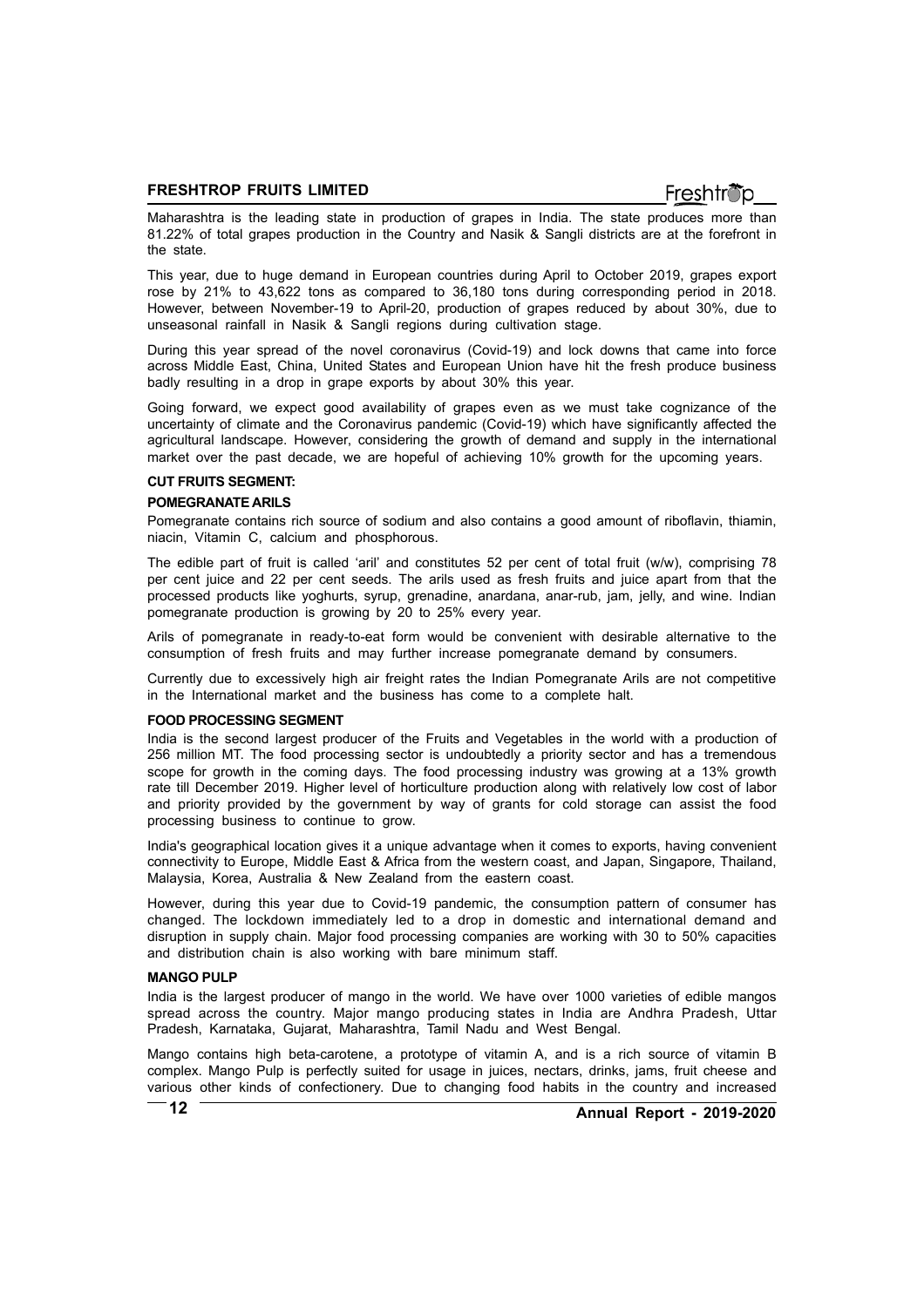Maharashtra is the leading state in production of grapes in India. The state produces more than 81.22% of total grapes production in the Country and Nasik & Sangli districts are at the forefront in the state.

This year, due to huge demand in European countries during April to October 2019, grapes export rose by 21% to 43,622 tons as compared to 36,180 tons during corresponding period in 2018. However, between November-19 to April-20, production of grapes reduced by about 30%, due to unseasonal rainfall in Nasik & Sangli regions during cultivation stage.

During this year spread of the novel coronavirus (Covid-19) and lock downs that came into force across Middle East, China, United States and European Union have hit the fresh produce business badly resulting in a drop in grape exports by about 30% this year.

Going forward, we expect good availability of grapes even as we must take cognizance of the uncertainty of climate and the Coronavirus pandemic (Covid-19) which have significantly affected the agricultural landscape. However, considering the growth of demand and supply in the international market over the past decade, we are hopeful of achieving 10% growth for the upcoming years.

**CUT FRUITS SEGMENT:**

**POMEGRANATE ARILS**

Pomegranate contains rich source of sodium and also contains a good amount of riboflavin, thiamin, niacin, Vitamin C, calcium and phosphorous.

The edible part of fruit is called 'aril' and constitutes 52 per cent of total fruit (w/w), comprising 78 per cent juice and 22 per cent seeds. The arils used as fresh fruits and juice apart from that the processed products like yoghurts, syrup, grenadine, anardana, anar-rub, jam, jelly, and wine. Indian pomegranate production is growing by 20 to 25% every year.

Arils of pomegranate in ready-to-eat form would be convenient with desirable alternative to the consumption of fresh fruits and may further increase pomegranate demand by consumers.

Currently due to excessively high air freight rates the Indian Pomegranate Arils are not competitive in the International market and the business has come to a complete halt.

**FOOD PROCESSING SEGMENT**

India is the second largest producer of the Fruits and Vegetables in the world with a production of 256 million MT. The food processing sector is undoubtedly a priority sector and has a tremendous scope for growth in the coming days. The food processing industry was growing at a 13% growth rate till December 2019. Higher level of horticulture production along with relatively low cost of labor and priority provided by the government by way of grants for cold storage can assist the food processing business to continue to grow.

India's geographical location gives it a unique advantage when it comes to exports, having convenient connectivity to Europe, Middle East & Africa from the western coast, and Japan, Singapore, Thailand, Malaysia, Korea, Australia & New Zealand from the eastern coast.

However, during this year due to Covid-19 pandemic, the consumption pattern of consumer has changed. The lockdown immediately led to a drop in domestic and international demand and disruption in supply chain. Major food processing companies are working with 30 to 50% capacities and distribution chain is also working with bare minimum staff.

**MANGO PULP**

India is the largest producer of mango in the world. We have over 1000 varieties of edible mangos spread across the country. Major mango producing states in India are Andhra Pradesh, Uttar Pradesh, Karnataka, Gujarat, Maharashtra, Tamil Nadu and West Bengal.

Mango contains high beta-carotene, a prototype of vitamin A, and is a rich source of vitamin B complex. Mango Pulp is perfectly suited for usage in juices, nectars, drinks, jams, fruit cheese and various other kinds of confectionery. Due to changing food habits in the country and increased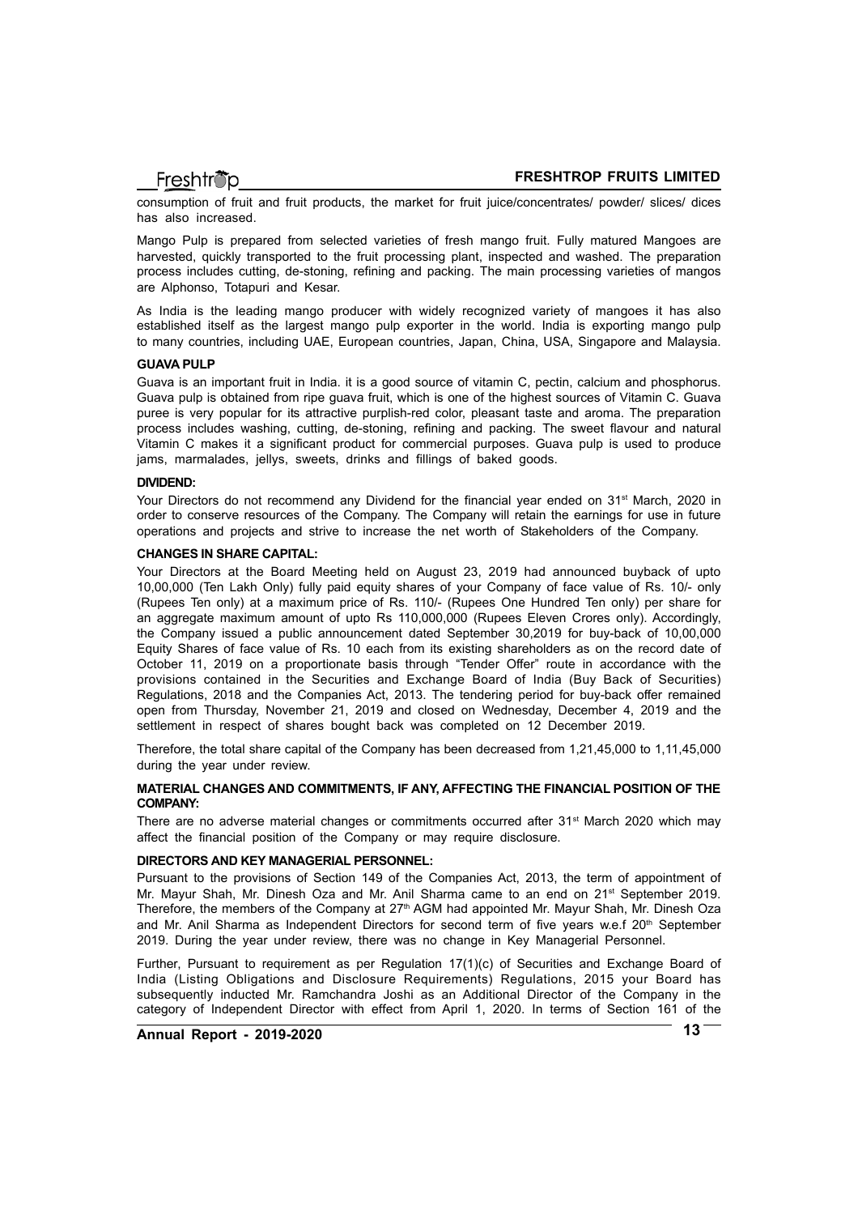consumption of fruit and fruit products, the market for fruit juice/concentrates/ powder/ slices/ dices has also increased.

Mango Pulp is prepared from selected varieties of fresh mango fruit. Fully matured Mangoes are harvested, quickly transported to the fruit processing plant, inspected and washed. The preparation process includes cutting, de-stoning, refining and packing. The main processing varieties of mangos are Alphonso, Totapuri and Kesar.

As India is the leading mango producer with widely recognized variety of mangoes it has also established itself as the largest mango pulp exporter in the world. India is exporting mango pulp to many countries, including UAE, European countries, Japan, China, USA, Singapore and Malaysia.

**GUAVA PULP**

Guava is an important fruit in India. it is a good source of vitamin C, pectin, calcium and phosphorus. Guava pulp is obtained from ripe guava fruit, which is one of the highest sources of Vitamin C. Guava puree is very popular for its attractive purplish-red color, pleasant taste and aroma. The preparation process includes washing, cutting, de-stoning, refining and packing. The sweet flavour and natural Vitamin C makes it a significant product for commercial purposes. Guava pulp is used to produce jams, marmalades, jellys, sweets, drinks and fillings of baked goods.

**DIVIDEND:**

Your Directors do not recommend any Dividend for the financial year ended on 31st March, 2020 in order to conserve resources of the Company. The Company will retain the earnings for use in future operations and projects and strive to increase the net worth of Stakeholders of the Company.

**CHANGES IN SHARE CAPITAL:**

Your Directors at the Board Meeting held on August 23, 2019 had announced buyback of upto 10,00,000 (Ten Lakh Only) fully paid equity shares of your Company of face value of Rs. 10/- only (Rupees Ten only) at a maximum price of Rs. 110/- (Rupees One Hundred Ten only) per share for an aggregate maximum amount of upto Rs 110,000,000 (Rupees Eleven Crores only). Accordingly, the Company issued a public announcement dated September 30,2019 for buy-back of 10,00,000 Equity Shares of face value of Rs. 10 each from its existing shareholders as on the record date of October 11, 2019 on a proportionate basis through "Tender Offer" route in accordance with the provisions contained in the Securities and Exchange Board of India (Buy Back of Securities) Regulations, 2018 and the Companies Act, 2013. The tendering period for buy-back offer remained open from Thursday, November 21, 2019 and closed on Wednesday, December 4, 2019 and the settlement in respect of shares bought back was completed on 12 December 2019.

Therefore, the total share capital of the Company has been decreased from 1,21,45,000 to 1,11,45,000 during the year under review.

**MATERIAL CHANGES AND COMMITMENTS, IF ANY, AFFECTING THE FINANCIAL POSITION OF THE COMPANY:**

There are no adverse material changes or commitments occurred after 31st March 2020 which may affect the financial position of the Company or may require disclosure.

**DIRECTORS AND KEY MANAGERIAL PERSONNEL:**

Pursuant to the provisions of Section 149 of the Companies Act, 2013, the term of appointment of Mr. Mayur Shah, Mr. Dinesh Oza and Mr. Anil Sharma came to an end on 21st September 2019. Therefore, the members of the Company at 27th AGM had appointed Mr. Mayur Shah, Mr. Dinesh Oza and Mr. Anil Sharma as Independent Directors for second term of five years w.e.f 20th September 2019. During the year under review, there was no change in Key Managerial Personnel.

Further, Pursuant to requirement as per Regulation 17(1)(c) of Securities and Exchange Board of India (Listing Obligations and Disclosure Requirements) Regulations, 2015 your Board has subsequently inducted Mr. Ramchandra Joshi as an Additional Director of the Company in the category of Independent Director with effect from April 1, 2020. In terms of Section 161 of the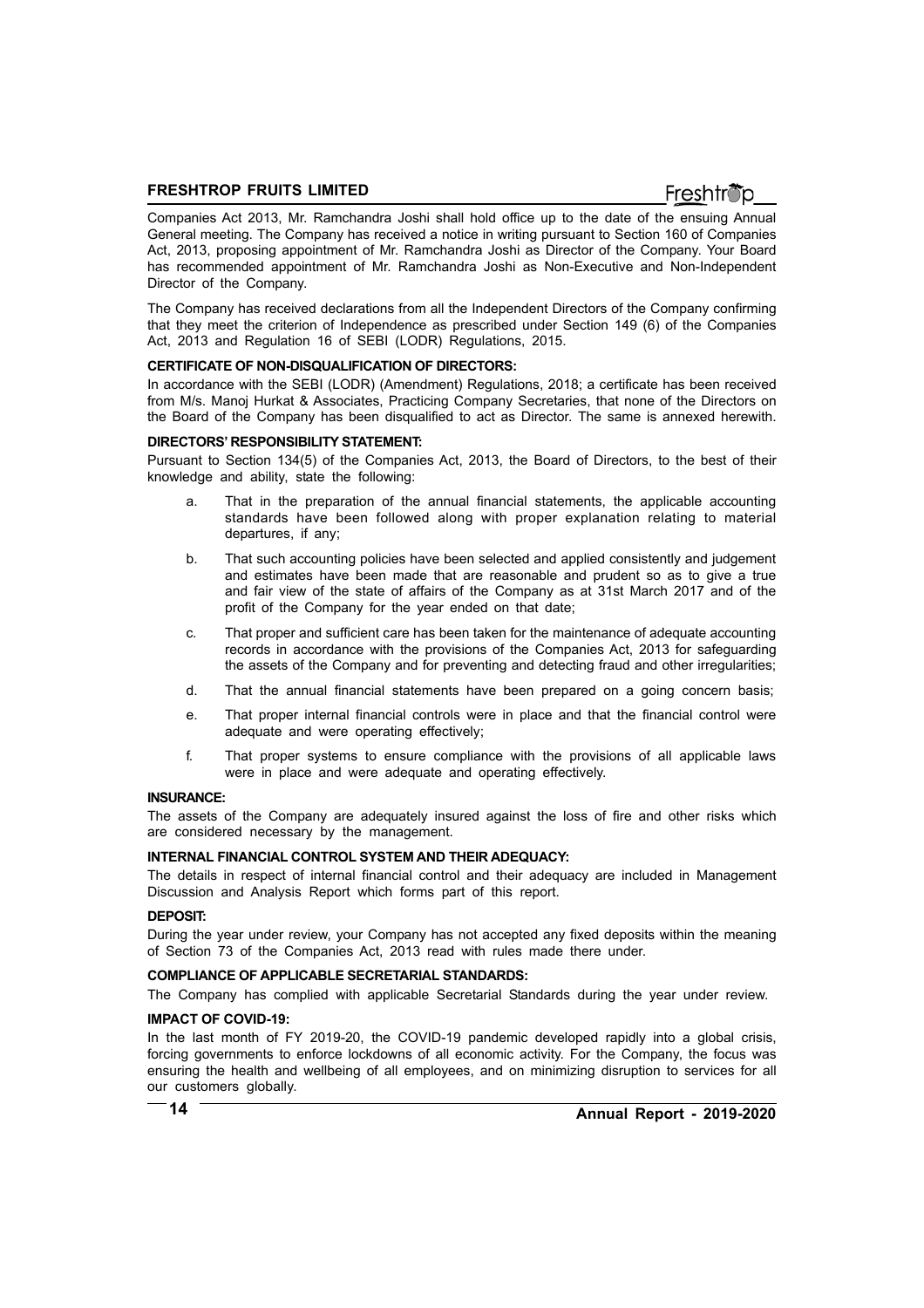Companies Act 2013, Mr. Ramchandra Joshi shall hold office up to the date of the ensuing Annual General meeting. The Company has received a notice in writing pursuant to Section 160 of Companies Act, 2013, proposing appointment of Mr. Ramchandra Joshi as Director of the Company. Your Board has recommended appointment of Mr. Ramchandra Joshi as Non-Executive and Non-Independent Director of the Company.

The Company has received declarations from all the Independent Directors of the Company confirming that they meet the criterion of Independence as prescribed under Section 149 (6) of the Companies Act, 2013 and Regulation 16 of SEBI (LODR) Regulations, 2015.

**CERTIFICATE OF NON-DISQUALIFICATION OF DIRECTORS:**

In accordance with the SEBI (LODR) (Amendment) Regulations, 2018; a certificate has been received from M/s. Manoj Hurkat & Associates, Practicing Company Secretaries, that none of the Directors on the Board of the Company has been disqualified to act as Director. The same is annexed herewith.

**DIRECTORS' RESPONSIBILITY STATEMENT:**

Pursuant to Section 134(5) of the Companies Act, 2013, the Board of Directors, to the best of their knowledge and ability, state the following:

a. That in the preparation of the annual financial statements, the applicable accounting standards have been followed along with proper explanation relating to material departures, if any;

b. That such accounting policies have been selected and applied consistently and judgement and estimates have been made that are reasonable and prudent so as to give a true and fair view of the state of affairs of the Company as at 31st March 2017 and of the profit of the Company for the year ended on that date;

c. That proper and sufficient care has been taken for the maintenance of adequate accounting records in accordance with the provisions of the Companies Act, 2013 for safeguarding the assets of the Company and for preventing and detecting fraud and other irregularities;

d. That the annual financial statements have been prepared on a going concern basis;

e. That proper internal financial controls were in place and that the financial control were adequate and were operating effectively;

f. That proper systems to ensure compliance with the provisions of all applicable laws were in place and were adequate and operating effectively.

**INSURANCE:**

The assets of the Company are adequately insured against the loss of fire and other risks which are considered necessary by the management.

**INTERNAL FINANCIAL CONTROL SYSTEM AND THEIR ADEQUACY:**

The details in respect of internal financial control and their adequacy are included in Management Discussion and Analysis Report which forms part of this report.

**DEPOSIT:**

During the year under review, your Company has not accepted any fixed deposits within the meaning of Section 73 of the Companies Act, 2013 read with rules made there under.

**COMPLIANCE OF APPLICABLE SECRETARIAL STANDARDS:**

The Company has complied with applicable Secretarial Standards during the year under review.

**IMPACT OF COVID-19:**

In the last month of FY 2019-20, the COVID-19 pandemic developed rapidly into a global crisis, forcing governments to enforce lockdowns of all economic activity. For the Company, the focus was ensuring the health and wellbeing of all employees, and on minimizing disruption to services for all our customers globally.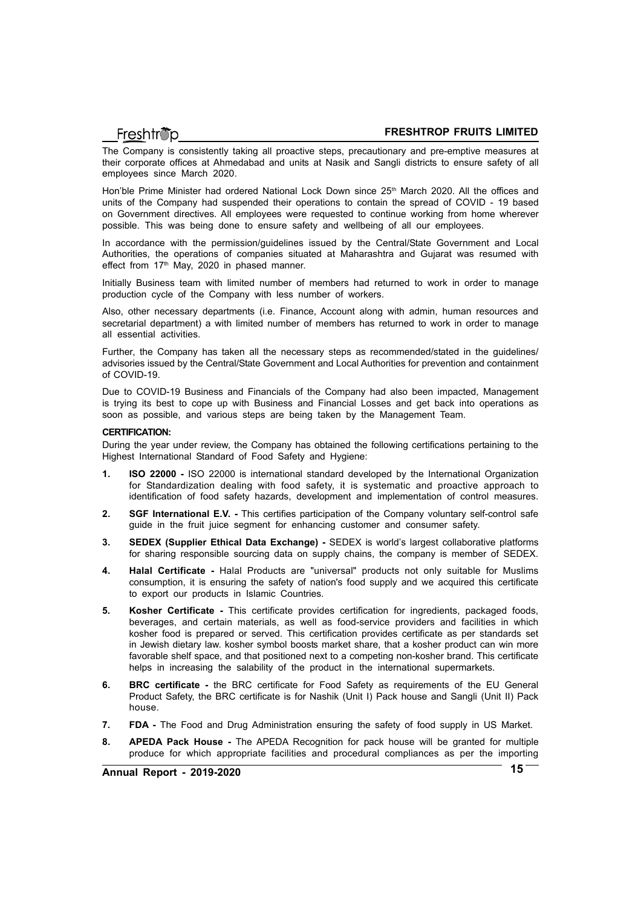The Company is consistently taking all proactive steps, precautionary and pre-emptive measures at their corporate offices at Ahmedabad and units at Nasik and Sangli districts to ensure safety of all employees since March 2020.

Hon'ble Prime Minister had ordered National Lock Down since 25th March 2020. All the offices and units of the Company had suspended their operations to contain the spread of COVID - 19 based on Government directives. All employees were requested to continue working from home wherever possible. This was being done to ensure safety and wellbeing of all our employees.

In accordance with the permission/guidelines issued by the Central/State Government and Local Authorities, the operations of companies situated at Maharashtra and Gujarat was resumed with effect from 17th May, 2020 in phased manner.

Initially Business team with limited number of members had returned to work in order to manage production cycle of the Company with less number of workers.

Also, other necessary departments (i.e. Finance, Account along with admin, human resources and secretarial department) a with limited number of members has returned to work in order to manage all essential activities.

Further, the Company has taken all the necessary steps as recommended/stated in the guidelines/ advisories issued by the Central/State Government and Local Authorities for prevention and containment of COVID-19.

Due to COVID-19 Business and Financials of the Company had also been impacted, Management is trying its best to cope up with Business and Financial Losses and get back into operations as soon as possible, and various steps are being taken by the Management Team.

**CERTIFICATION:**

During the year under review, the Company has obtained the following certifications pertaining to the Highest International Standard of Food Safety and Hygiene:

1. **ISO 22000 -** ISO 22000 is international standard developed by the International Organization for Standardization dealing with food safety, it is systematic and proactive approach to identification of food safety hazards, development and implementation of control measures.
2. **SGF International E.V. -** This certifies participation of the Company voluntary self-control safe guide in the fruit juice segment for enhancing customer and consumer safety.
3. **SEDEX (Supplier Ethical Data Exchange) -** SEDEX is world's largest collaborative platforms for sharing responsible sourcing data on supply chains, the company is member of SEDEX.
4. **Halal Certificate -** Halal Products are "universal" products not only suitable for Muslims consumption, it is ensuring the safety of nation's food supply and we acquired this certificate to export our products in Islamic Countries.
5. **Kosher Certificate -** This certificate provides certification for ingredients, packaged foods, beverages, and certain materials, as well as food-service providers and facilities in which kosher food is prepared or served. This certification provides certificate as per standards set in Jewish dietary law. kosher symbol boosts market share, that a kosher product can win more favorable shelf space, and that positioned next to a competing non-kosher brand. This certificate helps in increasing the salability of the product in the international supermarkets.
6. **BRC certificate -** the BRC certificate for Food Safety as requirements of the EU General Product Safety, the BRC certificate is for Nashik (Unit I) Pack house and Sangli (Unit II) Pack house.
7. **FDA -** The Food and Drug Administration ensuring the safety of food supply in US Market.
8. **APEDA Pack House -** The APEDA Recognition for pack house will be granted for multiple produce for which appropriate facilities and procedural compliances as per the importing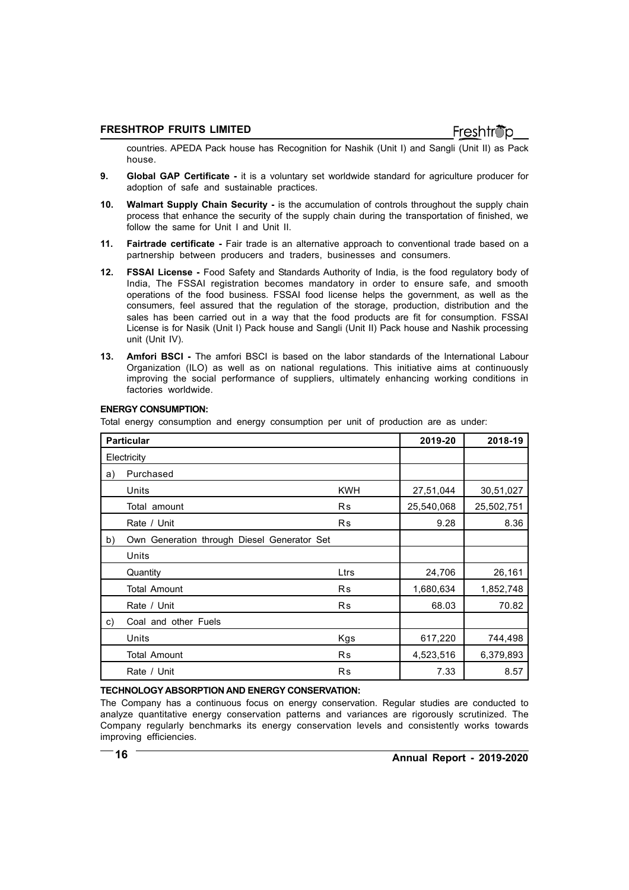countries. APEDA Pack house has Recognition for Nashik (Unit I) and Sangli (Unit II) as Pack house.

9. **Global GAP Certificate -** it is a voluntary set worldwide standard for agriculture producer for adoption of safe and sustainable practices.

10. **Walmart Supply Chain Security -** is the accumulation of controls throughout the supply chain process that enhance the security of the supply chain during the transportation of finished, we follow the same for Unit I and Unit II.

11. **Fairtrade certificate -** Fair trade is an alternative approach to conventional trade based on a partnership between producers and traders, businesses and consumers.

12. **FSSAI License -** Food Safety and Standards Authority of India, is the food regulatory body of India, The FSSAI registration becomes mandatory in order to ensure safe, and smooth operations of the food business. FSSAI food license helps the government, as well as the consumers, feel assured that the regulation of the storage, production, distribution and the sales has been carried out in a way that the food products are fit for consumption. FSSAI License is for Nasik (Unit I) Pack house and Sangli (Unit II) Pack house and Nashik processing unit (Unit IV).

13. **Amfori BSCI -** The amfori BSCI is based on the labor standards of the International Labour Organization (ILO) as well as on national regulations. This initiative aims at continuously improving the social performance of suppliers, ultimately enhancing working conditions in factories worldwide.

**ENERGY CONSUMPTION:**

Total energy consumption and energy consumption per unit of production are as under:

| | Particular | | 2019-20 | 2018-19 |
|---|---|---|---|---|
| | Electricity | | | |
| a) | Purchased | | | |
| | Units | KWH | 27,51,044 | 30,51,027 |
| | Total amount | Rs | 25,540,068 | 25,502,751 |
| | Rate / Unit | Rs | 9.28 | 8.36 |
| b) | Own Generation through Diesel Generator Set | | | |
| | Units | | | |
| | Quantity | Ltrs | 24,706 | 26,161 |
| | Total Amount | Rs | 1,680,634 | 1,852,748 |
| | Rate / Unit | Rs | 68.03 | 70.82 |
| c) | Coal and other Fuels | | | |
| | Units | Kgs | 617,220 | 744,498 |
| | Total Amount | Rs | 4,523,516 | 6,379,893 |
| | Rate / Unit | Rs | 7.33 | 8.57 |

**TECHNOLOGY ABSORPTION AND ENERGY CONSERVATION:**

The Company has a continuous focus on energy conservation. Regular studies are conducted to analyze quantitative energy conservation patterns and variances are rigorously scrutinized. The Company regularly benchmarks its energy conservation levels and consistently works towards improving efficiencies.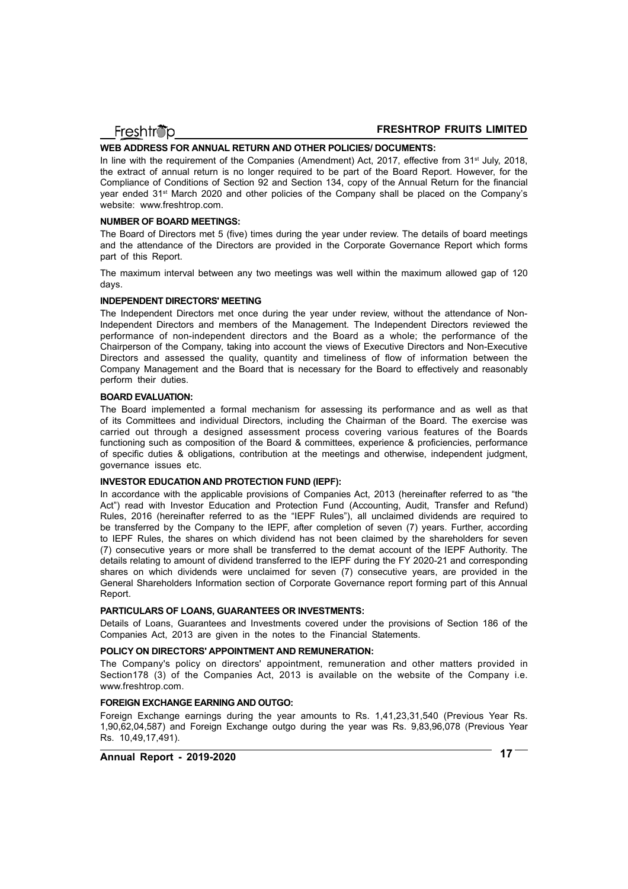### WEB ADDRESS FOR ANNUAL RETURN AND OTHER POLICIES/ DOCUMENTS:

In line with the requirement of the Companies (Amendment) Act, 2017, effective from 31st July, 2018, the extract of annual return is no longer required to be part of the Board Report. However, for the Compliance of Conditions of Section 92 and Section 134, copy of the Annual Return for the financial year ended 31st March 2020 and other policies of the Company shall be placed on the Company's website: www.freshtrop.com.

### NUMBER OF BOARD MEETINGS:

The Board of Directors met 5 (five) times during the year under review. The details of board meetings and the attendance of the Directors are provided in the Corporate Governance Report which forms part of this Report.

The maximum interval between any two meetings was well within the maximum allowed gap of 120 days.

### INDEPENDENT DIRECTORS' MEETING

The Independent Directors met once during the year under review, without the attendance of Non-Independent Directors and members of the Management. The Independent Directors reviewed the performance of non-independent directors and the Board as a whole; the performance of the Chairperson of the Company, taking into account the views of Executive Directors and Non-Executive Directors and assessed the quality, quantity and timeliness of flow of information between the Company Management and the Board that is necessary for the Board to effectively and reasonably perform their duties.

### BOARD EVALUATION:

The Board implemented a formal mechanism for assessing its performance and as well as that of its Committees and individual Directors, including the Chairman of the Board. The exercise was carried out through a designed assessment process covering various features of the Boards functioning such as composition of the Board & committees, experience & proficiencies, performance of specific duties & obligations, contribution at the meetings and otherwise, independent judgment, governance issues etc.

### INVESTOR EDUCATION AND PROTECTION FUND (IEPF):

In accordance with the applicable provisions of Companies Act, 2013 (hereinafter referred to as "the Act") read with Investor Education and Protection Fund (Accounting, Audit, Transfer and Refund) Rules, 2016 (hereinafter referred to as the "IEPF Rules"), all unclaimed dividends are required to be transferred by the Company to the IEPF, after completion of seven (7) years. Further, according to IEPF Rules, the shares on which dividend has not been claimed by the shareholders for seven (7) consecutive years or more shall be transferred to the demat account of the IEPF Authority. The details relating to amount of dividend transferred to the IEPF during the FY 2020-21 and corresponding shares on which dividends were unclaimed for seven (7) consecutive years, are provided in the General Shareholders Information section of Corporate Governance report forming part of this Annual Report.

### PARTICULARS OF LOANS, GUARANTEES OR INVESTMENTS:

Details of Loans, Guarantees and Investments covered under the provisions of Section 186 of the Companies Act, 2013 are given in the notes to the Financial Statements.

### POLICY ON DIRECTORS' APPOINTMENT AND REMUNERATION:

The Company's policy on directors' appointment, remuneration and other matters provided in Section178 (3) of the Companies Act, 2013 is available on the website of the Company i.e. www.freshtrop.com.

### FOREIGN EXCHANGE EARNING AND OUTGO:

Foreign Exchange earnings during the year amounts to Rs. 1,41,23,31,540 (Previous Year Rs. 1,90,62,04,587) and Foreign Exchange outgo during the year was Rs. 9,83,96,078 (Previous Year Rs. 10,49,17,491).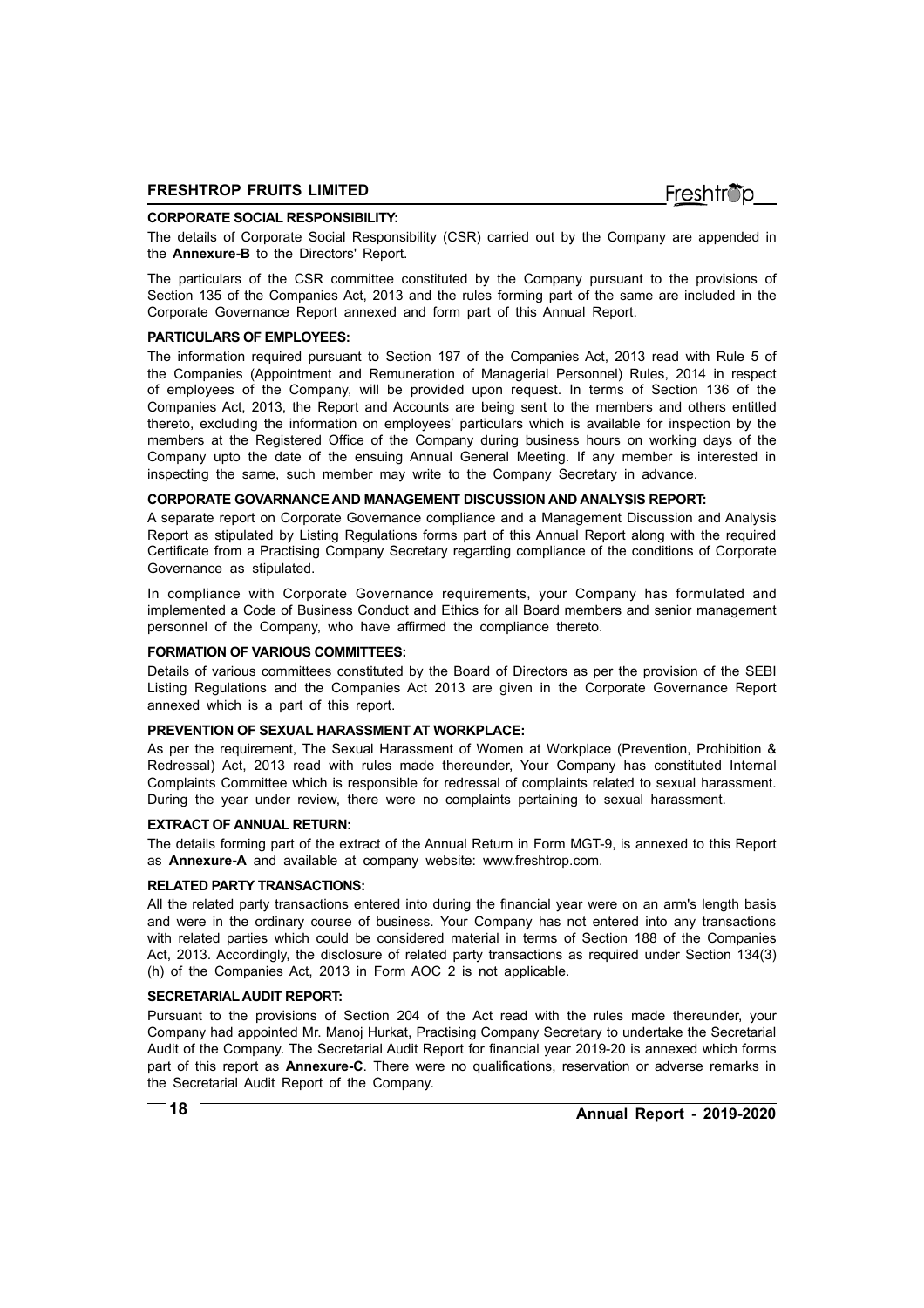### CORPORATE SOCIAL RESPONSIBILITY:

The details of Corporate Social Responsibility (CSR) carried out by the Company are appended in the **Annexure-B** to the Directors' Report.

The particulars of the CSR committee constituted by the Company pursuant to the provisions of Section 135 of the Companies Act, 2013 and the rules forming part of the same are included in the Corporate Governance Report annexed and form part of this Annual Report.

### PARTICULARS OF EMPLOYEES:

The information required pursuant to Section 197 of the Companies Act, 2013 read with Rule 5 of the Companies (Appointment and Remuneration of Managerial Personnel) Rules, 2014 in respect of employees of the Company, will be provided upon request. In terms of Section 136 of the Companies Act, 2013, the Report and Accounts are being sent to the members and others entitled thereto, excluding the information on employees' particulars which is available for inspection by the members at the Registered Office of the Company during business hours on working days of the Company upto the date of the ensuing Annual General Meeting. If any member is interested in inspecting the same, such member may write to the Company Secretary in advance.

### CORPORATE GOVARNANCE AND MANAGEMENT DISCUSSION AND ANALYSIS REPORT:

A separate report on Corporate Governance compliance and a Management Discussion and Analysis Report as stipulated by Listing Regulations forms part of this Annual Report along with the required Certificate from a Practising Company Secretary regarding compliance of the conditions of Corporate Governance as stipulated.

In compliance with Corporate Governance requirements, your Company has formulated and implemented a Code of Business Conduct and Ethics for all Board members and senior management personnel of the Company, who have affirmed the compliance thereto.

### FORMATION OF VARIOUS COMMITTEES:

Details of various committees constituted by the Board of Directors as per the provision of the SEBI Listing Regulations and the Companies Act 2013 are given in the Corporate Governance Report annexed which is a part of this report.

### PREVENTION OF SEXUAL HARASSMENT AT WORKPLACE:

As per the requirement, The Sexual Harassment of Women at Workplace (Prevention, Prohibition & Redressal) Act, 2013 read with rules made thereunder, Your Company has constituted Internal Complaints Committee which is responsible for redressal of complaints related to sexual harassment. During the year under review, there were no complaints pertaining to sexual harassment.

### EXTRACT OF ANNUAL RETURN:

The details forming part of the extract of the Annual Return in Form MGT-9, is annexed to this Report as **Annexure-A** and available at company website: www.freshtrop.com.

### RELATED PARTY TRANSACTIONS:

All the related party transactions entered into during the financial year were on an arm's length basis and were in the ordinary course of business. Your Company has not entered into any transactions with related parties which could be considered material in terms of Section 188 of the Companies Act, 2013. Accordingly, the disclosure of related party transactions as required under Section 134(3)(h) of the Companies Act, 2013 in Form AOC 2 is not applicable.

### SECRETARIAL AUDIT REPORT:

Pursuant to the provisions of Section 204 of the Act read with the rules made thereunder, your Company had appointed Mr. Manoj Hurkat, Practising Company Secretary to undertake the Secretarial Audit of the Company. The Secretarial Audit Report for financial year 2019-20 is annexed which forms part of this report as **Annexure-C**. There were no qualifications, reservation or adverse remarks in the Secretarial Audit Report of the Company.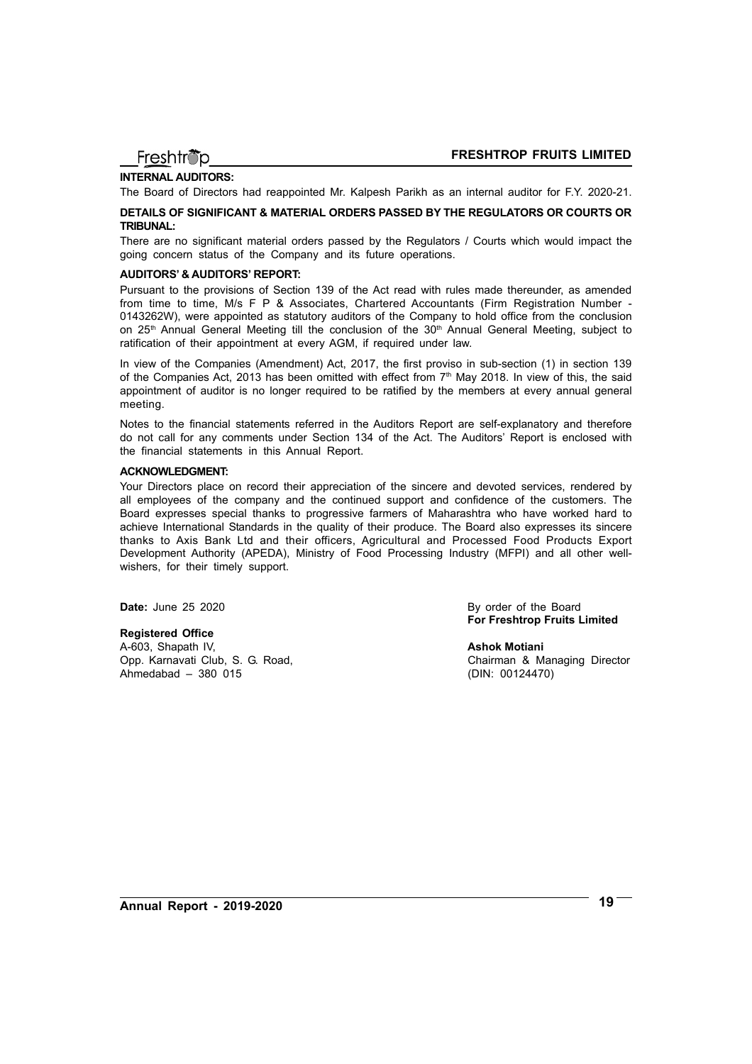### INTERNAL AUDITORS:

The Board of Directors had reappointed Mr. Kalpesh Parikh as an internal auditor for F.Y. 2020-21.

### DETAILS OF SIGNIFICANT & MATERIAL ORDERS PASSED BY THE REGULATORS OR COURTS OR TRIBUNAL:

There are no significant material orders passed by the Regulators / Courts which would impact the going concern status of the Company and its future operations.

### AUDITORS' & AUDITORS' REPORT:

Pursuant to the provisions of Section 139 of the Act read with rules made thereunder, as amended from time to time, M/s F P & Associates, Chartered Accountants (Firm Registration Number - 0143262W), were appointed as statutory auditors of the Company to hold office from the conclusion on 25th Annual General Meeting till the conclusion of the 30th Annual General Meeting, subject to ratification of their appointment at every AGM, if required under law.

In view of the Companies (Amendment) Act, 2017, the first proviso in sub-section (1) in section 139 of the Companies Act, 2013 has been omitted with effect from 7th May 2018. In view of this, the said appointment of auditor is no longer required to be ratified by the members at every annual general meeting.

Notes to the financial statements referred in the Auditors Report are self-explanatory and therefore do not call for any comments under Section 134 of the Act. The Auditors' Report is enclosed with the financial statements in this Annual Report.

### ACKNOWLEDGMENT:

Your Directors place on record their appreciation of the sincere and devoted services, rendered by all employees of the company and the continued support and confidence of the customers. The Board expresses special thanks to progressive farmers of Maharashtra who have worked hard to achieve International Standards in the quality of their produce. The Board also expresses its sincere thanks to Axis Bank Ltd and their officers, Agricultural and Processed Food Products Export Development Authority (APEDA), Ministry of Food Processing Industry (MFPI) and all other well-wishers, for their timely support.

**Date:** June 25 2020

By order of the Board
**For Freshtrop Fruits Limited**

**Registered Office**
A-603, Shapath IV,
Opp. Karnavati Club, S. G. Road,
Ahmedabad – 380 015

**Ashok Motiani**
Chairman & Managing Director
(DIN: 00124470)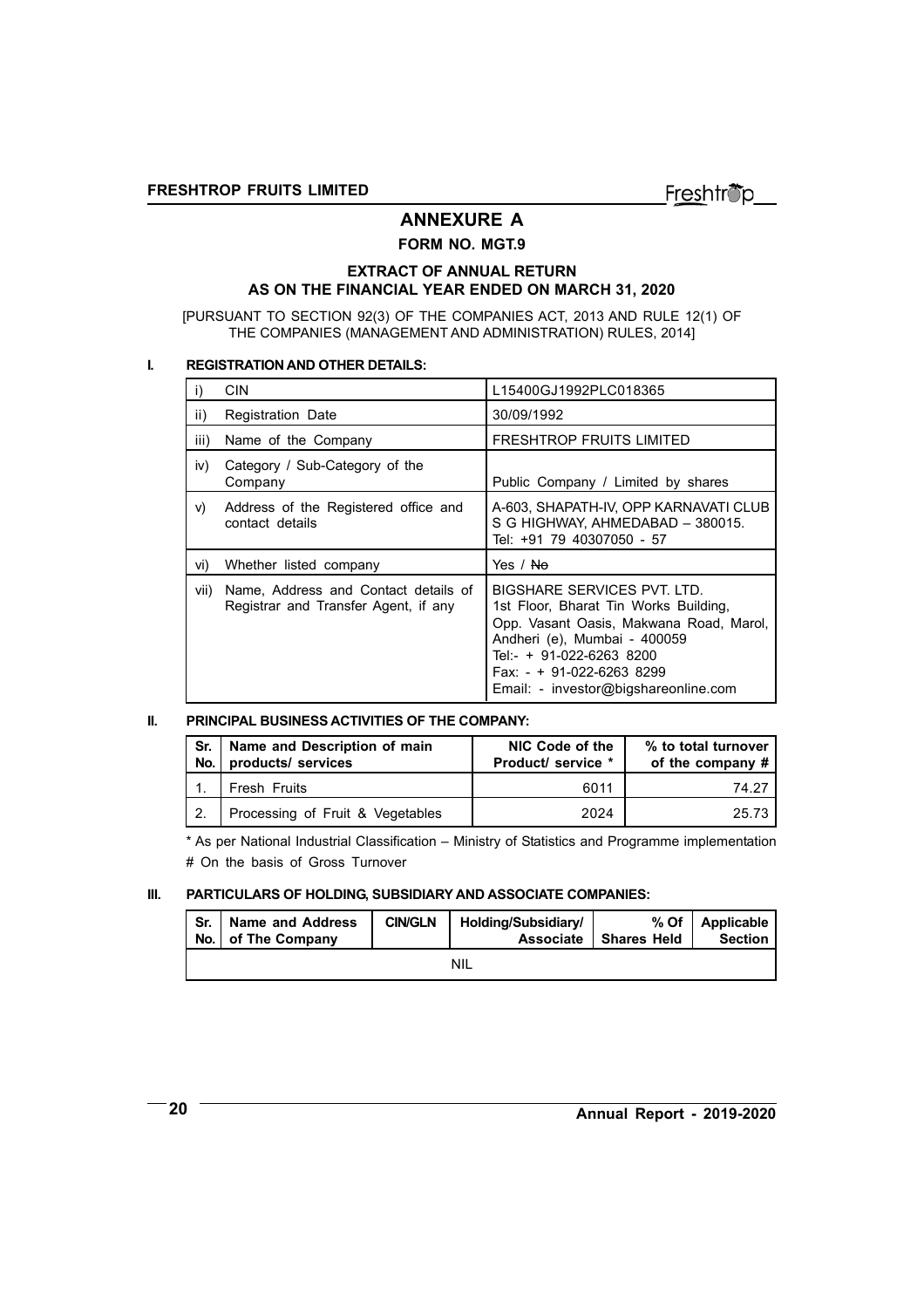# ANNEXURE A

## FORM NO. MGT.9

### EXTRACT OF ANNUAL RETURN AS ON THE FINANCIAL YEAR ENDED ON MARCH 31, 2020

[PURSUANT TO SECTION 92(3) OF THE COMPANIES ACT, 2013 AND RULE 12(1) OF THE COMPANIES (MANAGEMENT AND ADMINISTRATION) RULES, 2014]

**I. REGISTRATION AND OTHER DETAILS:**

| | | |
|---|---|---|
| i) | CIN | L15400GJ1992PLC018365 |
| ii) | Registration Date | 30/09/1992 |
| iii) | Name of the Company | FRESHTROP FRUITS LIMITED |
| iv) | Category / Sub-Category of the Company | Public Company / Limited by shares |
| v) | Address of the Registered office and contact details | A-603, SHAPATH-IV, OPP KARNAVATI CLUB S G HIGHWAY, AHMEDABAD – 380015. Tel: +91 79 40307050 - 57 |
| vi) | Whether listed company | Yes / ~~No~~ |
| vii) | Name, Address and Contact details of Registrar and Transfer Agent, if any | BIGSHARE SERVICES PVT. LTD. 1st Floor, Bharat Tin Works Building, Opp. Vasant Oasis, Makwana Road, Marol, Andheri (e), Mumbai - 400059 Tel:- + 91-022-6263 8200 Fax: - + 91-022-6263 8299 Email: - investor@bigshareonline.com |

**II. PRINCIPAL BUSINESS ACTIVITIES OF THE COMPANY:**

| Sr. No. | Name and Description of main products/ services | NIC Code of the Product/ service * | % to total turnover of the company # |
|---|---|---|---|
| 1. | Fresh Fruits | 6011 | 74.27 |
| 2. | Processing of Fruit & Vegetables | 2024 | 25.73 |

* As per National Industrial Classification – Ministry of Statistics and Programme implementation

# On the basis of Gross Turnover

**III. PARTICULARS OF HOLDING, SUBSIDIARY AND ASSOCIATE COMPANIES:**

| Sr. No. | Name and Address of The Company | CIN/GLN | Holding/Subsidiary/ Associate | % Of Shares Held | Applicable Section |
|---|---|---|---|---|---|
| | | | NIL | | |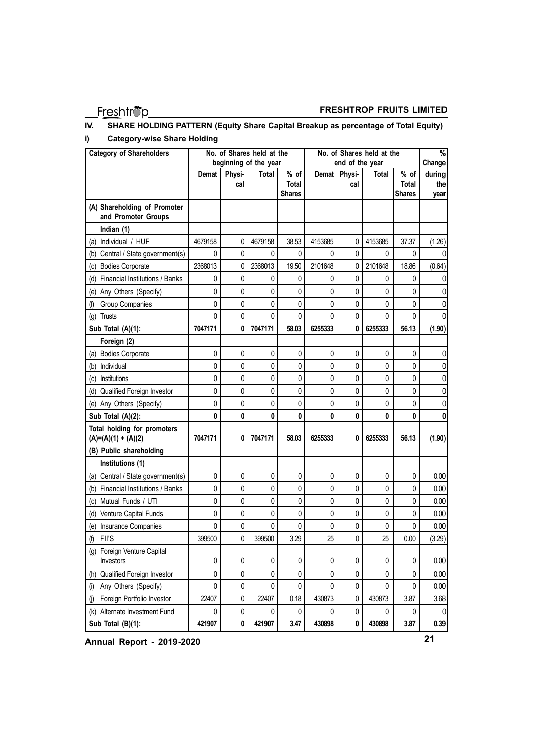## IV. SHARE HOLDING PATTERN (Equity Share Capital Breakup as percentage of Total Equity)

### i) Category-wise Share Holding

| Category of Shareholders | No. of Shares held at the beginning of the year | | | | No. of Shares held at the end of the year | | | | % Change |
|---|---|---|---|---|---|---|---|---|---|
| | Demat | Physi-cal | Total | % of Total Shares | Demat | Physi-cal | Total | % of Total Shares | during the year |
| **(A) Shareholding of Promoter and Promoter Groups** | | | | | | | | | |
| **Indian (1)** | | | | | | | | | |
| (a) Individual / HUF | 4679158 | 0 | 4679158 | 38.53 | 4153685 | 0 | 4153685 | 37.37 | (1.26) |
| (b) Central / State government(s) | 0 | 0 | 0 | 0 | 0 | 0 | 0 | 0 | 0 |
| (c) Bodies Corporate | 2368013 | 0 | 2368013 | 19.50 | 2101648 | 0 | 2101648 | 18.86 | (0.64) |
| (d) Financial Institutions / Banks | 0 | 0 | 0 | 0 | 0 | 0 | 0 | 0 | 0 |
| (e) Any Others (Specify) | 0 | 0 | 0 | 0 | 0 | 0 | 0 | 0 | 0 |
| (f) Group Companies | 0 | 0 | 0 | 0 | 0 | 0 | 0 | 0 | 0 |
| (g) Trusts | 0 | 0 | 0 | 0 | 0 | 0 | 0 | 0 | 0 |
| **Sub Total (A)(1):** | **7047171** | **0** | **7047171** | **58.03** | **6255333** | **0** | **6255333** | **56.13** | **(1.90)** |
| **Foreign (2)** | | | | | | | | | |
| (a) Bodies Corporate | 0 | 0 | 0 | 0 | 0 | 0 | 0 | 0 | 0 |
| (b) Individual | 0 | 0 | 0 | 0 | 0 | 0 | 0 | 0 | 0 |
| (c) Institutions | 0 | 0 | 0 | 0 | 0 | 0 | 0 | 0 | 0 |
| (d) Qualified Foreign Investor | 0 | 0 | 0 | 0 | 0 | 0 | 0 | 0 | 0 |
| (e) Any Others (Specify) | 0 | 0 | 0 | 0 | 0 | 0 | 0 | 0 | 0 |
| **Sub Total (A)(2):** | **0** | **0** | **0** | **0** | **0** | **0** | **0** | **0** | **0** |
| **Total holding for promoters (A)=(A)(1) + (A)(2)** | **7047171** | **0** | **7047171** | **58.03** | **6255333** | **0** | **6255333** | **56.13** | **(1.90)** |
| **(B) Public shareholding** | | | | | | | | | |
| **Institutions (1)** | | | | | | | | | |
| (a) Central / State government(s) | 0 | 0 | 0 | 0 | 0 | 0 | 0 | 0 | 0.00 |
| (b) Financial Institutions / Banks | 0 | 0 | 0 | 0 | 0 | 0 | 0 | 0 | 0.00 |
| (c) Mutual Funds / UTI | 0 | 0 | 0 | 0 | 0 | 0 | 0 | 0 | 0.00 |
| (d) Venture Capital Funds | 0 | 0 | 0 | 0 | 0 | 0 | 0 | 0 | 0.00 |
| (e) Insurance Companies | 0 | 0 | 0 | 0 | 0 | 0 | 0 | 0 | 0.00 |
| (f) FII'S | 399500 | 0 | 399500 | 3.29 | 25 | 0 | 25 | 0.00 | (3.29) |
| (g) Foreign Venture Capital Investors | 0 | 0 | 0 | 0 | 0 | 0 | 0 | 0 | 0.00 |
| (h) Qualified Foreign Investor | 0 | 0 | 0 | 0 | 0 | 0 | 0 | 0 | 0.00 |
| (i) Any Others (Specify) | 0 | 0 | 0 | 0 | 0 | 0 | 0 | 0 | 0.00 |
| (j) Foreign Portfolio Investor | 22407 | 0 | 22407 | 0.18 | 430873 | 0 | 430873 | 3.87 | 3.68 |
| (k) Alternate Investment Fund | 0 | 0 | 0 | 0 | 0 | 0 | 0 | 0 | 0 |
| **Sub Total (B)(1):** | **421907** | **0** | **421907** | **3.47** | **430898** | **0** | **430898** | **3.87** | **0.39** |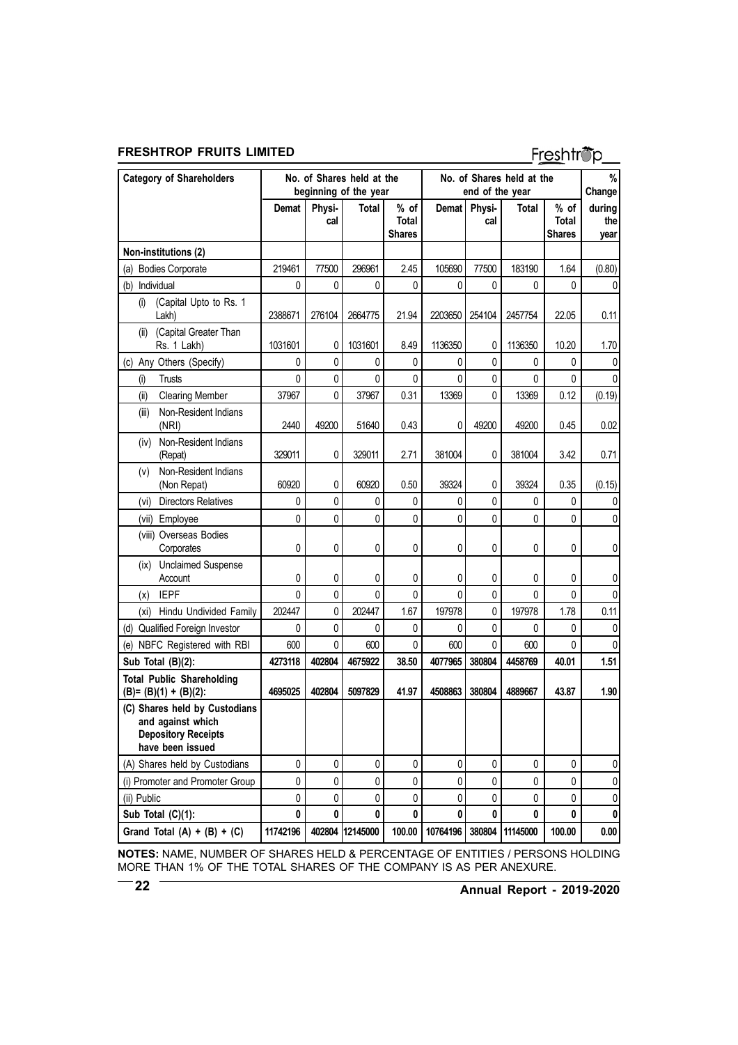| Category of Shareholders | No. of Shares held at the beginning of the year | | | | No. of Shares held at the end of the year | | | | % Change |
|---|---|---|---|---|---|---|---|---|---|
| | Demat | Physi-cal | Total | % of Total Shares | Demat | Physi-cal | Total | % of Total Shares | during the year |
| **Non-institutions (2)** | | | | | | | | | |
| (a) Bodies Corporate | 219461 | 77500 | 296961 | 2.45 | 105690 | 77500 | 183190 | 1.64 | (0.80) |
| (b) Individual | 0 | 0 | 0 | 0 | 0 | 0 | 0 | 0 | 0 |
| (i) (Capital Upto to Rs. 1 Lakh) | 2388671 | 276104 | 2664775 | 21.94 | 2203650 | 254104 | 2457754 | 22.05 | 0.11 |
| (ii) (Capital Greater Than Rs. 1 Lakh) | 1031601 | 0 | 1031601 | 8.49 | 1136350 | 0 | 1136350 | 10.20 | 1.70 |
| (c) Any Others (Specify) | 0 | 0 | 0 | 0 | 0 | 0 | 0 | 0 | 0 |
| (i) Trusts | 0 | 0 | 0 | 0 | 0 | 0 | 0 | 0 | 0 |
| (ii) Clearing Member | 37967 | 0 | 37967 | 0.31 | 13369 | 0 | 13369 | 0.12 | (0.19) |
| (iii) Non-Resident Indians (NRI) | 2440 | 49200 | 51640 | 0.43 | 0 | 49200 | 49200 | 0.45 | 0.02 |
| (iv) Non-Resident Indians (Repat) | 329011 | 0 | 329011 | 2.71 | 381004 | 0 | 381004 | 3.42 | 0.71 |
| (v) Non-Resident Indians (Non Repat) | 60920 | 0 | 60920 | 0.50 | 39324 | 0 | 39324 | 0.35 | (0.15) |
| (vi) Directors Relatives | 0 | 0 | 0 | 0 | 0 | 0 | 0 | 0 | 0 |
| (vii) Employee | 0 | 0 | 0 | 0 | 0 | 0 | 0 | 0 | 0 |
| (viii) Overseas Bodies Corporates | 0 | 0 | 0 | 0 | 0 | 0 | 0 | 0 | 0 |
| (ix) Unclaimed Suspense Account | 0 | 0 | 0 | 0 | 0 | 0 | 0 | 0 | 0 |
| (x) IEPF | 0 | 0 | 0 | 0 | 0 | 0 | 0 | 0 | 0 |
| (xi) Hindu Undivided Family | 202447 | 0 | 202447 | 1.67 | 197978 | 0 | 197978 | 1.78 | 0.11 |
| (d) Qualified Foreign Investor | 0 | 0 | 0 | 0 | 0 | 0 | 0 | 0 | 0 |
| (e) NBFC Registered with RBI | 600 | 0 | 600 | 0 | 600 | 0 | 600 | 0 | 0 |
| **Sub Total (B)(2):** | **4273118** | **402804** | **4675922** | **38.50** | **4077965** | **380804** | **4458769** | **40.01** | **1.51** |
| **Total Public Shareholding (B)= (B)(1) + (B)(2):** | **4695025** | **402804** | **5097829** | **41.97** | **4508863** | **380804** | **4889667** | **43.87** | **1.90** |
| **(C) Shares held by Custodians and against which Depository Receipts have been issued** | | | | | | | | | |
| (A) Shares held by Custodians | 0 | 0 | 0 | 0 | 0 | 0 | 0 | 0 | 0 |
| (i) Promoter and Promoter Group | 0 | 0 | 0 | 0 | 0 | 0 | 0 | 0 | 0 |
| (ii) Public | 0 | 0 | 0 | 0 | 0 | 0 | 0 | 0 | 0 |
| **Sub Total (C)(1):** | **0** | **0** | **0** | **0** | **0** | **0** | **0** | **0** | **0** |
| **Grand Total (A) + (B) + (C)** | **11742196** | **402804** | **12145000** | **100.00** | **10764196** | **380804** | **11145000** | **100.00** | **0.00** |

**NOTES:** NAME, NUMBER OF SHARES HELD & PERCENTAGE OF ENTITIES / PERSONS HOLDING MORE THAN 1% OF THE TOTAL SHARES OF THE COMPANY IS AS PER ANEXURE.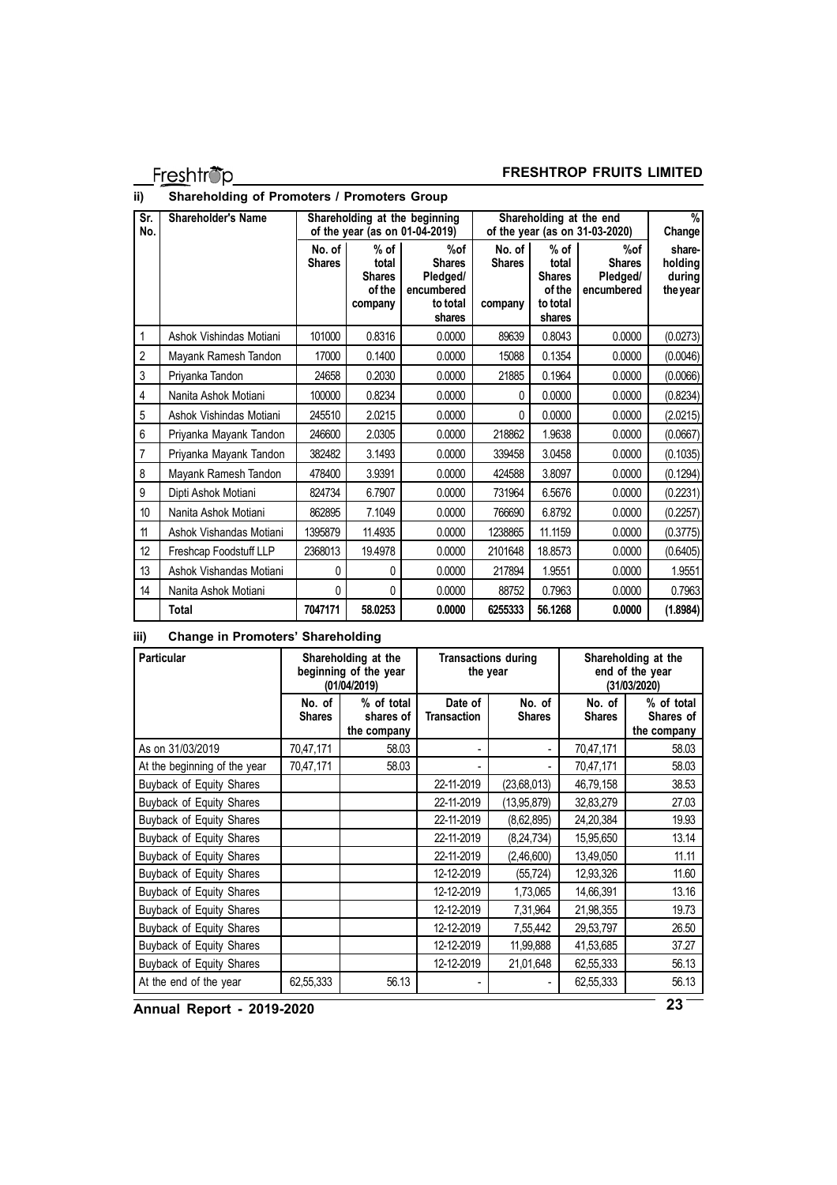## ii) Shareholding of Promoters / Promoters Group

| Sr. No. | Shareholder's Name | Shareholding at the beginning of the year (as on 01-04-2019) | | | Shareholding at the end of the year (as on 31-03-2020) | | | % Change |
|---|---|---|---|---|---|---|---|---|
| | | No. of Shares | % of total Shares of the company | %of Shares Pledged/ encumbered to total shares | No. of Shares company | % of total Shares of the to total shares | %of Shares Pledged/ encumbered | share-holding during the year |
| 1 | Ashok Vishindas Motiani | 101000 | 0.8316 | 0.0000 | 89639 | 0.8043 | 0.0000 | (0.0273) |
| 2 | Mayank Ramesh Tandon | 17000 | 0.1400 | 0.0000 | 15088 | 0.1354 | 0.0000 | (0.0046) |
| 3 | Priyanka Tandon | 24658 | 0.2030 | 0.0000 | 21885 | 0.1964 | 0.0000 | (0.0066) |
| 4 | Nanita Ashok Motiani | 100000 | 0.8234 | 0.0000 | 0 | 0.0000 | 0.0000 | (0.8234) |
| 5 | Ashok Vishindas Motiani | 245510 | 2.0215 | 0.0000 | 0 | 0.0000 | 0.0000 | (2.0215) |
| 6 | Priyanka Mayank Tandon | 246600 | 2.0305 | 0.0000 | 218862 | 1.9638 | 0.0000 | (0.0667) |
| 7 | Priyanka Mayank Tandon | 382482 | 3.1493 | 0.0000 | 339458 | 3.0458 | 0.0000 | (0.1035) |
| 8 | Mayank Ramesh Tandon | 478400 | 3.9391 | 0.0000 | 424588 | 3.8097 | 0.0000 | (0.1294) |
| 9 | Dipti Ashok Motiani | 824734 | 6.7907 | 0.0000 | 731964 | 6.5676 | 0.0000 | (0.2231) |
| 10 | Nanita Ashok Motiani | 862895 | 7.1049 | 0.0000 | 766690 | 6.8792 | 0.0000 | (0.2257) |
| 11 | Ashok Vishandas Motiani | 1395879 | 11.4935 | 0.0000 | 1238865 | 11.1159 | 0.0000 | (0.3775) |
| 12 | Freshcap Foodstuff LLP | 2368013 | 19.4978 | 0.0000 | 2101648 | 18.8573 | 0.0000 | (0.6405) |
| 13 | Ashok Vishandas Motiani | 0 | 0 | 0.0000 | 217894 | 1.9551 | 0.0000 | 1.9551 |
| 14 | Nanita Ashok Motiani | 0 | 0 | 0.0000 | 88752 | 0.7963 | 0.0000 | 0.7963 |
| | **Total** | **7047171** | **58.0253** | **0.0000** | **6255333** | **56.1268** | **0.0000** | **(1.8984)** |

## iii) Change in Promoters' Shareholding

| Particular | Shareholding at the beginning of the year (01/04/2019) | | Transactions during the year | | Shareholding at the end of the year (31/03/2020) | |
|---|---|---|---|---|---|---|
| | No. of Shares | % of total shares of the company | Date of Transaction | No. of Shares | No. of Shares | % of total Shares of the company |
| As on 31/03/2019 | 70,47,171 | 58.03 | - | - | 70,47,171 | 58.03 |
| At the beginning of the year | 70,47,171 | 58.03 | - | - | 70,47,171 | 58.03 |
| Buyback of Equity Shares | | | 22-11-2019 | (23,68,013) | 46,79,158 | 38.53 |
| Buyback of Equity Shares | | | 22-11-2019 | (13,95,879) | 32,83,279 | 27.03 |
| Buyback of Equity Shares | | | 22-11-2019 | (8,62,895) | 24,20,384 | 19.93 |
| Buyback of Equity Shares | | | 22-11-2019 | (8,24,734) | 15,95,650 | 13.14 |
| Buyback of Equity Shares | | | 22-11-2019 | (2,46,600) | 13,49,050 | 11.11 |
| Buyback of Equity Shares | | | 12-12-2019 | (55,724) | 12,93,326 | 11.60 |
| Buyback of Equity Shares | | | 12-12-2019 | 1,73,065 | 14,66,391 | 13.16 |
| Buyback of Equity Shares | | | 12-12-2019 | 7,31,964 | 21,98,355 | 19.73 |
| Buyback of Equity Shares | | | 12-12-2019 | 7,55,442 | 29,53,797 | 26.50 |
| Buyback of Equity Shares | | | 12-12-2019 | 11,99,888 | 41,53,685 | 37.27 |
| Buyback of Equity Shares | | | 12-12-2019 | 21,01,648 | 62,55,333 | 56.13 |
| At the end of the year | 62,55,333 | 56.13 | - | - | 62,55,333 | 56.13 |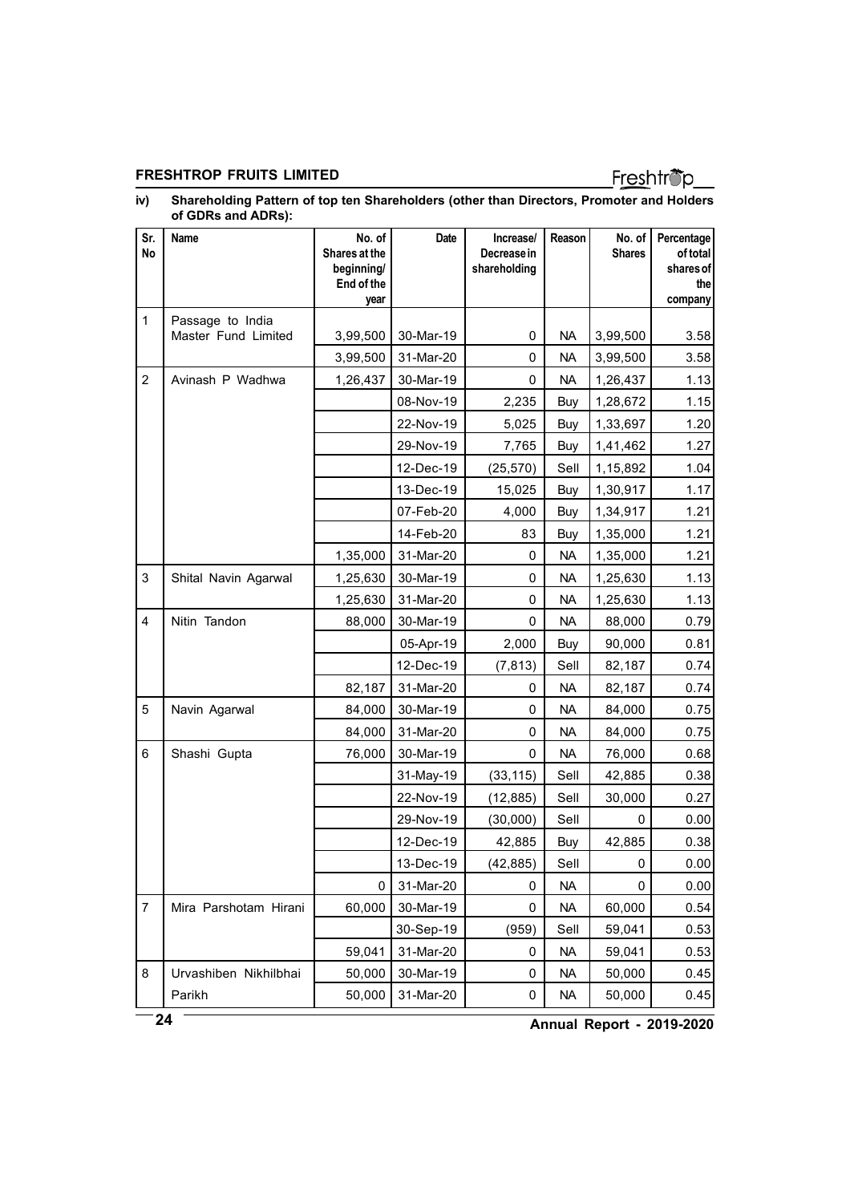iv) **Shareholding Pattern of top ten Shareholders (other than Directors, Promoter and Holders of GDRs and ADRs):**

| Sr. No | Name | No. of Shares at the beginning/ End of the year | Date | Increase/ Decrease in shareholding | Reason | No. of Shares | Percentage of total shares of the company |
|---|---|---|---|---|---|---|---|
| 1 | Passage to India Master Fund Limited | 3,99,500 | 30-Mar-19 | 0 | NA | 3,99,500 | 3.58 |
| | | 3,99,500 | 31-Mar-20 | 0 | NA | 3,99,500 | 3.58 |
| 2 | Avinash P Wadhwa | 1,26,437 | 30-Mar-19 | 0 | NA | 1,26,437 | 1.13 |
| | | | 08-Nov-19 | 2,235 | Buy | 1,28,672 | 1.15 |
| | | | 22-Nov-19 | 5,025 | Buy | 1,33,697 | 1.20 |
| | | | 29-Nov-19 | 7,765 | Buy | 1,41,462 | 1.27 |
| | | | 12-Dec-19 | (25,570) | Sell | 1,15,892 | 1.04 |
| | | | 13-Dec-19 | 15,025 | Buy | 1,30,917 | 1.17 |
| | | | 07-Feb-20 | 4,000 | Buy | 1,34,917 | 1.21 |
| | | | 14-Feb-20 | 83 | Buy | 1,35,000 | 1.21 |
| | | 1,35,000 | 31-Mar-20 | 0 | NA | 1,35,000 | 1.21 |
| 3 | Shital Navin Agarwal | 1,25,630 | 30-Mar-19 | 0 | NA | 1,25,630 | 1.13 |
| | | 1,25,630 | 31-Mar-20 | 0 | NA | 1,25,630 | 1.13 |
| 4 | Nitin Tandon | 88,000 | 30-Mar-19 | 0 | NA | 88,000 | 0.79 |
| | | | 05-Apr-19 | 2,000 | Buy | 90,000 | 0.81 |
| | | | 12-Dec-19 | (7,813) | Sell | 82,187 | 0.74 |
| | | 82,187 | 31-Mar-20 | 0 | NA | 82,187 | 0.74 |
| 5 | Navin Agarwal | 84,000 | 30-Mar-19 | 0 | NA | 84,000 | 0.75 |
| | | 84,000 | 31-Mar-20 | 0 | NA | 84,000 | 0.75 |
| 6 | Shashi Gupta | 76,000 | 30-Mar-19 | 0 | NA | 76,000 | 0.68 |
| | | | 31-May-19 | (33,115) | Sell | 42,885 | 0.38 |
| | | | 22-Nov-19 | (12,885) | Sell | 30,000 | 0.27 |
| | | | 29-Nov-19 | (30,000) | Sell | 0 | 0.00 |
| | | | 12-Dec-19 | 42,885 | Buy | 42,885 | 0.38 |
| | | | 13-Dec-19 | (42,885) | Sell | 0 | 0.00 |
| | | 0 | 31-Mar-20 | 0 | NA | 0 | 0.00 |
| 7 | Mira Parshotam Hirani | 60,000 | 30-Mar-19 | 0 | NA | 60,000 | 0.54 |
| | | | 30-Sep-19 | (959) | Sell | 59,041 | 0.53 |
| | | 59,041 | 31-Mar-20 | 0 | NA | 59,041 | 0.53 |
| 8 | Urvashiben Nikhilbhai Parikh | 50,000 | 30-Mar-19 | 0 | NA | 50,000 | 0.45 |
| | | 50,000 | 31-Mar-20 | 0 | NA | 50,000 | 0.45 |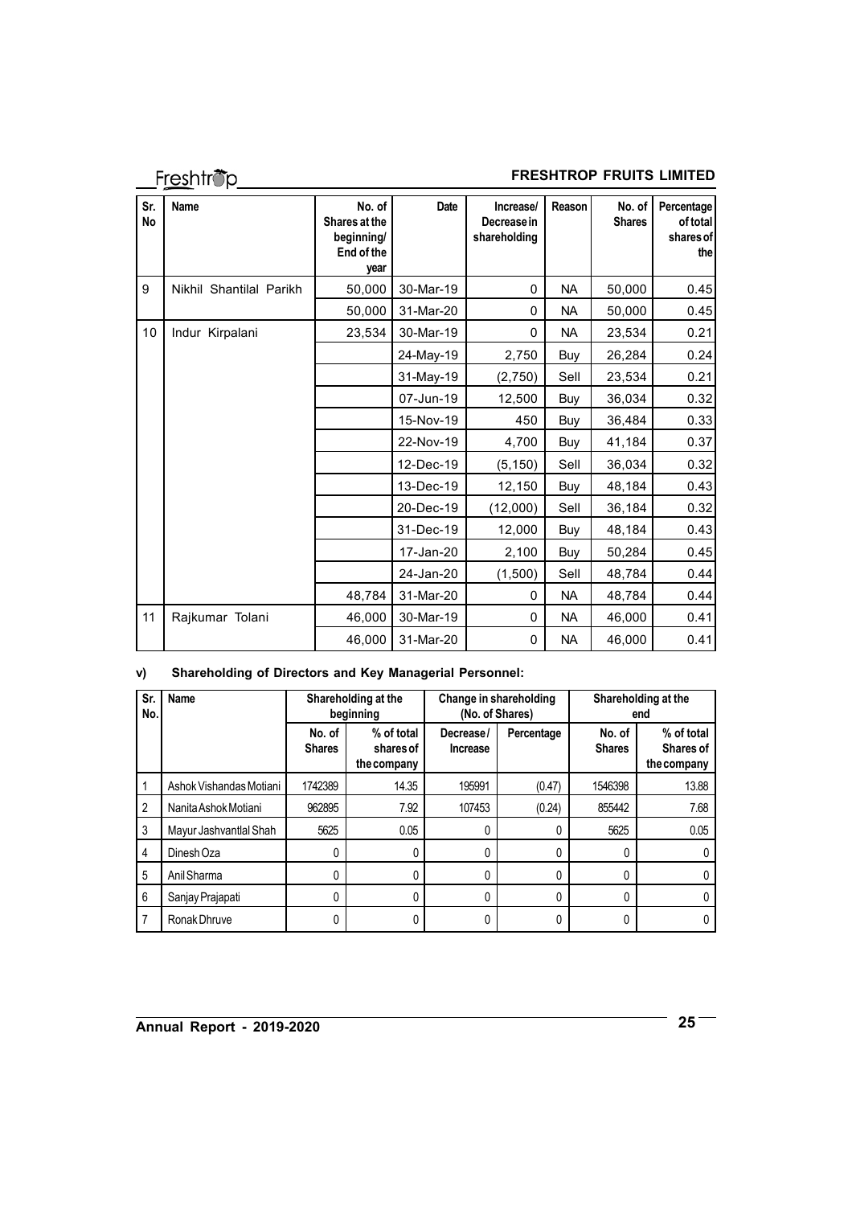| Sr. No | Name | No. of Shares at the beginning/ End of the year | Date | Increase/ Decrease in shareholding | Reason | No. of Shares | Percentage of total shares of the |
|---|---|---|---|---|---|---|---|
| 9 | Nikhil Shantilal Parikh | 50,000 | 30-Mar-19 | 0 | NA | 50,000 | 0.45 |
| | | 50,000 | 31-Mar-20 | 0 | NA | 50,000 | 0.45 |
| 10 | Indur Kirpalani | 23,534 | 30-Mar-19 | 0 | NA | 23,534 | 0.21 |
| | | | 24-May-19 | 2,750 | Buy | 26,284 | 0.24 |
| | | | 31-May-19 | (2,750) | Sell | 23,534 | 0.21 |
| | | | 07-Jun-19 | 12,500 | Buy | 36,034 | 0.32 |
| | | | 15-Nov-19 | 450 | Buy | 36,484 | 0.33 |
| | | | 22-Nov-19 | 4,700 | Buy | 41,184 | 0.37 |
| | | | 12-Dec-19 | (5,150) | Sell | 36,034 | 0.32 |
| | | | 13-Dec-19 | 12,150 | Buy | 48,184 | 0.43 |
| | | | 20-Dec-19 | (12,000) | Sell | 36,184 | 0.32 |
| | | | 31-Dec-19 | 12,000 | Buy | 48,184 | 0.43 |
| | | | 17-Jan-20 | 2,100 | Buy | 50,284 | 0.45 |
| | | | 24-Jan-20 | (1,500) | Sell | 48,784 | 0.44 |
| | | 48,784 | 31-Mar-20 | 0 | NA | 48,784 | 0.44 |
| 11 | Rajkumar Tolani | 46,000 | 30-Mar-19 | 0 | NA | 46,000 | 0.41 |
| | | 46,000 | 31-Mar-20 | 0 | NA | 46,000 | 0.41 |

**v) Shareholding of Directors and Key Managerial Personnel:**

| Sr. No. | Name | Shareholding at the beginning | | Change in shareholding (No. of Shares) | | Shareholding at the end | |
|---|---|---|---|---|---|---|---|
| | | No. of Shares | % of total shares of the company | Decrease/ Increase | Percentage | No. of Shares | % of total Shares of the company |
| 1 | Ashok Vishandas Motiani | 1742389 | 14.35 | 195991 | (0.47) | 1546398 | 13.88 |
| 2 | Nanita Ashok Motiani | 962895 | 7.92 | 107453 | (0.24) | 855442 | 7.68 |
| 3 | Mayur Jashvantlal Shah | 5625 | 0.05 | 0 | 0 | 5625 | 0.05 |
| 4 | Dinesh Oza | 0 | 0 | 0 | 0 | 0 | 0 |
| 5 | Anil Sharma | 0 | 0 | 0 | 0 | 0 | 0 |
| 6 | Sanjay Prajapati | 0 | 0 | 0 | 0 | 0 | 0 |
| 7 | Ronak Dhruve | 0 | 0 | 0 | 0 | 0 | 0 |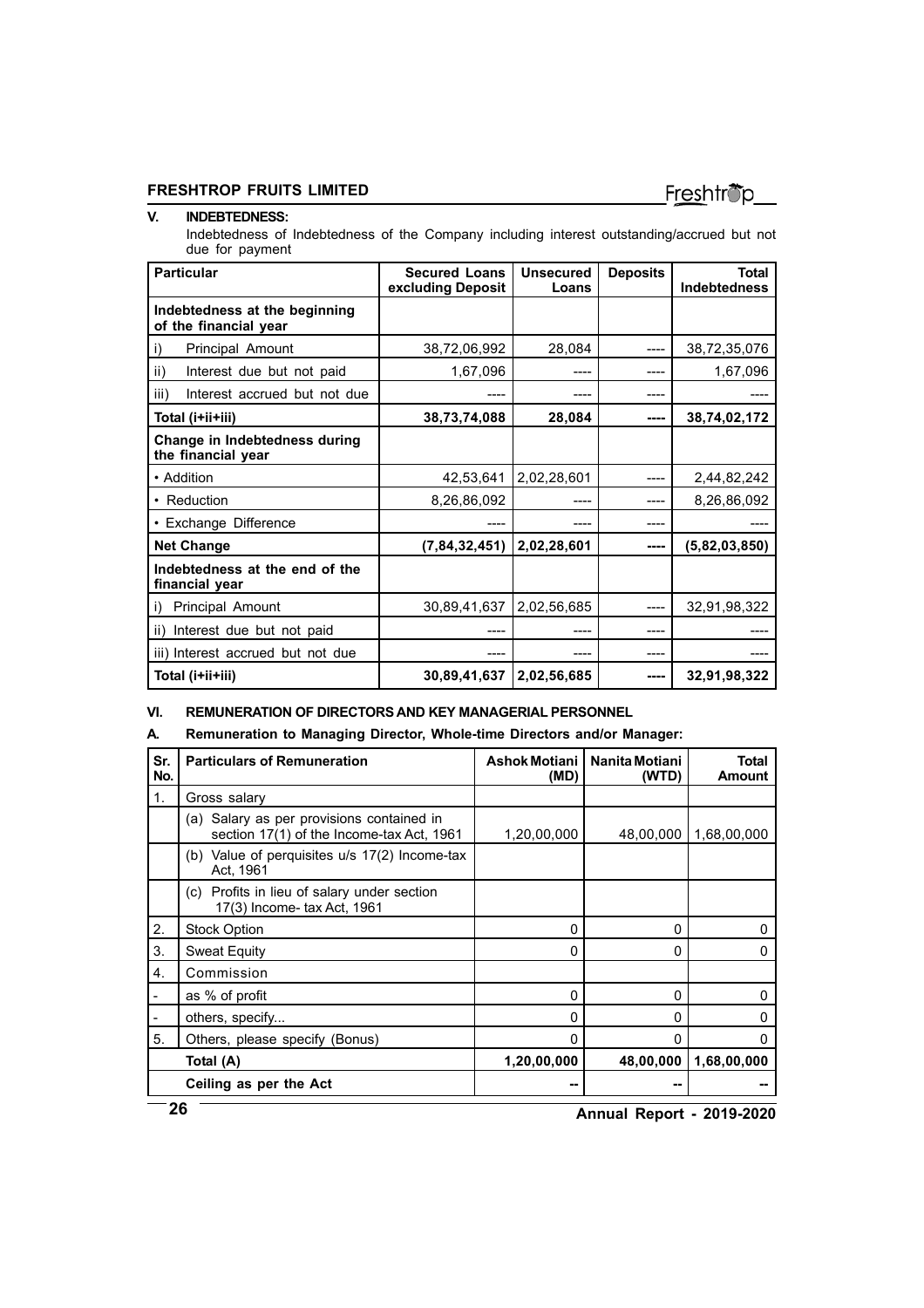## V. INDEBTEDNESS:

Indebtedness of Indebtedness of the Company including interest outstanding/accrued but not due for payment

| Particular | Secured Loans excluding Deposit | Unsecured Loans | Deposits | Total Indebtedness |
|---|---|---|---|---|
| **Indebtedness at the beginning of the financial year** | | | | |
| i) Principal Amount | 38,72,06,992 | 28,084 | ---- | 38,72,35,076 |
| ii) Interest due but not paid | 1,67,096 | ---- | ---- | 1,67,096 |
| iii) Interest accrued but not due | ---- | ---- | ---- | ---- |
| **Total (i+ii+iii)** | **38,73,74,088** | **28,084** | **----** | **38,74,02,172** |
| **Change in Indebtedness during the financial year** | | | | |
| • Addition | 42,53,641 | 2,02,28,601 | ---- | 2,44,82,242 |
| • Reduction | 8,26,86,092 | ---- | ---- | 8,26,86,092 |
| • Exchange Difference | ---- | ---- | ---- | ---- |
| **Net Change** | **(7,84,32,451)** | **2,02,28,601** | **----** | **(5,82,03,850)** |
| **Indebtedness at the end of the financial year** | | | | |
| i) Principal Amount | 30,89,41,637 | 2,02,56,685 | ---- | 32,91,98,322 |
| ii) Interest due but not paid | ---- | ---- | ---- | ---- |
| iii) Interest accrued but not due | ---- | ---- | ---- | ---- |
| **Total (i+ii+iii)** | **30,89,41,637** | **2,02,56,685** | **----** | **32,91,98,322** |

## VI. REMUNERATION OF DIRECTORS AND KEY MANAGERIAL PERSONNEL

### A. Remuneration to Managing Director, Whole-time Directors and/or Manager:

| Sr. No. | Particulars of Remuneration | Ashok Motiani (MD) | Nanita Motiani (WTD) | Total Amount |
|---|---|---|---|---|
| 1. | Gross salary | | | |
| | (a) Salary as per provisions contained in section 17(1) of the Income-tax Act, 1961 | 1,20,00,000 | 48,00,000 | 1,68,00,000 |
| | (b) Value of perquisites u/s 17(2) Income-tax Act, 1961 | | | |
| | (c) Profits in lieu of salary under section 17(3) Income- tax Act, 1961 | | | |
| 2. | Stock Option | 0 | 0 | 0 |
| 3. | Sweat Equity | 0 | 0 | 0 |
| 4. | Commission | | | |
| - | as % of profit | 0 | 0 | 0 |
| - | others, specify... | 0 | 0 | 0 |
| 5. | Others, please specify (Bonus) | 0 | 0 | 0 |
| | **Total (A)** | **1,20,00,000** | **48,00,000** | **1,68,00,000** |
| | **Ceiling as per the Act** | **--** | **--** | **--** |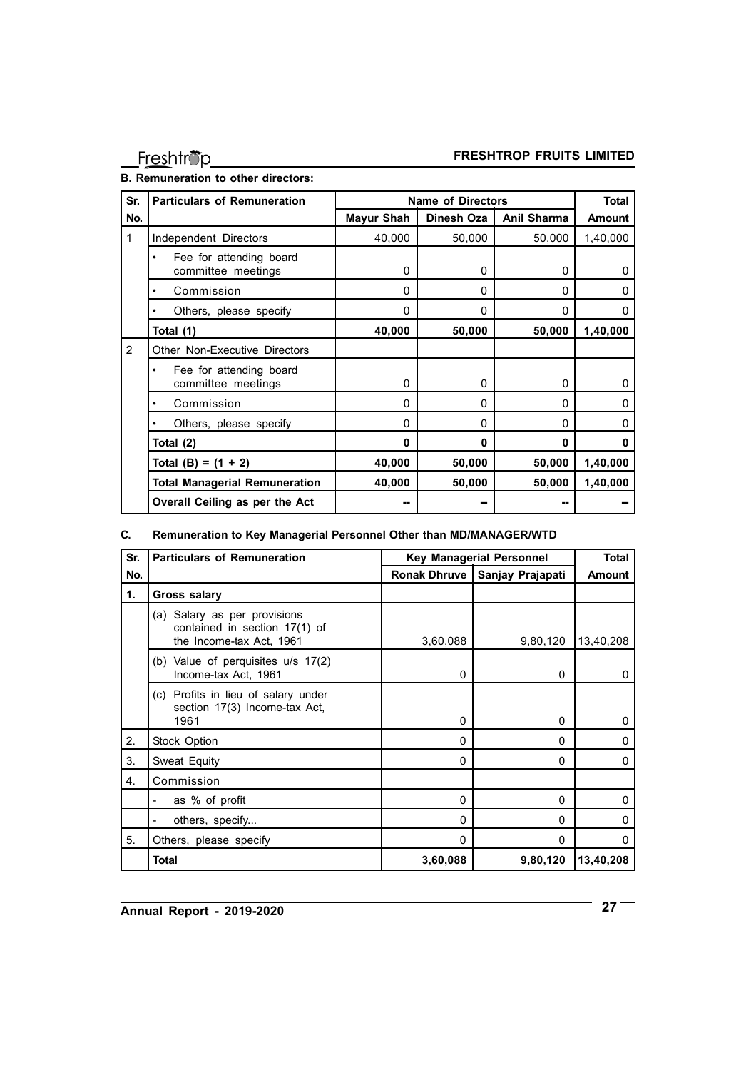**B. Remuneration to other directors:**

| Sr. No. | Particulars of Remuneration | Name of Directors | | | Total Amount |
|---|---|---|---|---|---|
| | | Mayur Shah | Dinesh Oza | Anil Sharma | |
| 1 | Independent Directors | 40,000 | 50,000 | 50,000 | 1,40,000 |
| | • Fee for attending board committee meetings | 0 | 0 | 0 | 0 |
| | • Commission | 0 | 0 | 0 | 0 |
| | • Others, please specify | 0 | 0 | 0 | 0 |
| | **Total (1)** | **40,000** | **50,000** | **50,000** | **1,40,000** |
| 2 | Other Non-Executive Directors | | | | |
| | • Fee for attending board committee meetings | 0 | 0 | 0 | 0 |
| | • Commission | 0 | 0 | 0 | 0 |
| | • Others, please specify | 0 | 0 | 0 | 0 |
| | **Total (2)** | **0** | **0** | **0** | **0** |
| | **Total (B) = (1 + 2)** | **40,000** | **50,000** | **50,000** | **1,40,000** |
| | **Total Managerial Remuneration** | **40,000** | **50,000** | **50,000** | **1,40,000** |
| | **Overall Ceiling as per the Act** | -- | -- | -- | -- |

**C. Remuneration to Key Managerial Personnel Other than MD/MANAGER/WTD**

| Sr. No. | Particulars of Remuneration | Key Managerial Personnel | | Total Amount |
|---|---|---|---|---|
| | | Ronak Dhruve | Sanjay Prajapati | |
| 1. | **Gross salary** | | | |
| | (a) Salary as per provisions contained in section 17(1) of the Income-tax Act, 1961 | 3,60,088 | 9,80,120 | 13,40,208 |
| | (b) Value of perquisites u/s 17(2) Income-tax Act, 1961 | 0 | 0 | 0 |
| | (c) Profits in lieu of salary under section 17(3) Income-tax Act, 1961 | 0 | 0 | 0 |
| 2. | Stock Option | 0 | 0 | 0 |
| 3. | Sweat Equity | 0 | 0 | 0 |
| 4. | Commission | | | |
| | - as % of profit | 0 | 0 | 0 |
| | - others, specify... | 0 | 0 | 0 |
| 5. | Others, please specify | 0 | 0 | 0 |
| | **Total** | **3,60,088** | **9,80,120** | **13,40,208** |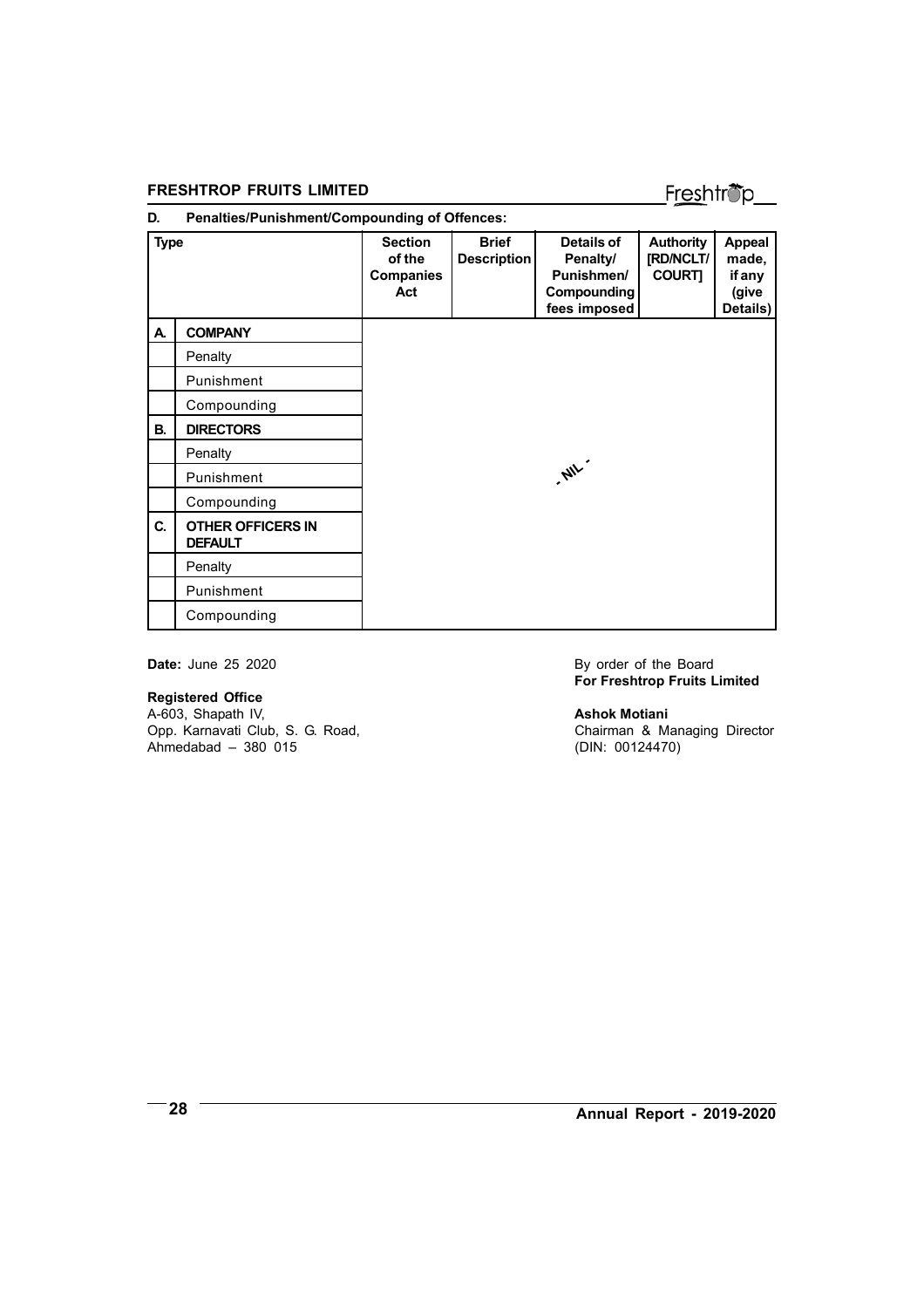### D. Penalties/Punishment/Compounding of Offences:

| Type | | Section of the Companies Act | Brief Description | Details of Penalty/ Punishmen/ Compounding fees imposed | Authority [RD/NCLT/ COURT] | Appeal made, if any (give Details) |
|---|---|---|---|---|---|---|
| **A.** | **COMPANY** | | | | | |
| | Penalty | | | | | |
| | Punishment | | | | | |
| | Compounding | | | | | |
| **B.** | **DIRECTORS** | | | | | |
| | Penalty | | | | | |
| | Punishment | | | - NIL - | | |
| | Compounding | | | | | |
| **C.** | **OTHER OFFICERS IN DEFAULT** | | | | | |
| | Penalty | | | | | |
| | Punishment | | | | | |
| | Compounding | | | | | |

**Date:** June 25 2020

**Registered Office**
A-603, Shapath IV,
Opp. Karnavati Club, S. G. Road,
Ahmedabad – 380 015

By order of the Board
**For Freshtrop Fruits Limited**

**Ashok Motiani**
Chairman & Managing Director
(DIN: 00124470)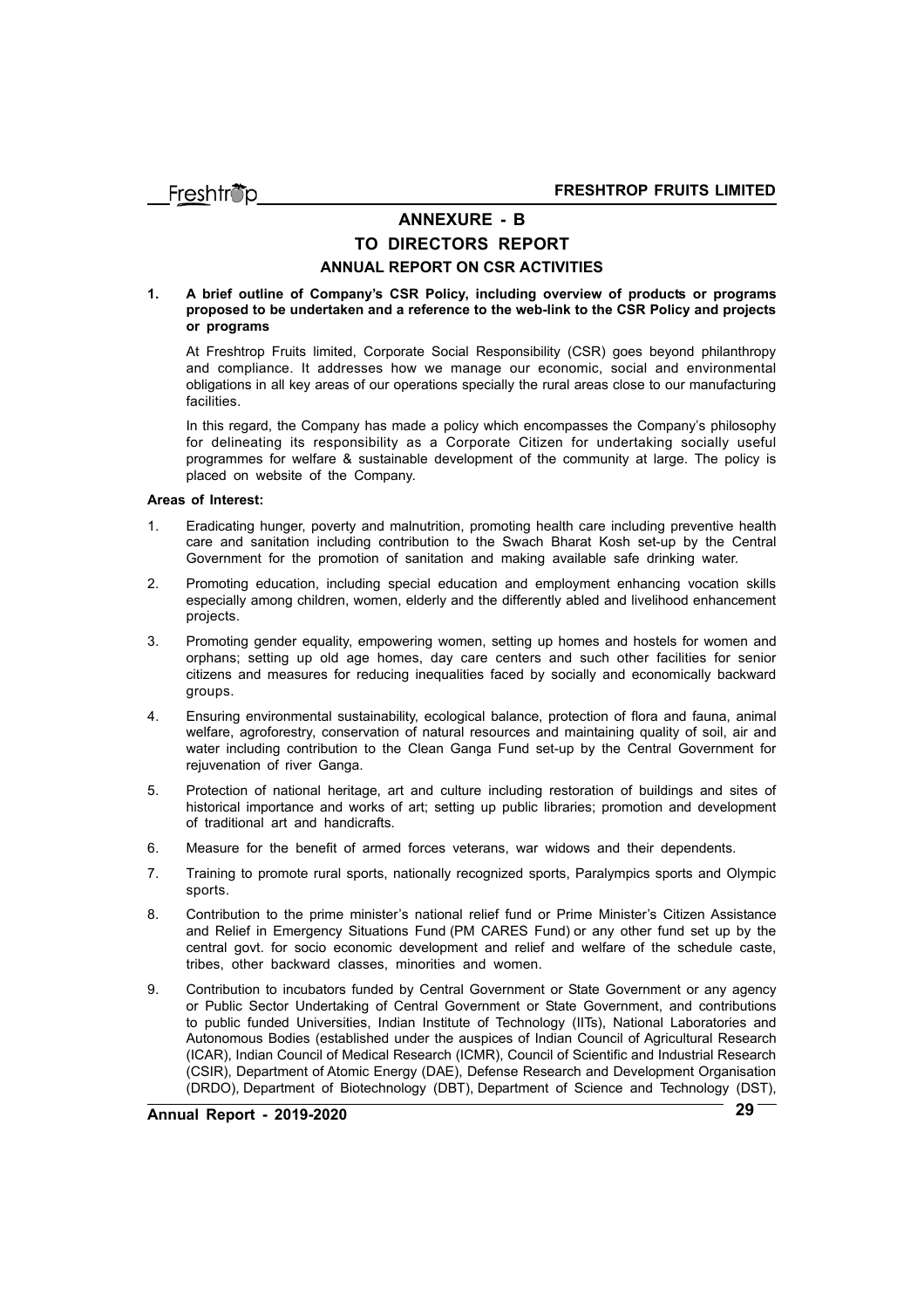## ANNEXURE - B
## TO DIRECTORS REPORT
### ANNUAL REPORT ON CSR ACTIVITIES

**1. A brief outline of Company's CSR Policy, including overview of products or programs proposed to be undertaken and a reference to the web-link to the CSR Policy and projects or programs**

At Freshtrop Fruits limited, Corporate Social Responsibility (CSR) goes beyond philanthropy and compliance. It addresses how we manage our economic, social and environmental obligations in all key areas of our operations specially the rural areas close to our manufacturing facilities.

In this regard, the Company has made a policy which encompasses the Company's philosophy for delineating its responsibility as a Corporate Citizen for undertaking socially useful programmes for welfare & sustainable development of the community at large. The policy is placed on website of the Company.

**Areas of Interest:**

1. Eradicating hunger, poverty and malnutrition, promoting health care including preventive health care and sanitation including contribution to the Swach Bharat Kosh set-up by the Central Government for the promotion of sanitation and making available safe drinking water.
2. Promoting education, including special education and employment enhancing vocation skills especially among children, women, elderly and the differently abled and livelihood enhancement projects.
3. Promoting gender equality, empowering women, setting up homes and hostels for women and orphans; setting up old age homes, day care centers and such other facilities for senior citizens and measures for reducing inequalities faced by socially and economically backward groups.
4. Ensuring environmental sustainability, ecological balance, protection of flora and fauna, animal welfare, agroforestry, conservation of natural resources and maintaining quality of soil, air and water including contribution to the Clean Ganga Fund set-up by the Central Government for rejuvenation of river Ganga.
5. Protection of national heritage, art and culture including restoration of buildings and sites of historical importance and works of art; setting up public libraries; promotion and development of traditional art and handicrafts.
6. Measure for the benefit of armed forces veterans, war widows and their dependents.
7. Training to promote rural sports, nationally recognized sports, Paralympics sports and Olympic sports.
8. Contribution to the prime minister's national relief fund or Prime Minister's Citizen Assistance and Relief in Emergency Situations Fund (PM CARES Fund) or any other fund set up by the central govt. for socio economic development and relief and welfare of the schedule caste, tribes, other backward classes, minorities and women.
9. Contribution to incubators funded by Central Government or State Government or any agency or Public Sector Undertaking of Central Government or State Government, and contributions to public funded Universities, Indian Institute of Technology (IITs), National Laboratories and Autonomous Bodies (established under the auspices of Indian Council of Agricultural Research (ICAR), Indian Council of Medical Research (ICMR), Council of Scientific and Industrial Research (CSIR), Department of Atomic Energy (DAE), Defense Research and Development Organisation (DRDO), Department of Biotechnology (DBT), Department of Science and Technology (DST),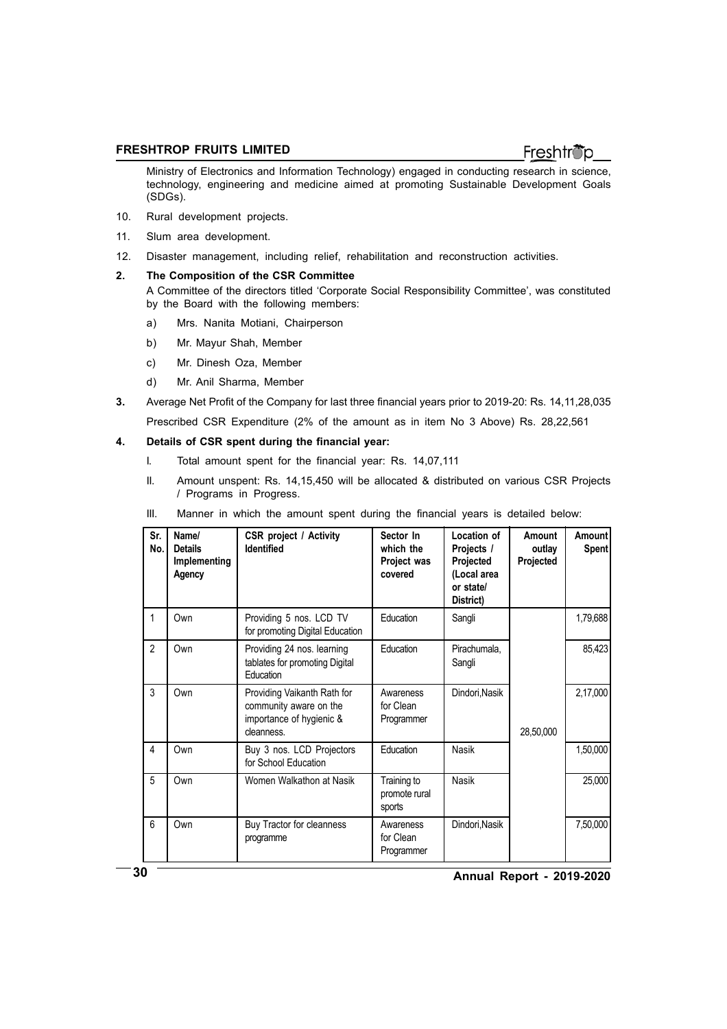Ministry of Electronics and Information Technology) engaged in conducting research in science, technology, engineering and medicine aimed at promoting Sustainable Development Goals (SDGs).

10. Rural development projects.

11. Slum area development.

12. Disaster management, including relief, rehabilitation and reconstruction activities.

**2. The Composition of the CSR Committee**

A Committee of the directors titled 'Corporate Social Responsibility Committee', was constituted by the Board with the following members:

a) Mrs. Nanita Motiani, Chairperson

b) Mr. Mayur Shah, Member

c) Mr. Dinesh Oza, Member

d) Mr. Anil Sharma, Member

**3.** Average Net Profit of the Company for last three financial years prior to 2019-20: Rs. 14,11,28,035

Prescribed CSR Expenditure (2% of the amount as in item No 3 Above) Rs. 28,22,561

**4. Details of CSR spent during the financial year:**

I. Total amount spent for the financial year: Rs. 14,07,111

II. Amount unspent: Rs. 14,15,450 will be allocated & distributed on various CSR Projects / Programs in Progress.

III. Manner in which the amount spent during the financial years is detailed below:

| Sr. No. | Name/ Details Implementing Agency | CSR project / Activity Identified | Sector In which the Project was covered | Location of Projects / Projected (Local area or state/ District) | Amount outlay Projected | Amount Spent |
|---|---|---|---|---|---|---|
| 1 | Own | Providing 5 nos. LCD TV for promoting Digital Education | Education | Sangli | 28,50,000 | 1,79,688 |
| 2 | Own | Providing 24 nos. learning tablates for promoting Digital Education | Education | Pirachumala, Sangli | | 85,423 |
| 3 | Own | Providing Vaikanth Rath for community aware on the importance of hygienic & cleanness. | Awareness for Clean Programmer | Dindori,Nasik | | 2,17,000 |
| 4 | Own | Buy 3 nos. LCD Projectors for School Education | Education | Nasik | | 1,50,000 |
| 5 | Own | Women Walkathon at Nasik | Training to promote rural sports | Nasik | | 25,000 |
| 6 | Own | Buy Tractor for cleanness programme | Awareness for Clean Programmer | Dindori,Nasik | | 7,50,000 |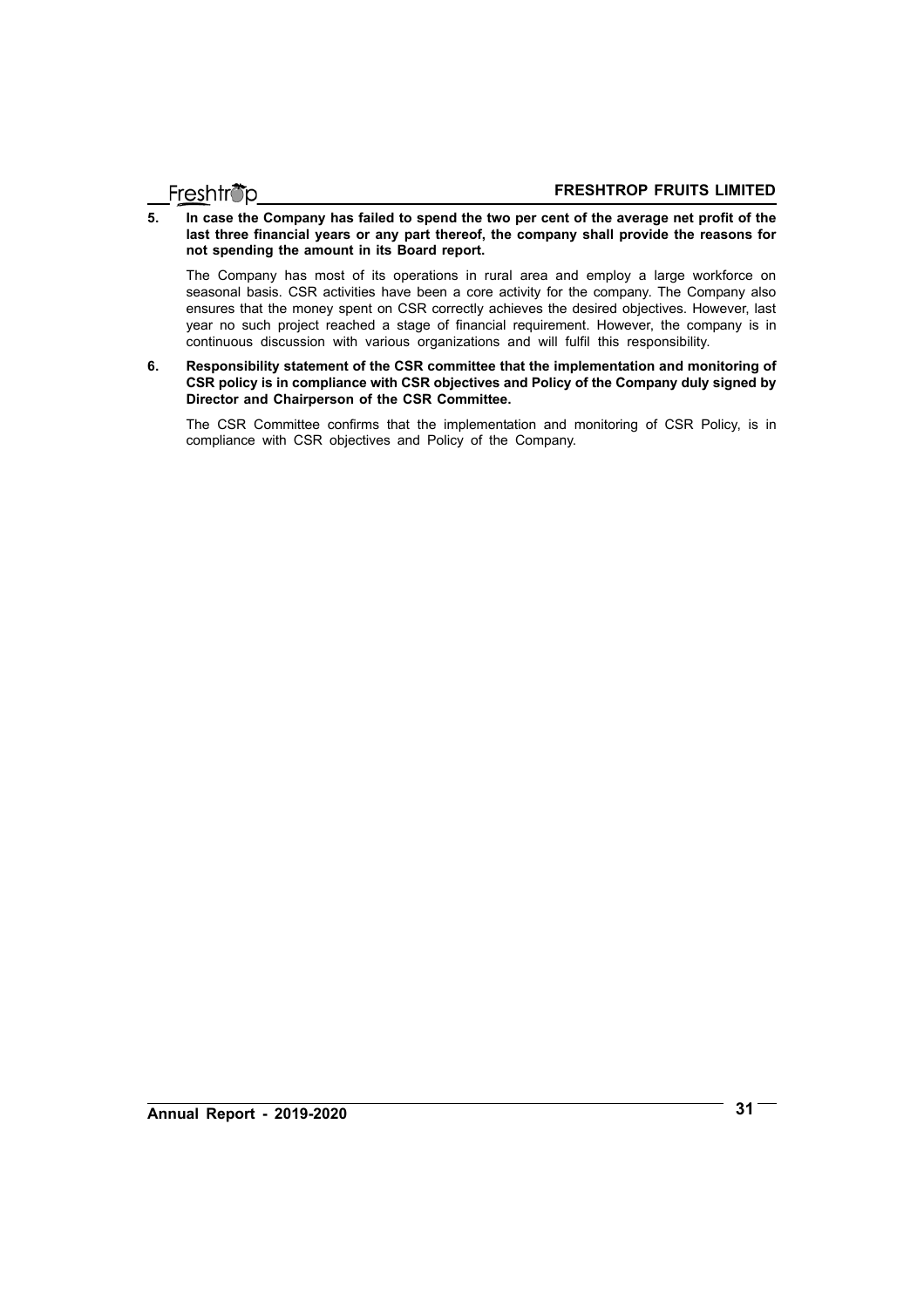**5. In case the Company has failed to spend the two per cent of the average net profit of the last three financial years or any part thereof, the company shall provide the reasons for not spending the amount in its Board report.**

The Company has most of its operations in rural area and employ a large workforce on seasonal basis. CSR activities have been a core activity for the company. The Company also ensures that the money spent on CSR correctly achieves the desired objectives. However, last year no such project reached a stage of financial requirement. However, the company is in continuous discussion with various organizations and will fulfil this responsibility.

**6. Responsibility statement of the CSR committee that the implementation and monitoring of CSR policy is in compliance with CSR objectives and Policy of the Company duly signed by Director and Chairperson of the CSR Committee.**

The CSR Committee confirms that the implementation and monitoring of CSR Policy, is in compliance with CSR objectives and Policy of the Company.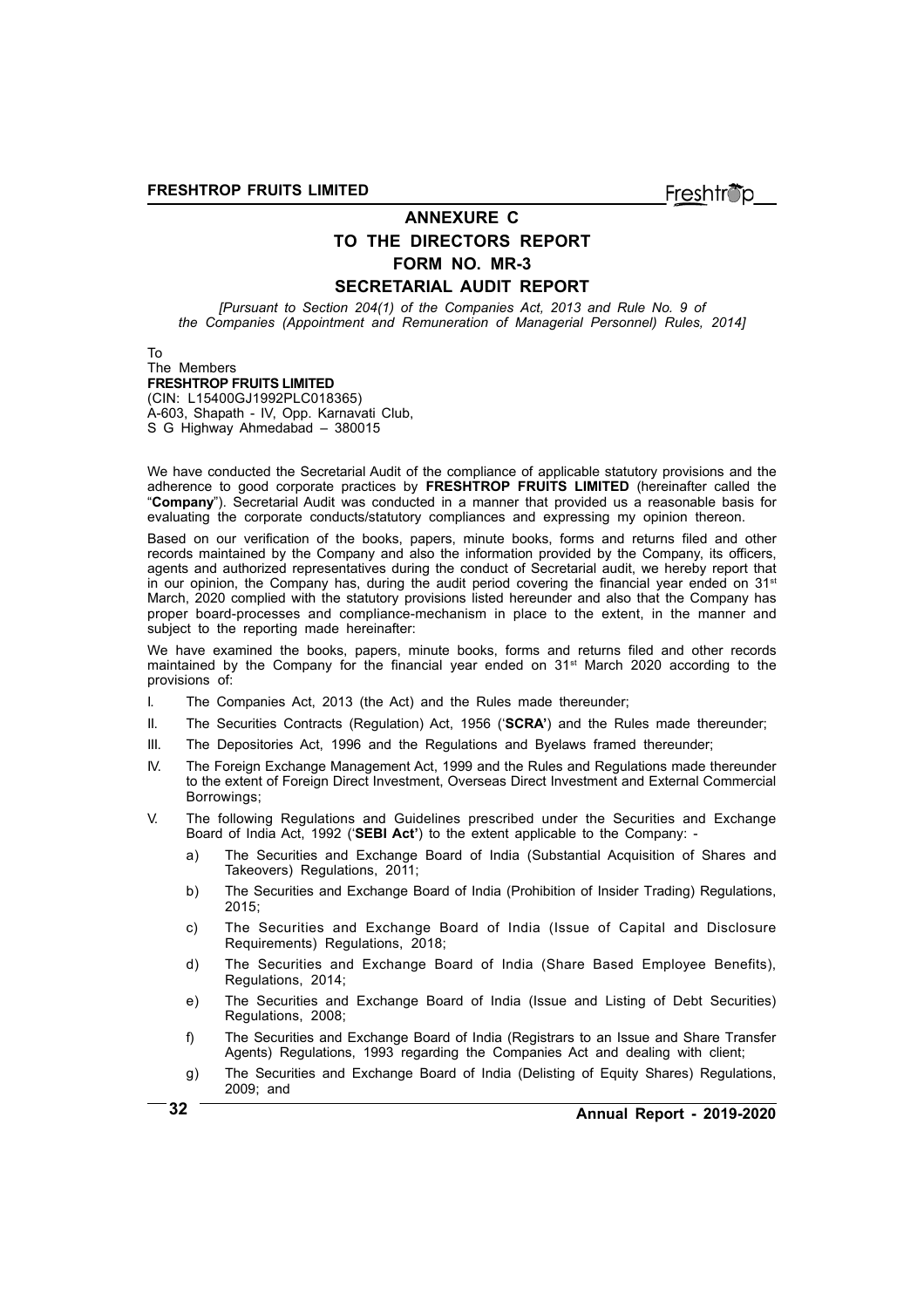## ANNEXURE C
## TO THE DIRECTORS REPORT
## FORM NO. MR-3
## SECRETARIAL AUDIT REPORT

*[Pursuant to Section 204(1) of the Companies Act, 2013 and Rule No. 9 of the Companies (Appointment and Remuneration of Managerial Personnel) Rules, 2014]*

To
The Members
**FRESHTROP FRUITS LIMITED**
(CIN: L15400GJ1992PLC018365)
A-603, Shapath - IV, Opp. Karnavati Club,
S G Highway Ahmedabad – 380015

We have conducted the Secretarial Audit of the compliance of applicable statutory provisions and the adherence to good corporate practices by **FRESHTROP FRUITS LIMITED** (hereinafter called the "**Company**"). Secretarial Audit was conducted in a manner that provided us a reasonable basis for evaluating the corporate conducts/statutory compliances and expressing my opinion thereon.

Based on our verification of the books, papers, minute books, forms and returns filed and other records maintained by the Company and also the information provided by the Company, its officers, agents and authorized representatives during the conduct of Secretarial audit, we hereby report that in our opinion, the Company has, during the audit period covering the financial year ended on 31st March, 2020 complied with the statutory provisions listed hereunder and also that the Company has proper board-processes and compliance-mechanism in place to the extent, in the manner and subject to the reporting made hereinafter:

We have examined the books, papers, minute books, forms and returns filed and other records maintained by the Company for the financial year ended on 31st March 2020 according to the provisions of:

I. The Companies Act, 2013 (the Act) and the Rules made thereunder;

II. The Securities Contracts (Regulation) Act, 1956 ('**SCRA**') and the Rules made thereunder;

III. The Depositories Act, 1996 and the Regulations and Byelaws framed thereunder;

IV. The Foreign Exchange Management Act, 1999 and the Rules and Regulations made thereunder to the extent of Foreign Direct Investment, Overseas Direct Investment and External Commercial Borrowings;

V. The following Regulations and Guidelines prescribed under the Securities and Exchange Board of India Act, 1992 ('**SEBI Act**') to the extent applicable to the Company: -

   a) The Securities and Exchange Board of India (Substantial Acquisition of Shares and Takeovers) Regulations, 2011;

   b) The Securities and Exchange Board of India (Prohibition of Insider Trading) Regulations, 2015;

   c) The Securities and Exchange Board of India (Issue of Capital and Disclosure Requirements) Regulations, 2018;

   d) The Securities and Exchange Board of India (Share Based Employee Benefits), Regulations, 2014;

   e) The Securities and Exchange Board of India (Issue and Listing of Debt Securities) Regulations, 2008;

   f) The Securities and Exchange Board of India (Registrars to an Issue and Share Transfer Agents) Regulations, 1993 regarding the Companies Act and dealing with client;

   g) The Securities and Exchange Board of India (Delisting of Equity Shares) Regulations, 2009; and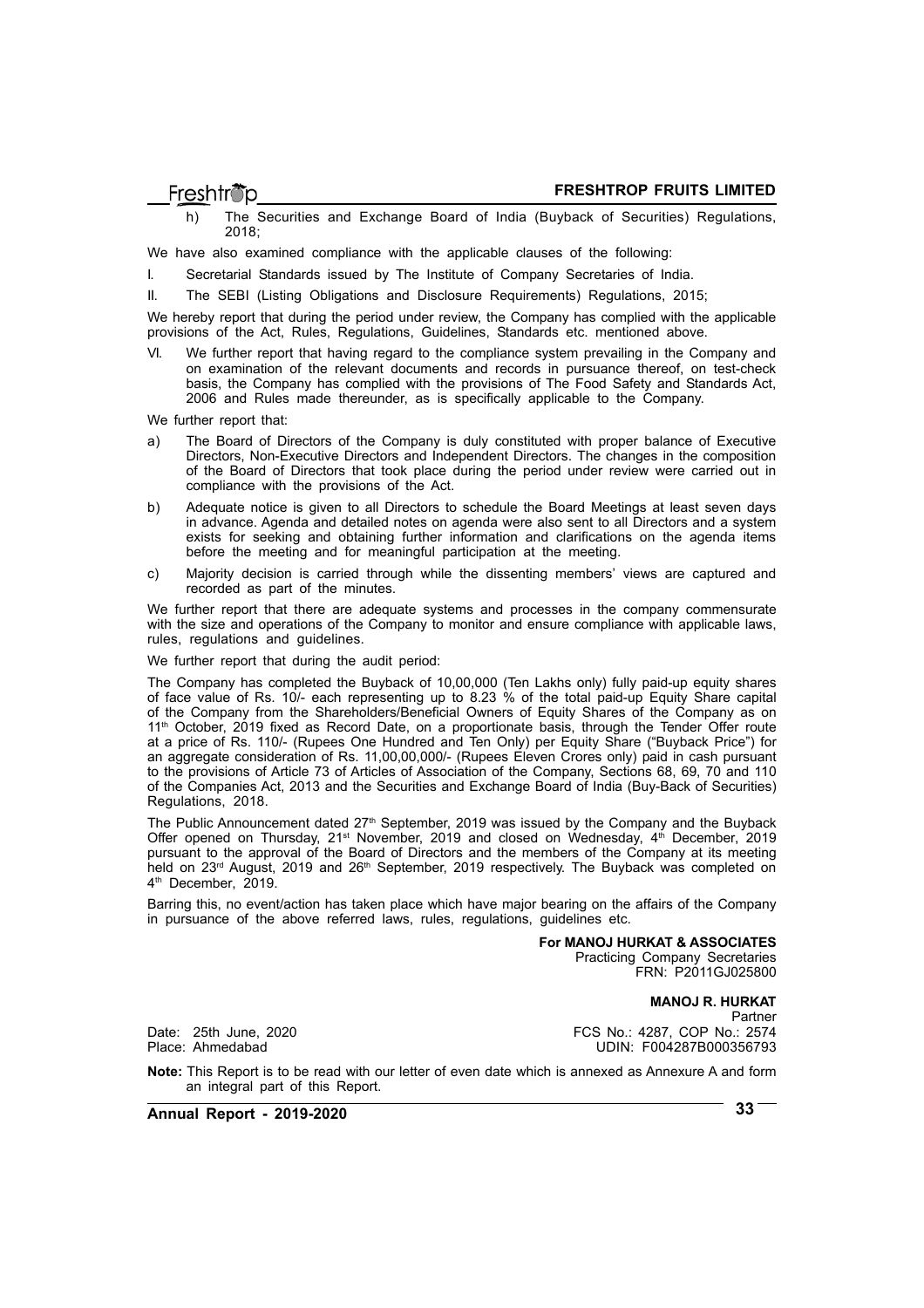h) The Securities and Exchange Board of India (Buyback of Securities) Regulations, 2018;

We have also examined compliance with the applicable clauses of the following:

I. Secretarial Standards issued by The Institute of Company Secretaries of India.

II. The SEBI (Listing Obligations and Disclosure Requirements) Regulations, 2015;

We hereby report that during the period under review, the Company has complied with the applicable provisions of the Act, Rules, Regulations, Guidelines, Standards etc. mentioned above.

VI. We further report that having regard to the compliance system prevailing in the Company and on examination of the relevant documents and records in pursuance thereof, on test-check basis, the Company has complied with the provisions of The Food Safety and Standards Act, 2006 and Rules made thereunder, as is specifically applicable to the Company.

We further report that:

a) The Board of Directors of the Company is duly constituted with proper balance of Executive Directors, Non-Executive Directors and Independent Directors. The changes in the composition of the Board of Directors that took place during the period under review were carried out in compliance with the provisions of the Act.

b) Adequate notice is given to all Directors to schedule the Board Meetings at least seven days in advance. Agenda and detailed notes on agenda were also sent to all Directors and a system exists for seeking and obtaining further information and clarifications on the agenda items before the meeting and for meaningful participation at the meeting.

c) Majority decision is carried through while the dissenting members' views are captured and recorded as part of the minutes.

We further report that there are adequate systems and processes in the company commensurate with the size and operations of the Company to monitor and ensure compliance with applicable laws, rules, regulations and guidelines.

We further report that during the audit period:

The Company has completed the Buyback of 10,00,000 (Ten Lakhs only) fully paid-up equity shares of face value of Rs. 10/- each representing up to 8.23 % of the total paid-up Equity Share capital of the Company from the Shareholders/Beneficial Owners of Equity Shares of the Company as on 11th October, 2019 fixed as Record Date, on a proportionate basis, through the Tender Offer route at a price of Rs. 110/- (Rupees One Hundred and Ten Only) per Equity Share ("Buyback Price") for an aggregate consideration of Rs. 11,00,00,000/- (Rupees Eleven Crores only) paid in cash pursuant to the provisions of Article 73 of Articles of Association of the Company, Sections 68, 69, 70 and 110 of the Companies Act, 2013 and the Securities and Exchange Board of India (Buy-Back of Securities) Regulations, 2018.

The Public Announcement dated 27th September, 2019 was issued by the Company and the Buyback Offer opened on Thursday, 21st November, 2019 and closed on Wednesday, 4th December, 2019 pursuant to the approval of the Board of Directors and the members of the Company at its meeting held on 23rd August, 2019 and 26th September, 2019 respectively. The Buyback was completed on 4th December, 2019.

Barring this, no event/action has taken place which have major bearing on the affairs of the Company in pursuance of the above referred laws, rules, regulations, guidelines etc.

**For MANOJ HURKAT & ASSOCIATES**
Practicing Company Secretaries
FRN: P2011GJ025800

**MANOJ R. HURKAT**
Partner
FCS No.: 4287, COP No.: 2574
UDIN: F004287B000356793

Date: 25th June, 2020
Place: Ahmedabad

**Note:** This Report is to be read with our letter of even date which is annexed as Annexure A and form an integral part of this Report.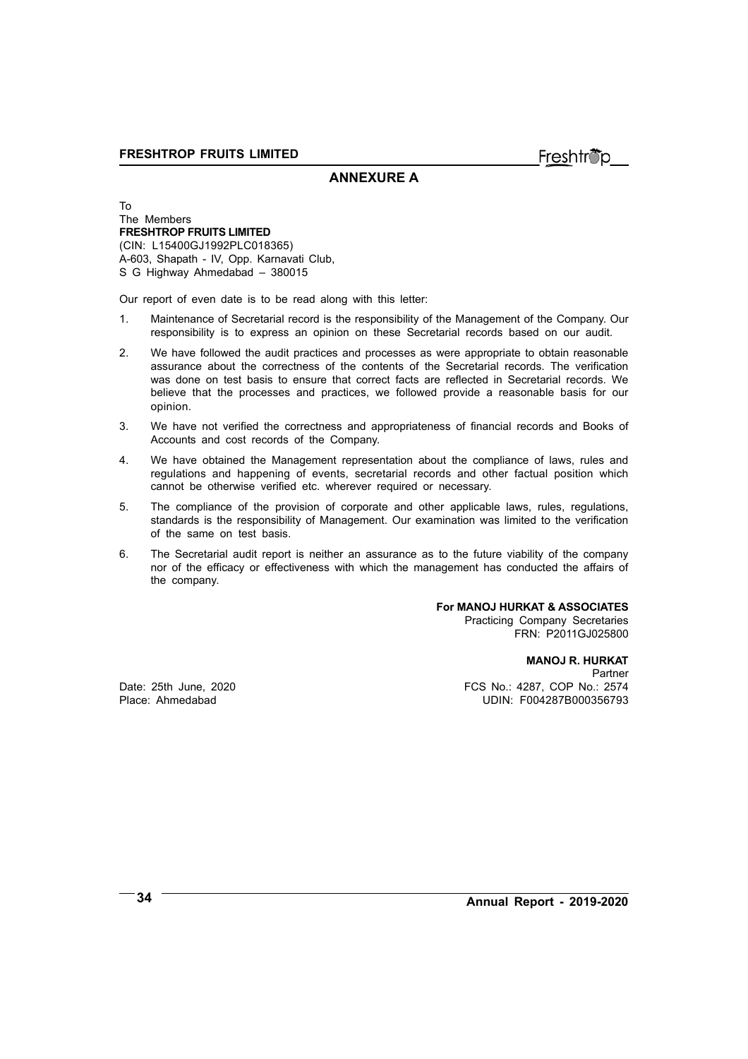## ANNEXURE A

To
The Members
**FRESHTROP FRUITS LIMITED**
(CIN: L15400GJ1992PLC018365)
A-603, Shapath - IV, Opp. Karnavati Club,
S G Highway Ahmedabad – 380015

Our report of even date is to be read along with this letter:

1. Maintenance of Secretarial record is the responsibility of the Management of the Company. Our responsibility is to express an opinion on these Secretarial records based on our audit.
2. We have followed the audit practices and processes as were appropriate to obtain reasonable assurance about the correctness of the contents of the Secretarial records. The verification was done on test basis to ensure that correct facts are reflected in Secretarial records. We believe that the processes and practices, we followed provide a reasonable basis for our opinion.
3. We have not verified the correctness and appropriateness of financial records and Books of Accounts and cost records of the Company.
4. We have obtained the Management representation about the compliance of laws, rules and regulations and happening of events, secretarial records and other factual position which cannot be otherwise verified etc. wherever required or necessary.
5. The compliance of the provision of corporate and other applicable laws, rules, regulations, standards is the responsibility of Management. Our examination was limited to the verification of the same on test basis.
6. The Secretarial audit report is neither an assurance as to the future viability of the company nor of the efficacy or effectiveness with which the management has conducted the affairs of the company.

**For MANOJ HURKAT & ASSOCIATES**
Practicing Company Secretaries
FRN: P2011GJ025800

**MANOJ R. HURKAT**
Partner
FCS No.: 4287, COP No.: 2574
UDIN: F004287B000356793

Date: 25th June, 2020
Place: Ahmedabad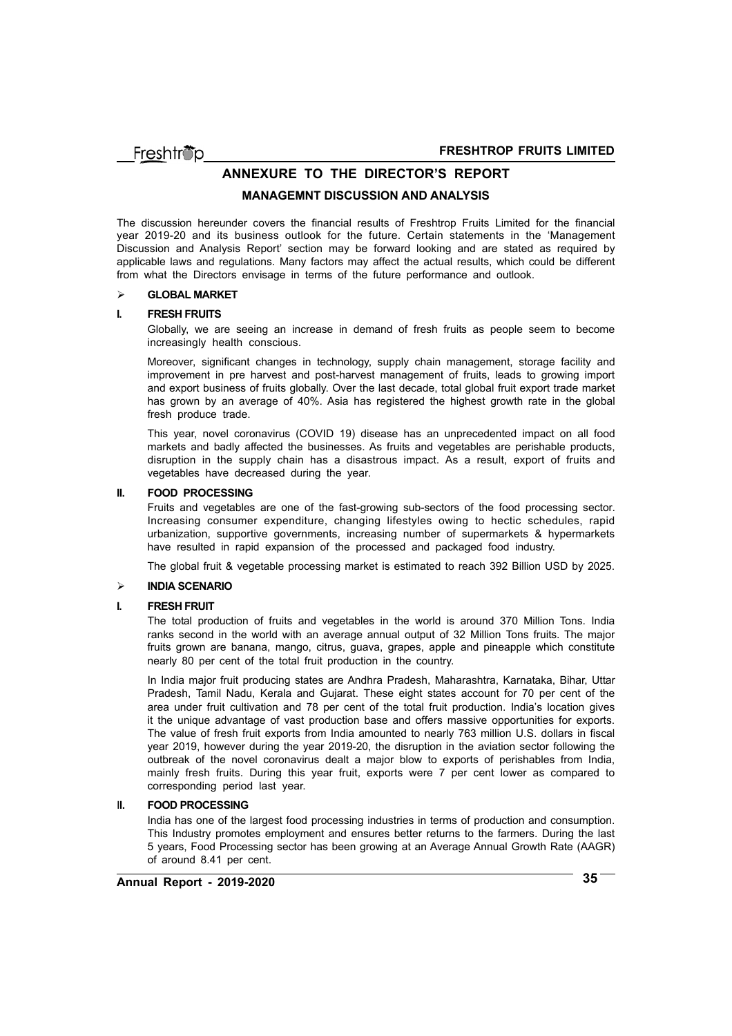# ANNEXURE TO THE DIRECTOR'S REPORT

## MANAGEMNT DISCUSSION AND ANALYSIS

The discussion hereunder covers the financial results of Freshtrop Fruits Limited for the financial year 2019-20 and its business outlook for the future. Certain statements in the 'Management Discussion and Analysis Report' section may be forward looking and are stated as required by applicable laws and regulations. Many factors may affect the actual results, which could be different from what the Directors envisage in terms of the future performance and outlook.

- **GLOBAL MARKET**

**I. FRESH FRUITS**

Globally, we are seeing an increase in demand of fresh fruits as people seem to become increasingly health conscious.

Moreover, significant changes in technology, supply chain management, storage facility and improvement in pre harvest and post-harvest management of fruits, leads to growing import and export business of fruits globally. Over the last decade, total global fruit export trade market has grown by an average of 40%. Asia has registered the highest growth rate in the global fresh produce trade.

This year, novel coronavirus (COVID 19) disease has an unprecedented impact on all food markets and badly affected the businesses. As fruits and vegetables are perishable products, disruption in the supply chain has a disastrous impact. As a result, export of fruits and vegetables have decreased during the year.

**II. FOOD PROCESSING**

Fruits and vegetables are one of the fast-growing sub-sectors of the food processing sector. Increasing consumer expenditure, changing lifestyles owing to hectic schedules, rapid urbanization, supportive governments, increasing number of supermarkets & hypermarkets have resulted in rapid expansion of the processed and packaged food industry.

The global fruit & vegetable processing market is estimated to reach 392 Billion USD by 2025.

- **INDIA SCENARIO**

**I. FRESH FRUIT**

The total production of fruits and vegetables in the world is around 370 Million Tons. India ranks second in the world with an average annual output of 32 Million Tons fruits. The major fruits grown are banana, mango, citrus, guava, grapes, apple and pineapple which constitute nearly 80 per cent of the total fruit production in the country.

In India major fruit producing states are Andhra Pradesh, Maharashtra, Karnataka, Bihar, Uttar Pradesh, Tamil Nadu, Kerala and Gujarat. These eight states account for 70 per cent of the area under fruit cultivation and 78 per cent of the total fruit production. India's location gives it the unique advantage of vast production base and offers massive opportunities for exports. The value of fresh fruit exports from India amounted to nearly 763 million U.S. dollars in fiscal year 2019, however during the year 2019-20, the disruption in the aviation sector following the outbreak of the novel coronavirus dealt a major blow to exports of perishables from India, mainly fresh fruits. During this year fruit, exports were 7 per cent lower as compared to corresponding period last year.

**II. FOOD PROCESSING**

India has one of the largest food processing industries in terms of production and consumption. This Industry promotes employment and ensures better returns to the farmers. During the last 5 years, Food Processing sector has been growing at an Average Annual Growth Rate (AAGR) of around 8.41 per cent.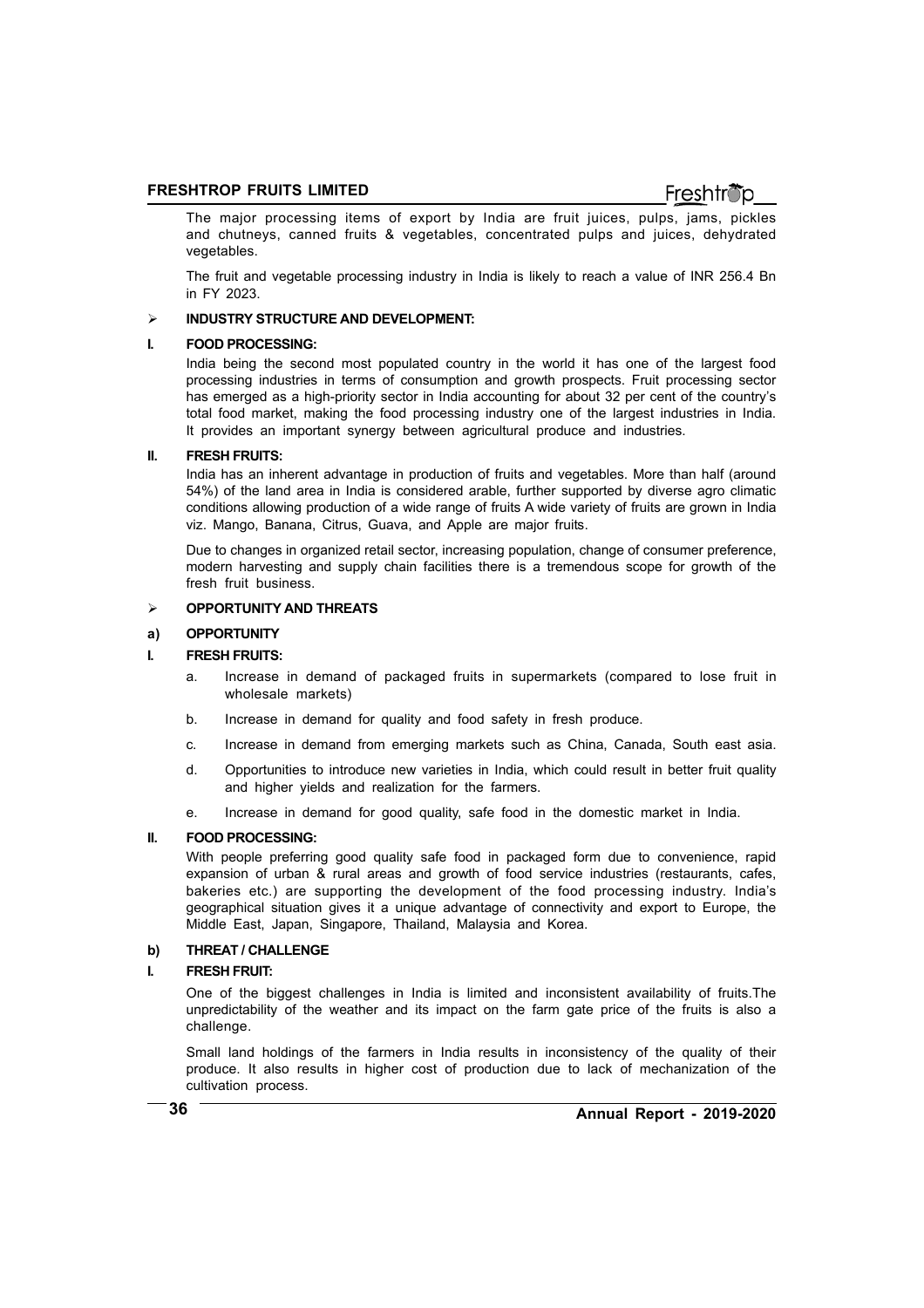The major processing items of export by India are fruit juices, pulps, jams, pickles and chutneys, canned fruits & vegetables, concentrated pulps and juices, dehydrated vegetables.

The fruit and vegetable processing industry in India is likely to reach a value of INR 256.4 Bn in FY 2023.

## ➢ INDUSTRY STRUCTURE AND DEVELOPMENT:

### I. FOOD PROCESSING:

India being the second most populated country in the world it has one of the largest food processing industries in terms of consumption and growth prospects. Fruit processing sector has emerged as a high-priority sector in India accounting for about 32 per cent of the country's total food market, making the food processing industry one of the largest industries in India. It provides an important synergy between agricultural produce and industries.

### II. FRESH FRUITS:

India has an inherent advantage in production of fruits and vegetables. More than half (around 54%) of the land area in India is considered arable, further supported by diverse agro climatic conditions allowing production of a wide range of fruits A wide variety of fruits are grown in India viz. Mango, Banana, Citrus, Guava, and Apple are major fruits.

Due to changes in organized retail sector, increasing population, change of consumer preference, modern harvesting and supply chain facilities there is a tremendous scope for growth of the fresh fruit business.

## ➢ OPPORTUNITY AND THREATS

### a) OPPORTUNITY

### I. FRESH FRUITS:

a. Increase in demand of packaged fruits in supermarkets (compared to lose fruit in wholesale markets)

b. Increase in demand for quality and food safety in fresh produce.

c. Increase in demand from emerging markets such as China, Canada, South east asia.

d. Opportunities to introduce new varieties in India, which could result in better fruit quality and higher yields and realization for the farmers.

e. Increase in demand for good quality, safe food in the domestic market in India.

### II. FOOD PROCESSING:

With people preferring good quality safe food in packaged form due to convenience, rapid expansion of urban & rural areas and growth of food service industries (restaurants, cafes, bakeries etc.) are supporting the development of the food processing industry. India's geographical situation gives it a unique advantage of connectivity and export to Europe, the Middle East, Japan, Singapore, Thailand, Malaysia and Korea.

### b) THREAT / CHALLENGE

### I. FRESH FRUIT:

One of the biggest challenges in India is limited and inconsistent availability of fruits.The unpredictability of the weather and its impact on the farm gate price of the fruits is also a challenge.

Small land holdings of the farmers in India results in inconsistency of the quality of their produce. It also results in higher cost of production due to lack of mechanization of the cultivation process.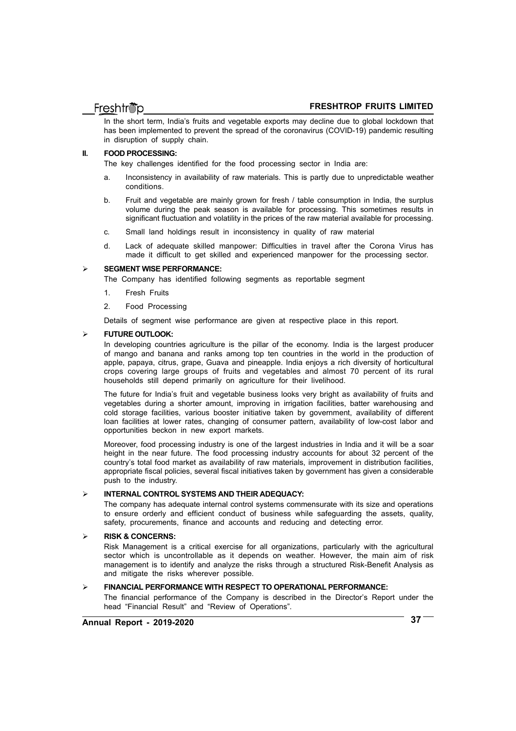In the short term, India's fruits and vegetable exports may decline due to global lockdown that has been implemented to prevent the spread of the coronavirus (COVID-19) pandemic resulting in disruption of supply chain.

**II. FOOD PROCESSING:**

The key challenges identified for the food processing sector in India are:

a. Inconsistency in availability of raw materials. This is partly due to unpredictable weather conditions.

b. Fruit and vegetable are mainly grown for fresh / table consumption in India, the surplus volume during the peak season is available for processing. This sometimes results in significant fluctuation and volatility in the prices of the raw material available for processing.

c. Small land holdings result in inconsistency in quality of raw material

d. Lack of adequate skilled manpower: Difficulties in travel after the Corona Virus has made it difficult to get skilled and experienced manpower for the processing sector.

➢ **SEGMENT WISE PERFORMANCE:**

The Company has identified following segments as reportable segment

1. Fresh Fruits
2. Food Processing

Details of segment wise performance are given at respective place in this report.

➢ **FUTURE OUTLOOK:**

In developing countries agriculture is the pillar of the economy. India is the largest producer of mango and banana and ranks among top ten countries in the world in the production of apple, papaya, citrus, grape, Guava and pineapple. India enjoys a rich diversity of horticultural crops covering large groups of fruits and vegetables and almost 70 percent of its rural households still depend primarily on agriculture for their livelihood.

The future for India's fruit and vegetable business looks very bright as availability of fruits and vegetables during a shorter amount, improving in irrigation facilities, batter warehousing and cold storage facilities, various booster initiative taken by government, availability of different loan facilities at lower rates, changing of consumer pattern, availability of low-cost labor and opportunities beckon in new export markets.

Moreover, food processing industry is one of the largest industries in India and it will be a soar height in the near future. The food processing industry accounts for about 32 percent of the country's total food market as availability of raw materials, improvement in distribution facilities, appropriate fiscal policies, several fiscal initiatives taken by government has given a considerable push to the industry.

➢ **INTERNAL CONTROL SYSTEMS AND THEIR ADEQUACY:**

The company has adequate internal control systems commensurate with its size and operations to ensure orderly and efficient conduct of business while safeguarding the assets, quality, safety, procurements, finance and accounts and reducing and detecting error.

➢ **RISK & CONCERNS:**

Risk Management is a critical exercise for all organizations, particularly with the agricultural sector which is uncontrollable as it depends on weather. However, the main aim of risk management is to identify and analyze the risks through a structured Risk-Benefit Analysis as and mitigate the risks wherever possible.

➢ **FINANCIAL PERFORMANCE WITH RESPECT TO OPERATIONAL PERFORMANCE:**

The financial performance of the Company is described in the Director's Report under the head "Financial Result" and "Review of Operations".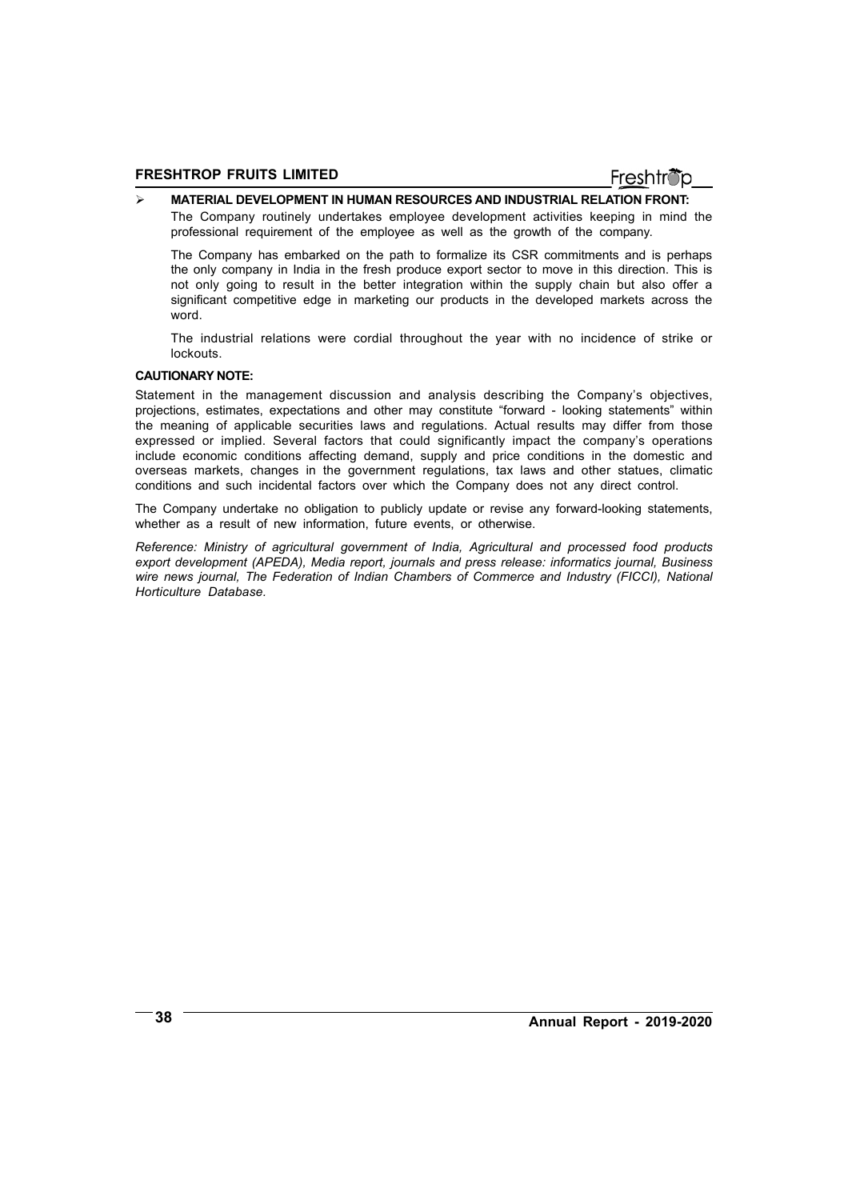- **MATERIAL DEVELOPMENT IN HUMAN RESOURCES AND INDUSTRIAL RELATION FRONT:**

  The Company routinely undertakes employee development activities keeping in mind the professional requirement of the employee as well as the growth of the company.

  The Company has embarked on the path to formalize its CSR commitments and is perhaps the only company in India in the fresh produce export sector to move in this direction. This is not only going to result in the better integration within the supply chain but also offer a significant competitive edge in marketing our products in the developed markets across the word.

  The industrial relations were cordial throughout the year with no incidence of strike or lockouts.

**CAUTIONARY NOTE:**

Statement in the management discussion and analysis describing the Company's objectives, projections, estimates, expectations and other may constitute "forward - looking statements" within the meaning of applicable securities laws and regulations. Actual results may differ from those expressed or implied. Several factors that could significantly impact the company's operations include economic conditions affecting demand, supply and price conditions in the domestic and overseas markets, changes in the government regulations, tax laws and other statues, climatic conditions and such incidental factors over which the Company does not any direct control.

The Company undertake no obligation to publicly update or revise any forward-looking statements, whether as a result of new information, future events, or otherwise.

*Reference: Ministry of agricultural government of India, Agricultural and processed food products export development (APEDA), Media report, journals and press release: informatics journal, Business wire news journal, The Federation of Indian Chambers of Commerce and Industry (FICCI), National Horticulture Database.*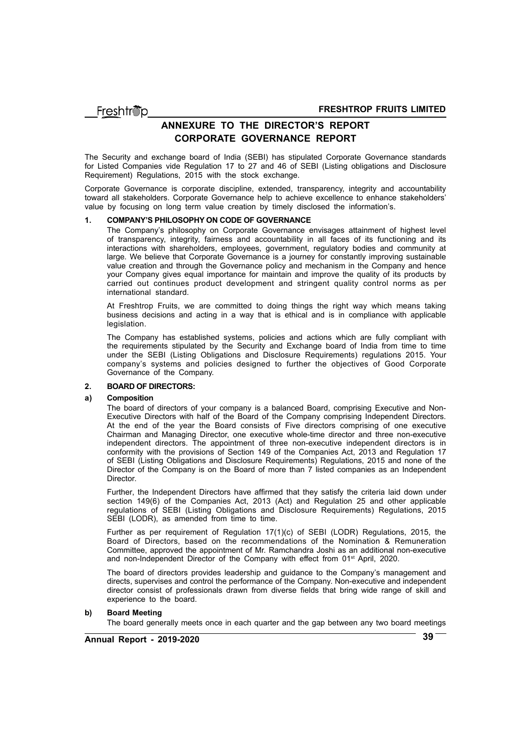# ANNEXURE TO THE DIRECTOR'S REPORT
# CORPORATE GOVERNANCE REPORT

The Security and exchange board of India (SEBI) has stipulated Corporate Governance standards for Listed Companies vide Regulation 17 to 27 and 46 of SEBI (Listing obligations and Disclosure Requirement) Regulations, 2015 with the stock exchange.

Corporate Governance is corporate discipline, extended, transparency, integrity and accountability toward all stakeholders. Corporate Governance help to achieve excellence to enhance stakeholders' value by focusing on long term value creation by timely disclosed the information's.

## 1. COMPANY'S PHILOSOPHY ON CODE OF GOVERNANCE

The Company's philosophy on Corporate Governance envisages attainment of highest level of transparency, integrity, fairness and accountability in all faces of its functioning and its interactions with shareholders, employees, government, regulatory bodies and community at large. We believe that Corporate Governance is a journey for constantly improving sustainable value creation and through the Governance policy and mechanism in the Company and hence your Company gives equal importance for maintain and improve the quality of its products by carried out continues product development and stringent quality control norms as per international standard.

At Freshtrop Fruits, we are committed to doing things the right way which means taking business decisions and acting in a way that is ethical and is in compliance with applicable legislation.

The Company has established systems, policies and actions which are fully compliant with the requirements stipulated by the Security and Exchange board of India from time to time under the SEBI (Listing Obligations and Disclosure Requirements) regulations 2015. Your company's systems and policies designed to further the objectives of Good Corporate Governance of the Company.

## 2. BOARD OF DIRECTORS:

### a) Composition

The board of directors of your company is a balanced Board, comprising Executive and Non-Executive Directors with half of the Board of the Company comprising Independent Directors. At the end of the year the Board consists of Five directors comprising of one executive Chairman and Managing Director, one executive whole-time director and three non-executive independent directors. The appointment of three non-executive independent directors is in conformity with the provisions of Section 149 of the Companies Act, 2013 and Regulation 17 of SEBI (Listing Obligations and Disclosure Requirements) Regulations, 2015 and none of the Director of the Company is on the Board of more than 7 listed companies as an Independent Director.

Further, the Independent Directors have affirmed that they satisfy the criteria laid down under section 149(6) of the Companies Act, 2013 (Act) and Regulation 25 and other applicable regulations of SEBI (Listing Obligations and Disclosure Requirements) Regulations, 2015 SEBI (LODR), as amended from time to time.

Further as per requirement of Regulation 17(1)(c) of SEBI (LODR) Regulations, 2015, the Board of Directors, based on the recommendations of the Nomination & Remuneration Committee, approved the appointment of Mr. Ramchandra Joshi as an additional non-executive and non-Independent Director of the Company with effect from 01st April, 2020.

The board of directors provides leadership and guidance to the Company's management and directs, supervises and control the performance of the Company. Non-executive and independent director consist of professionals drawn from diverse fields that bring wide range of skill and experience to the board.

### b) Board Meeting

The board generally meets once in each quarter and the gap between any two board meetings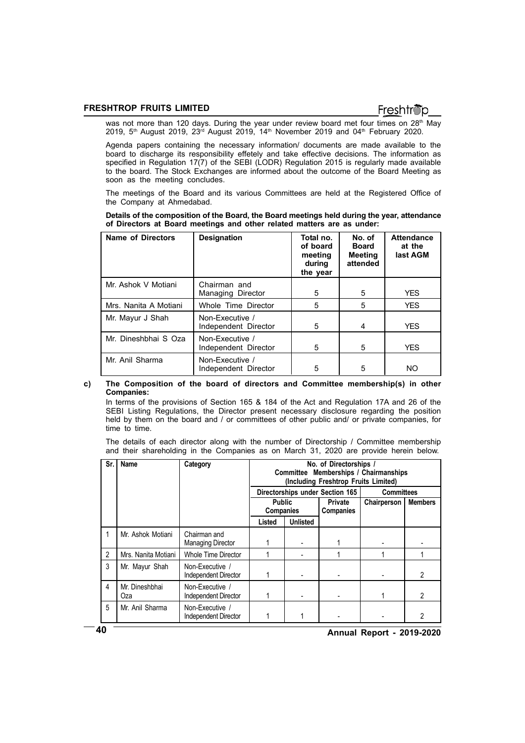was not more than 120 days. During the year under review board met four times on 28th May 2019, 5th August 2019, 23rd August 2019, 14th November 2019 and 04th February 2020.

Agenda papers containing the necessary information/ documents are made available to the board to discharge its responsibility effetely and take effective decisions. The information as specified in Regulation 17(7) of the SEBI (LODR) Regulation 2015 is regularly made available to the board. The Stock Exchanges are informed about the outcome of the Board Meeting as soon as the meeting concludes.

The meetings of the Board and its various Committees are held at the Registered Office of the Company at Ahmedabad.

**Details of the composition of the Board, the Board meetings held during the year, attendance of Directors at Board meetings and other related matters are as under:**

| Name of Directors | Designation | Total no. of board meeting during the year | No. of Board Meeting attended | Attendance at the last AGM |
|---|---|---|---|---|
| Mr. Ashok V Motiani | Chairman and Managing Director | 5 | 5 | YES |
| Mrs. Nanita A Motiani | Whole Time Director | 5 | 5 | YES |
| Mr. Mayur J Shah | Non-Executive / Independent Director | 5 | 4 | YES |
| Mr. Dineshbhai S Oza | Non-Executive / Independent Director | 5 | 5 | YES |
| Mr. Anil Sharma | Non-Executive / Independent Director | 5 | 5 | NO |

**c) The Composition of the board of directors and Committee membership(s) in other Companies:**

In terms of the provisions of Section 165 & 184 of the Act and Regulation 17A and 26 of the SEBI Listing Regulations, the Director present necessary disclosure regarding the position held by them on the board and / or committees of other public and/ or private companies, for time to time.

The details of each director along with the number of Directorship / Committee membership and their shareholding in the Companies as on March 31, 2020 are provide herein below.

| Sr. | Name | Category | No. of Directorships / Committee Memberships / Chairmanships (Including Freshtrop Fruits Limited) | | | | |
|---|---|---|---|---|---|---|---|
| | | | Directorships under Section 165 | | | Committees | |
| | | | Public Companies | | Private Companies | Chairperson | Members |
| | | | Listed | Unlisted | | | |
| 1 | Mr. Ashok Motiani | Chairman and Managing Director | 1 | - | 1 | - | - |
| 2 | Mrs. Nanita Motiani | Whole Time Director | 1 | - | 1 | 1 | 1 |
| 3 | Mr. Mayur Shah | Non-Executive / Independent Director | 1 | - | - | - | 2 |
| 4 | Mr. Dineshbhai Oza | Non-Executive / Independent Director | 1 | - | - | 1 | 2 |
| 5 | Mr. Anil Sharma | Non-Executive / Independent Director | 1 | 1 | - | - | 2 |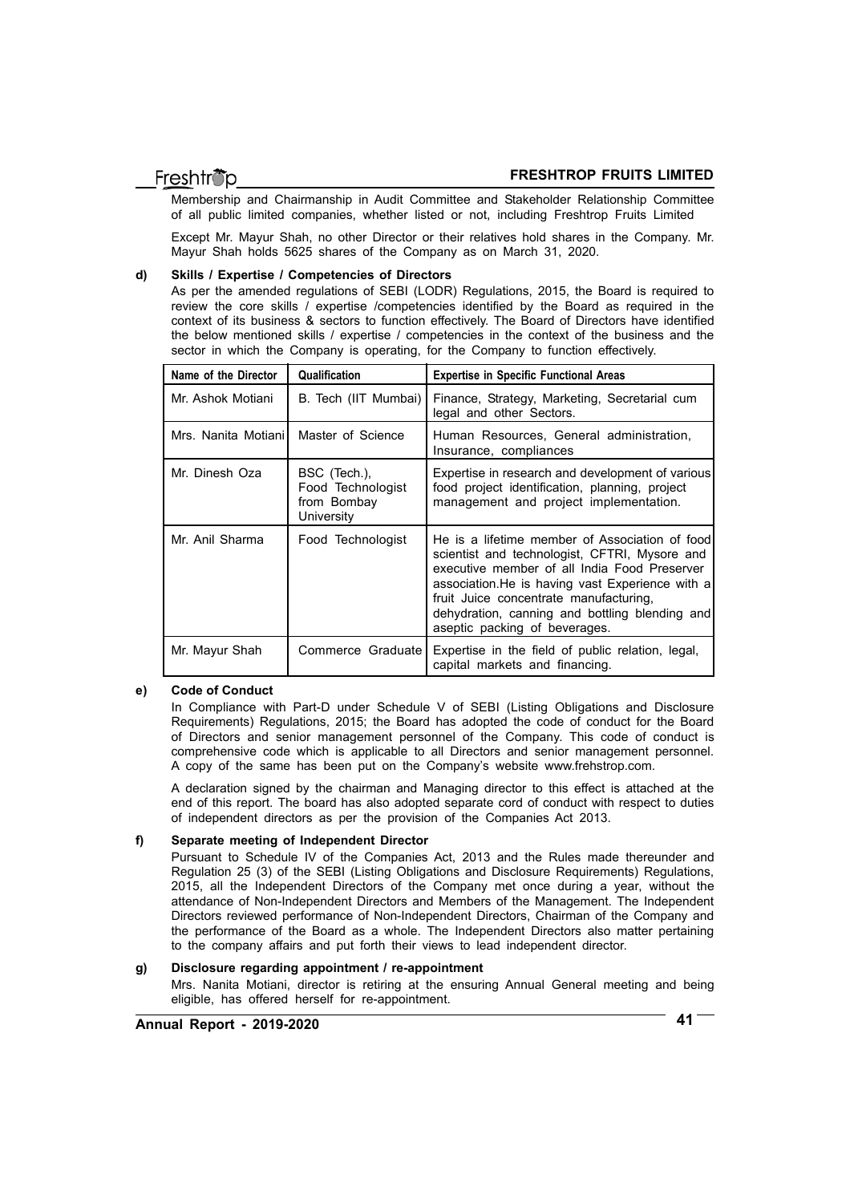Membership and Chairmanship in Audit Committee and Stakeholder Relationship Committee of all public limited companies, whether listed or not, including Freshtrop Fruits Limited

Except Mr. Mayur Shah, no other Director or their relatives hold shares in the Company. Mr. Mayur Shah holds 5625 shares of the Company as on March 31, 2020.

**d) Skills / Expertise / Competencies of Directors**

As per the amended regulations of SEBI (LODR) Regulations, 2015, the Board is required to review the core skills / expertise /competencies identified by the Board as required in the context of its business & sectors to function effectively. The Board of Directors have identified the below mentioned skills / expertise / competencies in the context of the business and the sector in which the Company is operating, for the Company to function effectively.

| Name of the Director | Qualification | Expertise in Specific Functional Areas |
|---|---|---|
| Mr. Ashok Motiani | B. Tech (IIT Mumbai) | Finance, Strategy, Marketing, Secretarial cum legal and other Sectors. |
| Mrs. Nanita Motiani | Master of Science | Human Resources, General administration, Insurance, compliances |
| Mr. Dinesh Oza | BSC (Tech.), Food Technologist from Bombay University | Expertise in research and development of various food project identification, planning, project management and project implementation. |
| Mr. Anil Sharma | Food Technologist | He is a lifetime member of Association of food scientist and technologist, CFTRI, Mysore and executive member of all India Food Preserver association.He is having vast Experience with a fruit Juice concentrate manufacturing, dehydration, canning and bottling blending and aseptic packing of beverages. |
| Mr. Mayur Shah | Commerce Graduate | Expertise in the field of public relation, legal, capital markets and financing. |

**e) Code of Conduct**

In Compliance with Part-D under Schedule V of SEBI (Listing Obligations and Disclosure Requirements) Regulations, 2015; the Board has adopted the code of conduct for the Board of Directors and senior management personnel of the Company. This code of conduct is comprehensive code which is applicable to all Directors and senior management personnel. A copy of the same has been put on the Company's website www.frehstrop.com.

A declaration signed by the chairman and Managing director to this effect is attached at the end of this report. The board has also adopted separate cord of conduct with respect to duties of independent directors as per the provision of the Companies Act 2013.

**f) Separate meeting of Independent Director**

Pursuant to Schedule IV of the Companies Act, 2013 and the Rules made thereunder and Regulation 25 (3) of the SEBI (Listing Obligations and Disclosure Requirements) Regulations, 2015, all the Independent Directors of the Company met once during a year, without the attendance of Non-Independent Directors and Members of the Management. The Independent Directors reviewed performance of Non-Independent Directors, Chairman of the Company and the performance of the Board as a whole. The Independent Directors also matter pertaining to the company affairs and put forth their views to lead independent director.

**g) Disclosure regarding appointment / re-appointment**

Mrs. Nanita Motiani, director is retiring at the ensuring Annual General meeting and being eligible, has offered herself for re-appointment.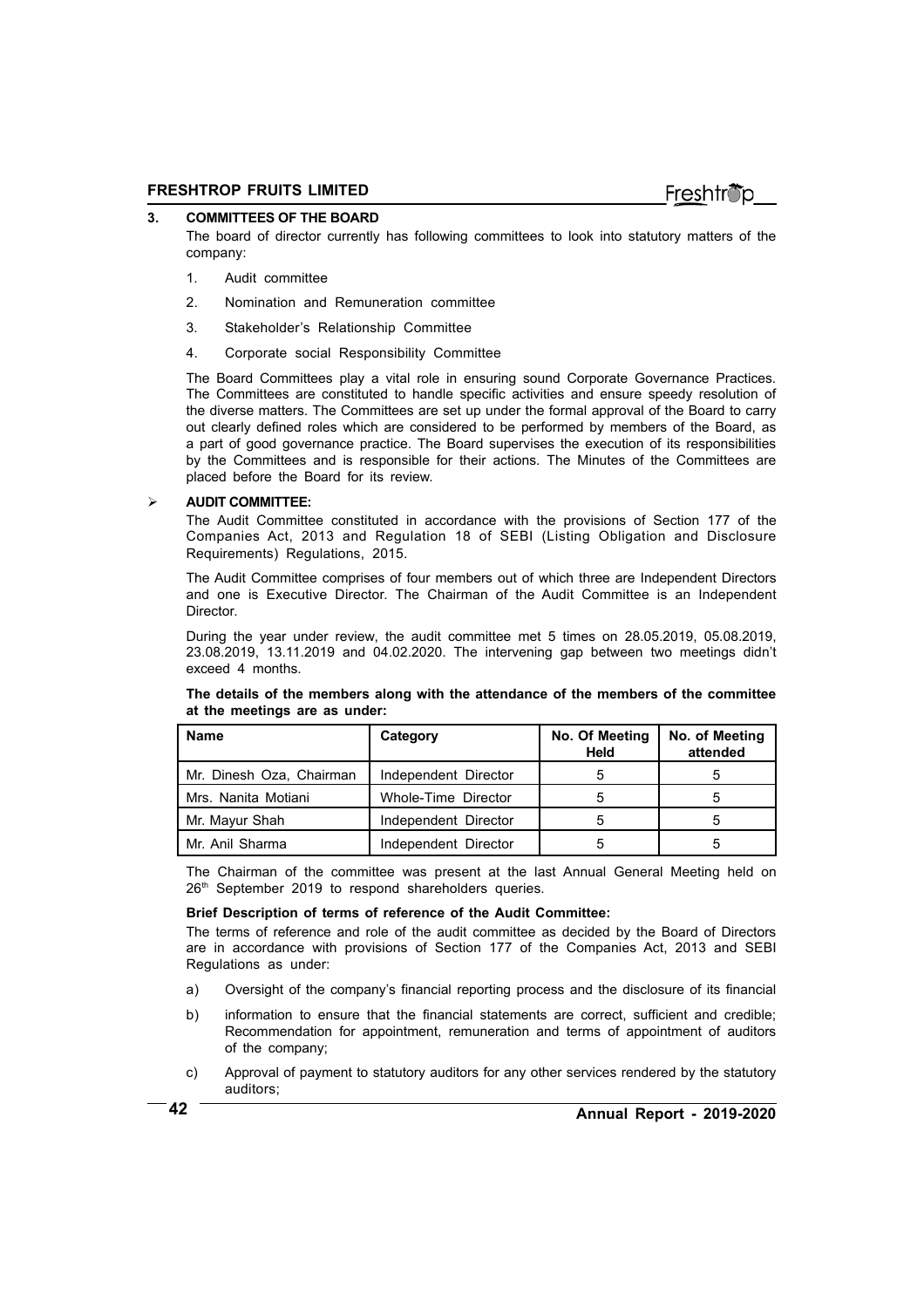## 3. COMMITTEES OF THE BOARD

The board of director currently has following committees to look into statutory matters of the company:

1. Audit committee
2. Nomination and Remuneration committee
3. Stakeholder's Relationship Committee
4. Corporate social Responsibility Committee

The Board Committees play a vital role in ensuring sound Corporate Governance Practices. The Committees are constituted to handle specific activities and ensure speedy resolution of the diverse matters. The Committees are set up under the formal approval of the Board to carry out clearly defined roles which are considered to be performed by members of the Board, as a part of good governance practice. The Board supervises the execution of its responsibilities by the Committees and is responsible for their actions. The Minutes of the Committees are placed before the Board for its review.

### ➢ AUDIT COMMITTEE:

The Audit Committee constituted in accordance with the provisions of Section 177 of the Companies Act, 2013 and Regulation 18 of SEBI (Listing Obligation and Disclosure Requirements) Regulations, 2015.

The Audit Committee comprises of four members out of which three are Independent Directors and one is Executive Director. The Chairman of the Audit Committee is an Independent Director.

During the year under review, the audit committee met 5 times on 28.05.2019, 05.08.2019, 23.08.2019, 13.11.2019 and 04.02.2020. The intervening gap between two meetings didn't exceed 4 months.

**The details of the members along with the attendance of the members of the committee at the meetings are as under:**

| Name | Category | No. Of Meeting Held | No. of Meeting attended |
|---|---|---|---|
| Mr. Dinesh Oza, Chairman | Independent Director | 5 | 5 |
| Mrs. Nanita Motiani | Whole-Time Director | 5 | 5 |
| Mr. Mayur Shah | Independent Director | 5 | 5 |
| Mr. Anil Sharma | Independent Director | 5 | 5 |

The Chairman of the committee was present at the last Annual General Meeting held on 26th September 2019 to respond shareholders queries.

**Brief Description of terms of reference of the Audit Committee:**

The terms of reference and role of the audit committee as decided by the Board of Directors are in accordance with provisions of Section 177 of the Companies Act, 2013 and SEBI Regulations as under:

a) Oversight of the company's financial reporting process and the disclosure of its financial

b) information to ensure that the financial statements are correct, sufficient and credible; Recommendation for appointment, remuneration and terms of appointment of auditors of the company;

c) Approval of payment to statutory auditors for any other services rendered by the statutory auditors;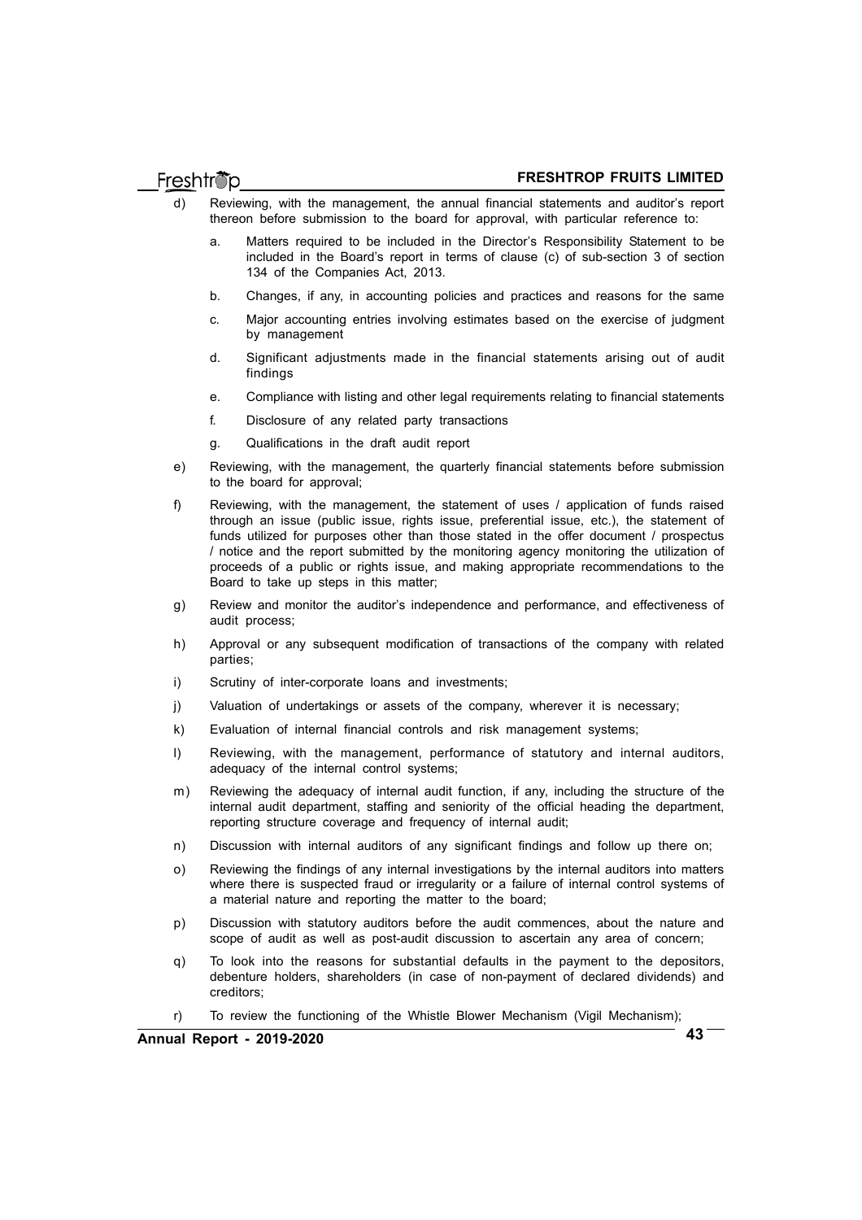d) Reviewing, with the management, the annual financial statements and auditor's report thereon before submission to the board for approval, with particular reference to:

   a. Matters required to be included in the Director's Responsibility Statement to be included in the Board's report in terms of clause (c) of sub-section 3 of section 134 of the Companies Act, 2013.

   b. Changes, if any, in accounting policies and practices and reasons for the same

   c. Major accounting entries involving estimates based on the exercise of judgment by management

   d. Significant adjustments made in the financial statements arising out of audit findings

   e. Compliance with listing and other legal requirements relating to financial statements

   f. Disclosure of any related party transactions

   g. Qualifications in the draft audit report

e) Reviewing, with the management, the quarterly financial statements before submission to the board for approval;

f) Reviewing, with the management, the statement of uses / application of funds raised through an issue (public issue, rights issue, preferential issue, etc.), the statement of funds utilized for purposes other than those stated in the offer document / prospectus / notice and the report submitted by the monitoring agency monitoring the utilization of proceeds of a public or rights issue, and making appropriate recommendations to the Board to take up steps in this matter;

g) Review and monitor the auditor's independence and performance, and effectiveness of audit process;

h) Approval or any subsequent modification of transactions of the company with related parties;

i) Scrutiny of inter-corporate loans and investments;

j) Valuation of undertakings or assets of the company, wherever it is necessary;

k) Evaluation of internal financial controls and risk management systems;

l) Reviewing, with the management, performance of statutory and internal auditors, adequacy of the internal control systems;

m) Reviewing the adequacy of internal audit function, if any, including the structure of the internal audit department, staffing and seniority of the official heading the department, reporting structure coverage and frequency of internal audit;

n) Discussion with internal auditors of any significant findings and follow up there on;

o) Reviewing the findings of any internal investigations by the internal auditors into matters where there is suspected fraud or irregularity or a failure of internal control systems of a material nature and reporting the matter to the board;

p) Discussion with statutory auditors before the audit commences, about the nature and scope of audit as well as post-audit discussion to ascertain any area of concern;

q) To look into the reasons for substantial defaults in the payment to the depositors, debenture holders, shareholders (in case of non-payment of declared dividends) and creditors;

r) To review the functioning of the Whistle Blower Mechanism (Vigil Mechanism);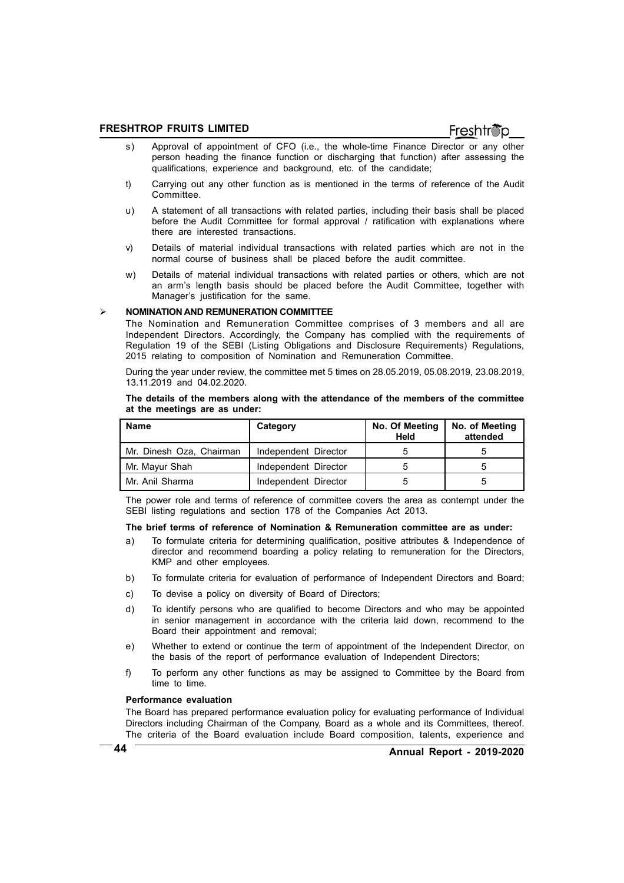s) Approval of appointment of CFO (i.e., the whole-time Finance Director or any other person heading the finance function or discharging that function) after assessing the qualifications, experience and background, etc. of the candidate;

t) Carrying out any other function as is mentioned in the terms of reference of the Audit Committee.

u) A statement of all transactions with related parties, including their basis shall be placed before the Audit Committee for formal approval / ratification with explanations where there are interested transactions.

v) Details of material individual transactions with related parties which are not in the normal course of business shall be placed before the audit committee.

w) Details of material individual transactions with related parties or others, which are not an arm's length basis should be placed before the Audit Committee, together with Manager's justification for the same.

## NOMINATION AND REMUNERATION COMMITTEE

The Nomination and Remuneration Committee comprises of 3 members and all are Independent Directors. Accordingly, the Company has complied with the requirements of Regulation 19 of the SEBI (Listing Obligations and Disclosure Requirements) Regulations, 2015 relating to composition of Nomination and Remuneration Committee.

During the year under review, the committee met 5 times on 28.05.2019, 05.08.2019, 23.08.2019, 13.11.2019 and 04.02.2020.

**The details of the members along with the attendance of the members of the committee at the meetings are as under:**

| Name | Category | No. Of Meeting Held | No. of Meeting attended |
|---|---|---|---|
| Mr. Dinesh Oza, Chairman | Independent Director | 5 | 5 |
| Mr. Mayur Shah | Independent Director | 5 | 5 |
| Mr. Anil Sharma | Independent Director | 5 | 5 |

The power role and terms of reference of committee covers the area as contempt under the SEBI listing regulations and section 178 of the Companies Act 2013.

**The brief terms of reference of Nomination & Remuneration committee are as under:**

a) To formulate criteria for determining qualification, positive attributes & Independence of director and recommend boarding a policy relating to remuneration for the Directors, KMP and other employees.

b) To formulate criteria for evaluation of performance of Independent Directors and Board;

c) To devise a policy on diversity of Board of Directors;

d) To identify persons who are qualified to become Directors and who may be appointed in senior management in accordance with the criteria laid down, recommend to the Board their appointment and removal;

e) Whether to extend or continue the term of appointment of the Independent Director, on the basis of the report of performance evaluation of Independent Directors;

f) To perform any other functions as may be assigned to Committee by the Board from time to time.

**Performance evaluation**

The Board has prepared performance evaluation policy for evaluating performance of Individual Directors including Chairman of the Company, Board as a whole and its Committees, thereof. The criteria of the Board evaluation include Board composition, talents, experience and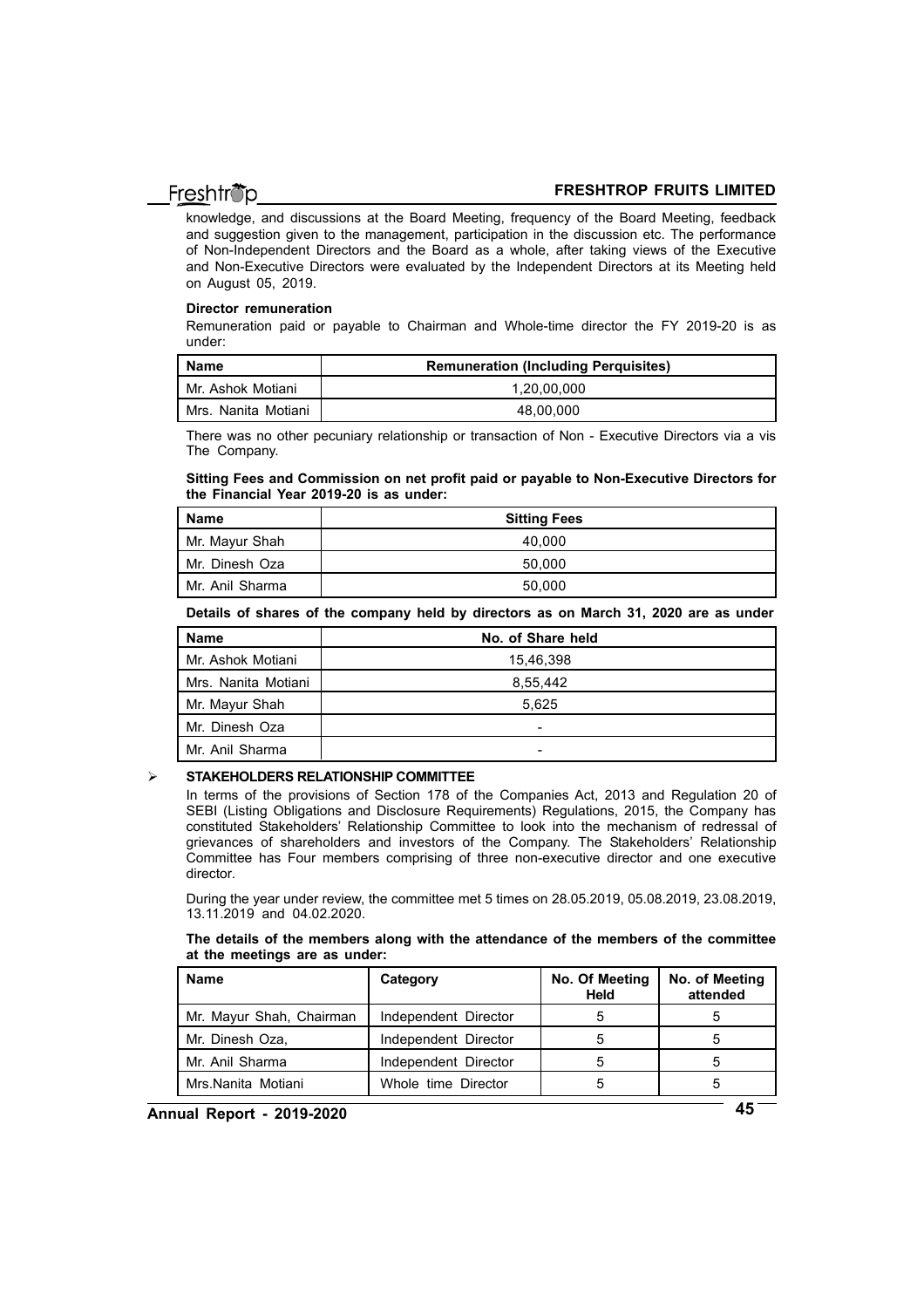knowledge, and discussions at the Board Meeting, frequency of the Board Meeting, feedback and suggestion given to the management, participation in the discussion etc. The performance of Non-Independent Directors and the Board as a whole, after taking views of the Executive and Non-Executive Directors were evaluated by the Independent Directors at its Meeting held on August 05, 2019.

**Director remuneration**

Remuneration paid or payable to Chairman and Whole-time director the FY 2019-20 is as under:

| Name | Remuneration (Including Perquisites) |
|---|---|
| Mr. Ashok Motiani | 1,20,00,000 |
| Mrs. Nanita Motiani | 48,00,000 |

There was no other pecuniary relationship or transaction of Non - Executive Directors via a vis The Company.

**Sitting Fees and Commission on net profit paid or payable to Non-Executive Directors for the Financial Year 2019-20 is as under:**

| Name | Sitting Fees |
|---|---|
| Mr. Mayur Shah | 40,000 |
| Mr. Dinesh Oza | 50,000 |
| Mr. Anil Sharma | 50,000 |

**Details of shares of the company held by directors as on March 31, 2020 are as under**

| Name | No. of Share held |
|---|---|
| Mr. Ashok Motiani | 15,46,398 |
| Mrs. Nanita Motiani | 8,55,442 |
| Mr. Mayur Shah | 5,625 |
| Mr. Dinesh Oza | - |
| Mr. Anil Sharma | - |

- **STAKEHOLDERS RELATIONSHIP COMMITTEE**

  In terms of the provisions of Section 178 of the Companies Act, 2013 and Regulation 20 of SEBI (Listing Obligations and Disclosure Requirements) Regulations, 2015, the Company has constituted Stakeholders' Relationship Committee to look into the mechanism of redressal of grievances of shareholders and investors of the Company. The Stakeholders' Relationship Committee has Four members comprising of three non-executive director and one executive director.

  During the year under review, the committee met 5 times on 28.05.2019, 05.08.2019, 23.08.2019, 13.11.2019 and 04.02.2020.

  **The details of the members along with the attendance of the members of the committee at the meetings are as under:**

| Name | Category | No. Of Meeting Held | No. of Meeting attended |
|---|---|---|---|
| Mr. Mayur Shah, Chairman | Independent Director | 5 | 5 |
| Mr. Dinesh Oza, | Independent Director | 5 | 5 |
| Mr. Anil Sharma | Independent Director | 5 | 5 |
| Mrs.Nanita Motiani | Whole time Director | 5 | 5 |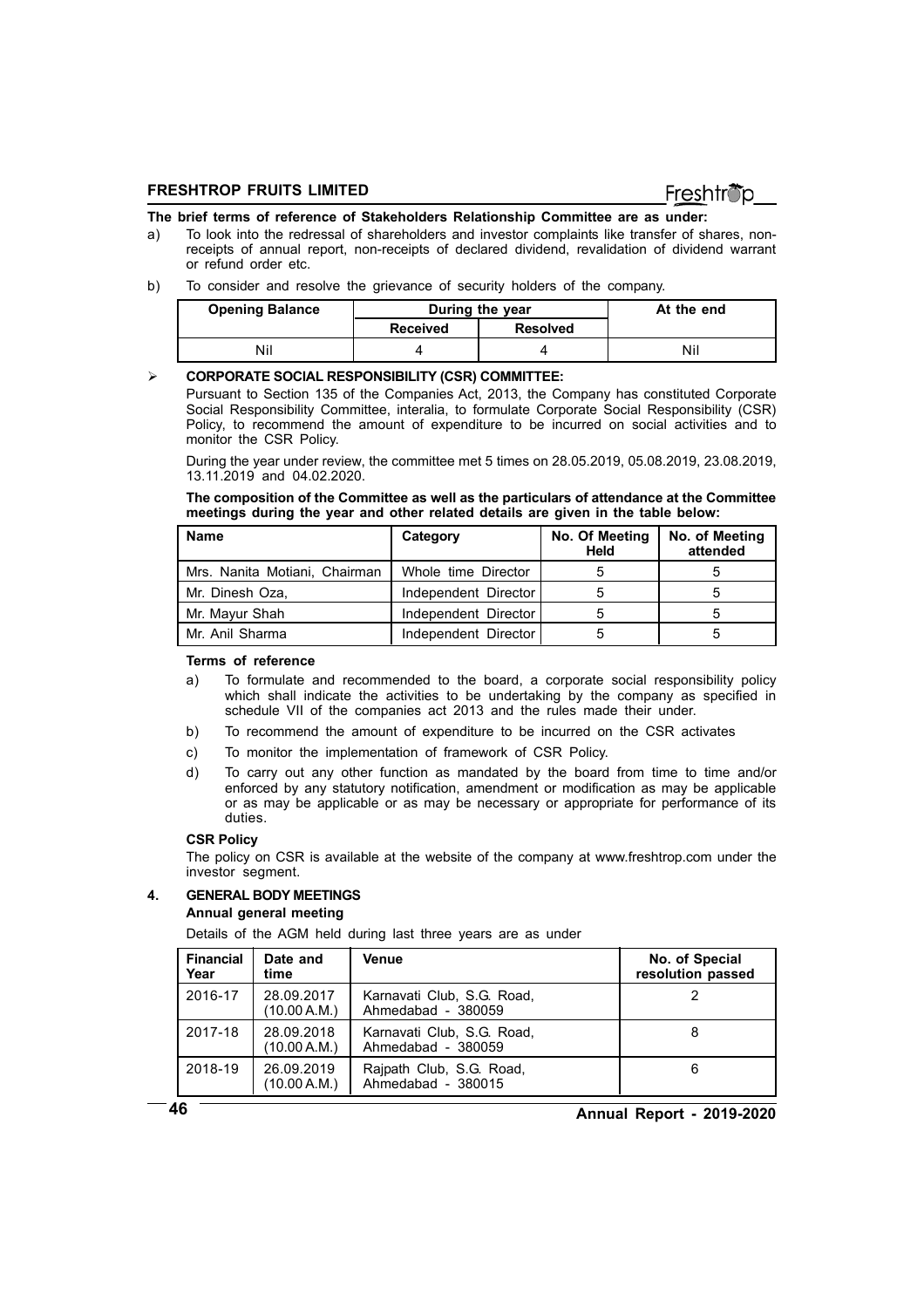**The brief terms of reference of Stakeholders Relationship Committee are as under:**

a) To look into the redressal of shareholders and investor complaints like transfer of shares, non-receipts of annual report, non-receipts of declared dividend, revalidation of dividend warrant or refund order etc.

b) To consider and resolve the grievance of security holders of the company.

| Opening Balance | During the year | | At the end |
|---|---|---|---|
| | Received | Resolved | |
| Nil | 4 | 4 | Nil |

- **CORPORATE SOCIAL RESPONSIBILITY (CSR) COMMITTEE:**

Pursuant to Section 135 of the Companies Act, 2013, the Company has constituted Corporate Social Responsibility Committee, interalia, to formulate Corporate Social Responsibility (CSR) Policy, to recommend the amount of expenditure to be incurred on social activities and to monitor the CSR Policy.

During the year under review, the committee met 5 times on 28.05.2019, 05.08.2019, 23.08.2019, 13.11.2019 and 04.02.2020.

**The composition of the Committee as well as the particulars of attendance at the Committee meetings during the year and other related details are given in the table below:**

| Name | Category | No. Of Meeting Held | No. of Meeting attended |
|---|---|---|---|
| Mrs. Nanita Motiani, Chairman | Whole time Director | 5 | 5 |
| Mr. Dinesh Oza, | Independent Director | 5 | 5 |
| Mr. Mayur Shah | Independent Director | 5 | 5 |
| Mr. Anil Sharma | Independent Director | 5 | 5 |

**Terms of reference**

a) To formulate and recommended to the board, a corporate social responsibility policy which shall indicate the activities to be undertaking by the company as specified in schedule VII of the companies act 2013 and the rules made their under.

b) To recommend the amount of expenditure to be incurred on the CSR activates

c) To monitor the implementation of framework of CSR Policy.

d) To carry out any other function as mandated by the board from time to time and/or enforced by any statutory notification, amendment or modification as may be applicable or as may be applicable or as may be necessary or appropriate for performance of its duties.

**CSR Policy**

The policy on CSR is available at the website of the company at www.freshtrop.com under the investor segment.

## 4. GENERAL BODY MEETINGS

**Annual general meeting**

Details of the AGM held during last three years are as under

| Financial Year | Date and time | Venue | No. of Special resolution passed |
|---|---|---|---|
| 2016-17 | 28.09.2017 (10.00 A.M.) | Karnavati Club, S.G. Road, Ahmedabad - 380059 | 2 |
| 2017-18 | 28.09.2018 (10.00 A.M.) | Karnavati Club, S.G. Road, Ahmedabad - 380059 | 8 |
| 2018-19 | 26.09.2019 (10.00 A.M.) | Rajpath Club, S.G. Road, Ahmedabad - 380015 | 6 |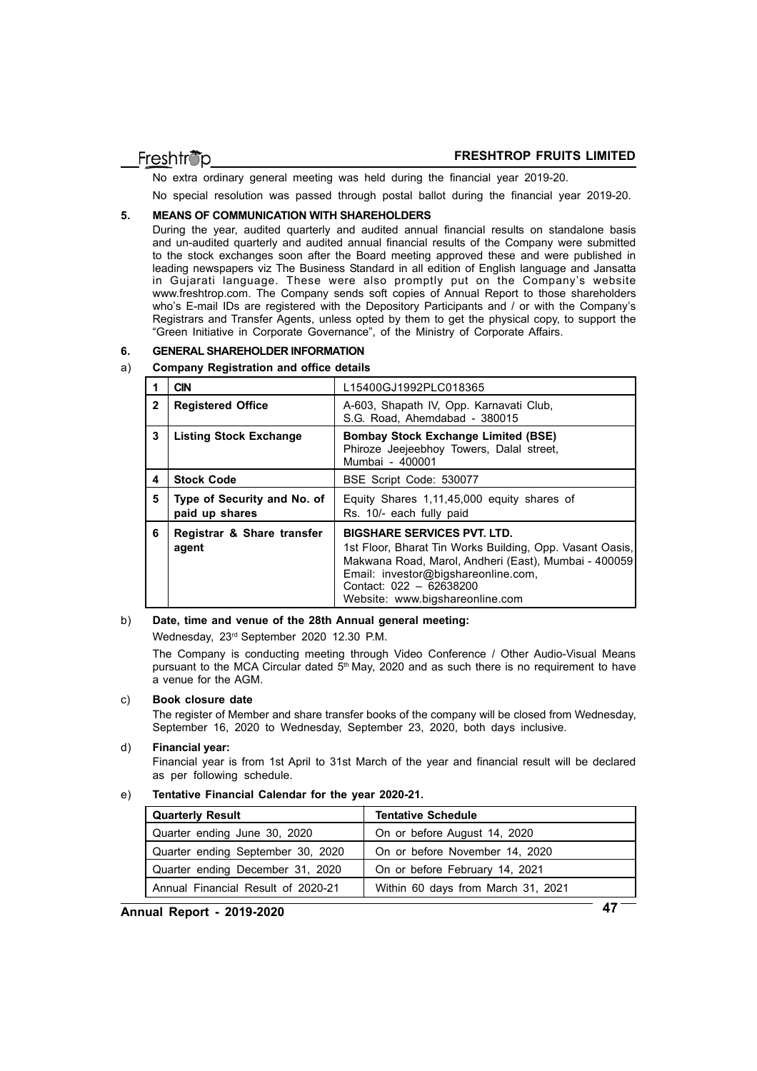No extra ordinary general meeting was held during the financial year 2019-20.

No special resolution was passed through postal ballot during the financial year 2019-20.

## 5. MEANS OF COMMUNICATION WITH SHAREHOLDERS

During the year, audited quarterly and audited annual financial results on standalone basis and un-audited quarterly and audited annual financial results of the Company were submitted to the stock exchanges soon after the Board meeting approved these and were published in leading newspapers viz The Business Standard in all edition of English language and Jansatta in Gujarati language. These were also promptly put on the Company's website www.freshtrop.com. The Company sends soft copies of Annual Report to those shareholders who's E-mail IDs are registered with the Depository Participants and / or with the Company's Registrars and Transfer Agents, unless opted by them to get the physical copy, to support the "Green Initiative in Corporate Governance", of the Ministry of Corporate Affairs.

## 6. GENERAL SHAREHOLDER INFORMATION

### a) Company Registration and office details

| | | |
|---|---|---|
| 1 | **CIN** | L15400GJ1992PLC018365 |
| 2 | **Registered Office** | A-603, Shapath IV, Opp. Karnavati Club, S.G. Road, Ahemdabad - 380015 |
| 3 | **Listing Stock Exchange** | **Bombay Stock Exchange Limited (BSE)** Phiroze Jeejeebhoy Towers, Dalal street, Mumbai - 400001 |
| 4 | **Stock Code** | BSE Script Code: 530077 |
| 5 | **Type of Security and No. of paid up shares** | Equity Shares 1,11,45,000 equity shares of Rs. 10/- each fully paid |
| 6 | **Registrar & Share transfer agent** | **BIGSHARE SERVICES PVT. LTD.** 1st Floor, Bharat Tin Works Building, Opp. Vasant Oasis, Makwana Road, Marol, Andheri (East), Mumbai - 400059 Email: investor@bigshareonline.com, Contact: 022 – 62638200 Website: www.bigshareonline.com |

### b) Date, time and venue of the 28th Annual general meeting:

Wednesday, 23rd September 2020 12.30 P.M.

The Company is conducting meeting through Video Conference / Other Audio-Visual Means pursuant to the MCA Circular dated 5th May, 2020 and as such there is no requirement to have a venue for the AGM.

### c) Book closure date

The register of Member and share transfer books of the company will be closed from Wednesday, September 16, 2020 to Wednesday, September 23, 2020, both days inclusive.

### d) Financial year:

Financial year is from 1st April to 31st March of the year and financial result will be declared as per following schedule.

### e) Tentative Financial Calendar for the year 2020-21.

| Quarterly Result | Tentative Schedule |
|---|---|
| Quarter ending June 30, 2020 | On or before August 14, 2020 |
| Quarter ending September 30, 2020 | On or before November 14, 2020 |
| Quarter ending December 31, 2020 | On or before February 14, 2021 |
| Annual Financial Result of 2020-21 | Within 60 days from March 31, 2021 |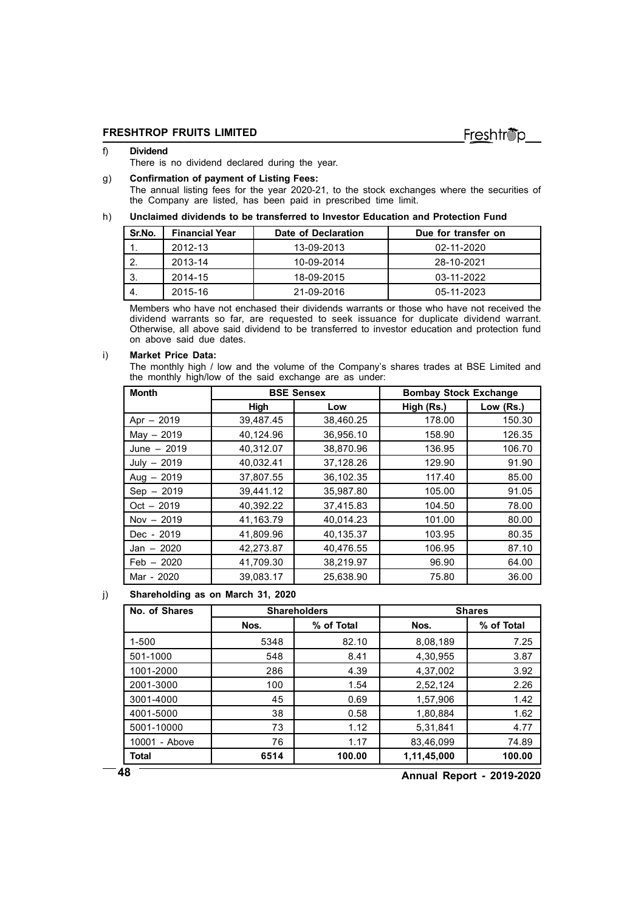f) **Dividend**

There is no dividend declared during the year.

g) **Confirmation of payment of Listing Fees:**

The annual listing fees for the year 2020-21, to the stock exchanges where the securities of the Company are listed, has been paid in prescribed time limit.

h) **Unclaimed dividends to be transferred to Investor Education and Protection Fund**

| Sr.No. | Financial Year | Date of Declaration | Due for transfer on |
|---|---|---|---|
| 1. | 2012-13 | 13-09-2013 | 02-11-2020 |
| 2. | 2013-14 | 10-09-2014 | 28-10-2021 |
| 3. | 2014-15 | 18-09-2015 | 03-11-2022 |
| 4. | 2015-16 | 21-09-2016 | 05-11-2023 |

Members who have not enchased their dividends warrants or those who have not received the dividend warrants so far, are requested to seek issuance for duplicate dividend warrant. Otherwise, all above said dividend to be transferred to investor education and protection fund on above said due dates.

i) **Market Price Data:**

The monthly high / low and the volume of the Company's shares trades at BSE Limited and the monthly high/low of the said exchange are as under:

| Month | BSE Sensex | | Bombay Stock Exchange | |
|---|---|---|---|---|
| | High | Low | High (Rs.) | Low (Rs.) |
| Apr – 2019 | 39,487.45 | 38,460.25 | 178.00 | 150.30 |
| May – 2019 | 40,124.96 | 36,956.10 | 158.90 | 126.35 |
| June – 2019 | 40,312.07 | 38,870.96 | 136.95 | 106.70 |
| July – 2019 | 40,032.41 | 37,128.26 | 129.90 | 91.90 |
| Aug – 2019 | 37,807.55 | 36,102.35 | 117.40 | 85.00 |
| Sep – 2019 | 39,441.12 | 35,987.80 | 105.00 | 91.05 |
| Oct – 2019 | 40,392.22 | 37,415.83 | 104.50 | 78.00 |
| Nov – 2019 | 41,163.79 | 40,014.23 | 101.00 | 80.00 |
| Dec - 2019 | 41,809.96 | 40,135.37 | 103.95 | 80.35 |
| Jan – 2020 | 42,273.87 | 40,476.55 | 106.95 | 87.10 |
| Feb – 2020 | 41,709.30 | 38,219.97 | 96.90 | 64.00 |
| Mar - 2020 | 39,083.17 | 25,638.90 | 75.80 | 36.00 |

j) **Shareholding as on March 31, 2020**

| No. of Shares | Shareholders | | Shares | |
|---|---|---|---|---|
| | Nos. | % of Total | Nos. | % of Total |
| 1-500 | 5348 | 82.10 | 8,08,189 | 7.25 |
| 501-1000 | 548 | 8.41 | 4,30,955 | 3.87 |
| 1001-2000 | 286 | 4.39 | 4,37,002 | 3.92 |
| 2001-3000 | 100 | 1.54 | 2,52,124 | 2.26 |
| 3001-4000 | 45 | 0.69 | 1,57,906 | 1.42 |
| 4001-5000 | 38 | 0.58 | 1,80,884 | 1.62 |
| 5001-10000 | 73 | 1.12 | 5,31,841 | 4.77 |
| 10001 - Above | 76 | 1.17 | 83,46,099 | 74.89 |
| **Total** | **6514** | **100.00** | **1,11,45,000** | **100.00** |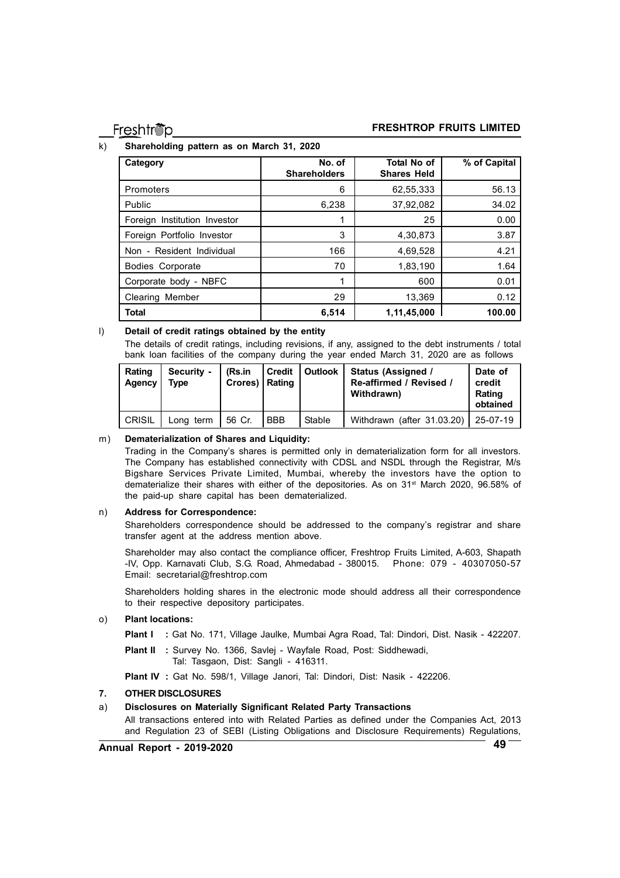k) **Shareholding pattern as on March 31, 2020**

| Category | No. of Shareholders | Total No of Shares Held | % of Capital |
|---|---|---|---|
| Promoters | 6 | 62,55,333 | 56.13 |
| Public | 6,238 | 37,92,082 | 34.02 |
| Foreign Institution Investor | 1 | 25 | 0.00 |
| Foreign Portfolio Investor | 3 | 4,30,873 | 3.87 |
| Non - Resident Individual | 166 | 4,69,528 | 4.21 |
| Bodies Corporate | 70 | 1,83,190 | 1.64 |
| Corporate body - NBFC | 1 | 600 | 0.01 |
| Clearing Member | 29 | 13,369 | 0.12 |
| **Total** | **6,514** | **1,11,45,000** | **100.00** |

l) **Detail of credit ratings obtained by the entity**

The details of credit ratings, including revisions, if any, assigned to the debt instruments / total bank loan facilities of the company during the year ended March 31, 2020 are as follows

| Rating Agency | Security - Type | (Rs.in Crores) | Credit Rating | Outlook | Status (Assigned / Re-affirmed / Revised / Withdrawn) | Date of credit Rating obtained |
|---|---|---|---|---|---|---|
| CRISIL | Long term | 56 Cr. | BBB | Stable | Withdrawn (after 31.03.20) | 25-07-19 |

m) **Dematerialization of Shares and Liquidity:**

Trading in the Company's shares is permitted only in dematerialization form for all investors. The Company has established connectivity with CDSL and NSDL through the Registrar, M/s Bigshare Services Private Limited, Mumbai, whereby the investors have the option to dematerialize their shares with either of the depositories. As on 31st March 2020, 96.58% of the paid-up share capital has been dematerialized.

n) **Address for Correspondence:**

Shareholders correspondence should be addressed to the company's registrar and share transfer agent at the address mention above.

Shareholder may also contact the compliance officer, Freshtrop Fruits Limited, A-603, Shapath -IV, Opp. Karnavati Club, S.G. Road, Ahmedabad - 380015. Phone: 079 - 40307050-57 Email: secretarial@freshtrop.com

Shareholders holding shares in the electronic mode should address all their correspondence to their respective depository participates.

o) **Plant locations:**

**Plant I :** Gat No. 171, Village Jaulke, Mumbai Agra Road, Tal: Dindori, Dist. Nasik - 422207.

**Plant II :** Survey No. 1366, Savlej - Wayfale Road, Post: Siddhewadi, Tal: Tasgaon, Dist: Sangli - 416311.

**Plant IV :** Gat No. 598/1, Village Janori, Tal: Dindori, Dist: Nasik - 422206.

## 7. OTHER DISCLOSURES

a) **Disclosures on Materially Significant Related Party Transactions**

All transactions entered into with Related Parties as defined under the Companies Act, 2013 and Regulation 23 of SEBI (Listing Obligations and Disclosure Requirements) Regulations,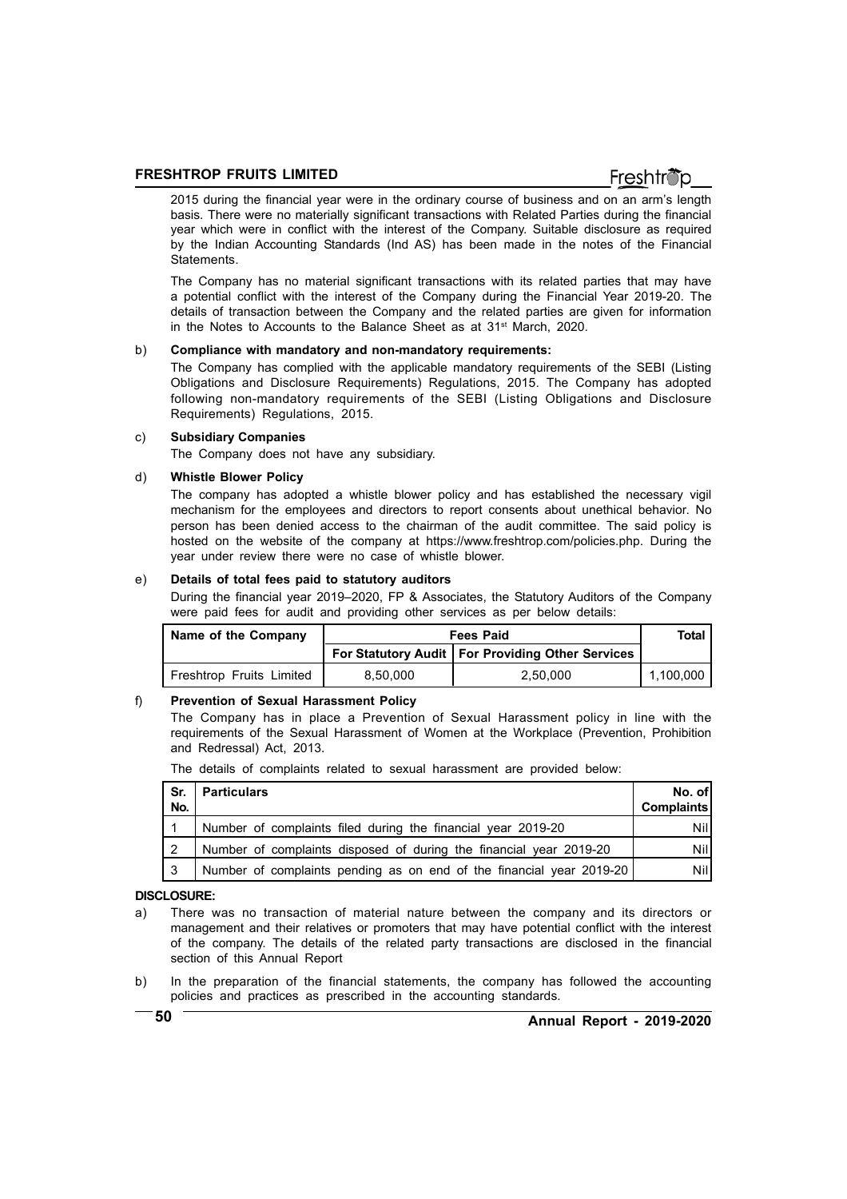2015 during the financial year were in the ordinary course of business and on an arm's length basis. There were no materially significant transactions with Related Parties during the financial year which were in conflict with the interest of the Company. Suitable disclosure as required by the Indian Accounting Standards (Ind AS) has been made in the notes of the Financial Statements.

The Company has no material significant transactions with its related parties that may have a potential conflict with the interest of the Company during the Financial Year 2019-20. The details of transaction between the Company and the related parties are given for information in the Notes to Accounts to the Balance Sheet as at 31st March, 2020.

b) **Compliance with mandatory and non-mandatory requirements:**

The Company has complied with the applicable mandatory requirements of the SEBI (Listing Obligations and Disclosure Requirements) Regulations, 2015. The Company has adopted following non-mandatory requirements of the SEBI (Listing Obligations and Disclosure Requirements) Regulations, 2015.

c) **Subsidiary Companies**

The Company does not have any subsidiary.

d) **Whistle Blower Policy**

The company has adopted a whistle blower policy and has established the necessary vigil mechanism for the employees and directors to report consents about unethical behavior. No person has been denied access to the chairman of the audit committee. The said policy is hosted on the website of the company at https://www.freshtrop.com/policies.php. During the year under review there were no case of whistle blower.

e) **Details of total fees paid to statutory auditors**

During the financial year 2019–2020, FP & Associates, the Statutory Auditors of the Company were paid fees for audit and providing other services as per below details:

| Name of the Company | Fees Paid | | Total |
|---|---|---|---|
| | For Statutory Audit | For Providing Other Services | |
| Freshtrop Fruits Limited | 8,50,000 | 2,50,000 | 1,100,000 |

f) **Prevention of Sexual Harassment Policy**

The Company has in place a Prevention of Sexual Harassment policy in line with the requirements of the Sexual Harassment of Women at the Workplace (Prevention, Prohibition and Redressal) Act, 2013.

The details of complaints related to sexual harassment are provided below:

| Sr. No. | Particulars | No. of Complaints |
|---|---|---|
| 1 | Number of complaints filed during the financial year 2019-20 | Nil |
| 2 | Number of complaints disposed of during the financial year 2019-20 | Nil |
| 3 | Number of complaints pending as on end of the financial year 2019-20 | Nil |

**DISCLOSURE:**

a) There was no transaction of material nature between the company and its directors or management and their relatives or promoters that may have potential conflict with the interest of the company. The details of the related party transactions are disclosed in the financial section of this Annual Report

b) In the preparation of the financial statements, the company has followed the accounting policies and practices as prescribed in the accounting standards.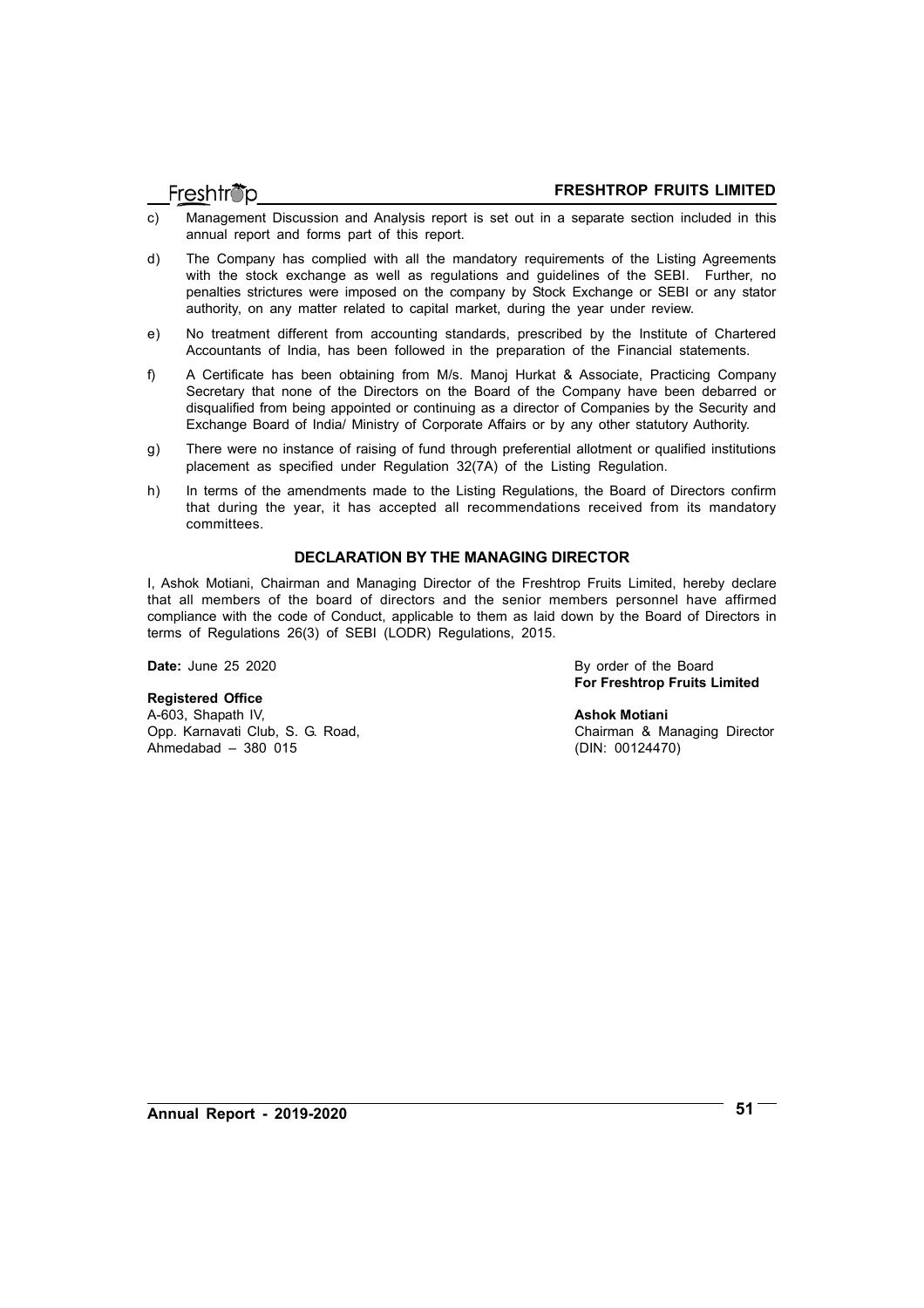c) Management Discussion and Analysis report is set out in a separate section included in this annual report and forms part of this report.

d) The Company has complied with all the mandatory requirements of the Listing Agreements with the stock exchange as well as regulations and guidelines of the SEBI. Further, no penalties strictures were imposed on the company by Stock Exchange or SEBI or any stator authority, on any matter related to capital market, during the year under review.

e) No treatment different from accounting standards, prescribed by the Institute of Chartered Accountants of India, has been followed in the preparation of the Financial statements.

f) A Certificate has been obtaining from M/s. Manoj Hurkat & Associate, Practicing Company Secretary that none of the Directors on the Board of the Company have been debarred or disqualified from being appointed or continuing as a director of Companies by the Security and Exchange Board of India/ Ministry of Corporate Affairs or by any other statutory Authority.

g) There were no instance of raising of fund through preferential allotment or qualified institutions placement as specified under Regulation 32(7A) of the Listing Regulation.

h) In terms of the amendments made to the Listing Regulations, the Board of Directors confirm that during the year, it has accepted all recommendations received from its mandatory committees.

## DECLARATION BY THE MANAGING DIRECTOR

I, Ashok Motiani, Chairman and Managing Director of the Freshtrop Fruits Limited, hereby declare that all members of the board of directors and the senior members personnel have affirmed compliance with the code of Conduct, applicable to them as laid down by the Board of Directors in terms of Regulations 26(3) of SEBI (LODR) Regulations, 2015.

**Date:** June 25 2020

**Registered Office**
A-603, Shapath IV,
Opp. Karnavati Club, S. G. Road,
Ahmedabad – 380 015

By order of the Board
**For Freshtrop Fruits Limited**

**Ashok Motiani**
Chairman & Managing Director
(DIN: 00124470)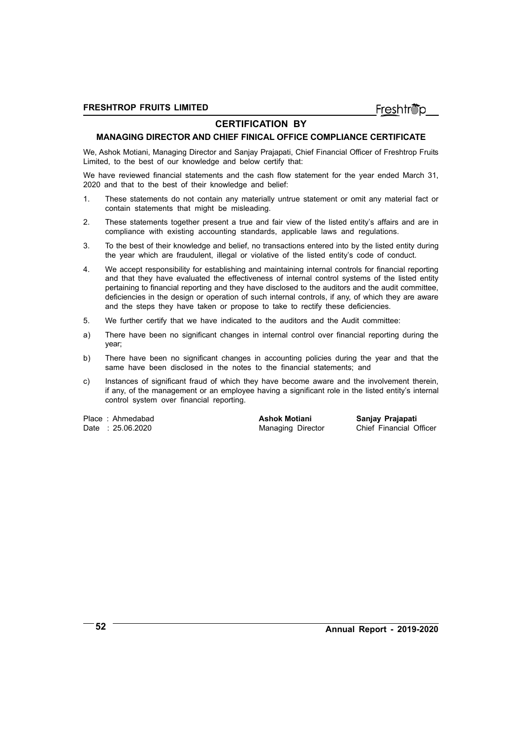## CERTIFICATION BY

### MANAGING DIRECTOR AND CHIEF FINICAL OFFICE COMPLIANCE CERTIFICATE

We, Ashok Motiani, Managing Director and Sanjay Prajapati, Chief Financial Officer of Freshtrop Fruits Limited, to the best of our knowledge and below certify that:

We have reviewed financial statements and the cash flow statement for the year ended March 31, 2020 and that to the best of their knowledge and belief:

1. These statements do not contain any materially untrue statement or omit any material fact or contain statements that might be misleading.
2. These statements together present a true and fair view of the listed entity's affairs and are in compliance with existing accounting standards, applicable laws and regulations.
3. To the best of their knowledge and belief, no transactions entered into by the listed entity during the year which are fraudulent, illegal or violative of the listed entity's code of conduct.
4. We accept responsibility for establishing and maintaining internal controls for financial reporting and that they have evaluated the effectiveness of internal control systems of the listed entity pertaining to financial reporting and they have disclosed to the auditors and the audit committee, deficiencies in the design or operation of such internal controls, if any, of which they are aware and the steps they have taken or propose to take to rectify these deficiencies.
5. We further certify that we have indicated to the auditors and the Audit committee:

a) There have been no significant changes in internal control over financial reporting during the year;

b) There have been no significant changes in accounting policies during the year and that the same have been disclosed in the notes to the financial statements; and

c) Instances of significant fraud of which they have become aware and the involvement therein, if any, of the management or an employee having a significant role in the listed entity's internal control system over financial reporting.

| Place : Ahmedabad | **Ashok Motiani** | **Sanjay Prajapati** |
|---|---|---|
| Date : 25.06.2020 | Managing Director | Chief Financial Officer |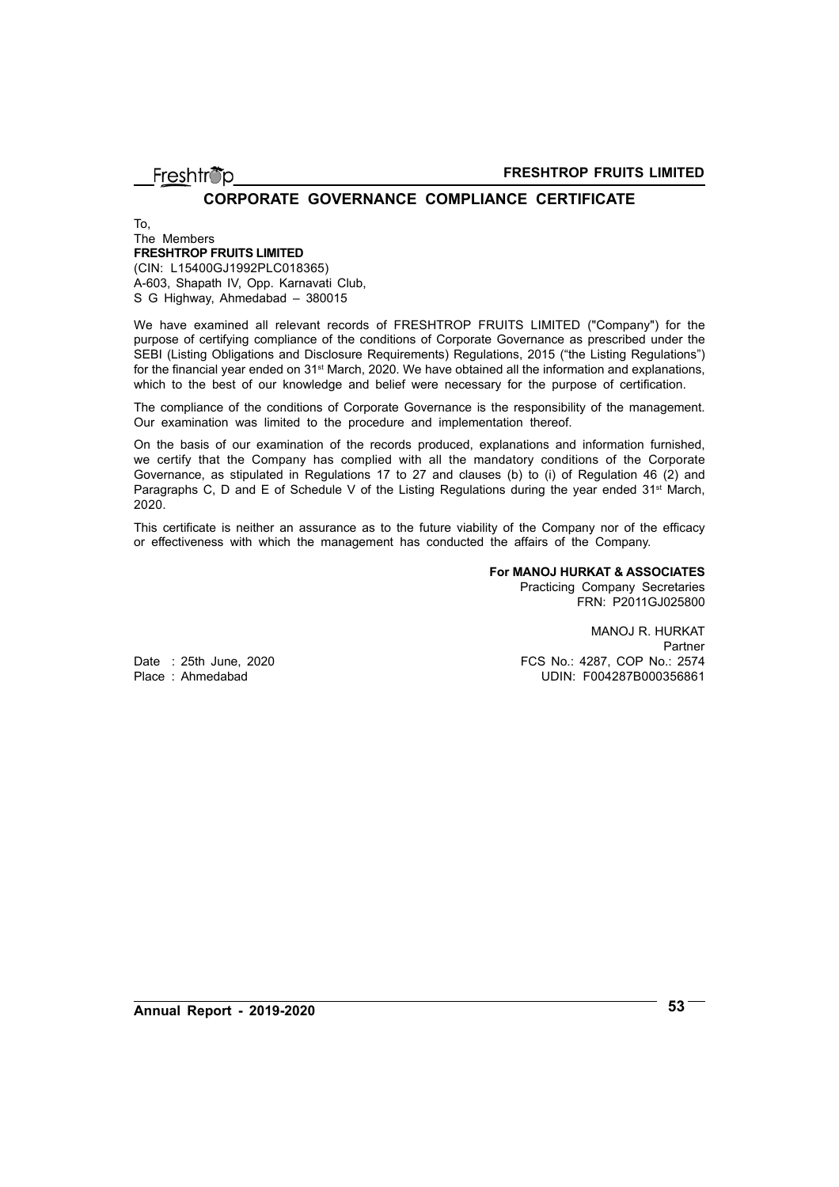## CORPORATE GOVERNANCE COMPLIANCE CERTIFICATE

To,
The Members
**FRESHTROP FRUITS LIMITED**
(CIN: L15400GJ1992PLC018365)
A-603, Shapath IV, Opp. Karnavati Club,
S G Highway, Ahmedabad – 380015

We have examined all relevant records of FRESHTROP FRUITS LIMITED ("Company") for the purpose of certifying compliance of the conditions of Corporate Governance as prescribed under the SEBI (Listing Obligations and Disclosure Requirements) Regulations, 2015 ("the Listing Regulations") for the financial year ended on 31st March, 2020. We have obtained all the information and explanations, which to the best of our knowledge and belief were necessary for the purpose of certification.

The compliance of the conditions of Corporate Governance is the responsibility of the management. Our examination was limited to the procedure and implementation thereof.

On the basis of our examination of the records produced, explanations and information furnished, we certify that the Company has complied with all the mandatory conditions of the Corporate Governance, as stipulated in Regulations 17 to 27 and clauses (b) to (i) of Regulation 46 (2) and Paragraphs C, D and E of Schedule V of the Listing Regulations during the year ended 31st March, 2020.

This certificate is neither an assurance as to the future viability of the Company nor of the efficacy or effectiveness with which the management has conducted the affairs of the Company.

**For MANOJ HURKAT & ASSOCIATES**
Practicing Company Secretaries
FRN: P2011GJ025800

MANOJ R. HURKAT
Partner
FCS No.: 4287, COP No.: 2574
UDIN: F004287B000356861

Date : 25th June, 2020
Place : Ahmedabad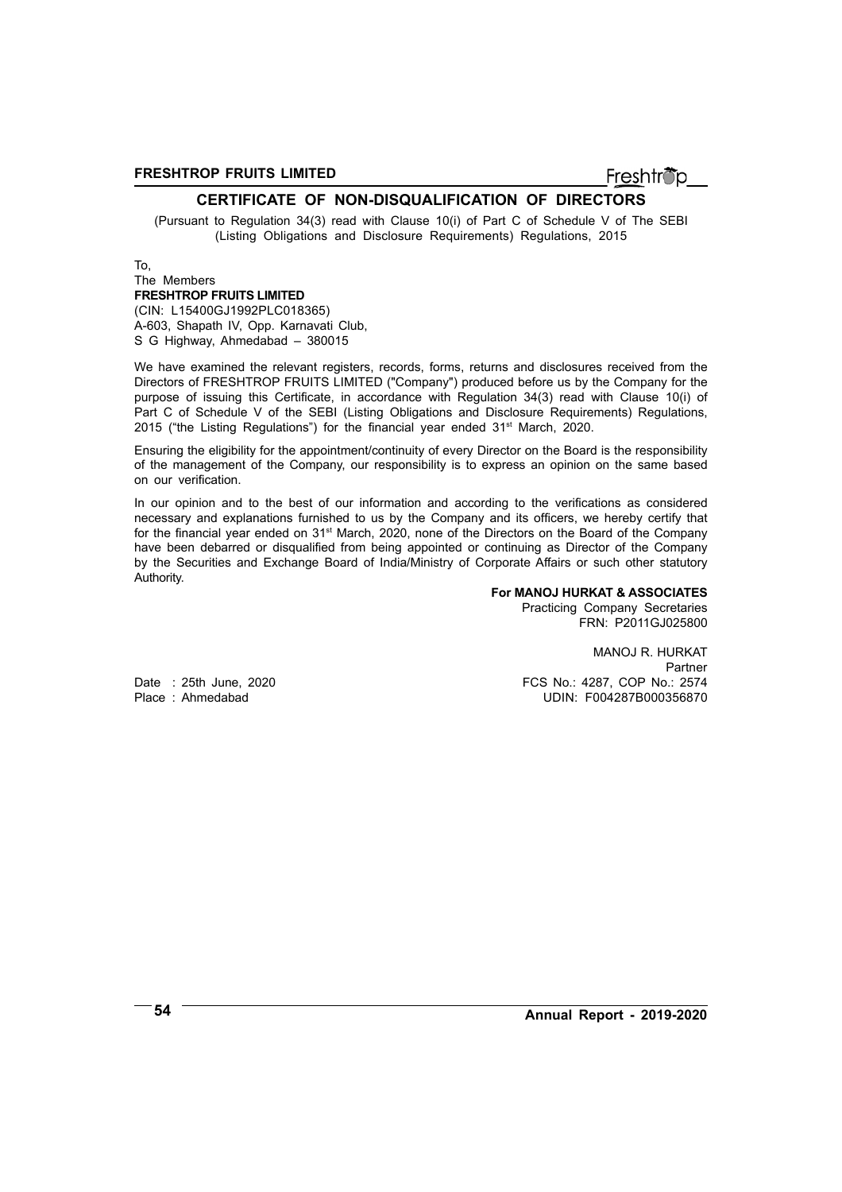## CERTIFICATE OF NON-DISQUALIFICATION OF DIRECTORS

(Pursuant to Regulation 34(3) read with Clause 10(i) of Part C of Schedule V of The SEBI (Listing Obligations and Disclosure Requirements) Regulations, 2015

To,
The Members
**FRESHTROP FRUITS LIMITED**
(CIN: L15400GJ1992PLC018365)
A-603, Shapath IV, Opp. Karnavati Club,
S G Highway, Ahmedabad – 380015

We have examined the relevant registers, records, forms, returns and disclosures received from the Directors of FRESHTROP FRUITS LIMITED ("Company") produced before us by the Company for the purpose of issuing this Certificate, in accordance with Regulation 34(3) read with Clause 10(i) of Part C of Schedule V of the SEBI (Listing Obligations and Disclosure Requirements) Regulations, 2015 ("the Listing Regulations") for the financial year ended 31st March, 2020.

Ensuring the eligibility for the appointment/continuity of every Director on the Board is the responsibility of the management of the Company, our responsibility is to express an opinion on the same based on our verification.

In our opinion and to the best of our information and according to the verifications as considered necessary and explanations furnished to us by the Company and its officers, we hereby certify that for the financial year ended on 31st March, 2020, none of the Directors on the Board of the Company have been debarred or disqualified from being appointed or continuing as Director of the Company by the Securities and Exchange Board of India/Ministry of Corporate Affairs or such other statutory Authority.

**For MANOJ HURKAT & ASSOCIATES**
Practicing Company Secretaries
FRN: P2011GJ025800

MANOJ R. HURKAT
Partner
FCS No.: 4287, COP No.: 2574
UDIN: F004287B000356870

Date : 25th June, 2020
Place : Ahmedabad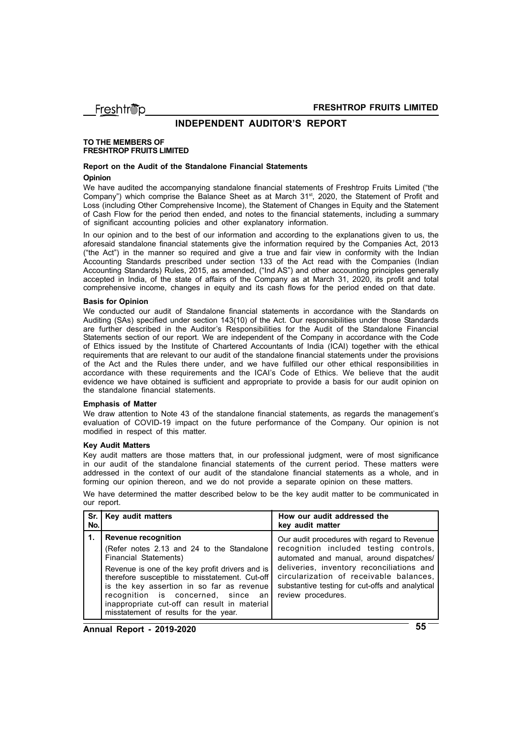# INDEPENDENT AUDITOR'S REPORT

**TO THE MEMBERS OF**
**FRESHTROP FRUITS LIMITED**

## Report on the Audit of the Standalone Financial Statements

### Opinion

We have audited the accompanying standalone financial statements of Freshtrop Fruits Limited ("the Company") which comprise the Balance Sheet as at March 31st, 2020, the Statement of Profit and Loss (including Other Comprehensive Income), the Statement of Changes in Equity and the Statement of Cash Flow for the period then ended, and notes to the financial statements, including a summary of significant accounting policies and other explanatory information.

In our opinion and to the best of our information and according to the explanations given to us, the aforesaid standalone financial statements give the information required by the Companies Act, 2013 ("the Act") in the manner so required and give a true and fair view in conformity with the Indian Accounting Standards prescribed under section 133 of the Act read with the Companies (Indian Accounting Standards) Rules, 2015, as amended, ("Ind AS") and other accounting principles generally accepted in India, of the state of affairs of the Company as at March 31, 2020, its profit and total comprehensive income, changes in equity and its cash flows for the period ended on that date.

### Basis for Opinion

We conducted our audit of Standalone financial statements in accordance with the Standards on Auditing (SAs) specified under section 143(10) of the Act. Our responsibilities under those Standards are further described in the Auditor's Responsibilities for the Audit of the Standalone Financial Statements section of our report. We are independent of the Company in accordance with the Code of Ethics issued by the Institute of Chartered Accountants of India (ICAI) together with the ethical requirements that are relevant to our audit of the standalone financial statements under the provisions of the Act and the Rules there under, and we have fulfilled our other ethical responsibilities in accordance with these requirements and the ICAI's Code of Ethics. We believe that the audit evidence we have obtained is sufficient and appropriate to provide a basis for our audit opinion on the standalone financial statements.

### Emphasis of Matter

We draw attention to Note 43 of the standalone financial statements, as regards the management's evaluation of COVID-19 impact on the future performance of the Company. Our opinion is not modified in respect of this matter.

### Key Audit Matters

Key audit matters are those matters that, in our professional judgment, were of most significance in our audit of the standalone financial statements of the current period. These matters were addressed in the context of our audit of the standalone financial statements as a whole, and in forming our opinion thereon, and we do not provide a separate opinion on these matters.

We have determined the matter described below to be the key audit matter to be communicated in our report.

| Sr. No. | Key audit matters | How our audit addressed the key audit matter |
|---|---|---|
| 1. | **Revenue recognition**<br>(Refer notes 2.13 and 24 to the Standalone Financial Statements)<br>Revenue is one of the key profit drivers and is therefore susceptible to misstatement. Cut-off is the key assertion in so far as revenue recognition is concerned, since an inappropriate cut-off can result in material misstatement of results for the year. | Our audit procedures with regard to Revenue recognition included testing controls, automated and manual, around dispatches/ deliveries, inventory reconciliations and circularization of receivable balances, substantive testing for cut-offs and analytical review procedures. |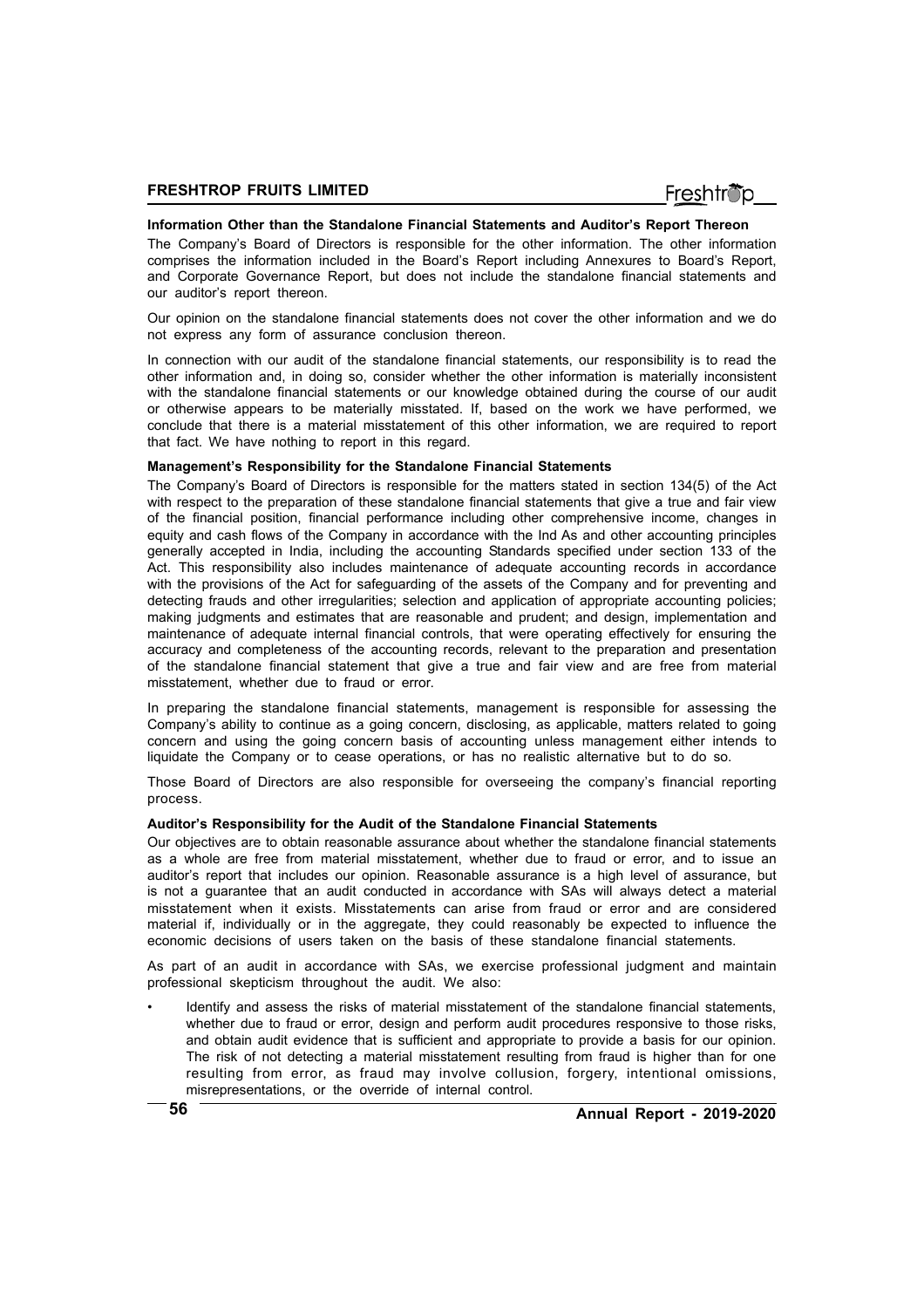#### Information Other than the Standalone Financial Statements and Auditor's Report Thereon

The Company's Board of Directors is responsible for the other information. The other information comprises the information included in the Board's Report including Annexures to Board's Report, and Corporate Governance Report, but does not include the standalone financial statements and our auditor's report thereon.

Our opinion on the standalone financial statements does not cover the other information and we do not express any form of assurance conclusion thereon.

In connection with our audit of the standalone financial statements, our responsibility is to read the other information and, in doing so, consider whether the other information is materially inconsistent with the standalone financial statements or our knowledge obtained during the course of our audit or otherwise appears to be materially misstated. If, based on the work we have performed, we conclude that there is a material misstatement of this other information, we are required to report that fact. We have nothing to report in this regard.

#### Management's Responsibility for the Standalone Financial Statements

The Company's Board of Directors is responsible for the matters stated in section 134(5) of the Act with respect to the preparation of these standalone financial statements that give a true and fair view of the financial position, financial performance including other comprehensive income, changes in equity and cash flows of the Company in accordance with the Ind As and other accounting principles generally accepted in India, including the accounting Standards specified under section 133 of the Act. This responsibility also includes maintenance of adequate accounting records in accordance with the provisions of the Act for safeguarding of the assets of the Company and for preventing and detecting frauds and other irregularities; selection and application of appropriate accounting policies; making judgments and estimates that are reasonable and prudent; and design, implementation and maintenance of adequate internal financial controls, that were operating effectively for ensuring the accuracy and completeness of the accounting records, relevant to the preparation and presentation of the standalone financial statement that give a true and fair view and are free from material misstatement, whether due to fraud or error.

In preparing the standalone financial statements, management is responsible for assessing the Company's ability to continue as a going concern, disclosing, as applicable, matters related to going concern and using the going concern basis of accounting unless management either intends to liquidate the Company or to cease operations, or has no realistic alternative but to do so.

Those Board of Directors are also responsible for overseeing the company's financial reporting process.

#### Auditor's Responsibility for the Audit of the Standalone Financial Statements

Our objectives are to obtain reasonable assurance about whether the standalone financial statements as a whole are free from material misstatement, whether due to fraud or error, and to issue an auditor's report that includes our opinion. Reasonable assurance is a high level of assurance, but is not a guarantee that an audit conducted in accordance with SAs will always detect a material misstatement when it exists. Misstatements can arise from fraud or error and are considered material if, individually or in the aggregate, they could reasonably be expected to influence the economic decisions of users taken on the basis of these standalone financial statements.

As part of an audit in accordance with SAs, we exercise professional judgment and maintain professional skepticism throughout the audit. We also:

- Identify and assess the risks of material misstatement of the standalone financial statements, whether due to fraud or error, design and perform audit procedures responsive to those risks, and obtain audit evidence that is sufficient and appropriate to provide a basis for our opinion. The risk of not detecting a material misstatement resulting from fraud is higher than for one resulting from error, as fraud may involve collusion, forgery, intentional omissions, misrepresentations, or the override of internal control.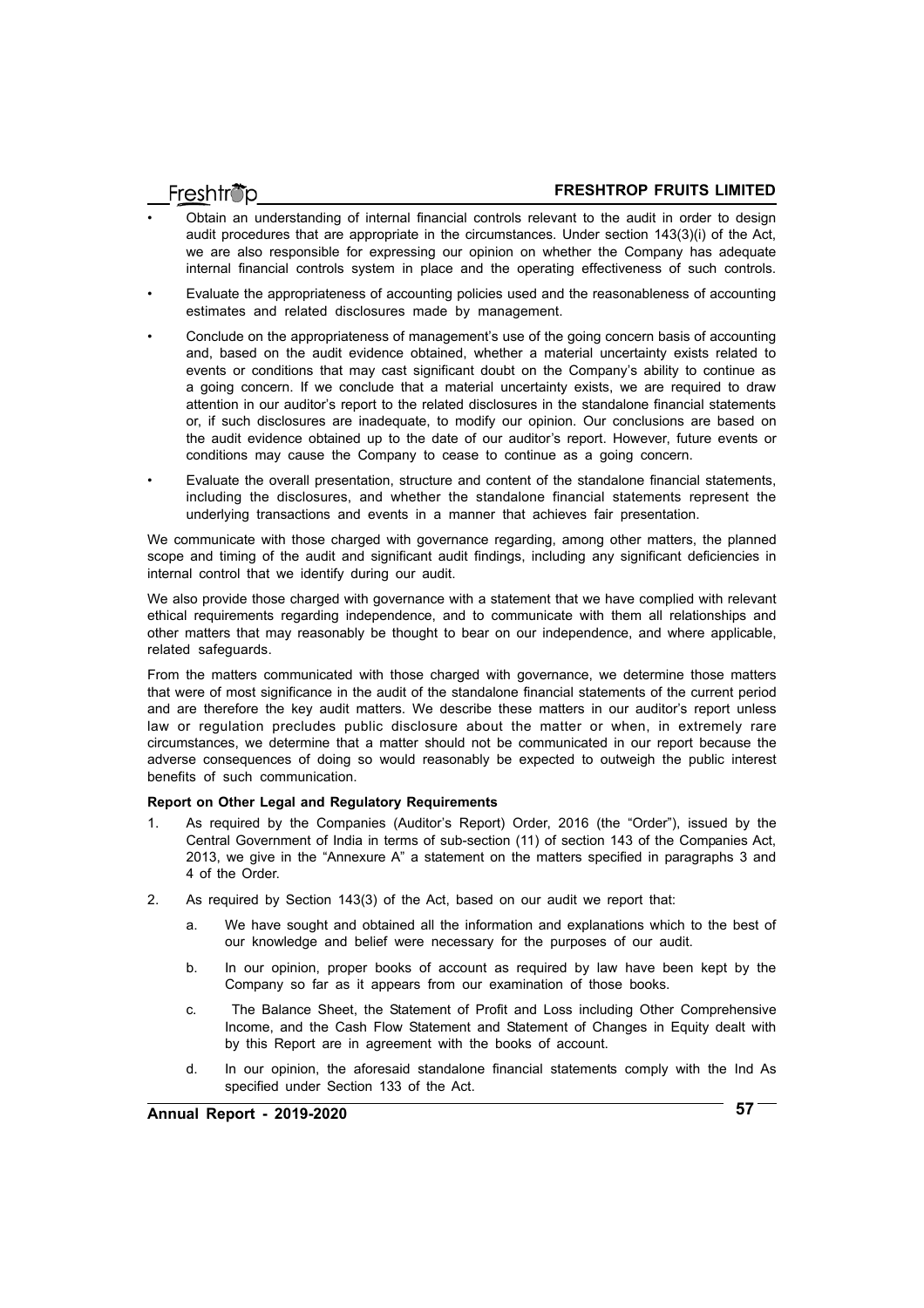- Obtain an understanding of internal financial controls relevant to the audit in order to design audit procedures that are appropriate in the circumstances. Under section 143(3)(i) of the Act, we are also responsible for expressing our opinion on whether the Company has adequate internal financial controls system in place and the operating effectiveness of such controls.
- Evaluate the appropriateness of accounting policies used and the reasonableness of accounting estimates and related disclosures made by management.
- Conclude on the appropriateness of management's use of the going concern basis of accounting and, based on the audit evidence obtained, whether a material uncertainty exists related to events or conditions that may cast significant doubt on the Company's ability to continue as a going concern. If we conclude that a material uncertainty exists, we are required to draw attention in our auditor's report to the related disclosures in the standalone financial statements or, if such disclosures are inadequate, to modify our opinion. Our conclusions are based on the audit evidence obtained up to the date of our auditor's report. However, future events or conditions may cause the Company to cease to continue as a going concern.
- Evaluate the overall presentation, structure and content of the standalone financial statements, including the disclosures, and whether the standalone financial statements represent the underlying transactions and events in a manner that achieves fair presentation.

We communicate with those charged with governance regarding, among other matters, the planned scope and timing of the audit and significant audit findings, including any significant deficiencies in internal control that we identify during our audit.

We also provide those charged with governance with a statement that we have complied with relevant ethical requirements regarding independence, and to communicate with them all relationships and other matters that may reasonably be thought to bear on our independence, and where applicable, related safeguards.

From the matters communicated with those charged with governance, we determine those matters that were of most significance in the audit of the standalone financial statements of the current period and are therefore the key audit matters. We describe these matters in our auditor's report unless law or regulation precludes public disclosure about the matter or when, in extremely rare circumstances, we determine that a matter should not be communicated in our report because the adverse consequences of doing so would reasonably be expected to outweigh the public interest benefits of such communication.

**Report on Other Legal and Regulatory Requirements**

1. As required by the Companies (Auditor's Report) Order, 2016 (the "Order"), issued by the Central Government of India in terms of sub-section (11) of section 143 of the Companies Act, 2013, we give in the "Annexure A" a statement on the matters specified in paragraphs 3 and 4 of the Order.
2. As required by Section 143(3) of the Act, based on our audit we report that:
   a. We have sought and obtained all the information and explanations which to the best of our knowledge and belief were necessary for the purposes of our audit.
   b. In our opinion, proper books of account as required by law have been kept by the Company so far as it appears from our examination of those books.
   c. The Balance Sheet, the Statement of Profit and Loss including Other Comprehensive Income, and the Cash Flow Statement and Statement of Changes in Equity dealt with by this Report are in agreement with the books of account.
   d. In our opinion, the aforesaid standalone financial statements comply with the Ind As specified under Section 133 of the Act.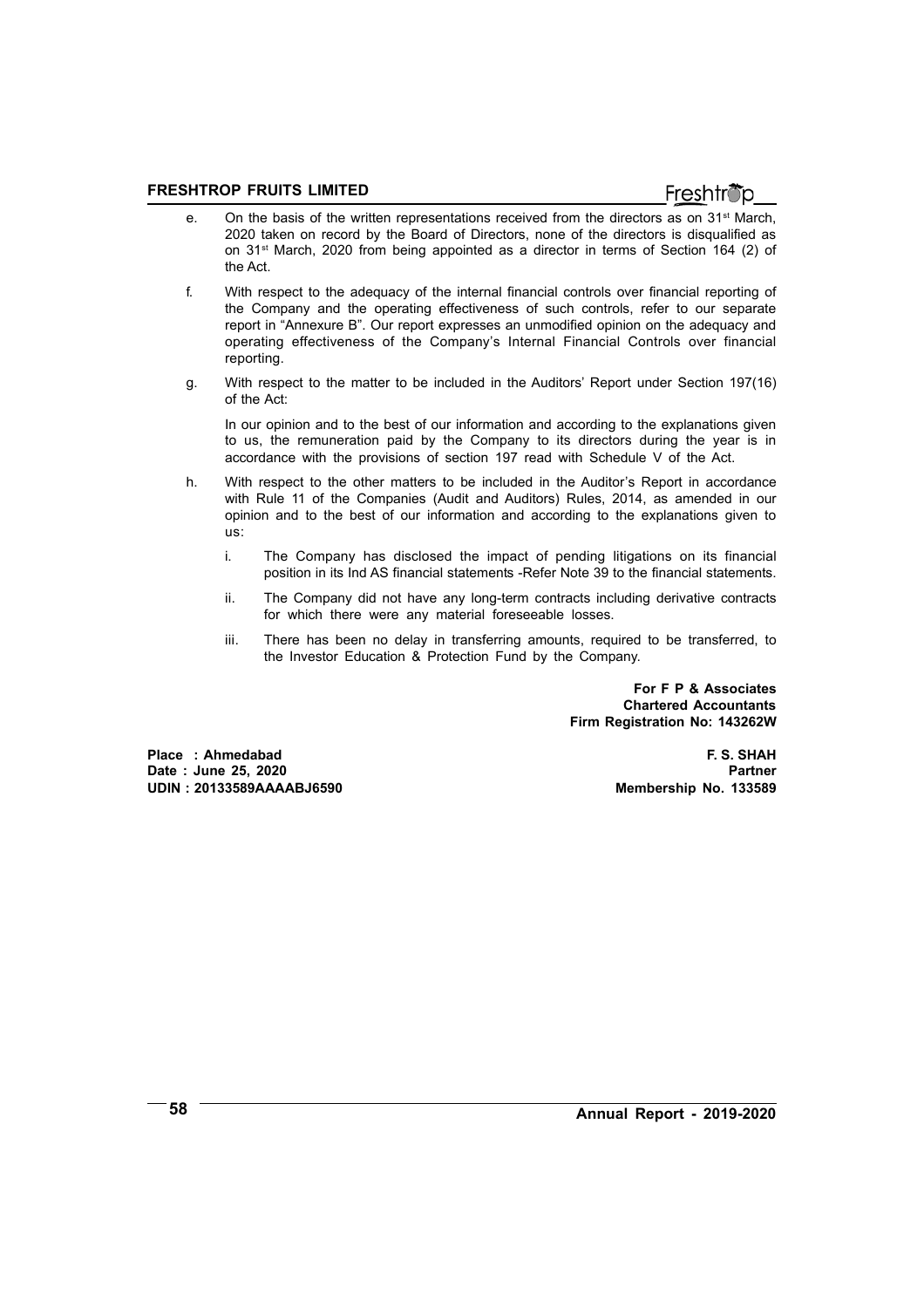e. On the basis of the written representations received from the directors as on 31st March, 2020 taken on record by the Board of Directors, none of the directors is disqualified as on 31st March, 2020 from being appointed as a director in terms of Section 164 (2) of the Act.

f. With respect to the adequacy of the internal financial controls over financial reporting of the Company and the operating effectiveness of such controls, refer to our separate report in "Annexure B". Our report expresses an unmodified opinion on the adequacy and operating effectiveness of the Company's Internal Financial Controls over financial reporting.

g. With respect to the matter to be included in the Auditors' Report under Section 197(16) of the Act:

   In our opinion and to the best of our information and according to the explanations given to us, the remuneration paid by the Company to its directors during the year is in accordance with the provisions of section 197 read with Schedule V of the Act.

h. With respect to the other matters to be included in the Auditor's Report in accordance with Rule 11 of the Companies (Audit and Auditors) Rules, 2014, as amended in our opinion and to the best of our information and according to the explanations given to us:

   i. The Company has disclosed the impact of pending litigations on its financial position in its Ind AS financial statements -Refer Note 39 to the financial statements.

   ii. The Company did not have any long-term contracts including derivative contracts for which there were any material foreseeable losses.

   iii. There has been no delay in transferring amounts, required to be transferred, to the Investor Education & Protection Fund by the Company.

**For F P & Associates**
**Chartered Accountants**
**Firm Registration No: 143262W**

**Place : Ahmedabad**
**Date : June 25, 2020**
**UDIN : 20133589AAAABJ6590**

**F. S. SHAH**
**Partner**
**Membership No. 133589**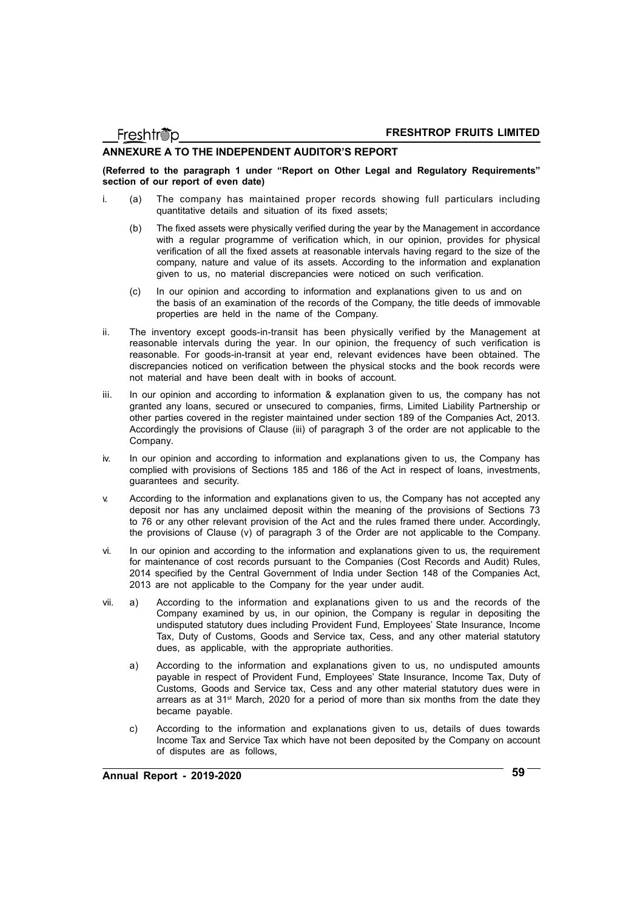## ANNEXURE A TO THE INDEPENDENT AUDITOR'S REPORT

**(Referred to the paragraph 1 under "Report on Other Legal and Regulatory Requirements" section of our report of even date)**

i. (a) The company has maintained proper records showing full particulars including quantitative details and situation of its fixed assets;

(b) The fixed assets were physically verified during the year by the Management in accordance with a regular programme of verification which, in our opinion, provides for physical verification of all the fixed assets at reasonable intervals having regard to the size of the company, nature and value of its assets. According to the information and explanation given to us, no material discrepancies were noticed on such verification.

(c) In our opinion and according to information and explanations given to us and on the basis of an examination of the records of the Company, the title deeds of immovable properties are held in the name of the Company.

ii. The inventory except goods-in-transit has been physically verified by the Management at reasonable intervals during the year. In our opinion, the frequency of such verification is reasonable. For goods-in-transit at year end, relevant evidences have been obtained. The discrepancies noticed on verification between the physical stocks and the book records were not material and have been dealt with in books of account.

iii. In our opinion and according to information & explanation given to us, the company has not granted any loans, secured or unsecured to companies, firms, Limited Liability Partnership or other parties covered in the register maintained under section 189 of the Companies Act, 2013. Accordingly the provisions of Clause (iii) of paragraph 3 of the order are not applicable to the Company.

iv. In our opinion and according to information and explanations given to us, the Company has complied with provisions of Sections 185 and 186 of the Act in respect of loans, investments, guarantees and security.

v. According to the information and explanations given to us, the Company has not accepted any deposit nor has any unclaimed deposit within the meaning of the provisions of Sections 73 to 76 or any other relevant provision of the Act and the rules framed there under. Accordingly, the provisions of Clause (v) of paragraph 3 of the Order are not applicable to the Company.

vi. In our opinion and according to the information and explanations given to us, the requirement for maintenance of cost records pursuant to the Companies (Cost Records and Audit) Rules, 2014 specified by the Central Government of India under Section 148 of the Companies Act, 2013 are not applicable to the Company for the year under audit.

vii. a) According to the information and explanations given to us and the records of the Company examined by us, in our opinion, the Company is regular in depositing the undisputed statutory dues including Provident Fund, Employees' State Insurance, Income Tax, Duty of Customs, Goods and Service tax, Cess, and any other material statutory dues, as applicable, with the appropriate authorities.

a) According to the information and explanations given to us, no undisputed amounts payable in respect of Provident Fund, Employees' State Insurance, Income Tax, Duty of Customs, Goods and Service tax, Cess and any other material statutory dues were in arrears as at 31st March, 2020 for a period of more than six months from the date they became payable.

c) According to the information and explanations given to us, details of dues towards Income Tax and Service Tax which have not been deposited by the Company on account of disputes are as follows,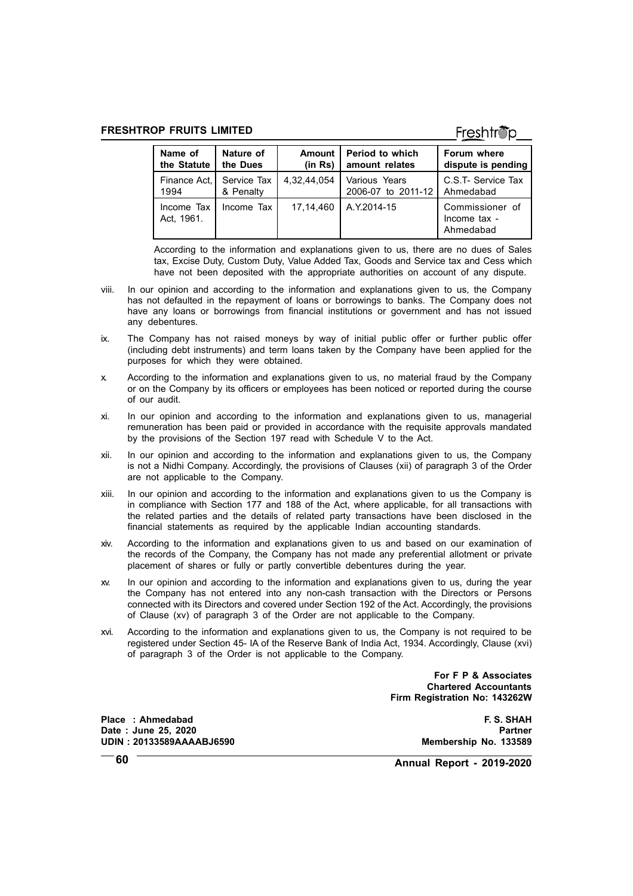| Name of the Statute | Nature of the Dues | Amount (in Rs) | Period to which amount relates | Forum where dispute is pending |
|---|---|---|---|---|
| Finance Act, 1994 | Service Tax & Penalty | 4,32,44,054 | Various Years 2006-07 to 2011-12 | C.S.T- Service Tax Ahmedabad |
| Income Tax Act, 1961. | Income Tax | 17,14,460 | A.Y.2014-15 | Commissioner of Income tax - Ahmedabad |

According to the information and explanations given to us, there are no dues of Sales tax, Excise Duty, Custom Duty, Value Added Tax, Goods and Service tax and Cess which have not been deposited with the appropriate authorities on account of any dispute.

viii. In our opinion and according to the information and explanations given to us, the Company has not defaulted in the repayment of loans or borrowings to banks. The Company does not have any loans or borrowings from financial institutions or government and has not issued any debentures.

ix. The Company has not raised moneys by way of initial public offer or further public offer (including debt instruments) and term loans taken by the Company have been applied for the purposes for which they were obtained.

x. According to the information and explanations given to us, no material fraud by the Company or on the Company by its officers or employees has been noticed or reported during the course of our audit.

xi. In our opinion and according to the information and explanations given to us, managerial remuneration has been paid or provided in accordance with the requisite approvals mandated by the provisions of the Section 197 read with Schedule V to the Act.

xii. In our opinion and according to the information and explanations given to us, the Company is not a Nidhi Company. Accordingly, the provisions of Clauses (xii) of paragraph 3 of the Order are not applicable to the Company.

xiii. In our opinion and according to the information and explanations given to us the Company is in compliance with Section 177 and 188 of the Act, where applicable, for all transactions with the related parties and the details of related party transactions have been disclosed in the financial statements as required by the applicable Indian accounting standards.

xiv. According to the information and explanations given to us and based on our examination of the records of the Company, the Company has not made any preferential allotment or private placement of shares or fully or partly convertible debentures during the year.

xv. In our opinion and according to the information and explanations given to us, during the year the Company has not entered into any non-cash transaction with the Directors or Persons connected with its Directors and covered under Section 192 of the Act. Accordingly, the provisions of Clause (xv) of paragraph 3 of the Order are not applicable to the Company.

xvi. According to the information and explanations given to us, the Company is not required to be registered under Section 45- IA of the Reserve Bank of India Act, 1934. Accordingly, Clause (xvi) of paragraph 3 of the Order is not applicable to the Company.

**For F P & Associates**
**Chartered Accountants**
**Firm Registration No: 143262W**

**Place : Ahmedabad**
**Date : June 25, 2020**
**UDIN : 20133589AAAABJ6590**

**F. S. SHAH**
**Partner**
**Membership No. 133589**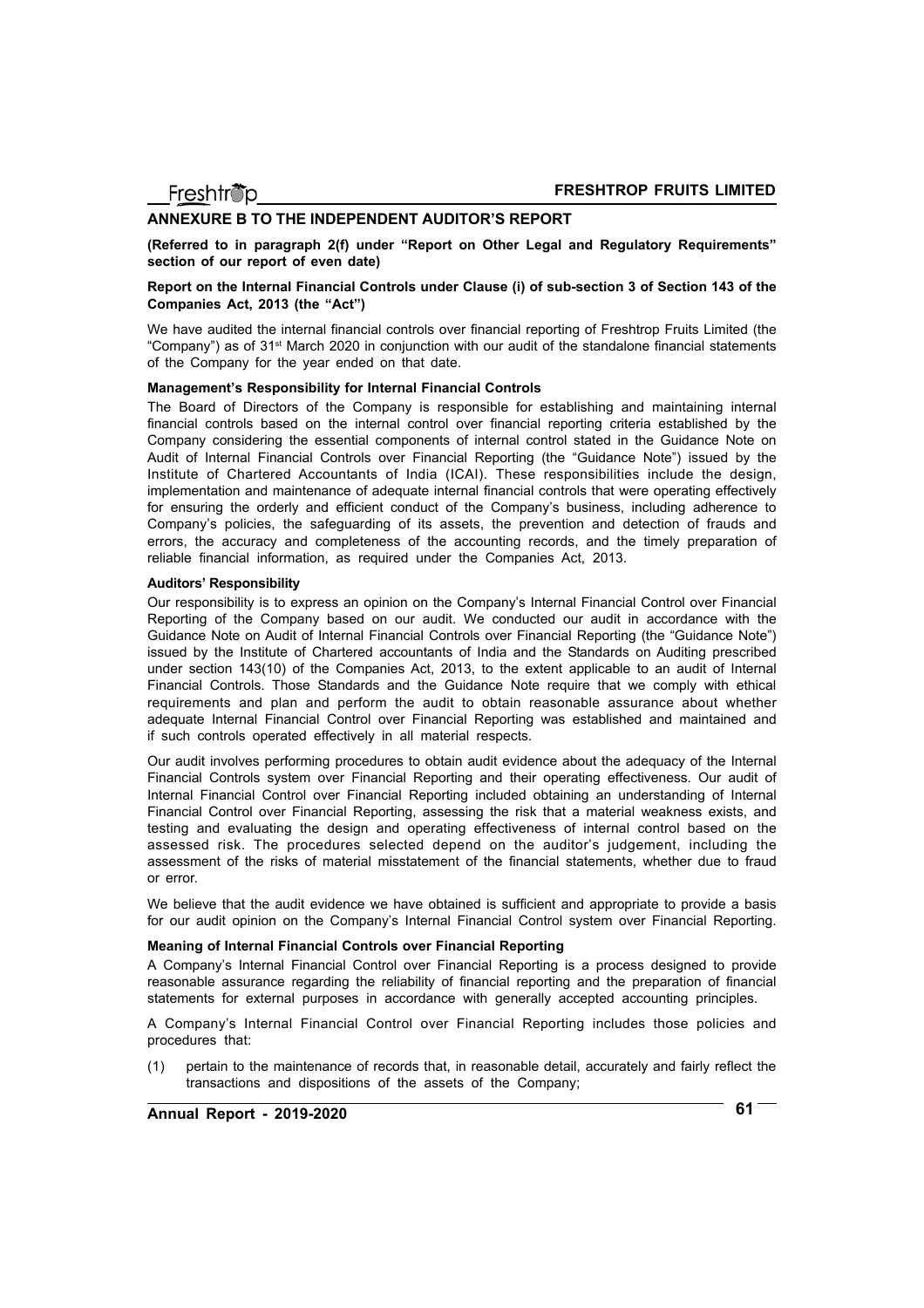## ANNEXURE B TO THE INDEPENDENT AUDITOR'S REPORT

**(Referred to in paragraph 2(f) under "Report on Other Legal and Regulatory Requirements" section of our report of even date)**

**Report on the Internal Financial Controls under Clause (i) of sub-section 3 of Section 143 of the Companies Act, 2013 (the "Act")**

We have audited the internal financial controls over financial reporting of Freshtrop Fruits Limited (the "Company") as of 31st March 2020 in conjunction with our audit of the standalone financial statements of the Company for the year ended on that date.

#### Management's Responsibility for Internal Financial Controls

The Board of Directors of the Company is responsible for establishing and maintaining internal financial controls based on the internal control over financial reporting criteria established by the Company considering the essential components of internal control stated in the Guidance Note on Audit of Internal Financial Controls over Financial Reporting (the "Guidance Note") issued by the Institute of Chartered Accountants of India (ICAI). These responsibilities include the design, implementation and maintenance of adequate internal financial controls that were operating effectively for ensuring the orderly and efficient conduct of the Company's business, including adherence to Company's policies, the safeguarding of its assets, the prevention and detection of frauds and errors, the accuracy and completeness of the accounting records, and the timely preparation of reliable financial information, as required under the Companies Act, 2013.

#### Auditors' Responsibility

Our responsibility is to express an opinion on the Company's Internal Financial Control over Financial Reporting of the Company based on our audit. We conducted our audit in accordance with the Guidance Note on Audit of Internal Financial Controls over Financial Reporting (the "Guidance Note") issued by the Institute of Chartered accountants of India and the Standards on Auditing prescribed under section 143(10) of the Companies Act, 2013, to the extent applicable to an audit of Internal Financial Controls. Those Standards and the Guidance Note require that we comply with ethical requirements and plan and perform the audit to obtain reasonable assurance about whether adequate Internal Financial Control over Financial Reporting was established and maintained and if such controls operated effectively in all material respects.

Our audit involves performing procedures to obtain audit evidence about the adequacy of the Internal Financial Controls system over Financial Reporting and their operating effectiveness. Our audit of Internal Financial Control over Financial Reporting included obtaining an understanding of Internal Financial Control over Financial Reporting, assessing the risk that a material weakness exists, and testing and evaluating the design and operating effectiveness of internal control based on the assessed risk. The procedures selected depend on the auditor's judgement, including the assessment of the risks of material misstatement of the financial statements, whether due to fraud or error.

We believe that the audit evidence we have obtained is sufficient and appropriate to provide a basis for our audit opinion on the Company's Internal Financial Control system over Financial Reporting.

#### Meaning of Internal Financial Controls over Financial Reporting

A Company's Internal Financial Control over Financial Reporting is a process designed to provide reasonable assurance regarding the reliability of financial reporting and the preparation of financial statements for external purposes in accordance with generally accepted accounting principles.

A Company's Internal Financial Control over Financial Reporting includes those policies and procedures that:

(1) pertain to the maintenance of records that, in reasonable detail, accurately and fairly reflect the transactions and dispositions of the assets of the Company;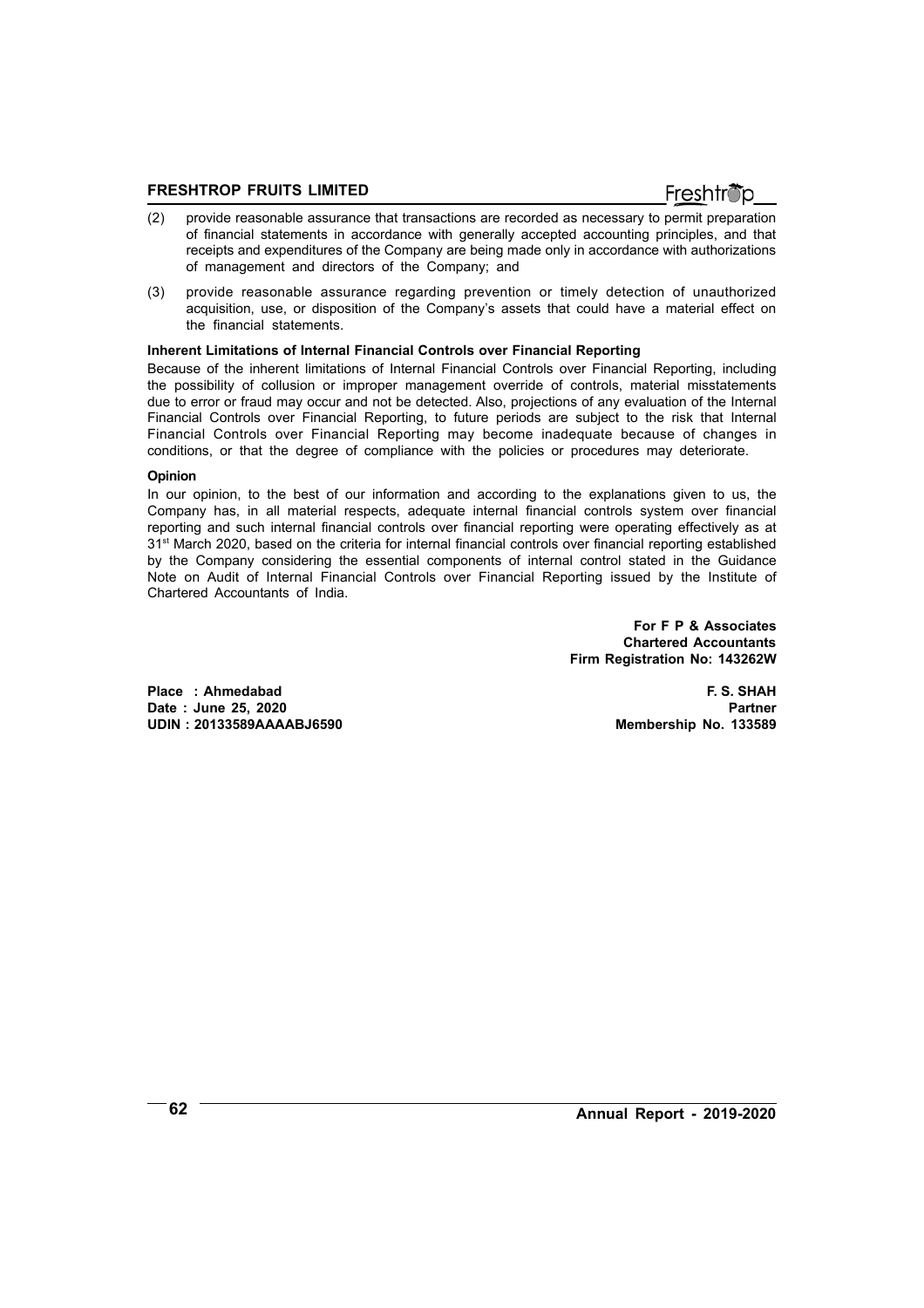(2) provide reasonable assurance that transactions are recorded as necessary to permit preparation of financial statements in accordance with generally accepted accounting principles, and that receipts and expenditures of the Company are being made only in accordance with authorizations of management and directors of the Company; and

(3) provide reasonable assurance regarding prevention or timely detection of unauthorized acquisition, use, or disposition of the Company's assets that could have a material effect on the financial statements.

**Inherent Limitations of Internal Financial Controls over Financial Reporting**

Because of the inherent limitations of Internal Financial Controls over Financial Reporting, including the possibility of collusion or improper management override of controls, material misstatements due to error or fraud may occur and not be detected. Also, projections of any evaluation of the Internal Financial Controls over Financial Reporting, to future periods are subject to the risk that Internal Financial Controls over Financial Reporting may become inadequate because of changes in conditions, or that the degree of compliance with the policies or procedures may deteriorate.

**Opinion**

In our opinion, to the best of our information and according to the explanations given to us, the Company has, in all material respects, adequate internal financial controls system over financial reporting and such internal financial controls over financial reporting were operating effectively as at 31st March 2020, based on the criteria for internal financial controls over financial reporting established by the Company considering the essential components of internal control stated in the Guidance Note on Audit of Internal Financial Controls over Financial Reporting issued by the Institute of Chartered Accountants of India.

**For F P & Associates**
**Chartered Accountants**
**Firm Registration No: 143262W**

**Place : Ahmedabad**
**Date : June 25, 2020**
**UDIN : 20133589AAAABJ6590**

**F. S. SHAH**
**Partner**
**Membership No. 133589**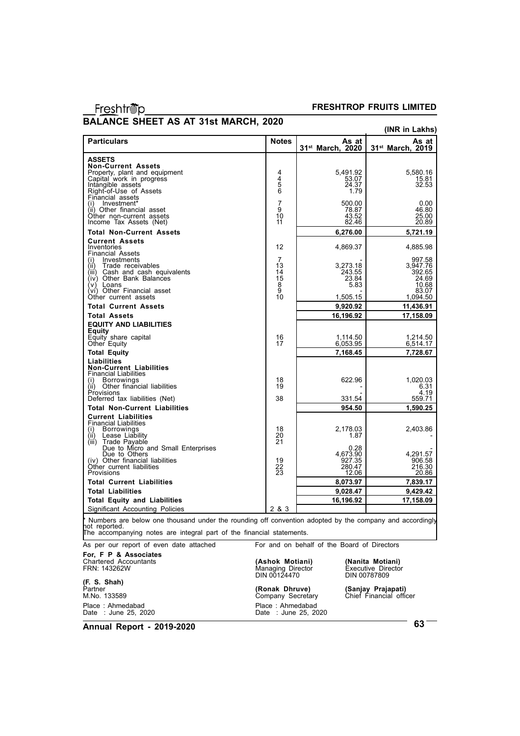# BALANCE SHEET AS AT 31st MARCH, 2020

**(INR in Lakhs)**

| Particulars | Notes | As at 31st March, 2020 | As at 31st March, 2019 |
|---|---|---|---|
| **ASSETS** | | | |
| **Non-Current Assets** | | | |
| Property, plant and equipment | 4 | 5,491.92 | 5,580.16 |
| Capital work in progress | 4 | 53.07 | 15.81 |
| Intangible assets | 5 | 24.37 | 32.53 |
| Right-of-Use of Assets | 6 | 1.79 | |
| Financial assets | | | |
| (i) Investment* | 7 | 500.00 | 0.00 |
| (ii) Other financial asset | 9 | 78.87 | 46.80 |
| Other non-current assets | 10 | 43.52 | 25.00 |
| Income Tax Assets (Net) | 11 | 82.46 | 20.89 |
| **Total Non-Current Assets** | | **6,276.00** | **5,721.19** |
| **Current Assets** | | | |
| Inventories | 12 | 4,869.37 | 4,885.98 |
| Financial Assets | | | |
| (i) Investments | 7 | - | 997.58 |
| (ii) Trade receivables | 13 | 3,273.18 | 3,947.76 |
| (iii) Cash and cash equivalents | 14 | 243.55 | 392.65 |
| (iv) Other Bank Balances | 15 | 23.84 | 24.69 |
| (v) Loans | 8 | 5.83 | 10.68 |
| (vi) Other Financial asset | 9 | - | 83.07 |
| Other current assets | 10 | 1,505.15 | 1,094.50 |
| **Total Current Assets** | | **9,920.92** | **11,436.91** |
| **Total Assets** | | **16,196.92** | **17,158.09** |
| **EQUITY AND LIABILITIES** | | | |
| **Equity** | | | |
| Equity share capital | 16 | 1,114.50 | 1,214.50 |
| Other Equity | 17 | 6,053.95 | 6,514.17 |
| **Total Equity** | | **7,168.45** | **7,728.67** |
| **Liabilities** | | | |
| **Non-Current Liabilities** | | | |
| Financial Liabilities | | | |
| (i) Borrowings | 18 | 622.96 | 1,020.03 |
| (ii) Other financial liabilities | 19 | - | 6.31 |
| Provisions | | - | 4.19 |
| Deferred tax liabilities (Net) | 38 | 331.54 | 559.71 |
| **Total Non-Current Liabilities** | | **954.50** | **1,590.25** |
| **Current Liabilities** | | | |
| Financial Liabilities | | | |
| (i) Borrowings | 18 | 2,178.03 | 2,403.86 |
| (ii) Lease Liability | 20 | 1.87 | - |
| (iii) Trade Payable | 21 | | |
| Due to Micro and Small Enterprises | | 0.28 | - |
| Due to Others | | 4,673.90 | 4,291.57 |
| (iv) Other financial liabilities | 19 | 927.35 | 906.58 |
| Other current liabilities | 22 | 280.47 | 216.30 |
| Provisions | 23 | 12.06 | 20.86 |
| **Total Current Liabilities** | | **8,073.97** | **7,839.17** |
| **Total Liabilities** | | **9,028.47** | **9,429.42** |
| **Total Equity and Liabilities** | | **16,196.92** | **17,158.09** |
| Significant Accounting Policies | 2 & 3 | | |

\* Numbers are below one thousand under the rounding off convention adopted by the company and accordingly not reported.

The accompanying notes are integral part of the financial statements.

As per our report of even date attached

**For, F P & Associates**
Chartered Accountants
FRN: 143262W

**(F. S. Shah)**
Partner
M.No. 133589

Place : Ahmedabad
Date : June 25, 2020

For and on behalf of the Board of Directors

**(Ashok Motiani)**
Managing Director
DIN 00124470

**(Nanita Motiani)**
Executive Director
DIN 00787809

**(Ronak Dhruve)**
Company Secretary

**(Sanjay Prajapati)**
Chief Financial officer

Place : Ahmedabad
Date : June 25, 2020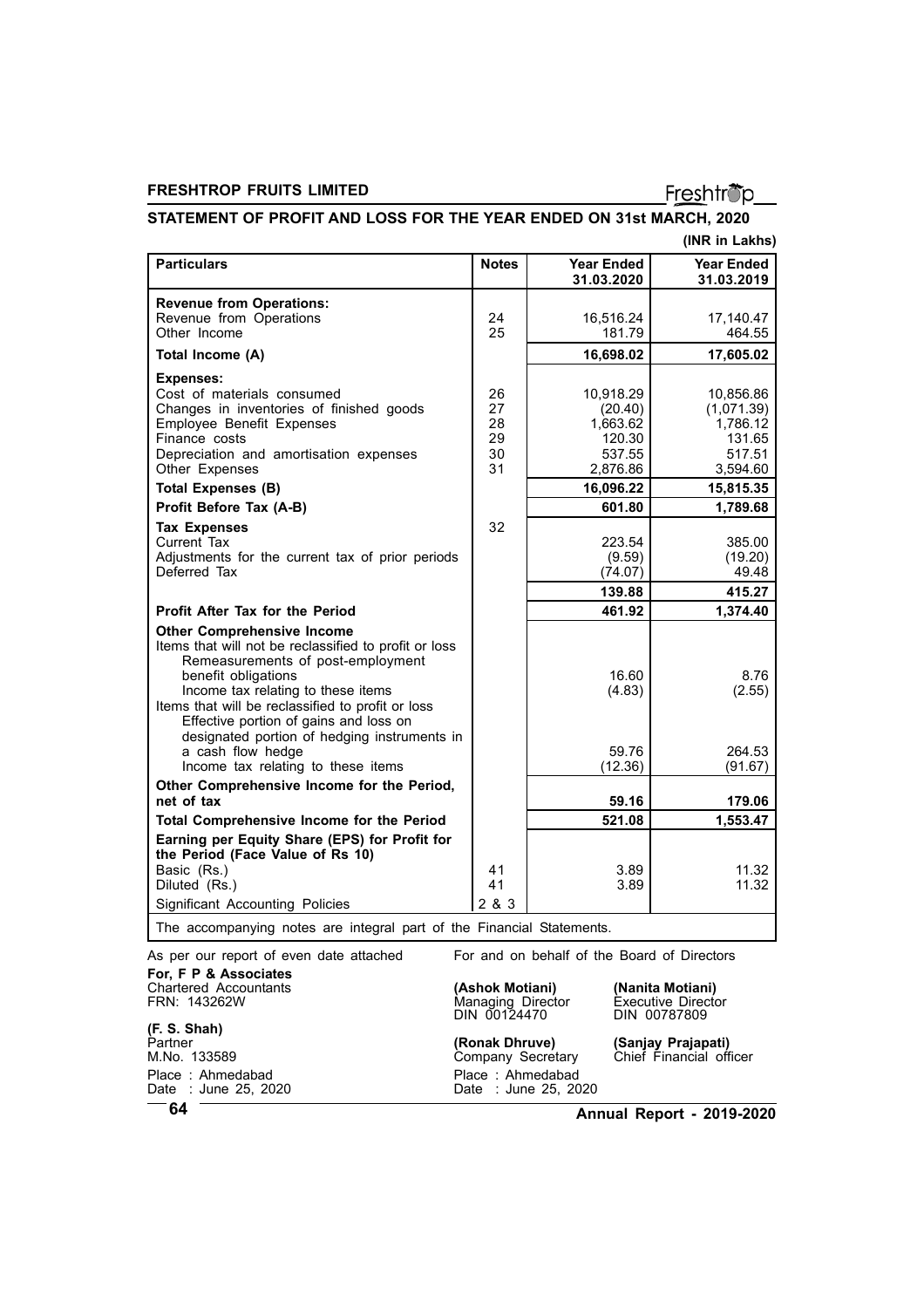## STATEMENT OF PROFIT AND LOSS FOR THE YEAR ENDED ON 31st MARCH, 2020

**(INR in Lakhs)**

| Particulars | Notes | Year Ended 31.03.2020 | Year Ended 31.03.2019 |
|---|---|---|---|
| **Revenue from Operations:** | | | |
| Revenue from Operations | 24 | 16,516.24 | 17,140.47 |
| Other Income | 25 | 181.79 | 464.55 |
| **Total Income (A)** | | **16,698.02** | **17,605.02** |
| **Expenses:** | | | |
| Cost of materials consumed | 26 | 10,918.29 | 10,856.86 |
| Changes in inventories of finished goods | 27 | (20.40) | (1,071.39) |
| Employee Benefit Expenses | 28 | 1,663.62 | 1,786.12 |
| Finance costs | 29 | 120.30 | 131.65 |
| Depreciation and amortisation expenses | 30 | 537.55 | 517.51 |
| Other Expenses | 31 | 2,876.86 | 3,594.60 |
| **Total Expenses (B)** | | **16,096.22** | **15,815.35** |
| **Profit Before Tax (A-B)** | | **601.80** | **1,789.68** |
| **Tax Expenses** | 32 | | |
| Current Tax | | 223.54 | 385.00 |
| Adjustments for the current tax of prior periods | | (9.59) | (19.20) |
| Deferred Tax | | (74.07) | 49.48 |
| | | **139.88** | **415.27** |
| **Profit After Tax for the Period** | | **461.92** | **1,374.40** |
| **Other Comprehensive Income** | | | |
| Items that will not be reclassified to profit or loss | | | |
| Remeasurements of post-employment benefit obligations | | 16.60 | 8.76 |
| Income tax relating to these items | | (4.83) | (2.55) |
| Items that will be reclassified to profit or loss | | | |
| Effective portion of gains and loss on designated portion of hedging instruments in a cash flow hedge | | 59.76 | 264.53 |
| Income tax relating to these items | | (12.36) | (91.67) |
| **Other Comprehensive Income for the Period, net of tax** | | **59.16** | **179.06** |
| **Total Comprehensive Income for the Period** | | **521.08** | **1,553.47** |
| **Earning per Equity Share (EPS) for Profit for the Period (Face Value of Rs 10)** | | | |
| Basic (Rs.) | 41 | 3.89 | 11.32 |
| Diluted (Rs.) | 41 | 3.89 | 11.32 |
| Significant Accounting Policies | 2 & 3 | | |

The accompanying notes are integral part of the Financial Statements.

As per our report of even date attached

**For, F P & Associates**
Chartered Accountants
FRN: 143262W

**(F. S. Shah)**
Partner
M.No. 133589

Place : Ahmedabad
Date : June 25, 2020

For and on behalf of the Board of Directors

**(Ashok Motiani)**
Managing Director
DIN 00124470

**(Nanita Motiani)**
Executive Director
DIN 00787809

**(Ronak Dhruve)**
Company Secretary

**(Sanjay Prajapati)**
Chief Financial officer

Place : Ahmedabad
Date : June 25, 2020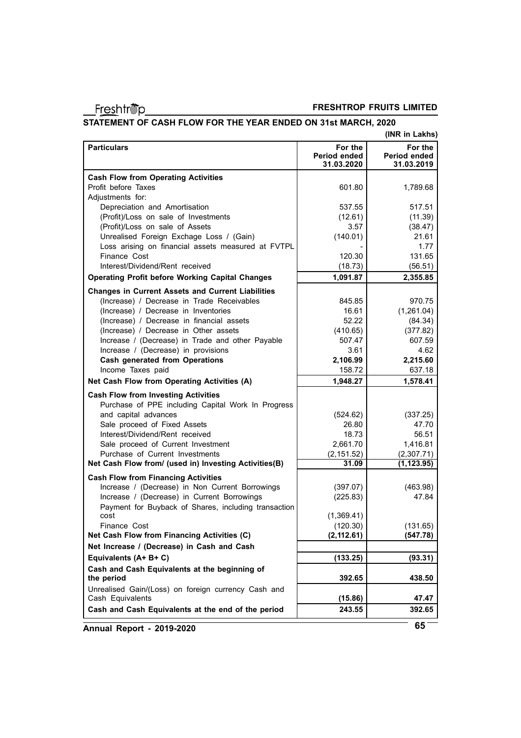## STATEMENT OF CASH FLOW FOR THE YEAR ENDED ON 31st MARCH, 2020

(INR in Lakhs)

| Particulars | For the Period ended 31.03.2020 | For the Period ended 31.03.2019 |
|---|---|---|
| **Cash Flow from Operating Activities** | | |
| Profit before Taxes | 601.80 | 1,789.68 |
| Adjustments for: | | |
| Depreciation and Amortisation | 537.55 | 517.51 |
| (Profit)/Loss on sale of Investments | (12.61) | (11.39) |
| (Profit)/Loss on sale of Assets | 3.57 | (38.47) |
| Unrealised Foreign Exchage Loss / (Gain) | (140.01) | 21.61 |
| Loss arising on financial assets measured at FVTPL | - | 1.77 |
| Finance Cost | 120.30 | 131.65 |
| Interest/Dividend/Rent received | (18.73) | (56.51) |
| **Operating Profit before Working Capital Changes** | **1,091.87** | **2,355.85** |
| **Changes in Current Assets and Current Liabilities** | | |
| (Increase) / Decrease in Trade Receivables | 845.85 | 970.75 |
| (Increase) / Decrease in Inventories | 16.61 | (1,261.04) |
| (Increase) / Decrease in financial assets | 52.22 | (84.34) |
| (Increase) / Decrease in Other assets | (410.65) | (377.82) |
| Increase / (Decrease) in Trade and other Payable | 507.47 | 607.59 |
| Increase / (Decrease) in provisions | 3.61 | 4.62 |
| **Cash generated from Operations** | **2,106.99** | **2,215.60** |
| Income Taxes paid | 158.72 | 637.18 |
| **Net Cash Flow from Operating Activities (A)** | **1,948.27** | **1,578.41** |
| **Cash Flow from Investing Activities** | | |
| Purchase of PPE including Capital Work In Progress and capital advances | (524.62) | (337.25) |
| Sale proceed of Fixed Assets | 26.80 | 47.70 |
| Interest/Dividend/Rent received | 18.73 | 56.51 |
| Sale proceed of Current Investment | 2,661.70 | 1,416.81 |
| Purchase of Current Investments | (2,151.52) | (2,307.71) |
| **Net Cash Flow from/ (used in) Investing Activities(B)** | **31.09** | **(1,123.95)** |
| **Cash Flow from Financing Activities** | | |
| Increase / (Decrease) in Non Current Borrowings | (397.07) | (463.98) |
| Increase / (Decrease) in Current Borrowings | (225.83) | 47.84 |
| Payment for Buyback of Shares, including transaction cost | (1,369.41) | |
| Finance Cost | (120.30) | (131.65) |
| **Net Cash Flow from Financing Activities (C)** | **(2,112.61)** | **(547.78)** |
| **Net Increase / (Decrease) in Cash and Cash Equivalents (A+ B+ C)** | **(133.25)** | **(93.31)** |
| **Cash and Cash Equivalents at the beginning of the period** | **392.65** | **438.50** |
| Unrealised Gain/(Loss) on foreign currency Cash and Cash Equivalents | **(15.86)** | **47.47** |
| **Cash and Cash Equivalents at the end of the period** | **243.55** | **392.65** |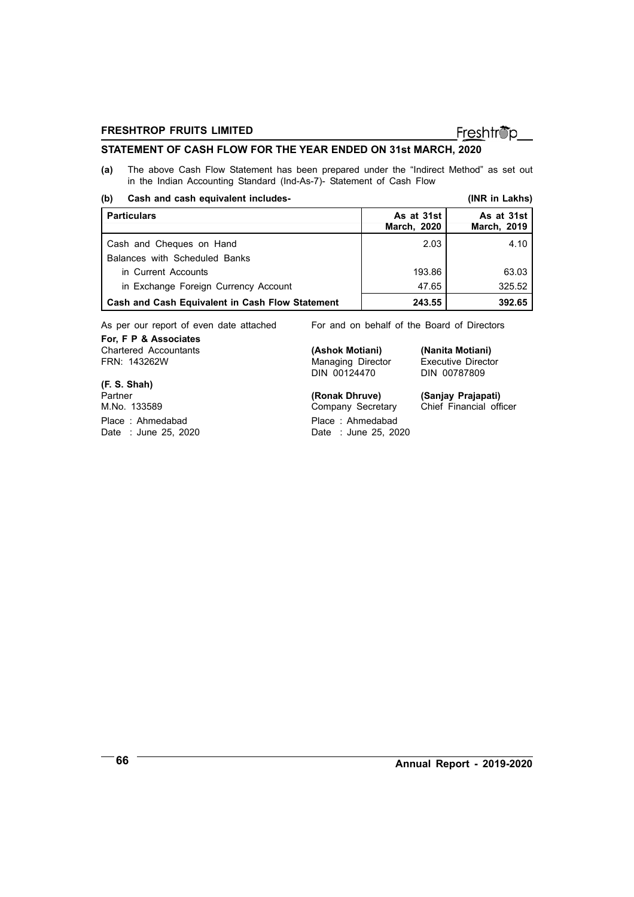## STATEMENT OF CASH FLOW FOR THE YEAR ENDED ON 31st MARCH, 2020

**(a)** The above Cash Flow Statement has been prepared under the "Indirect Method" as set out in the Indian Accounting Standard (Ind-As-7)- Statement of Cash Flow

**(b) Cash and cash equivalent includes-** **(INR in Lakhs)**

| Particulars | As at 31st March, 2020 | As at 31st March, 2019 |
|---|---|---|
| Cash and Cheques on Hand | 2.03 | 4.10 |
| Balances with Scheduled Banks | | |
| in Current Accounts | 193.86 | 63.03 |
| in Exchange Foreign Currency Account | 47.65 | 325.52 |
| **Cash and Cash Equivalent in Cash Flow Statement** | **243.55** | **392.65** |

As per our report of even date attached

**For, F P & Associates**
Chartered Accountants
FRN: 143262W

**(F. S. Shah)**
Partner
M.No. 133589

Place : Ahmedabad
Date : June 25, 2020

For and on behalf of the Board of Directors

**(Ashok Motiani)**
Managing Director
DIN 00124470

**(Nanita Motiani)**
Executive Director
DIN 00787809

**(Ronak Dhruve)**
Company Secretary

**(Sanjay Prajapati)**
Chief Financial officer

Place : Ahmedabad
Date : June 25, 2020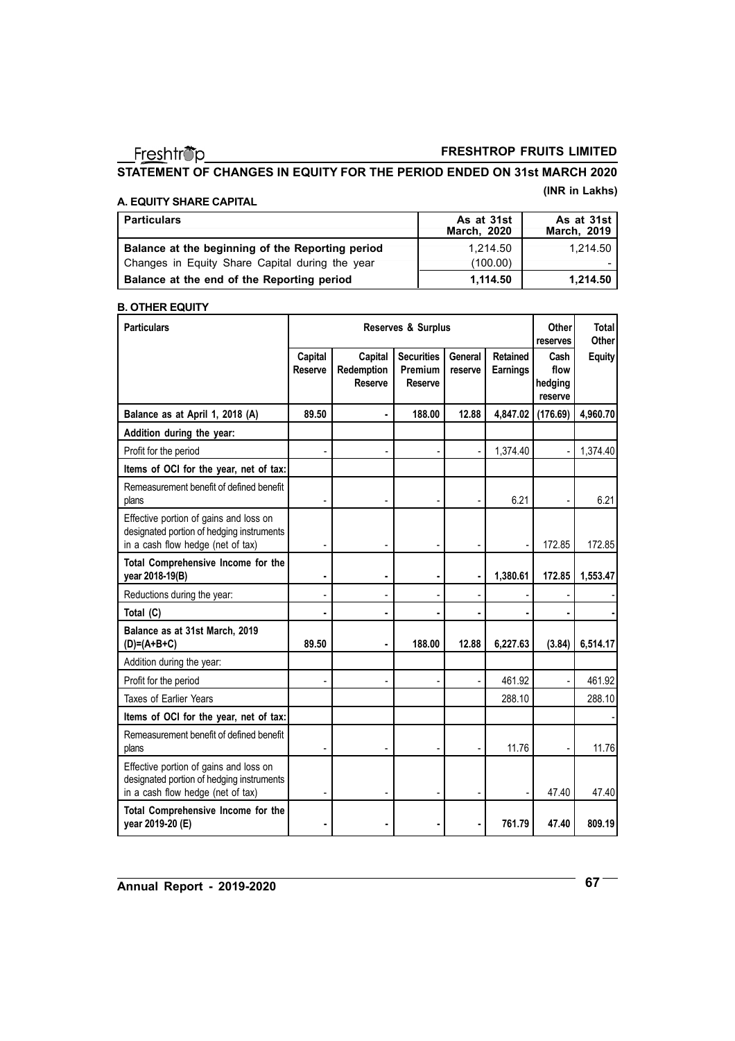## FRESHTROP FRUITS LIMITED

## STATEMENT OF CHANGES IN EQUITY FOR THE PERIOD ENDED ON 31st MARCH 2020

(INR in Lakhs)

### A. EQUITY SHARE CAPITAL

| Particulars | As at 31st March, 2020 | As at 31st March, 2019 |
|---|---|---|
| **Balance at the beginning of the Reporting period** | 1,214.50 | 1,214.50 |
| Changes in Equity Share Capital during the year | (100.00) | - |
| **Balance at the end of the Reporting period** | **1,114.50** | **1,214.50** |

### B. OTHER EQUITY

| Particulars | Reserves & Surplus | | | | | Other reserves | Total Other |
|---|---|---|---|---|---|---|---|
| | Capital Reserve | Capital Redemption Reserve | Securities Premium Reserve | General reserve | Retained Earnings | Cash flow hedging reserve | Equity |
| **Balance as at April 1, 2018 (A)** | **89.50** | **-** | **188.00** | **12.88** | **4,847.02** | **(176.69)** | **4,960.70** |
| **Addition during the year:** | | | | | | | |
| Profit for the period | - | - | - | - | 1,374.40 | - | 1,374.40 |
| **Items of OCI for the year, net of tax:** | | | | | | | |
| Remeasurement benefit of defined benefit plans | - | - | - | - | 6.21 | - | 6.21 |
| Effective portion of gains and loss on designated portion of hedging instruments in a cash flow hedge (net of tax) | - | - | - | - | - | 172.85 | 172.85 |
| **Total Comprehensive Income for the year 2018-19(B)** | **-** | **-** | **-** | **-** | **1,380.61** | **172.85** | **1,553.47** |
| Reductions during the year: | - | - | - | - | - | - | - |
| **Total (C)** | **-** | **-** | **-** | **-** | **-** | **-** | **-** |
| **Balance as at 31st March, 2019 (D)=(A+B+C)** | **89.50** | **-** | **188.00** | **12.88** | **6,227.63** | **(3.84)** | **6,514.17** |
| Addition during the year: | | | | | | | |
| Profit for the period | - | - | - | - | 461.92 | - | 461.92 |
| Taxes of Earlier Years | | | | | 288.10 | | 288.10 |
| **Items of OCI for the year, net of tax:** | | | | | | | - |
| Remeasurement benefit of defined benefit plans | - | - | - | - | 11.76 | - | 11.76 |
| Effective portion of gains and loss on designated portion of hedging instruments in a cash flow hedge (net of tax) | - | - | - | - | - | 47.40 | 47.40 |
| **Total Comprehensive Income for the year 2019-20 (E)** | **-** | **-** | **-** | **-** | **761.79** | **47.40** | **809.19** |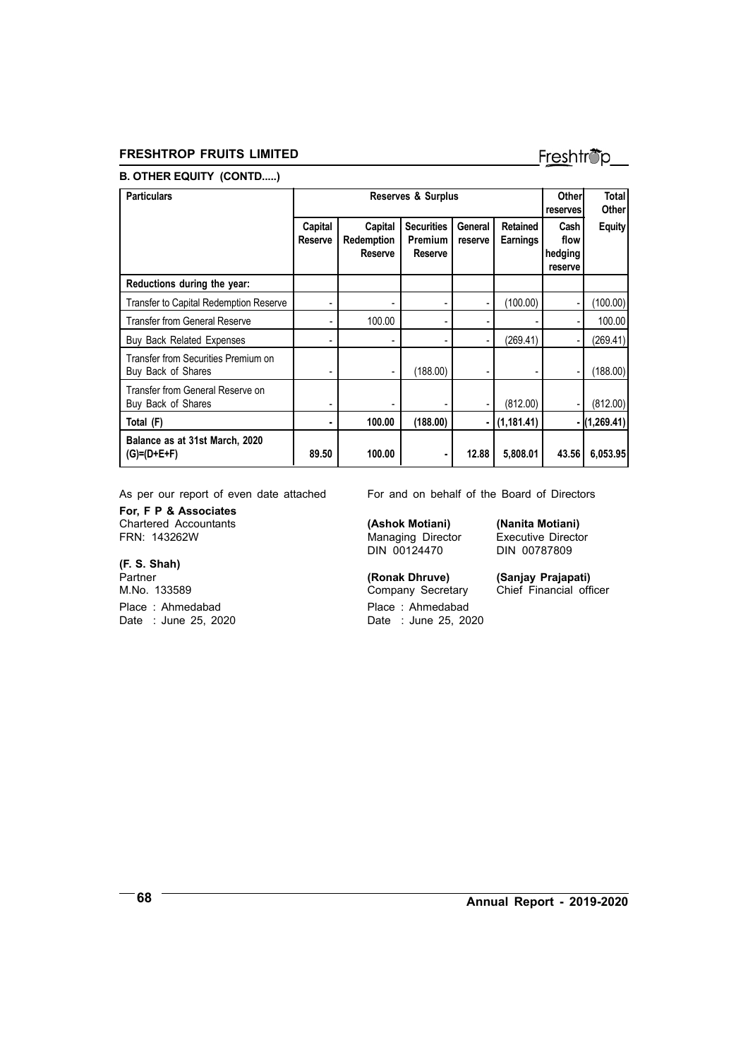## B. OTHER EQUITY (CONTD.....)

| Particulars | Reserves & Surplus | | | | | Other reserves | Total Other |
|---|---|---|---|---|---|---|---|
| | Capital Reserve | Capital Redemption Reserve | Securities Premium Reserve | General reserve | Retained Earnings | Cash flow hedging reserve | Equity |
| **Reductions during the year:** | | | | | | | |
| Transfer to Capital Redemption Reserve | - | - | - | - | (100.00) | - | (100.00) |
| Transfer from General Reserve | - | 100.00 | - | - | - | - | 100.00 |
| Buy Back Related Expenses | - | - | - | - | (269.41) | - | (269.41) |
| Transfer from Securities Premium on Buy Back of Shares | - | - | (188.00) | - | - | - | (188.00) |
| Transfer from General Reserve on Buy Back of Shares | - | - | - | - | (812.00) | - | (812.00) |
| **Total (F)** | **-** | **100.00** | **(188.00)** | **-** | **(1,181.41)** | **-** | **(1,269.41)** |
| **Balance as at 31st March, 2020 (G)=(D+E+F)** | **89.50** | **100.00** | **-** | **12.88** | **5,808.01** | **43.56** | **6,053.95** |

As per our report of even date attached

**For, F P & Associates**
Chartered Accountants
FRN: 143262W

**(F. S. Shah)**
Partner
M.No. 133589

Place : Ahmedabad
Date : June 25, 2020

For and on behalf of the Board of Directors

**(Ashok Motiani)**
Managing Director
DIN 00124470

**(Nanita Motiani)**
Executive Director
DIN 00787809

**(Ronak Dhruve)**
Company Secretary

**(Sanjay Prajapati)**
Chief Financial officer

Place : Ahmedabad
Date : June 25, 2020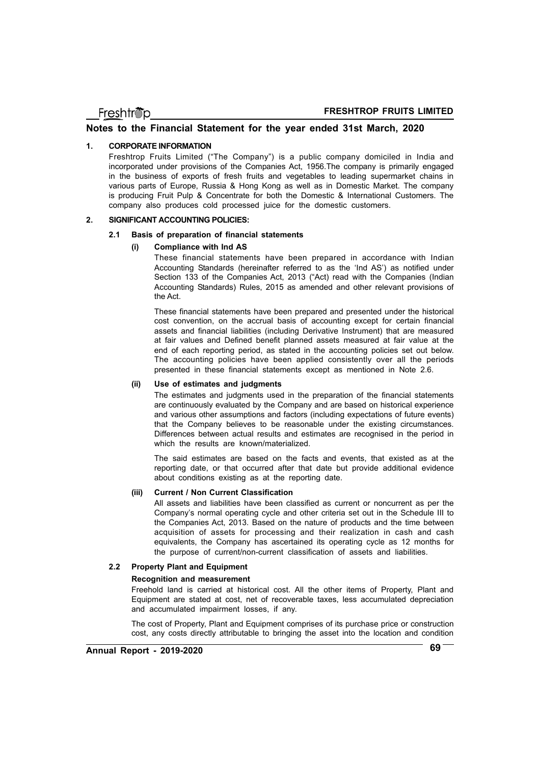## Notes to the Financial Statement for the year ended 31st March, 2020

### 1. CORPORATE INFORMATION

Freshtrop Fruits Limited ("The Company") is a public company domiciled in India and incorporated under provisions of the Companies Act, 1956.The company is primarily engaged in the business of exports of fresh fruits and vegetables to leading supermarket chains in various parts of Europe, Russia & Hong Kong as well as in Domestic Market. The company is producing Fruit Pulp & Concentrate for both the Domestic & International Customers. The company also produces cold processed juice for the domestic customers.

### 2. SIGNIFICANT ACCOUNTING POLICIES:

#### 2.1 Basis of preparation of financial statements

**(i) Compliance with Ind AS**

These financial statements have been prepared in accordance with Indian Accounting Standards (hereinafter referred to as the 'Ind AS') as notified under Section 133 of the Companies Act, 2013 ("Act) read with the Companies (Indian Accounting Standards) Rules, 2015 as amended and other relevant provisions of the Act.

These financial statements have been prepared and presented under the historical cost convention, on the accrual basis of accounting except for certain financial assets and financial liabilities (including Derivative Instrument) that are measured at fair values and Defined benefit planned assets measured at fair value at the end of each reporting period, as stated in the accounting policies set out below. The accounting policies have been applied consistently over all the periods presented in these financial statements except as mentioned in Note 2.6.

**(ii) Use of estimates and judgments**

The estimates and judgments used in the preparation of the financial statements are continuously evaluated by the Company and are based on historical experience and various other assumptions and factors (including expectations of future events) that the Company believes to be reasonable under the existing circumstances. Differences between actual results and estimates are recognised in the period in which the results are known/materialized.

The said estimates are based on the facts and events, that existed as at the reporting date, or that occurred after that date but provide additional evidence about conditions existing as at the reporting date.

**(iii) Current / Non Current Classification**

All assets and liabilities have been classified as current or noncurrent as per the Company's normal operating cycle and other criteria set out in the Schedule III to the Companies Act, 2013. Based on the nature of products and the time between acquisition of assets for processing and their realization in cash and cash equivalents, the Company has ascertained its operating cycle as 12 months for the purpose of current/non-current classification of assets and liabilities.

#### 2.2 Property Plant and Equipment

**Recognition and measurement**

Freehold land is carried at historical cost. All the other items of Property, Plant and Equipment are stated at cost, net of recoverable taxes, less accumulated depreciation and accumulated impairment losses, if any.

The cost of Property, Plant and Equipment comprises of its purchase price or construction cost, any costs directly attributable to bringing the asset into the location and condition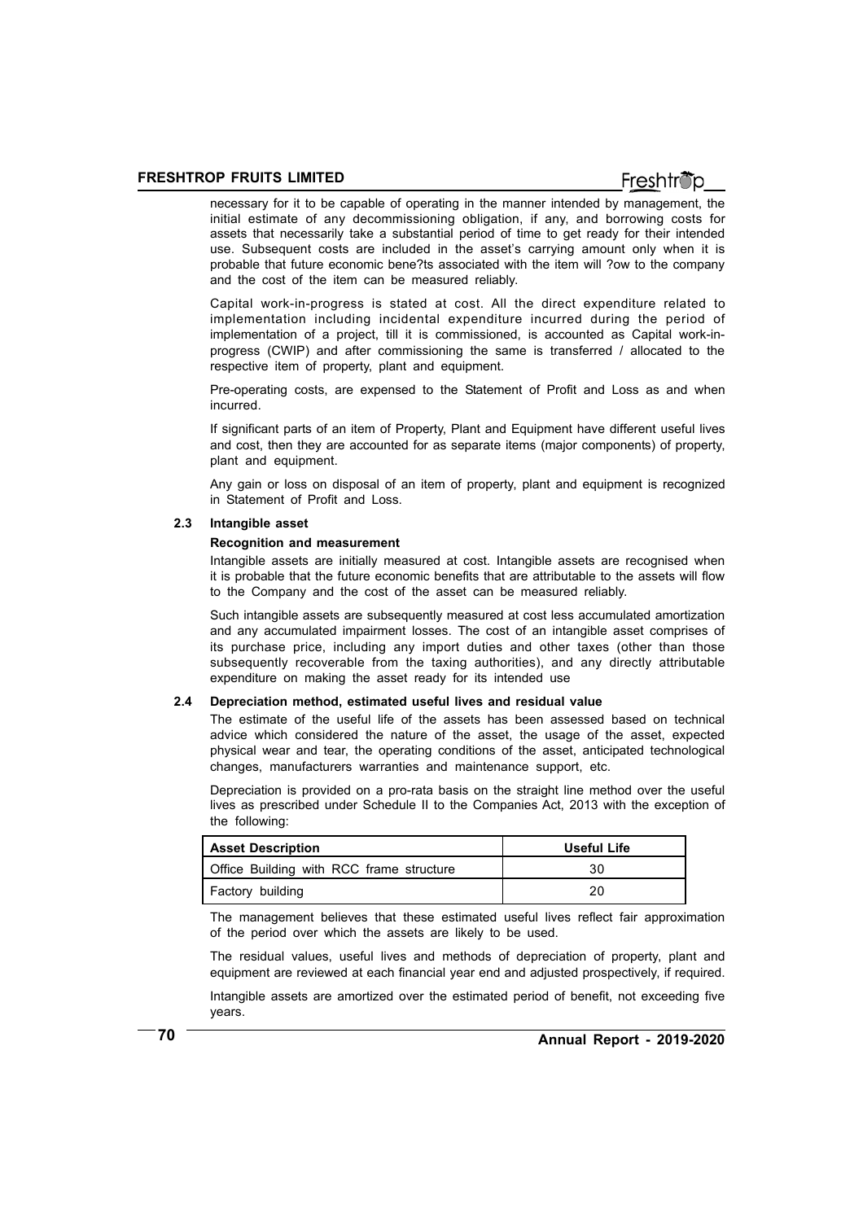necessary for it to be capable of operating in the manner intended by management, the initial estimate of any decommissioning obligation, if any, and borrowing costs for assets that necessarily take a substantial period of time to get ready for their intended use. Subsequent costs are included in the asset's carrying amount only when it is probable that future economic bene?ts associated with the item will ?ow to the company and the cost of the item can be measured reliably.

Capital work-in-progress is stated at cost. All the direct expenditure related to implementation including incidental expenditure incurred during the period of implementation of a project, till it is commissioned, is accounted as Capital work-in-progress (CWIP) and after commissioning the same is transferred / allocated to the respective item of property, plant and equipment.

Pre-operating costs, are expensed to the Statement of Profit and Loss as and when incurred.

If significant parts of an item of Property, Plant and Equipment have different useful lives and cost, then they are accounted for as separate items (major components) of property, plant and equipment.

Any gain or loss on disposal of an item of property, plant and equipment is recognized in Statement of Profit and Loss.

### 2.3 Intangible asset

**Recognition and measurement**

Intangible assets are initially measured at cost. Intangible assets are recognised when it is probable that the future economic benefits that are attributable to the assets will flow to the Company and the cost of the asset can be measured reliably.

Such intangible assets are subsequently measured at cost less accumulated amortization and any accumulated impairment losses. The cost of an intangible asset comprises of its purchase price, including any import duties and other taxes (other than those subsequently recoverable from the taxing authorities), and any directly attributable expenditure on making the asset ready for its intended use

### 2.4 Depreciation method, estimated useful lives and residual value

The estimate of the useful life of the assets has been assessed based on technical advice which considered the nature of the asset, the usage of the asset, expected physical wear and tear, the operating conditions of the asset, anticipated technological changes, manufacturers warranties and maintenance support, etc.

Depreciation is provided on a pro-rata basis on the straight line method over the useful lives as prescribed under Schedule II to the Companies Act, 2013 with the exception of the following:

| Asset Description | Useful Life |
|---|---|
| Office Building with RCC frame structure | 30 |
| Factory building | 20 |

The management believes that these estimated useful lives reflect fair approximation of the period over which the assets are likely to be used.

The residual values, useful lives and methods of depreciation of property, plant and equipment are reviewed at each financial year end and adjusted prospectively, if required.

Intangible assets are amortized over the estimated period of benefit, not exceeding five years.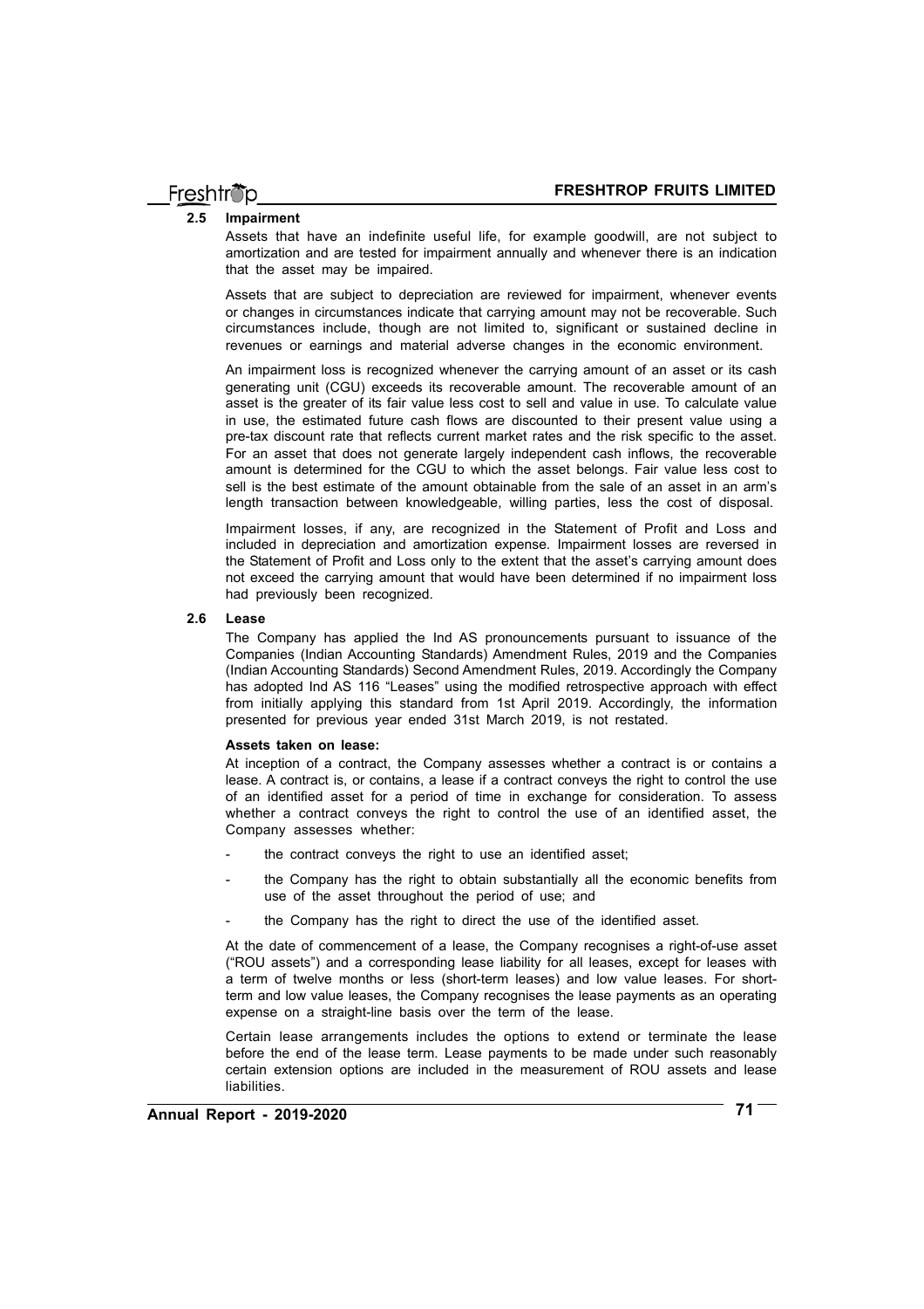### 2.5 Impairment

Assets that have an indefinite useful life, for example goodwill, are not subject to amortization and are tested for impairment annually and whenever there is an indication that the asset may be impaired.

Assets that are subject to depreciation are reviewed for impairment, whenever events or changes in circumstances indicate that carrying amount may not be recoverable. Such circumstances include, though are not limited to, significant or sustained decline in revenues or earnings and material adverse changes in the economic environment.

An impairment loss is recognized whenever the carrying amount of an asset or its cash generating unit (CGU) exceeds its recoverable amount. The recoverable amount of an asset is the greater of its fair value less cost to sell and value in use. To calculate value in use, the estimated future cash flows are discounted to their present value using a pre-tax discount rate that reflects current market rates and the risk specific to the asset. For an asset that does not generate largely independent cash inflows, the recoverable amount is determined for the CGU to which the asset belongs. Fair value less cost to sell is the best estimate of the amount obtainable from the sale of an asset in an arm's length transaction between knowledgeable, willing parties, less the cost of disposal.

Impairment losses, if any, are recognized in the Statement of Profit and Loss and included in depreciation and amortization expense. Impairment losses are reversed in the Statement of Profit and Loss only to the extent that the asset's carrying amount does not exceed the carrying amount that would have been determined if no impairment loss had previously been recognized.

### 2.6 Lease

The Company has applied the Ind AS pronouncements pursuant to issuance of the Companies (Indian Accounting Standards) Amendment Rules, 2019 and the Companies (Indian Accounting Standards) Second Amendment Rules, 2019. Accordingly the Company has adopted Ind AS 116 "Leases" using the modified retrospective approach with effect from initially applying this standard from 1st April 2019. Accordingly, the information presented for previous year ended 31st March 2019, is not restated.

**Assets taken on lease:**

At inception of a contract, the Company assesses whether a contract is or contains a lease. A contract is, or contains, a lease if a contract conveys the right to control the use of an identified asset for a period of time in exchange for consideration. To assess whether a contract conveys the right to control the use of an identified asset, the Company assesses whether:

- the contract conveys the right to use an identified asset;
- the Company has the right to obtain substantially all the economic benefits from use of the asset throughout the period of use; and
- the Company has the right to direct the use of the identified asset.

At the date of commencement of a lease, the Company recognises a right-of-use asset ("ROU assets") and a corresponding lease liability for all leases, except for leases with a term of twelve months or less (short-term leases) and low value leases. For short-term and low value leases, the Company recognises the lease payments as an operating expense on a straight-line basis over the term of the lease.

Certain lease arrangements includes the options to extend or terminate the lease before the end of the lease term. Lease payments to be made under such reasonably certain extension options are included in the measurement of ROU assets and lease liabilities.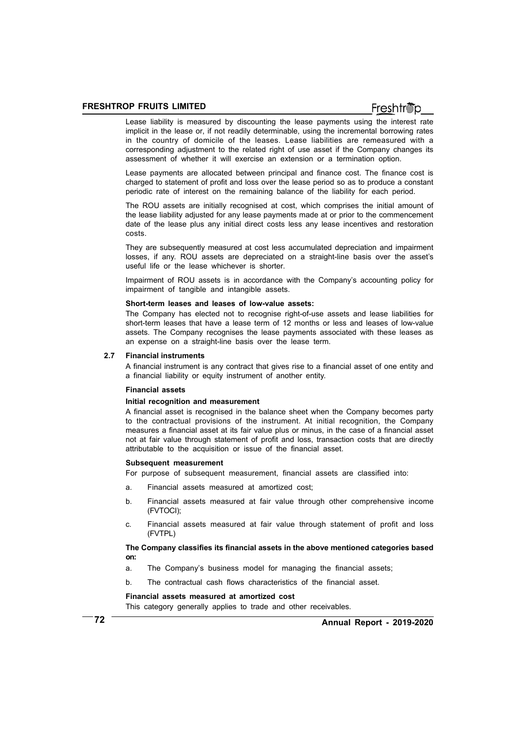Lease liability is measured by discounting the lease payments using the interest rate implicit in the lease or, if not readily determinable, using the incremental borrowing rates in the country of domicile of the leases. Lease liabilities are remeasured with a corresponding adjustment to the related right of use asset if the Company changes its assessment of whether it will exercise an extension or a termination option.

Lease payments are allocated between principal and finance cost. The finance cost is charged to statement of profit and loss over the lease period so as to produce a constant periodic rate of interest on the remaining balance of the liability for each period.

The ROU assets are initially recognised at cost, which comprises the initial amount of the lease liability adjusted for any lease payments made at or prior to the commencement date of the lease plus any initial direct costs less any lease incentives and restoration costs.

They are subsequently measured at cost less accumulated depreciation and impairment losses, if any. ROU assets are depreciated on a straight-line basis over the asset's useful life or the lease whichever is shorter.

Impairment of ROU assets is in accordance with the Company's accounting policy for impairment of tangible and intangible assets.

**Short-term leases and leases of low-value assets:**

The Company has elected not to recognise right-of-use assets and lease liabilities for short-term leases that have a lease term of 12 months or less and leases of low-value assets. The Company recognises the lease payments associated with these leases as an expense on a straight-line basis over the lease term.

### 2.7 Financial instruments

A financial instrument is any contract that gives rise to a financial asset of one entity and a financial liability or equity instrument of another entity.

**Financial assets**

**Initial recognition and measurement**

A financial asset is recognised in the balance sheet when the Company becomes party to the contractual provisions of the instrument. At initial recognition, the Company measures a financial asset at its fair value plus or minus, in the case of a financial asset not at fair value through statement of profit and loss, transaction costs that are directly attributable to the acquisition or issue of the financial asset.

**Subsequent measurement**

For purpose of subsequent measurement, financial assets are classified into:

a. Financial assets measured at amortized cost;

b. Financial assets measured at fair value through other comprehensive income (FVTOCI);

c. Financial assets measured at fair value through statement of profit and loss (FVTPL)

**The Company classifies its financial assets in the above mentioned categories based on:**

a. The Company's business model for managing the financial assets;

b. The contractual cash flows characteristics of the financial asset.

**Financial assets measured at amortized cost**

This category generally applies to trade and other receivables.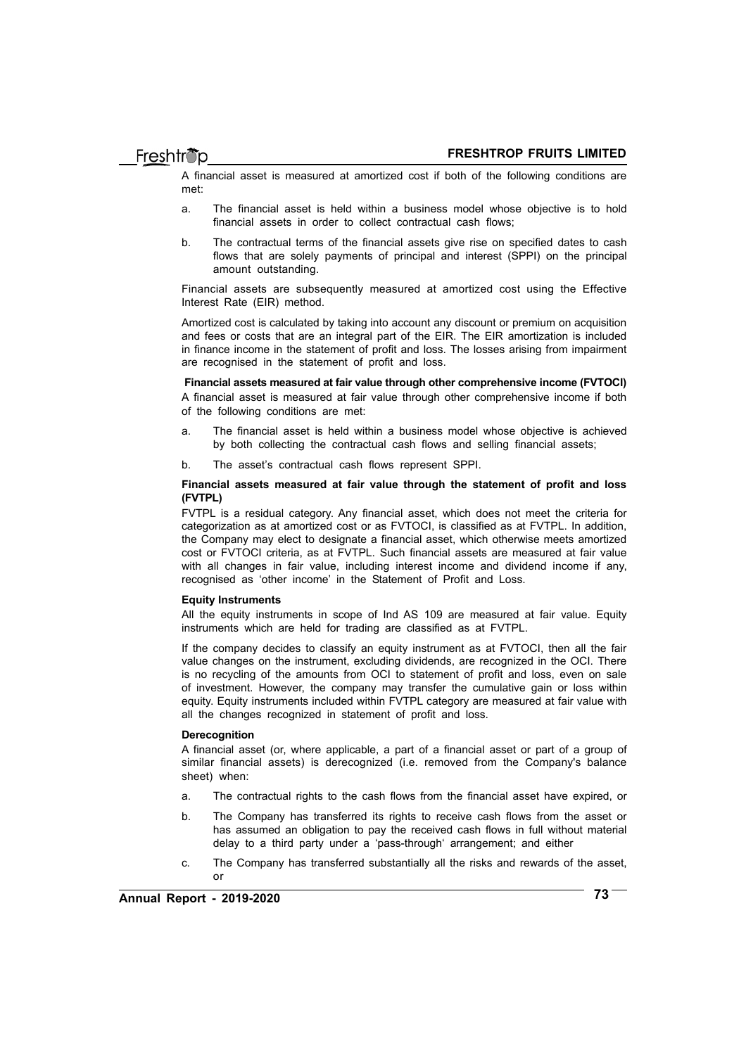A financial asset is measured at amortized cost if both of the following conditions are met:

a. The financial asset is held within a business model whose objective is to hold financial assets in order to collect contractual cash flows;

b. The contractual terms of the financial assets give rise on specified dates to cash flows that are solely payments of principal and interest (SPPI) on the principal amount outstanding.

Financial assets are subsequently measured at amortized cost using the Effective Interest Rate (EIR) method.

Amortized cost is calculated by taking into account any discount or premium on acquisition and fees or costs that are an integral part of the EIR. The EIR amortization is included in finance income in the statement of profit and loss. The losses arising from impairment are recognised in the statement of profit and loss.

**Financial assets measured at fair value through other comprehensive income (FVTOCI)**

A financial asset is measured at fair value through other comprehensive income if both of the following conditions are met:

a. The financial asset is held within a business model whose objective is achieved by both collecting the contractual cash flows and selling financial assets;

b. The asset's contractual cash flows represent SPPI.

**Financial assets measured at fair value through the statement of profit and loss (FVTPL)**

FVTPL is a residual category. Any financial asset, which does not meet the criteria for categorization as at amortized cost or as FVTOCI, is classified as at FVTPL. In addition, the Company may elect to designate a financial asset, which otherwise meets amortized cost or FVTOCI criteria, as at FVTPL. Such financial assets are measured at fair value with all changes in fair value, including interest income and dividend income if any, recognised as 'other income' in the Statement of Profit and Loss.

**Equity Instruments**

All the equity instruments in scope of Ind AS 109 are measured at fair value. Equity instruments which are held for trading are classified as at FVTPL.

If the company decides to classify an equity instrument as at FVTOCI, then all the fair value changes on the instrument, excluding dividends, are recognized in the OCI. There is no recycling of the amounts from OCI to statement of profit and loss, even on sale of investment. However, the company may transfer the cumulative gain or loss within equity. Equity instruments included within FVTPL category are measured at fair value with all the changes recognized in statement of profit and loss.

**Derecognition**

A financial asset (or, where applicable, a part of a financial asset or part of a group of similar financial assets) is derecognized (i.e. removed from the Company's balance sheet) when:

a. The contractual rights to the cash flows from the financial asset have expired, or

b. The Company has transferred its rights to receive cash flows from the asset or has assumed an obligation to pay the received cash flows in full without material delay to a third party under a 'pass-through' arrangement; and either

c. The Company has transferred substantially all the risks and rewards of the asset, or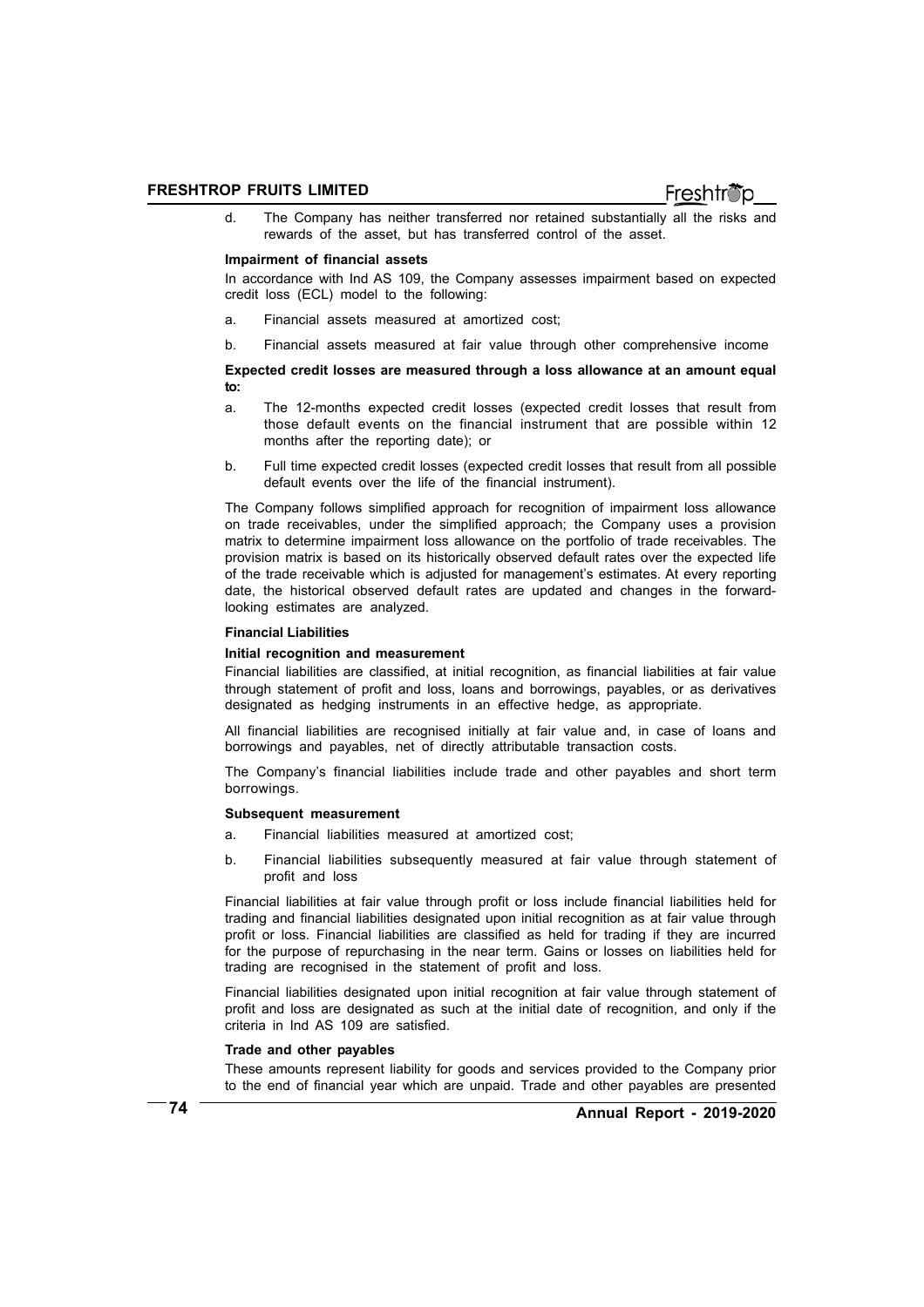d. The Company has neither transferred nor retained substantially all the risks and rewards of the asset, but has transferred control of the asset.

**Impairment of financial assets**

In accordance with Ind AS 109, the Company assesses impairment based on expected credit loss (ECL) model to the following:

a. Financial assets measured at amortized cost;

b. Financial assets measured at fair value through other comprehensive income

**Expected credit losses are measured through a loss allowance at an amount equal to:**

a. The 12-months expected credit losses (expected credit losses that result from those default events on the financial instrument that are possible within 12 months after the reporting date); or

b. Full time expected credit losses (expected credit losses that result from all possible default events over the life of the financial instrument).

The Company follows simplified approach for recognition of impairment loss allowance on trade receivables, under the simplified approach; the Company uses a provision matrix to determine impairment loss allowance on the portfolio of trade receivables. The provision matrix is based on its historically observed default rates over the expected life of the trade receivable which is adjusted for management's estimates. At every reporting date, the historical observed default rates are updated and changes in the forward-looking estimates are analyzed.

**Financial Liabilities**

**Initial recognition and measurement**

Financial liabilities are classified, at initial recognition, as financial liabilities at fair value through statement of profit and loss, loans and borrowings, payables, or as derivatives designated as hedging instruments in an effective hedge, as appropriate.

All financial liabilities are recognised initially at fair value and, in case of loans and borrowings and payables, net of directly attributable transaction costs.

The Company's financial liabilities include trade and other payables and short term borrowings.

**Subsequent measurement**

a. Financial liabilities measured at amortized cost;

b. Financial liabilities subsequently measured at fair value through statement of profit and loss

Financial liabilities at fair value through profit or loss include financial liabilities held for trading and financial liabilities designated upon initial recognition as at fair value through profit or loss. Financial liabilities are classified as held for trading if they are incurred for the purpose of repurchasing in the near term. Gains or losses on liabilities held for trading are recognised in the statement of profit and loss.

Financial liabilities designated upon initial recognition at fair value through statement of profit and loss are designated as such at the initial date of recognition, and only if the criteria in Ind AS 109 are satisfied.

**Trade and other payables**

These amounts represent liability for goods and services provided to the Company prior to the end of financial year which are unpaid. Trade and other payables are presented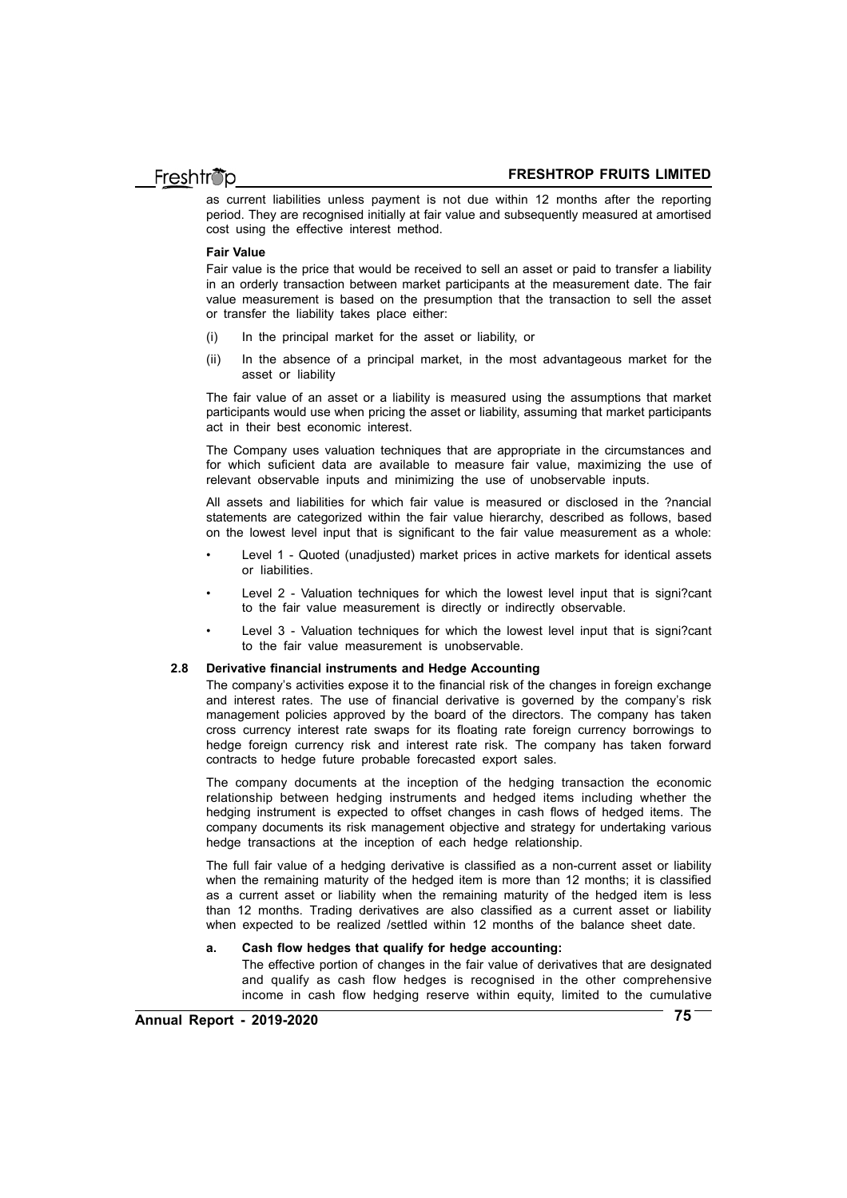as current liabilities unless payment is not due within 12 months after the reporting period. They are recognised initially at fair value and subsequently measured at amortised cost using the effective interest method.

**Fair Value**

Fair value is the price that would be received to sell an asset or paid to transfer a liability in an orderly transaction between market participants at the measurement date. The fair value measurement is based on the presumption that the transaction to sell the asset or transfer the liability takes place either:

(i) In the principal market for the asset or liability, or

(ii) In the absence of a principal market, in the most advantageous market for the asset or liability

The fair value of an asset or a liability is measured using the assumptions that market participants would use when pricing the asset or liability, assuming that market participants act in their best economic interest.

The Company uses valuation techniques that are appropriate in the circumstances and for which suficient data are available to measure fair value, maximizing the use of relevant observable inputs and minimizing the use of unobservable inputs.

All assets and liabilities for which fair value is measured or disclosed in the ?nancial statements are categorized within the fair value hierarchy, described as follows, based on the lowest level input that is significant to the fair value measurement as a whole:

- Level 1 - Quoted (unadjusted) market prices in active markets for identical assets or liabilities.
- Level 2 - Valuation techniques for which the lowest level input that is signi?cant to the fair value measurement is directly or indirectly observable.
- Level 3 - Valuation techniques for which the lowest level input that is signi?cant to the fair value measurement is unobservable.

**2.8 Derivative financial instruments and Hedge Accounting**

The company's activities expose it to the financial risk of the changes in foreign exchange and interest rates. The use of financial derivative is governed by the company's risk management policies approved by the board of the directors. The company has taken cross currency interest rate swaps for its floating rate foreign currency borrowings to hedge foreign currency risk and interest rate risk. The company has taken forward contracts to hedge future probable forecasted export sales.

The company documents at the inception of the hedging transaction the economic relationship between hedging instruments and hedged items including whether the hedging instrument is expected to offset changes in cash flows of hedged items. The company documents its risk management objective and strategy for undertaking various hedge transactions at the inception of each hedge relationship.

The full fair value of a hedging derivative is classified as a non-current asset or liability when the remaining maturity of the hedged item is more than 12 months; it is classified as a current asset or liability when the remaining maturity of the hedged item is less than 12 months. Trading derivatives are also classified as a current asset or liability when expected to be realized /settled within 12 months of the balance sheet date.

**a. Cash flow hedges that qualify for hedge accounting:**

The effective portion of changes in the fair value of derivatives that are designated and qualify as cash flow hedges is recognised in the other comprehensive income in cash flow hedging reserve within equity, limited to the cumulative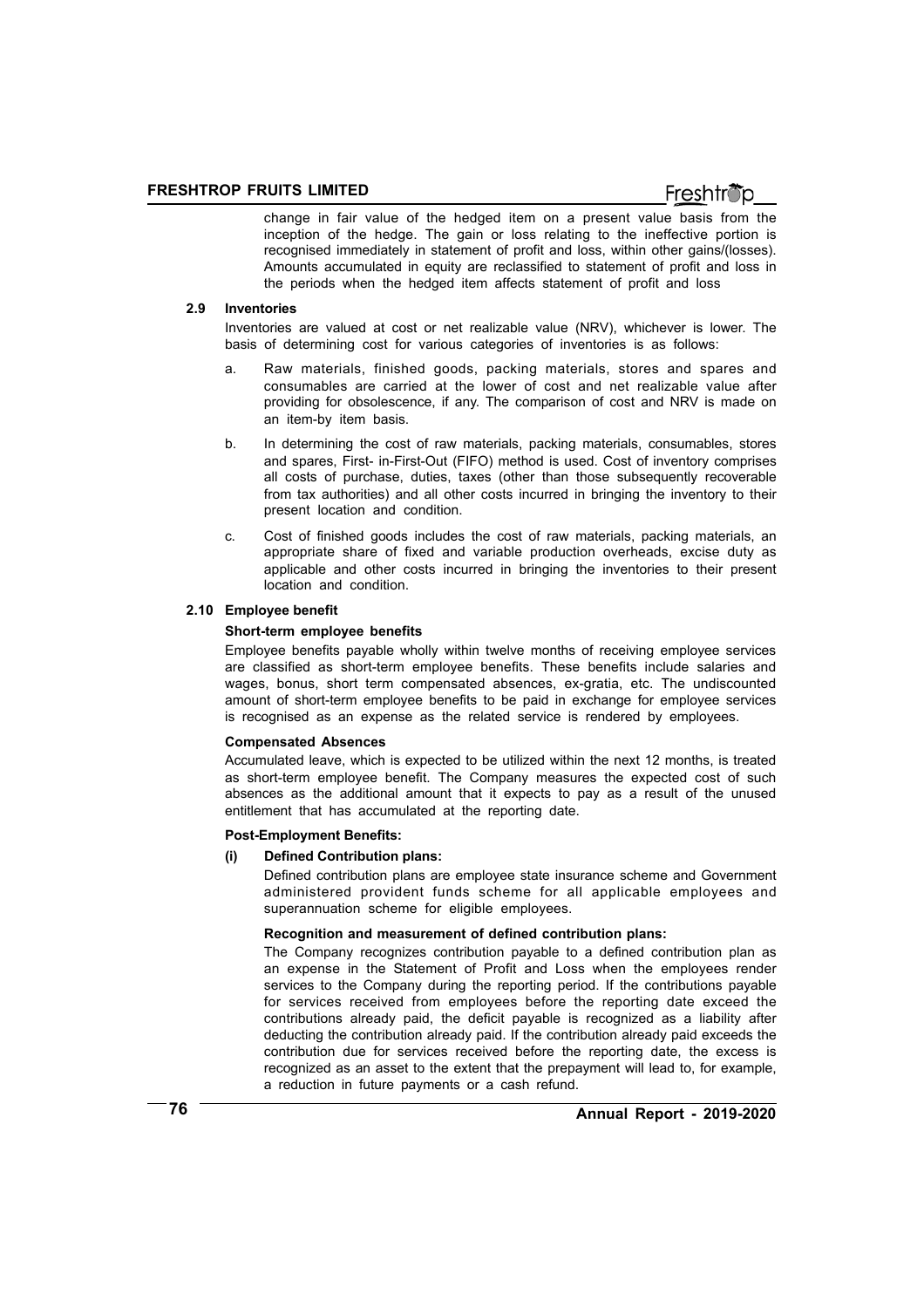change in fair value of the hedged item on a present value basis from the inception of the hedge. The gain or loss relating to the ineffective portion is recognised immediately in statement of profit and loss, within other gains/(losses). Amounts accumulated in equity are reclassified to statement of profit and loss in the periods when the hedged item affects statement of profit and loss

### 2.9 Inventories

Inventories are valued at cost or net realizable value (NRV), whichever is lower. The basis of determining cost for various categories of inventories is as follows:

a. Raw materials, finished goods, packing materials, stores and spares and consumables are carried at the lower of cost and net realizable value after providing for obsolescence, if any. The comparison of cost and NRV is made on an item-by item basis.

b. In determining the cost of raw materials, packing materials, consumables, stores and spares, First- in-First-Out (FIFO) method is used. Cost of inventory comprises all costs of purchase, duties, taxes (other than those subsequently recoverable from tax authorities) and all other costs incurred in bringing the inventory to their present location and condition.

c. Cost of finished goods includes the cost of raw materials, packing materials, an appropriate share of fixed and variable production overheads, excise duty as applicable and other costs incurred in bringing the inventories to their present location and condition.

### 2.10 Employee benefit

**Short-term employee benefits**

Employee benefits payable wholly within twelve months of receiving employee services are classified as short-term employee benefits. These benefits include salaries and wages, bonus, short term compensated absences, ex-gratia, etc. The undiscounted amount of short-term employee benefits to be paid in exchange for employee services is recognised as an expense as the related service is rendered by employees.

**Compensated Absences**

Accumulated leave, which is expected to be utilized within the next 12 months, is treated as short-term employee benefit. The Company measures the expected cost of such absences as the additional amount that it expects to pay as a result of the unused entitlement that has accumulated at the reporting date.

**Post-Employment Benefits:**

**(i) Defined Contribution plans:**

Defined contribution plans are employee state insurance scheme and Government administered provident funds scheme for all applicable employees and superannuation scheme for eligible employees.

**Recognition and measurement of defined contribution plans:**

The Company recognizes contribution payable to a defined contribution plan as an expense in the Statement of Profit and Loss when the employees render services to the Company during the reporting period. If the contributions payable for services received from employees before the reporting date exceed the contributions already paid, the deficit payable is recognized as a liability after deducting the contribution already paid. If the contribution already paid exceeds the contribution due for services received before the reporting date, the excess is recognized as an asset to the extent that the prepayment will lead to, for example, a reduction in future payments or a cash refund.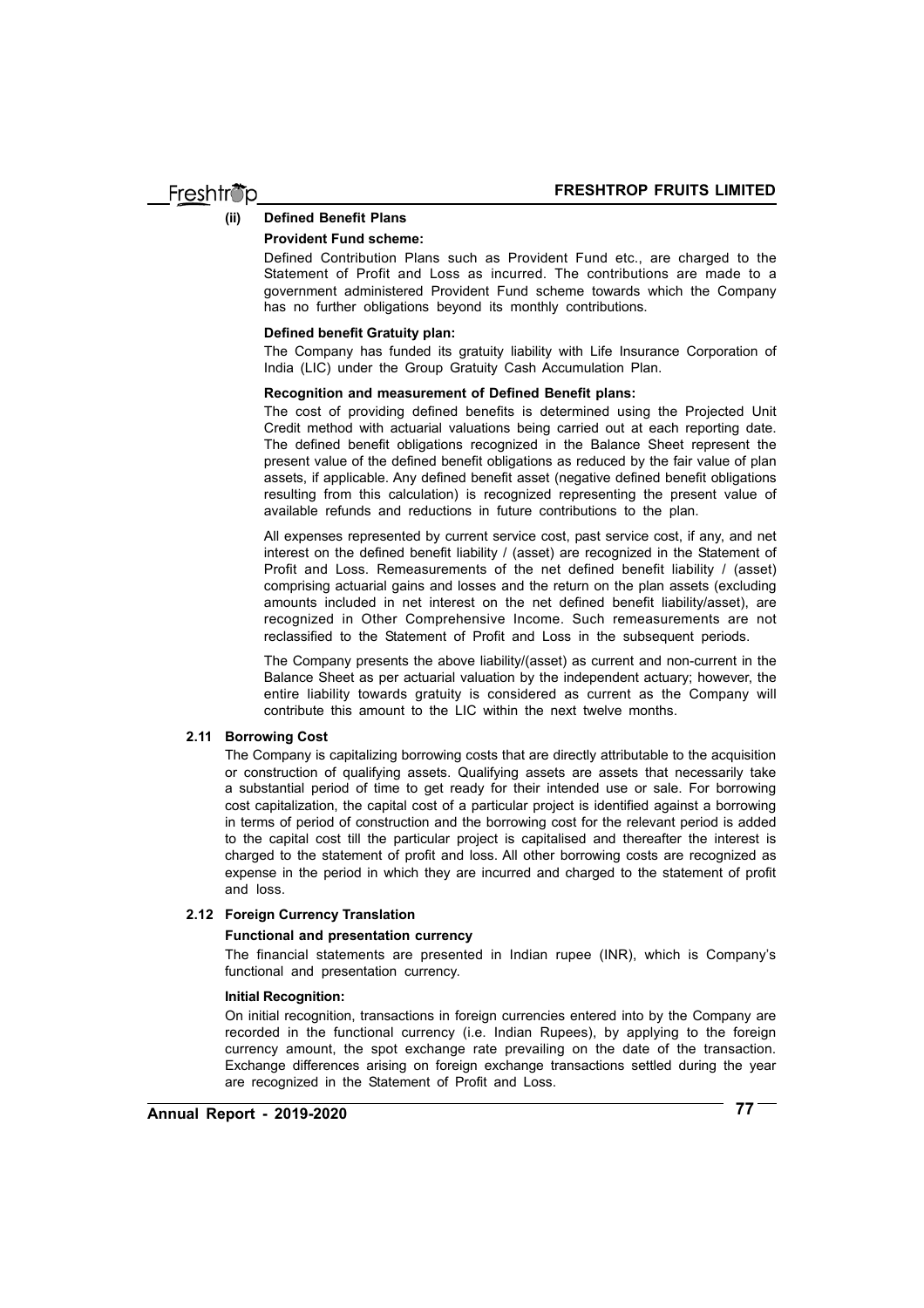**(ii) Defined Benefit Plans**

**Provident Fund scheme:**

Defined Contribution Plans such as Provident Fund etc., are charged to the Statement of Profit and Loss as incurred. The contributions are made to a government administered Provident Fund scheme towards which the Company has no further obligations beyond its monthly contributions.

**Defined benefit Gratuity plan:**

The Company has funded its gratuity liability with Life Insurance Corporation of India (LIC) under the Group Gratuity Cash Accumulation Plan.

**Recognition and measurement of Defined Benefit plans:**

The cost of providing defined benefits is determined using the Projected Unit Credit method with actuarial valuations being carried out at each reporting date. The defined benefit obligations recognized in the Balance Sheet represent the present value of the defined benefit obligations as reduced by the fair value of plan assets, if applicable. Any defined benefit asset (negative defined benefit obligations resulting from this calculation) is recognized representing the present value of available refunds and reductions in future contributions to the plan.

All expenses represented by current service cost, past service cost, if any, and net interest on the defined benefit liability / (asset) are recognized in the Statement of Profit and Loss. Remeasurements of the net defined benefit liability / (asset) comprising actuarial gains and losses and the return on the plan assets (excluding amounts included in net interest on the net defined benefit liability/asset), are recognized in Other Comprehensive Income. Such remeasurements are not reclassified to the Statement of Profit and Loss in the subsequent periods.

The Company presents the above liability/(asset) as current and non-current in the Balance Sheet as per actuarial valuation by the independent actuary; however, the entire liability towards gratuity is considered as current as the Company will contribute this amount to the LIC within the next twelve months.

## 2.11 Borrowing Cost

The Company is capitalizing borrowing costs that are directly attributable to the acquisition or construction of qualifying assets. Qualifying assets are assets that necessarily take a substantial period of time to get ready for their intended use or sale. For borrowing cost capitalization, the capital cost of a particular project is identified against a borrowing in terms of period of construction and the borrowing cost for the relevant period is added to the capital cost till the particular project is capitalised and thereafter the interest is charged to the statement of profit and loss. All other borrowing costs are recognized as expense in the period in which they are incurred and charged to the statement of profit and loss.

## 2.12 Foreign Currency Translation

**Functional and presentation currency**

The financial statements are presented in Indian rupee (INR), which is Company's functional and presentation currency.

**Initial Recognition:**

On initial recognition, transactions in foreign currencies entered into by the Company are recorded in the functional currency (i.e. Indian Rupees), by applying to the foreign currency amount, the spot exchange rate prevailing on the date of the transaction. Exchange differences arising on foreign exchange transactions settled during the year are recognized in the Statement of Profit and Loss.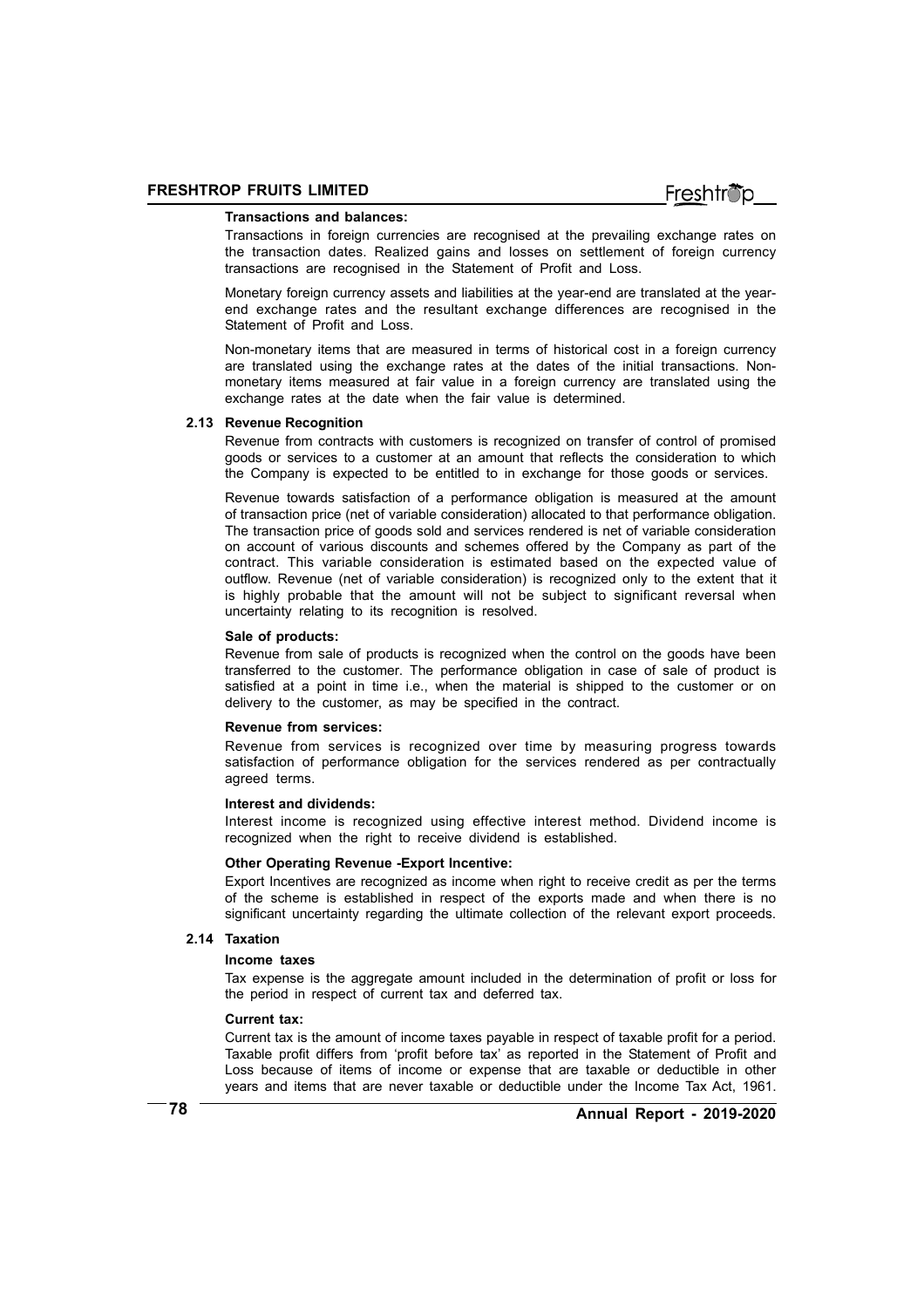**Transactions and balances:**

Transactions in foreign currencies are recognised at the prevailing exchange rates on the transaction dates. Realized gains and losses on settlement of foreign currency transactions are recognised in the Statement of Profit and Loss.

Monetary foreign currency assets and liabilities at the year-end are translated at the year-end exchange rates and the resultant exchange differences are recognised in the Statement of Profit and Loss.

Non-monetary items that are measured in terms of historical cost in a foreign currency are translated using the exchange rates at the dates of the initial transactions. Non-monetary items measured at fair value in a foreign currency are translated using the exchange rates at the date when the fair value is determined.

### 2.13 Revenue Recognition

Revenue from contracts with customers is recognized on transfer of control of promised goods or services to a customer at an amount that reflects the consideration to which the Company is expected to be entitled to in exchange for those goods or services.

Revenue towards satisfaction of a performance obligation is measured at the amount of transaction price (net of variable consideration) allocated to that performance obligation. The transaction price of goods sold and services rendered is net of variable consideration on account of various discounts and schemes offered by the Company as part of the contract. This variable consideration is estimated based on the expected value of outflow. Revenue (net of variable consideration) is recognized only to the extent that it is highly probable that the amount will not be subject to significant reversal when uncertainty relating to its recognition is resolved.

**Sale of products:**

Revenue from sale of products is recognized when the control on the goods have been transferred to the customer. The performance obligation in case of sale of product is satisfied at a point in time i.e., when the material is shipped to the customer or on delivery to the customer, as may be specified in the contract.

**Revenue from services:**

Revenue from services is recognized over time by measuring progress towards satisfaction of performance obligation for the services rendered as per contractually agreed terms.

**Interest and dividends:**

Interest income is recognized using effective interest method. Dividend income is recognized when the right to receive dividend is established.

**Other Operating Revenue -Export Incentive:**

Export Incentives are recognized as income when right to receive credit as per the terms of the scheme is established in respect of the exports made and when there is no significant uncertainty regarding the ultimate collection of the relevant export proceeds.

### 2.14 Taxation

**Income taxes**

Tax expense is the aggregate amount included in the determination of profit or loss for the period in respect of current tax and deferred tax.

**Current tax:**

Current tax is the amount of income taxes payable in respect of taxable profit for a period. Taxable profit differs from 'profit before tax' as reported in the Statement of Profit and Loss because of items of income or expense that are taxable or deductible in other years and items that are never taxable or deductible under the Income Tax Act, 1961.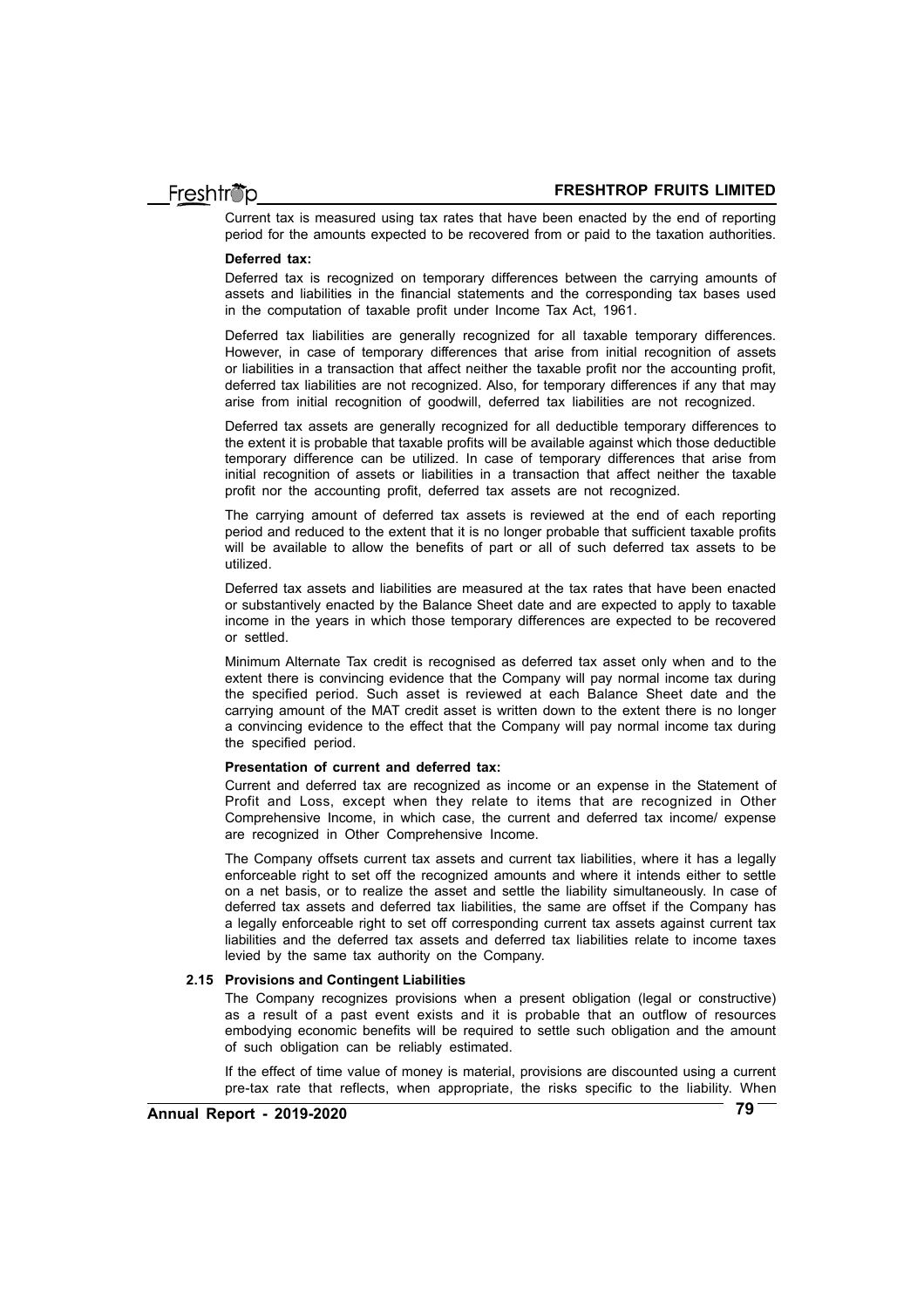Current tax is measured using tax rates that have been enacted by the end of reporting period for the amounts expected to be recovered from or paid to the taxation authorities.

**Deferred tax:**

Deferred tax is recognized on temporary differences between the carrying amounts of assets and liabilities in the financial statements and the corresponding tax bases used in the computation of taxable profit under Income Tax Act, 1961.

Deferred tax liabilities are generally recognized for all taxable temporary differences. However, in case of temporary differences that arise from initial recognition of assets or liabilities in a transaction that affect neither the taxable profit nor the accounting profit, deferred tax liabilities are not recognized. Also, for temporary differences if any that may arise from initial recognition of goodwill, deferred tax liabilities are not recognized.

Deferred tax assets are generally recognized for all deductible temporary differences to the extent it is probable that taxable profits will be available against which those deductible temporary difference can be utilized. In case of temporary differences that arise from initial recognition of assets or liabilities in a transaction that affect neither the taxable profit nor the accounting profit, deferred tax assets are not recognized.

The carrying amount of deferred tax assets is reviewed at the end of each reporting period and reduced to the extent that it is no longer probable that sufficient taxable profits will be available to allow the benefits of part or all of such deferred tax assets to be utilized.

Deferred tax assets and liabilities are measured at the tax rates that have been enacted or substantively enacted by the Balance Sheet date and are expected to apply to taxable income in the years in which those temporary differences are expected to be recovered or settled.

Minimum Alternate Tax credit is recognised as deferred tax asset only when and to the extent there is convincing evidence that the Company will pay normal income tax during the specified period. Such asset is reviewed at each Balance Sheet date and the carrying amount of the MAT credit asset is written down to the extent there is no longer a convincing evidence to the effect that the Company will pay normal income tax during the specified period.

**Presentation of current and deferred tax:**

Current and deferred tax are recognized as income or an expense in the Statement of Profit and Loss, except when they relate to items that are recognized in Other Comprehensive Income, in which case, the current and deferred tax income/ expense are recognized in Other Comprehensive Income.

The Company offsets current tax assets and current tax liabilities, where it has a legally enforceable right to set off the recognized amounts and where it intends either to settle on a net basis, or to realize the asset and settle the liability simultaneously. In case of deferred tax assets and deferred tax liabilities, the same are offset if the Company has a legally enforceable right to set off corresponding current tax assets against current tax liabilities and the deferred tax assets and deferred tax liabilities relate to income taxes levied by the same tax authority on the Company.

### 2.15 Provisions and Contingent Liabilities

The Company recognizes provisions when a present obligation (legal or constructive) as a result of a past event exists and it is probable that an outflow of resources embodying economic benefits will be required to settle such obligation and the amount of such obligation can be reliably estimated.

If the effect of time value of money is material, provisions are discounted using a current pre-tax rate that reflects, when appropriate, the risks specific to the liability. When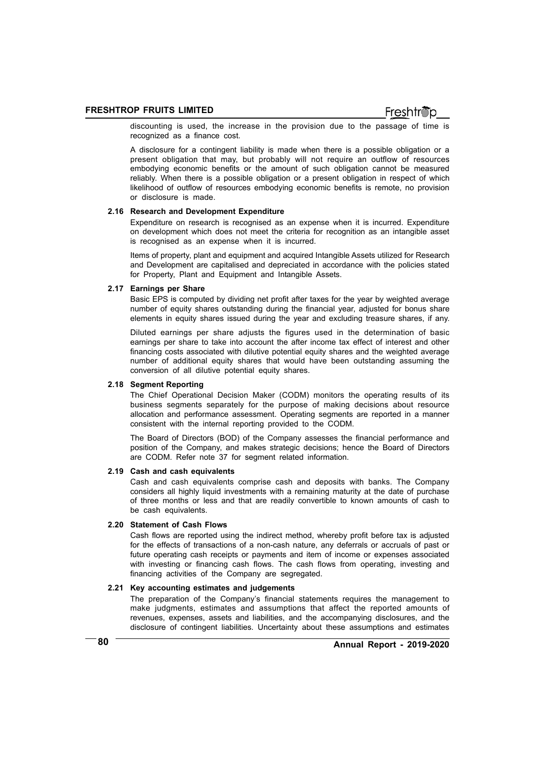discounting is used, the increase in the provision due to the passage of time is recognized as a finance cost.

A disclosure for a contingent liability is made when there is a possible obligation or a present obligation that may, but probably will not require an outflow of resources embodying economic benefits or the amount of such obligation cannot be measured reliably. When there is a possible obligation or a present obligation in respect of which likelihood of outflow of resources embodying economic benefits is remote, no provision or disclosure is made.

### 2.16 Research and Development Expenditure

Expenditure on research is recognised as an expense when it is incurred. Expenditure on development which does not meet the criteria for recognition as an intangible asset is recognised as an expense when it is incurred.

Items of property, plant and equipment and acquired Intangible Assets utilized for Research and Development are capitalised and depreciated in accordance with the policies stated for Property, Plant and Equipment and Intangible Assets.

### 2.17 Earnings per Share

Basic EPS is computed by dividing net profit after taxes for the year by weighted average number of equity shares outstanding during the financial year, adjusted for bonus share elements in equity shares issued during the year and excluding treasure shares, if any.

Diluted earnings per share adjusts the figures used in the determination of basic earnings per share to take into account the after income tax effect of interest and other financing costs associated with dilutive potential equity shares and the weighted average number of additional equity shares that would have been outstanding assuming the conversion of all dilutive potential equity shares.

### 2.18 Segment Reporting

The Chief Operational Decision Maker (CODM) monitors the operating results of its business segments separately for the purpose of making decisions about resource allocation and performance assessment. Operating segments are reported in a manner consistent with the internal reporting provided to the CODM.

The Board of Directors (BOD) of the Company assesses the financial performance and position of the Company, and makes strategic decisions; hence the Board of Directors are CODM. Refer note 37 for segment related information.

### 2.19 Cash and cash equivalents

Cash and cash equivalents comprise cash and deposits with banks. The Company considers all highly liquid investments with a remaining maturity at the date of purchase of three months or less and that are readily convertible to known amounts of cash to be cash equivalents.

### 2.20 Statement of Cash Flows

Cash flows are reported using the indirect method, whereby profit before tax is adjusted for the effects of transactions of a non-cash nature, any deferrals or accruals of past or future operating cash receipts or payments and item of income or expenses associated with investing or financing cash flows. The cash flows from operating, investing and financing activities of the Company are segregated.

### 2.21 Key accounting estimates and judgements

The preparation of the Company's financial statements requires the management to make judgments, estimates and assumptions that affect the reported amounts of revenues, expenses, assets and liabilities, and the accompanying disclosures, and the disclosure of contingent liabilities. Uncertainty about these assumptions and estimates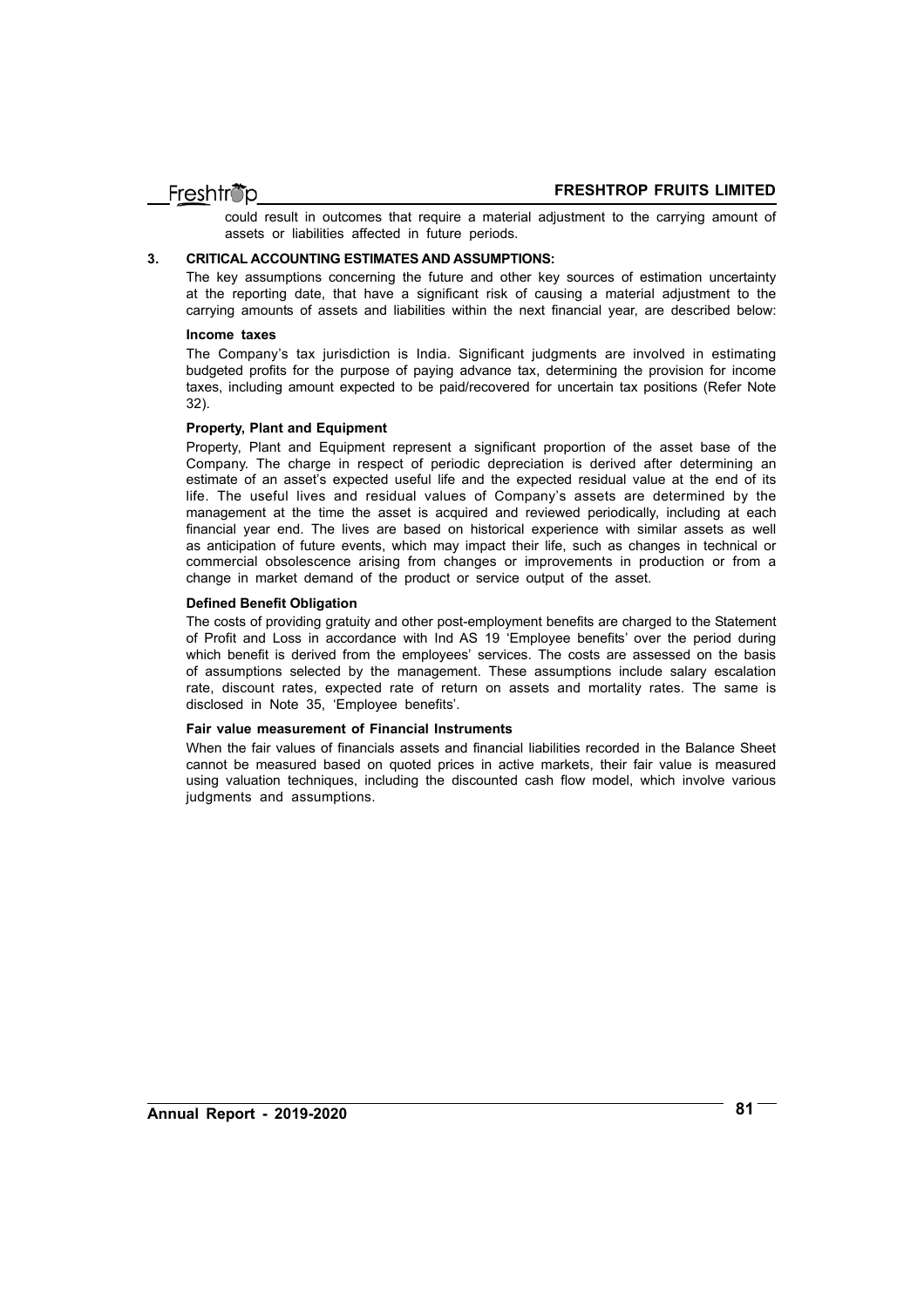could result in outcomes that require a material adjustment to the carrying amount of assets or liabilities affected in future periods.

## 3. CRITICAL ACCOUNTING ESTIMATES AND ASSUMPTIONS:

The key assumptions concerning the future and other key sources of estimation uncertainty at the reporting date, that have a significant risk of causing a material adjustment to the carrying amounts of assets and liabilities within the next financial year, are described below:

**Income taxes**

The Company's tax jurisdiction is India. Significant judgments are involved in estimating budgeted profits for the purpose of paying advance tax, determining the provision for income taxes, including amount expected to be paid/recovered for uncertain tax positions (Refer Note 32).

**Property, Plant and Equipment**

Property, Plant and Equipment represent a significant proportion of the asset base of the Company. The charge in respect of periodic depreciation is derived after determining an estimate of an asset's expected useful life and the expected residual value at the end of its life. The useful lives and residual values of Company's assets are determined by the management at the time the asset is acquired and reviewed periodically, including at each financial year end. The lives are based on historical experience with similar assets as well as anticipation of future events, which may impact their life, such as changes in technical or commercial obsolescence arising from changes or improvements in production or from a change in market demand of the product or service output of the asset.

**Defined Benefit Obligation**

The costs of providing gratuity and other post-employment benefits are charged to the Statement of Profit and Loss in accordance with Ind AS 19 'Employee benefits' over the period during which benefit is derived from the employees' services. The costs are assessed on the basis of assumptions selected by the management. These assumptions include salary escalation rate, discount rates, expected rate of return on assets and mortality rates. The same is disclosed in Note 35, 'Employee benefits'.

**Fair value measurement of Financial Instruments**

When the fair values of financials assets and financial liabilities recorded in the Balance Sheet cannot be measured based on quoted prices in active markets, their fair value is measured using valuation techniques, including the discounted cash flow model, which involve various judgments and assumptions.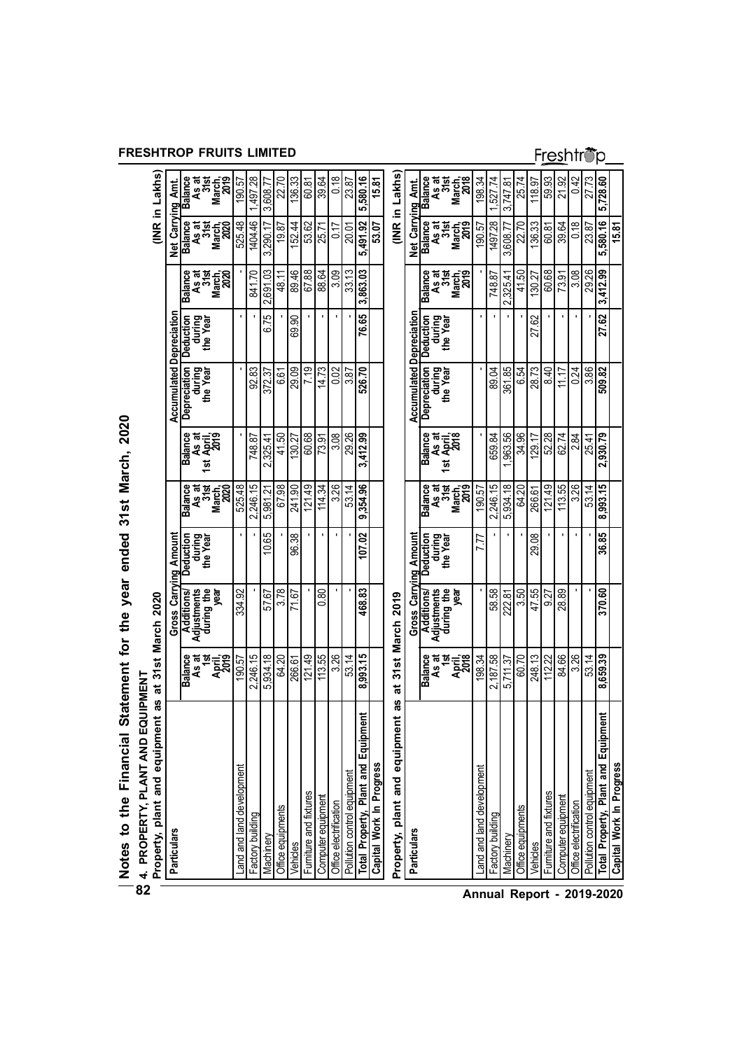# Notes to the Financial Statement for the year ended 31st March, 2020

## 4. PROPERTY, PLANT AND EQUIPMENT

**Property, plant and equipment as at 31st March 2020**

(INR in Lakhs)

| Particulars | Gross Carrying Amount | | | | Accumulated Depreciation | | | | Net Carrying Amt. | |
|---|---|---|---|---|---|---|---|---|---|---|
| | Balance As at 1st April, 2019 | Additions/ Adjustments during the year | Deduction during the Year | Balance As at 31st March, 2020 | Balance As at 1st April, 2019 | Depreciation during the Year | Deduction during the Year | Balance As at 31st March, 2020 | Balance As at 31st March, 2020 | Balance As at 31st March, 2019 |
| Land and land development | 190.57 | 334.92 | - | 525.48 | - | - | - | - | 525.48 | 190.57 |
| Factory building | 2,246.15 | - | - | 2,246.15 | 748.87 | 92.83 | - | 841.70 | 1404.46 | 1,497.28 |
| Machinery | 5,934.18 | 57.67 | 10.65 | 5,981.21 | 2,325.41 | 372.37 | 6.75 | 2,691.03 | 3,290.17 | 3,608.77 |
| Office equipments | 64.20 | 3.78 | - | 67.98 | 41.50 | 6.61 | - | 48.11 | 19.87 | 22.70 |
| Vehicles | 266.61 | 71.67 | 96.38 | 241.90 | 130.27 | 29.09 | 69.90 | 89.46 | 152.44 | 136.33 |
| Furniture and fixtures | 121.49 | - | - | 121.49 | 60.68 | 7.19 | - | 67.88 | 53.62 | 60.81 |
| Computer equipment | 113.55 | 0.80 | - | 114.34 | 73.91 | 14.73 | - | 88.64 | 25.71 | 39.64 |
| Office electrification | 3.26 | - | - | 3.26 | 3.08 | 0.02 | - | 3.09 | 0.17 | 0.18 |
| Pollution control equipment | 53.14 | - | - | 53.14 | 29.26 | 3.87 | - | 33.13 | 20.01 | 23.87 |
| **Total Property, Plant and Equipment** | **8,993.15** | **468.83** | **107.02** | **9,354.96** | **3,412.99** | **526.70** | **76.65** | **3,863.03** | **5,491.92** | **5,580.16** |
| **Capital Work In Progress** | | | | | | | | | **53.07** | **15.81** |

**Property, plant and equipment as at 31st March 2019**

(INR in Lakhs)

| Particulars | Gross Carrying Amount | | | | Accumulated Depreciation | | | | Net Carrying Amt. | |
|---|---|---|---|---|---|---|---|---|---|---|
| | Balance As at 1st April, 2018 | Additions/ Adjustments during the year | Deduction during the Year | Balance As at 31st March, 2019 | Balance As at 1st April, 2018 | Depreciation during the Year | Deduction during the Year | Balance As at 31st March, 2019 | Balance As at 31st March, 2019 | Balance As at 31st March, 2018 |
| Land and land development | 198.34 | - | 7.77 | 190.57 | - | - | - | - | 190.57 | 198.34 |
| Factory building | 2,187.58 | 58.58 | - | 2,246.15 | 659.84 | 89.04 | - | 748.87 | 1497.28 | 1,527.74 |
| Machinery | 5,711.37 | 222.81 | - | 5,934.18 | 1,963.56 | 361.85 | - | 2,325.41 | 3,608.77 | 3,747.81 |
| Office equipments | 60.70 | 3.50 | - | 64.20 | 34.96 | 6.54 | - | 41.50 | 22.70 | 25.74 |
| Vehicles | 248.13 | 47.55 | 29.08 | 266.61 | 129.17 | 28.73 | 27.62 | 130.27 | 136.33 | 118.97 |
| Furniture and fixtures | 112.22 | 9.27 | - | 121.49 | 52.28 | 8.40 | - | 60.68 | 60.81 | 59.93 |
| Computer equipment | 84.66 | 28.89 | - | 113.55 | 62.74 | 11.17 | - | 73.91 | 39.64 | 21.92 |
| Office electrification | 3.26 | - | - | 3.26 | 2.84 | 0.24 | - | 3.08 | 0.18 | 0.42 |
| Pollution control equipment | 53.14 | - | - | 53.14 | 25.41 | 3.86 | - | 29.26 | 23.87 | 27.73 |
| **Total Property, Plant and Equipment** | **8,659.39** | **370.60** | **36.85** | **8,993.15** | **2,930.79** | **509.82** | **27.62** | **3,412.99** | **5,580.16** | **5,728.60** |
| **Capital Work In Progress** | | | | | | | | | **15.81** | |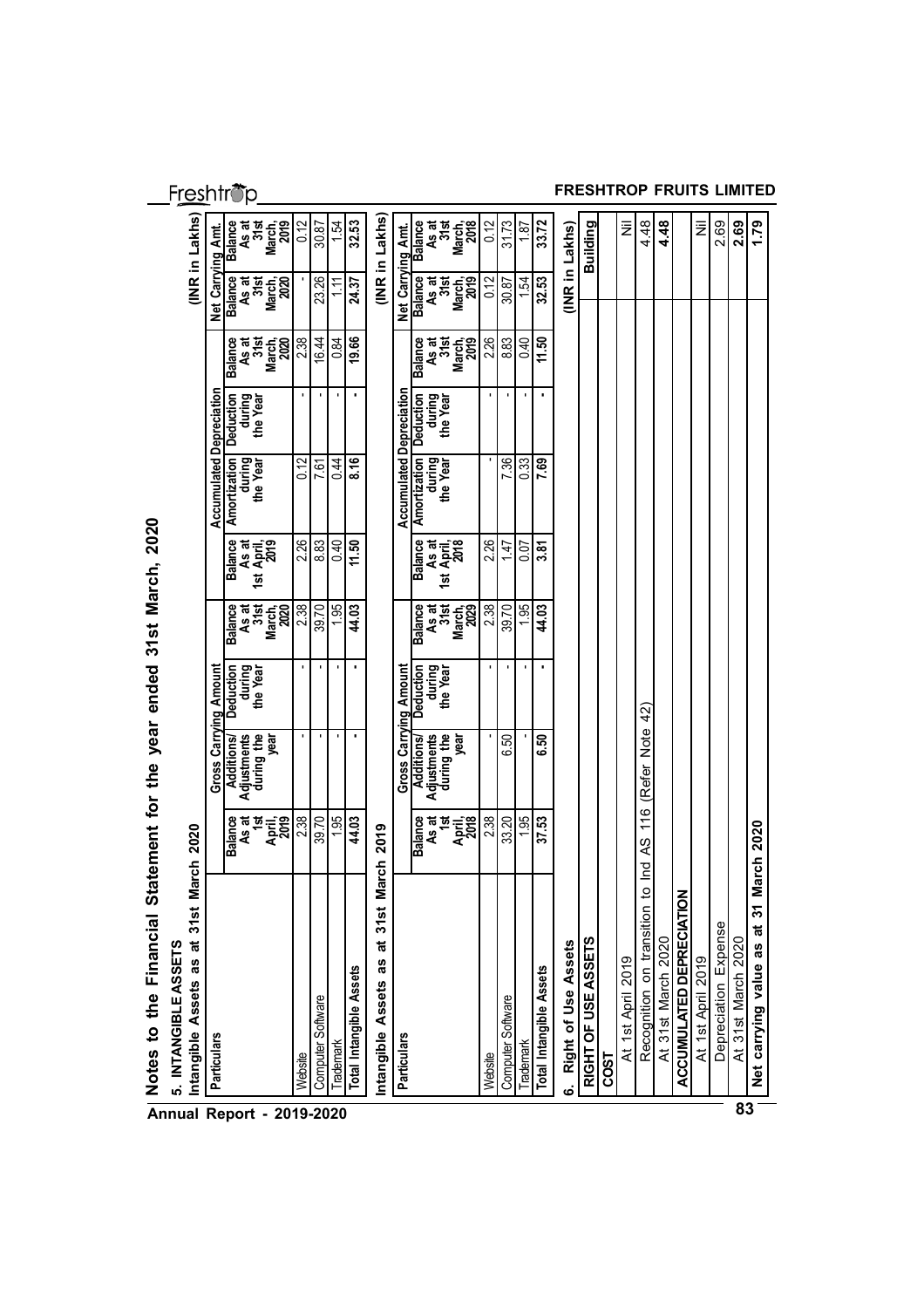# Notes to the Financial Statement for the year ended 31st March, 2020

## 5. INTANGIBLE ASSETS

**Intangible Assets as at 31st March 2020** (INR in Lakhs)

| Particulars | Gross Carrying Amount | | | | Accumulated Depreciation | | | | Net Carrying Amt. | |
|---|---|---|---|---|---|---|---|---|---|---|
| | Balance As at 1st April, 2019 | Additions/ Adjustments during the year | Deduction during the Year | Balance As at 31st March, 2020 | Balance As at 1st April, 2019 | Amortization during the Year | Deduction during the Year | Balance As at 31st March, 2020 | Balance As at 31st March, 2020 | Balance As at 31st March, 2019 |
| Website | 2.38 | - | - | 2.38 | 2.26 | 0.12 | - | 2.38 | - | 0.12 |
| Computer Software | 39.70 | - | - | 39.70 | 8.83 | 7.61 | - | 16.44 | 23.26 | 30.87 |
| Trademark | 1.95 | - | - | 1.95 | 0.40 | 0.44 | - | 0.84 | 1.11 | 1.54 |
| **Total Intangible Assets** | **44.03** | **-** | **-** | **44.03** | **11.50** | **8.16** | **-** | **19.66** | **24.37** | **32.53** |

**Intangible Assets as at 31st March 2019** (INR in Lakhs)

| Particulars | Gross Carrying Amount | | | | Accumulated Depreciation | | | | Net Carrying Amt. | |
|---|---|---|---|---|---|---|---|---|---|---|
| | Balance As at 1st April, 2018 | Additions/ Adjustments during the year | Deduction during the Year | Balance As at 31st March, 2029 | Balance As at 1st April, 2018 | Amortization during the Year | Deduction during the Year | Balance As at 31st March, 2019 | Balance As at 31st March, 2019 | Balance As at 31st March, 2018 |
| Website | 2.38 | - | - | 2.38 | 2.26 | - | - | 2.26 | 0.12 | 0.12 |
| Computer Software | 33.20 | 6.50 | - | 39.70 | 1.47 | 7.36 | - | 8.83 | 30.87 | 31.73 |
| Trademark | 1.95 | - | - | 1.95 | 0.07 | 0.33 | - | 0.40 | 1.54 | 1.87 |
| **Total Intangible Assets** | **37.53** | **6.50** | **-** | **44.03** | **3.81** | **7.69** | **-** | **11.50** | **32.53** | **33.72** |

## 6. Right of Use Assets

(INR in Lakhs)

| RIGHT OF USE ASSETS | Building |
|---|---|
| **COST** | |
| At 1st April 2019 | Nil |
| Recognition on transition to Ind AS 116 (Refer Note 42) | 4.48 |
| At 31st March 2020 | **4.48** |
| **ACCUMULATED DEPRECIATION** | |
| At 1st April 2019 | Nil |
| Depreciation Expense | 2.69 |
| At 31st March 2020 | **2.69** |
| **Net carrying value as at 31 March 2020** | **1.79** |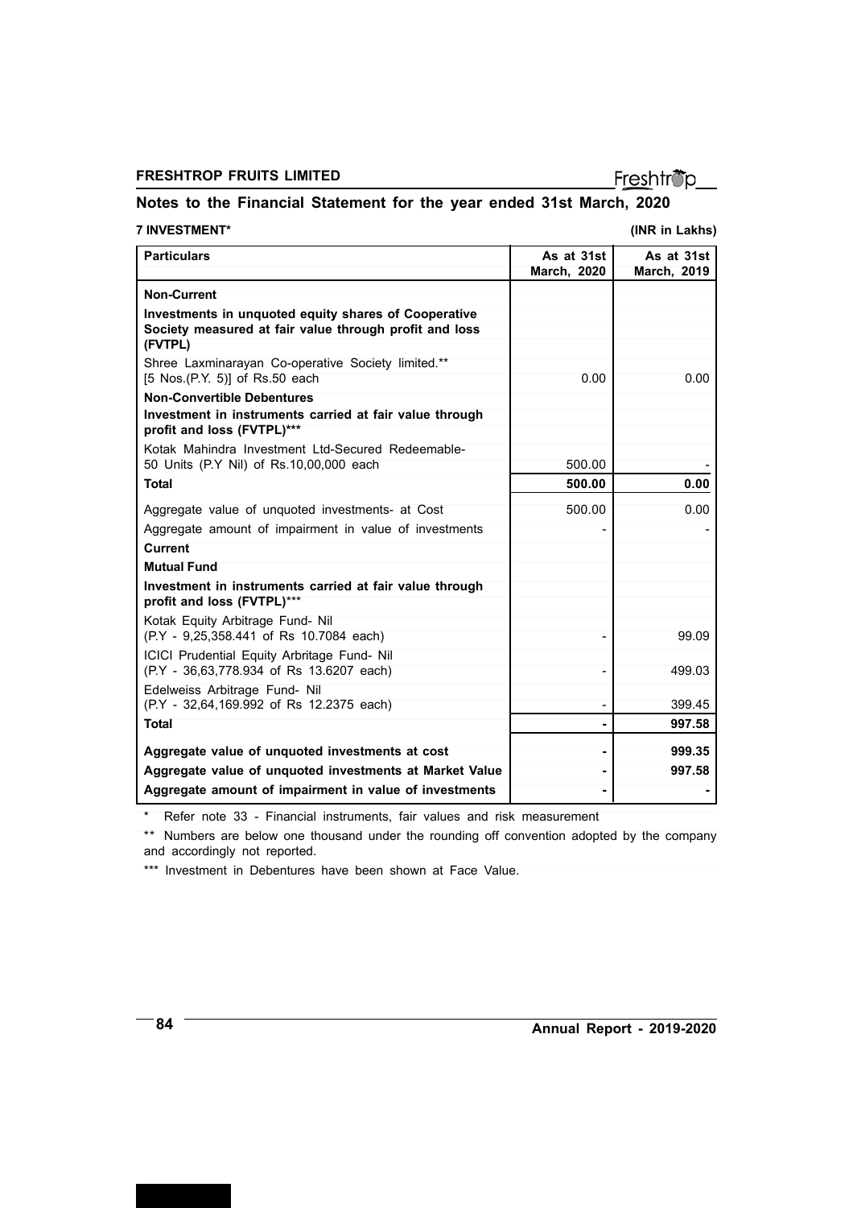## Notes to the Financial Statement for the year ended 31st March, 2020

**7 INVESTMENT*** **(INR in Lakhs)**

| Particulars | As at 31st March, 2020 | As at 31st March, 2019 |
|---|---|---|
| **Non-Current** | | |
| **Investments in unquoted equity shares of Cooperative Society measured at fair value through profit and loss (FVTPL)** | | |
| Shree Laxminarayan Co-operative Society limited.** [5 Nos.(P.Y. 5)] of Rs.50 each | 0.00 | 0.00 |
| **Non-Convertible Debentures** | | |
| **Investment in instruments carried at fair value through profit and loss (FVTPL)***** | | |
| Kotak Mahindra Investment Ltd-Secured Redeemable- 50 Units (P.Y Nil) of Rs.10,00,000 each | 500.00 | - |
| **Total** | **500.00** | **0.00** |
| Aggregate value of unquoted investments- at Cost | 500.00 | 0.00 |
| Aggregate amount of impairment in value of investments | - | - |
| **Current** | | |
| **Mutual Fund** | | |
| **Investment in instruments carried at fair value through profit and loss (FVTPL)***** | | |
| Kotak Equity Arbitrage Fund- Nil (P.Y - 9,25,358.441 of Rs 10.7084 each) | - | 99.09 |
| ICICI Prudential Equity Arbritage Fund- Nil (P.Y - 36,63,778.934 of Rs 13.6207 each) | - | 499.03 |
| Edelweiss Arbitrage Fund- Nil (P.Y - 32,64,169.992 of Rs 12.2375 each) | - | 399.45 |
| **Total** | **-** | **997.58** |
| **Aggregate value of unquoted investments at cost** | **-** | **999.35** |
| **Aggregate value of unquoted investments at Market Value** | **-** | **997.58** |
| **Aggregate amount of impairment in value of investments** | **-** | **-** |

\* Refer note 33 - Financial instruments, fair values and risk measurement

\** Numbers are below one thousand under the rounding off convention adopted by the company and accordingly not reported.

\*** Investment in Debentures have been shown at Face Value.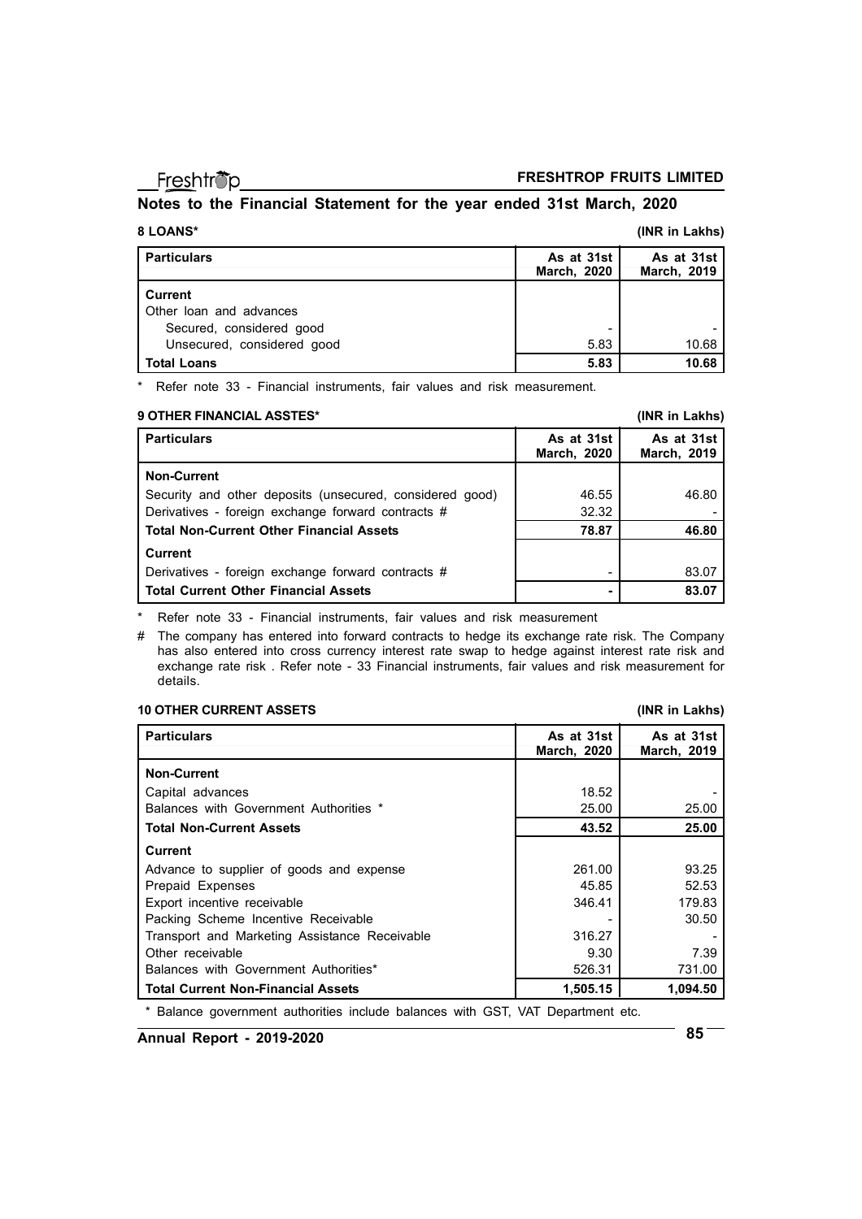## Notes to the Financial Statement for the year ended 31st March, 2020

### 8 LOANS*

(INR in Lakhs)

| Particulars | As at 31st March, 2020 | As at 31st March, 2019 |
|---|---|---|
| **Current** | | |
| Other loan and advances | | |
| Secured, considered good | - | - |
| Unsecured, considered good | 5.83 | 10.68 |
| **Total Loans** | **5.83** | **10.68** |

* Refer note 33 - Financial instruments, fair values and risk measurement.

### 9 OTHER FINANCIAL ASSTES*

(INR in Lakhs)

| Particulars | As at 31st March, 2020 | As at 31st March, 2019 |
|---|---|---|
| **Non-Current** | | |
| Security and other deposits (unsecured, considered good) | 46.55 | 46.80 |
| Derivatives - foreign exchange forward contracts # | 32.32 | - |
| **Total Non-Current Other Financial Assets** | **78.87** | **46.80** |
| **Current** | | |
| Derivatives - foreign exchange forward contracts # | - | 83.07 |
| **Total Current Other Financial Assets** | **-** | **83.07** |

* Refer note 33 - Financial instruments, fair values and risk measurement

# The company has entered into forward contracts to hedge its exchange rate risk. The Company has also entered into cross currency interest rate swap to hedge against interest rate risk and exchange rate risk . Refer note - 33 Financial instruments, fair values and risk measurement for details.

### 10 OTHER CURRENT ASSETS

(INR in Lakhs)

| Particulars | As at 31st March, 2020 | As at 31st March, 2019 |
|---|---|---|
| **Non-Current** | | |
| Capital advances | 18.52 | - |
| Balances with Government Authorities * | 25.00 | 25.00 |
| **Total Non-Current Assets** | **43.52** | **25.00** |
| **Current** | | |
| Advance to supplier of goods and expense | 261.00 | 93.25 |
| Prepaid Expenses | 45.85 | 52.53 |
| Export incentive receivable | 346.41 | 179.83 |
| Packing Scheme Incentive Receivable | - | 30.50 |
| Transport and Marketing Assistance Receivable | 316.27 | - |
| Other receivable | 9.30 | 7.39 |
| Balances with Government Authorities* | 526.31 | 731.00 |
| **Total Current Non-Financial Assets** | **1,505.15** | **1,094.50** |

* Balance government authorities include balances with GST, VAT Department etc.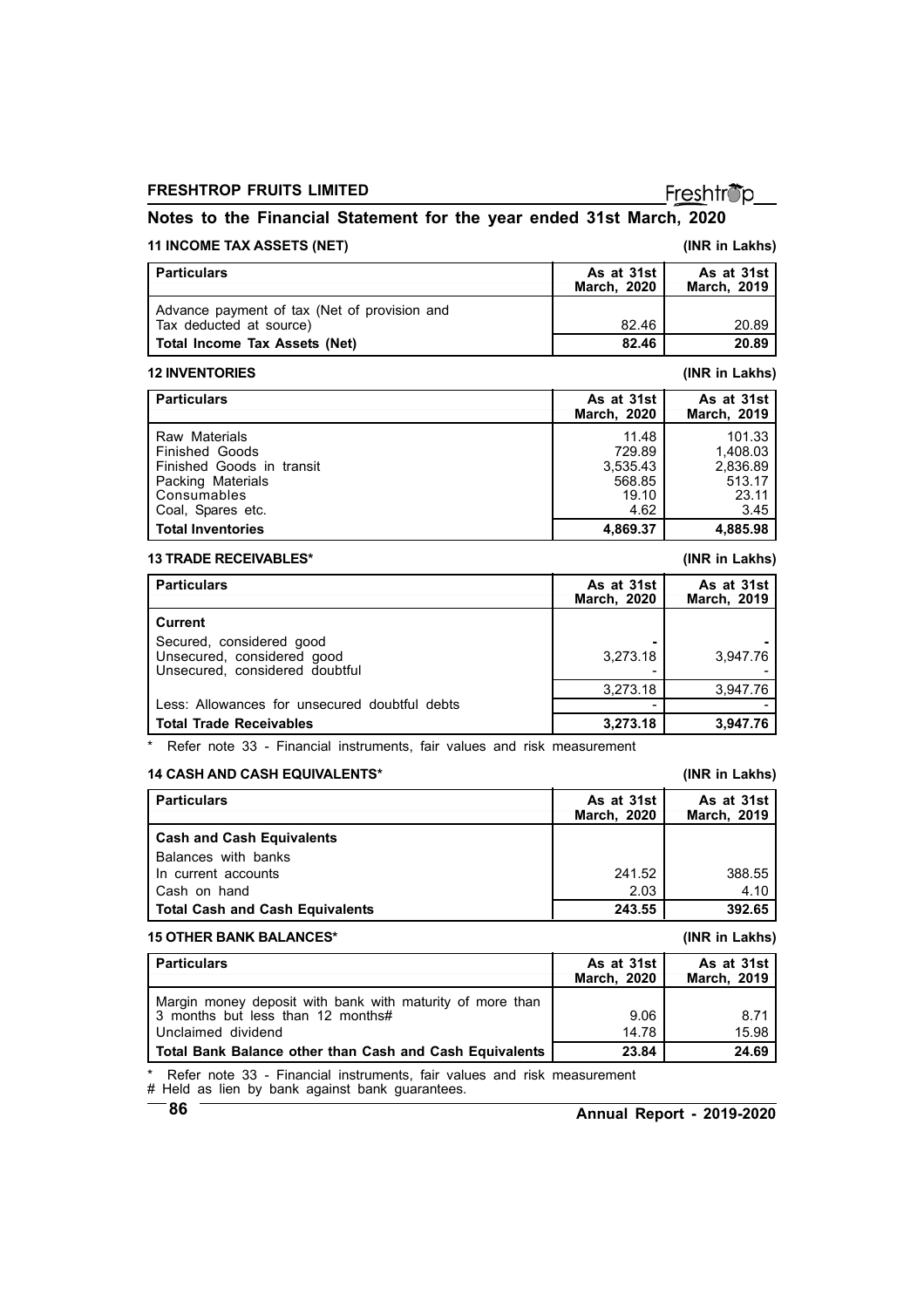## Notes to the Financial Statement for the year ended 31st March, 2020

### 11 INCOME TAX ASSETS (NET)

(INR in Lakhs)

| Particulars | As at 31st March, 2020 | As at 31st March, 2019 |
|---|---|---|
| Advance payment of tax (Net of provision and Tax deducted at source) | 82.46 | 20.89 |
| **Total Income Tax Assets (Net)** | **82.46** | **20.89** |

### 12 INVENTORIES

(INR in Lakhs)

| Particulars | As at 31st March, 2020 | As at 31st March, 2019 |
|---|---|---|
| Raw Materials | 11.48 | 101.33 |
| Finished Goods | 729.89 | 1,408.03 |
| Finished Goods in transit | 3,535.43 | 2,836.89 |
| Packing Materials | 568.85 | 513.17 |
| Consumables | 19.10 | 23.11 |
| Coal, Spares etc. | 4.62 | 3.45 |
| **Total Inventories** | **4,869.37** | **4,885.98** |

### 13 TRADE RECEIVABLES*

(INR in Lakhs)

| Particulars | As at 31st March, 2020 | As at 31st March, 2019 |
|---|---|---|
| **Current** | | |
| Secured, considered good | - | - |
| Unsecured, considered good | 3,273.18 | 3,947.76 |
| Unsecured, considered doubtful | - | - |
| | 3,273.18 | 3,947.76 |
| Less: Allowances for unsecured doubtful debts | - | - |
| **Total Trade Receivables** | **3,273.18** | **3,947.76** |

\* Refer note 33 - Financial instruments, fair values and risk measurement

### 14 CASH AND CASH EQUIVALENTS*

(INR in Lakhs)

| Particulars | As at 31st March, 2020 | As at 31st March, 2019 |
|---|---|---|
| **Cash and Cash Equivalents** | | |
| Balances with banks | | |
| In current accounts | 241.52 | 388.55 |
| Cash on hand | 2.03 | 4.10 |
| **Total Cash and Cash Equivalents** | **243.55** | **392.65** |

### 15 OTHER BANK BALANCES*

(INR in Lakhs)

| Particulars | As at 31st March, 2020 | As at 31st March, 2019 |
|---|---|---|
| Margin money deposit with bank with maturity of more than 3 months but less than 12 months# | 9.06 | 8.71 |
| Unclaimed dividend | 14.78 | 15.98 |
| **Total Bank Balance other than Cash and Cash Equivalents** | **23.84** | **24.69** |

\* Refer note 33 - Financial instruments, fair values and risk measurement

# Held as lien by bank against bank guarantees.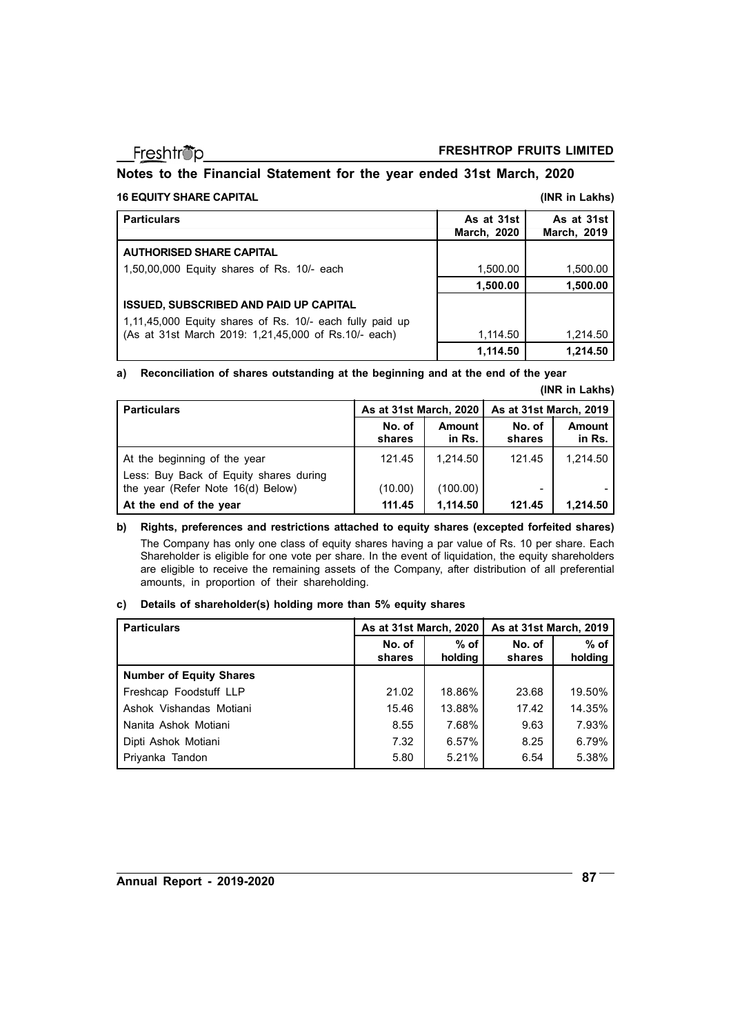## Notes to the Financial Statement for the year ended 31st March, 2020

### 16 EQUITY SHARE CAPITAL

(INR in Lakhs)

| Particulars | As at 31st March, 2020 | As at 31st March, 2019 |
|---|---|---|
| **AUTHORISED SHARE CAPITAL** | | |
| 1,50,00,000 Equity shares of Rs. 10/- each | 1,500.00 | 1,500.00 |
| | **1,500.00** | **1,500.00** |
| **ISSUED, SUBSCRIBED AND PAID UP CAPITAL** | | |
| 1,11,45,000 Equity shares of Rs. 10/- each fully paid up (As at 31st March 2019: 1,21,45,000 of Rs.10/- each) | 1,114.50 | 1,214.50 |
| | **1,114.50** | **1,214.50** |

**a) Reconciliation of shares outstanding at the beginning and at the end of the year**

(INR in Lakhs)

| Particulars | As at 31st March, 2020 | | As at 31st March, 2019 | |
|---|---|---|---|---|
| | No. of shares | Amount in Rs. | No. of shares | Amount in Rs. |
| At the beginning of the year | 121.45 | 1,214.50 | 121.45 | 1,214.50 |
| Less: Buy Back of Equity shares during the year (Refer Note 16(d) Below) | (10.00) | (100.00) | - | - |
| **At the end of the year** | **111.45** | **1,114.50** | **121.45** | **1,214.50** |

**b) Rights, preferences and restrictions attached to equity shares (excepted forfeited shares)**

The Company has only one class of equity shares having a par value of Rs. 10 per share. Each Shareholder is eligible for one vote per share. In the event of liquidation, the equity shareholders are eligible to receive the remaining assets of the Company, after distribution of all preferential amounts, in proportion of their shareholding.

**c) Details of shareholder(s) holding more than 5% equity shares**

| Particulars | As at 31st March, 2020 | | As at 31st March, 2019 | |
|---|---|---|---|---|
| | No. of shares | % of holding | No. of shares | % of holding |
| **Number of Equity Shares** | | | | |
| Freshcap Foodstuff LLP | 21.02 | 18.86% | 23.68 | 19.50% |
| Ashok Vishandas Motiani | 15.46 | 13.88% | 17.42 | 14.35% |
| Nanita Ashok Motiani | 8.55 | 7.68% | 9.63 | 7.93% |
| Dipti Ashok Motiani | 7.32 | 6.57% | 8.25 | 6.79% |
| Priyanka Tandon | 5.80 | 5.21% | 6.54 | 5.38% |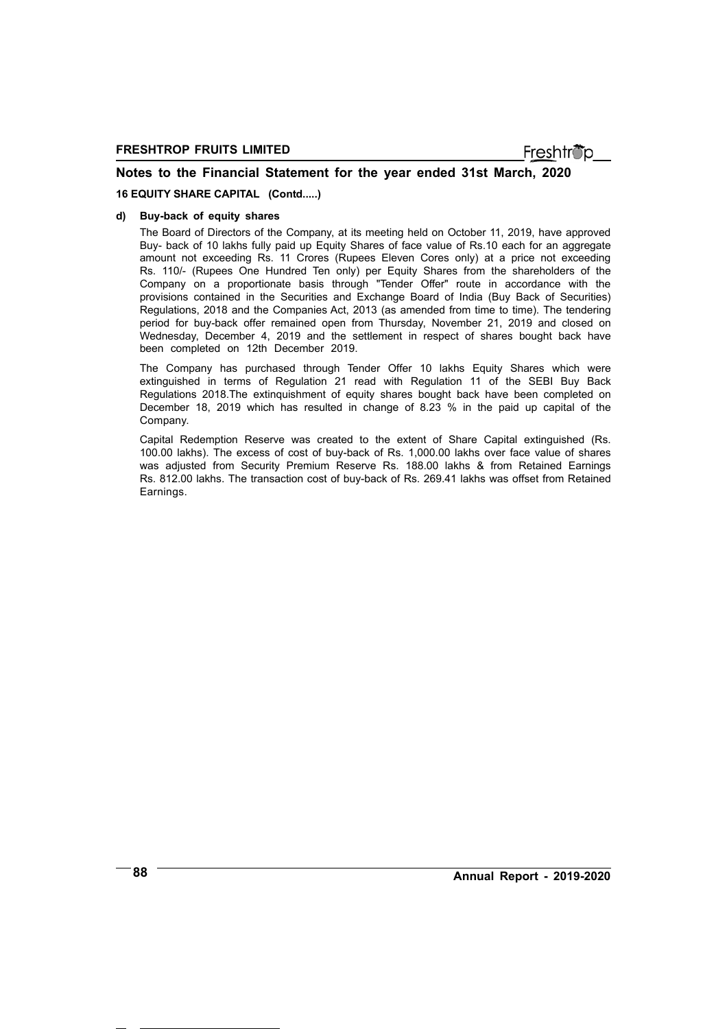## Notes to the Financial Statement for the year ended 31st March, 2020

### 16 EQUITY SHARE CAPITAL (Contd.....)

**d) Buy-back of equity shares**

The Board of Directors of the Company, at its meeting held on October 11, 2019, have approved Buy- back of 10 lakhs fully paid up Equity Shares of face value of Rs.10 each for an aggregate amount not exceeding Rs. 11 Crores (Rupees Eleven Cores only) at a price not exceeding Rs. 110/- (Rupees One Hundred Ten only) per Equity Shares from the shareholders of the Company on a proportionate basis through "Tender Offer" route in accordance with the provisions contained in the Securities and Exchange Board of India (Buy Back of Securities) Regulations, 2018 and the Companies Act, 2013 (as amended from time to time). The tendering period for buy-back offer remained open from Thursday, November 21, 2019 and closed on Wednesday, December 4, 2019 and the settlement in respect of shares bought back have been completed on 12th December 2019.

The Company has purchased through Tender Offer 10 lakhs Equity Shares which were extinguished in terms of Regulation 21 read with Regulation 11 of the SEBI Buy Back Regulations 2018.The extinquishment of equity shares bought back have been completed on December 18, 2019 which has resulted in change of 8.23 % in the paid up capital of the Company.

Capital Redemption Reserve was created to the extent of Share Capital extinguished (Rs. 100.00 lakhs). The excess of cost of buy-back of Rs. 1,000.00 lakhs over face value of shares was adjusted from Security Premium Reserve Rs. 188.00 lakhs & from Retained Earnings Rs. 812.00 lakhs. The transaction cost of buy-back of Rs. 269.41 lakhs was offset from Retained Earnings.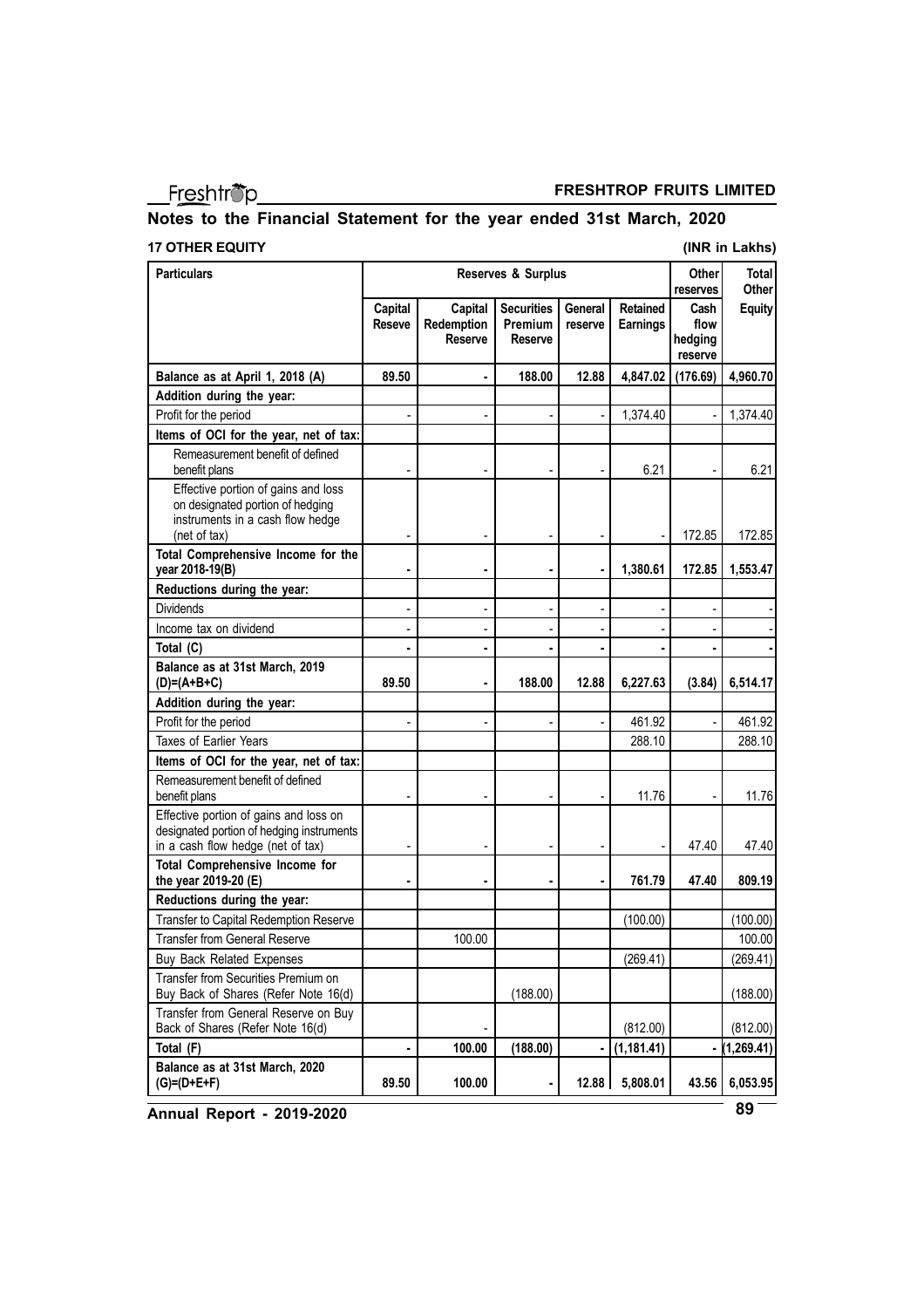## Notes to the Financial Statement for the year ended 31st March, 2020

### 17 OTHER EQUITY

(INR in Lakhs)

| Particulars | Reserves & Surplus | | | | | Other reserves | Total Other Equity |
|---|---|---|---|---|---|---|---|
| | Capital Reseve | Capital Redemption Reserve | Securities Premium Reserve | General reserve | Retained Earnings | Cash flow hedging reserve | |
| **Balance as at April 1, 2018 (A)** | **89.50** | **-** | **188.00** | **12.88** | **4,847.02** | **(176.69)** | **4,960.70** |
| **Addition during the year:** | | | | | | | |
| Profit for the period | - | - | - | - | 1,374.40 | - | 1,374.40 |
| **Items of OCI for the year, net of tax:** | | | | | | | |
| Remeasurement benefit of defined benefit plans | - | - | - | - | 6.21 | - | 6.21 |
| Effective portion of gains and loss on designated portion of hedging instruments in a cash flow hedge (net of tax) | - | - | - | - | - | 172.85 | 172.85 |
| **Total Comprehensive Income for the year 2018-19(B)** | **-** | **-** | **-** | **-** | **1,380.61** | **172.85** | **1,553.47** |
| **Reductions during the year:** | | | | | | | |
| Dividends | - | - | - | - | - | - | - |
| Income tax on dividend | - | - | - | - | - | - | - |
| **Total (C)** | **-** | **-** | **-** | **-** | **-** | **-** | **-** |
| **Balance as at 31st March, 2019 (D)=(A+B+C)** | **89.50** | **-** | **188.00** | **12.88** | **6,227.63** | **(3.84)** | **6,514.17** |
| **Addition during the year:** | | | | | | | |
| Profit for the period | - | - | - | - | 461.92 | - | 461.92 |
| Taxes of Earlier Years | | | | | 288.10 | | 288.10 |
| **Items of OCI for the year, net of tax:** | | | | | | | |
| Remeasurement benefit of defined benefit plans | - | - | - | - | 11.76 | - | 11.76 |
| Effective portion of gains and loss on designated portion of hedging instruments in a cash flow hedge (net of tax) | - | - | - | - | - | 47.40 | 47.40 |
| **Total Comprehensive Income for the year 2019-20 (E)** | **-** | **-** | **-** | **-** | **761.79** | **47.40** | **809.19** |
| **Reductions during the year:** | | | | | | | |
| Transfer to Capital Redemption Reserve | | | | | (100.00) | | (100.00) |
| Transfer from General Reserve | | 100.00 | | | | | 100.00 |
| Buy Back Related Expenses | | | | | (269.41) | | (269.41) |
| Transfer from Securities Premium on Buy Back of Shares (Refer Note 16(d) | | | (188.00) | | | | (188.00) |
| Transfer from General Reserve on Buy Back of Shares (Refer Note 16(d) | | - | | | (812.00) | | (812.00) |
| **Total (F)** | **-** | **100.00** | **(188.00)** | **-** | **(1,181.41)** | **-** | **(1,269.41)** |
| **Balance as at 31st March, 2020 (G)=(D+E+F)** | **89.50** | **100.00** | **-** | **12.88** | **5,808.01** | **43.56** | **6,053.95** |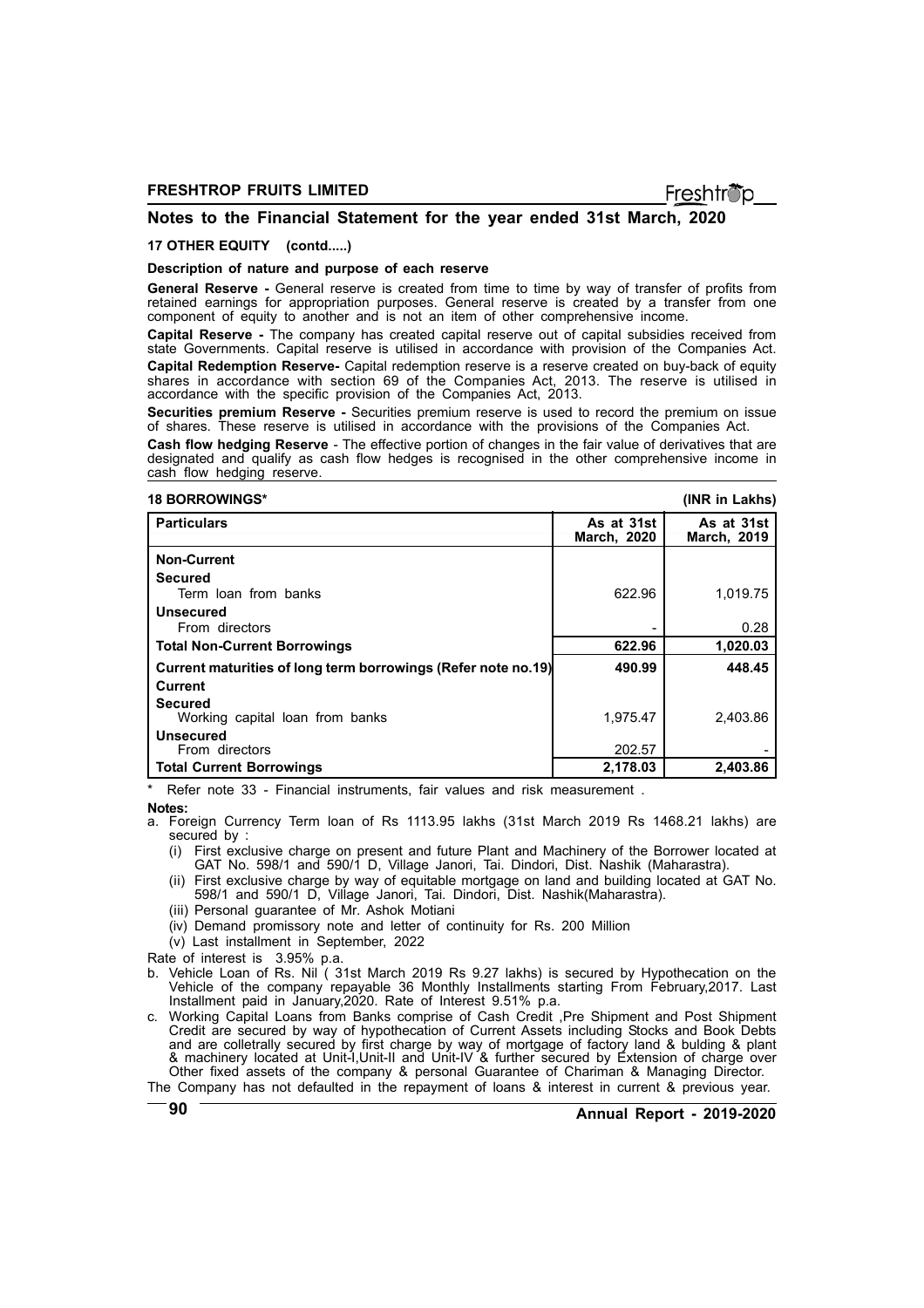## Notes to the Financial Statement for the year ended 31st March, 2020

### 17 OTHER EQUITY (contd.....)

**Description of nature and purpose of each reserve**

**General Reserve -** General reserve is created from time to time by way of transfer of profits from retained earnings for appropriation purposes. General reserve is created by a transfer from one component of equity to another and is not an item of other comprehensive income.

**Capital Reserve -** The company has created capital reserve out of capital subsidies received from state Governments. Capital reserve is utilised in accordance with provision of the Companies Act.

**Capital Redemption Reserve-** Capital redemption reserve is a reserve created on buy-back of equity shares in accordance with section 69 of the Companies Act, 2013. The reserve is utilised in accordance with the specific provision of the Companies Act, 2013.

**Securities premium Reserve -** Securities premium reserve is used to record the premium on issue of shares. These reserve is utilised in accordance with the provisions of the Companies Act.

**Cash flow hedging Reserve** - The effective portion of changes in the fair value of derivatives that are designated and qualify as cash flow hedges is recognised in the other comprehensive income in cash flow hedging reserve.

### 18 BORROWINGS* (INR in Lakhs)

| Particulars | As at 31st March, 2020 | As at 31st March, 2019 |
|---|---|---|
| **Non-Current** | | |
| **Secured** | | |
| Term loan from banks | 622.96 | 1,019.75 |
| **Unsecured** | | |
| From directors | - | 0.28 |
| **Total Non-Current Borrowings** | **622.96** | **1,020.03** |
| **Current maturities of long term borrowings (Refer note no.19)** | **490.99** | **448.45** |
| **Current** | | |
| **Secured** | | |
| Working capital loan from banks | 1,975.47 | 2,403.86 |
| **Unsecured** | | |
| From directors | 202.57 | - |
| **Total Current Borrowings** | **2,178.03** | **2,403.86** |

\* Refer note 33 - Financial instruments, fair values and risk measurement .

**Notes:**

a. Foreign Currency Term loan of Rs 1113.95 lakhs (31st March 2019 Rs 1468.21 lakhs) are secured by :
   - (i) First exclusive charge on present and future Plant and Machinery of the Borrower located at GAT No. 598/1 and 590/1 D, Village Janori, Tai. Dindori, Dist. Nashik (Maharastra).
   - (ii) First exclusive charge by way of equitable mortgage on land and building located at GAT No. 598/1 and 590/1 D, Village Janori, Tai. Dindori, Dist. Nashik(Maharastra).
   - (iii) Personal guarantee of Mr. Ashok Motiani
   - (iv) Demand promissory note and letter of continuity for Rs. 200 Million
   - (v) Last installment in September, 2022

Rate of interest is 3.95% p.a.

b. Vehicle Loan of Rs. Nil ( 31st March 2019 Rs 9.27 lakhs) is secured by Hypothecation on the Vehicle of the company repayable 36 Monthly Installments starting From February,2017. Last Installment paid in January,2020. Rate of Interest 9.51% p.a.

c. Working Capital Loans from Banks comprise of Cash Credit ,Pre Shipment and Post Shipment Credit are secured by way of hypothecation of Current Assets including Stocks and Book Debts and are colletrally secured by first charge by way of mortgage of factory land & bulding & plant & machinery located at Unit-I,Unit-II and Unit-IV & further secured by Extension of charge over Other fixed assets of the company & personal Guarantee of Chariman & Managing Director.

The Company has not defaulted in the repayment of loans & interest in current & previous year.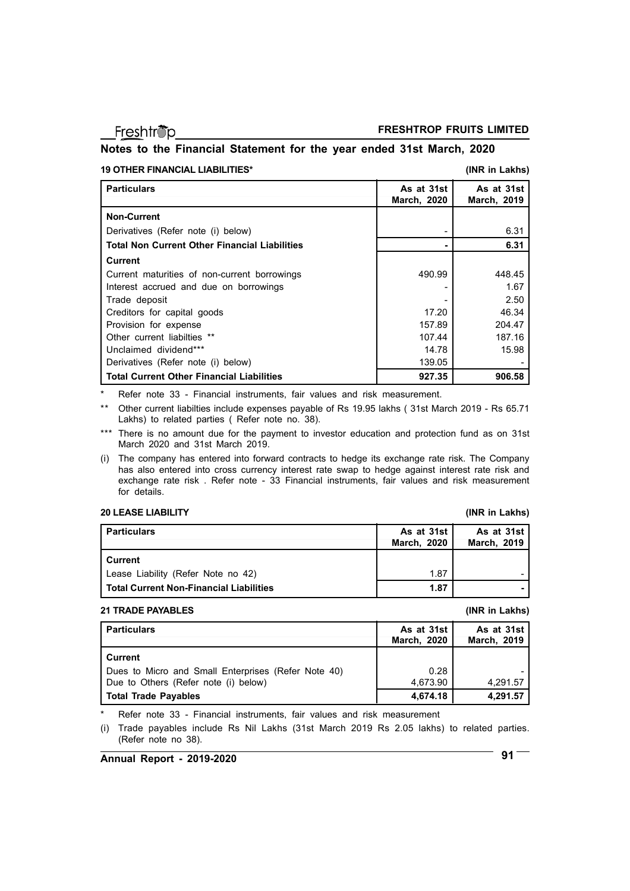## Notes to the Financial Statement for the year ended 31st March, 2020

### 19 OTHER FINANCIAL LIABILITIES*

(INR in Lakhs)

| Particulars | As at 31st March, 2020 | As at 31st March, 2019 |
|---|---|---|
| **Non-Current** | | |
| Derivatives (Refer note (i) below) | - | 6.31 |
| **Total Non Current Other Financial Liabilities** | **-** | **6.31** |
| **Current** | | |
| Current maturities of non-current borrowings | 490.99 | 448.45 |
| Interest accrued and due on borrowings | - | 1.67 |
| Trade deposit | - | 2.50 |
| Creditors for capital goods | 17.20 | 46.34 |
| Provision for expense | 157.89 | 204.47 |
| Other current liabilties ** | 107.44 | 187.16 |
| Unclaimed dividend*** | 14.78 | 15.98 |
| Derivatives (Refer note (i) below) | 139.05 | - |
| **Total Current Other Financial Liabilities** | **927.35** | **906.58** |

\* Refer note 33 - Financial instruments, fair values and risk measurement.

\*\* Other current liabilties include expenses payable of Rs 19.95 lakhs ( 31st March 2019 - Rs 65.71 Lakhs) to related parties ( Refer note no. 38).

\*\*\* There is no amount due for the payment to investor education and protection fund as on 31st March 2020 and 31st March 2019.

(i) The company has entered into forward contracts to hedge its exchange rate risk. The Company has also entered into cross currency interest rate swap to hedge against interest rate risk and exchange rate risk . Refer note - 33 Financial instruments, fair values and risk measurement for details.

### 20 LEASE LIABILITY

(INR in Lakhs)

| Particulars | As at 31st March, 2020 | As at 31st March, 2019 |
|---|---|---|
| **Current** | | |
| Lease Liability (Refer Note no 42) | 1.87 | - |
| **Total Current Non-Financial Liabilities** | **1.87** | **-** |

### 21 TRADE PAYABLES

(INR in Lakhs)

| Particulars | As at 31st March, 2020 | As at 31st March, 2019 |
|---|---|---|
| **Current** | | |
| Dues to Micro and Small Enterprises (Refer Note 40) | 0.28 | - |
| Due to Others (Refer note (i) below) | 4,673.90 | 4,291.57 |
| **Total Trade Payables** | **4,674.18** | **4,291.57** |

\* Refer note 33 - Financial instruments, fair values and risk measurement

(i) Trade payables include Rs Nil Lakhs (31st March 2019 Rs 2.05 lakhs) to related parties. (Refer note no 38).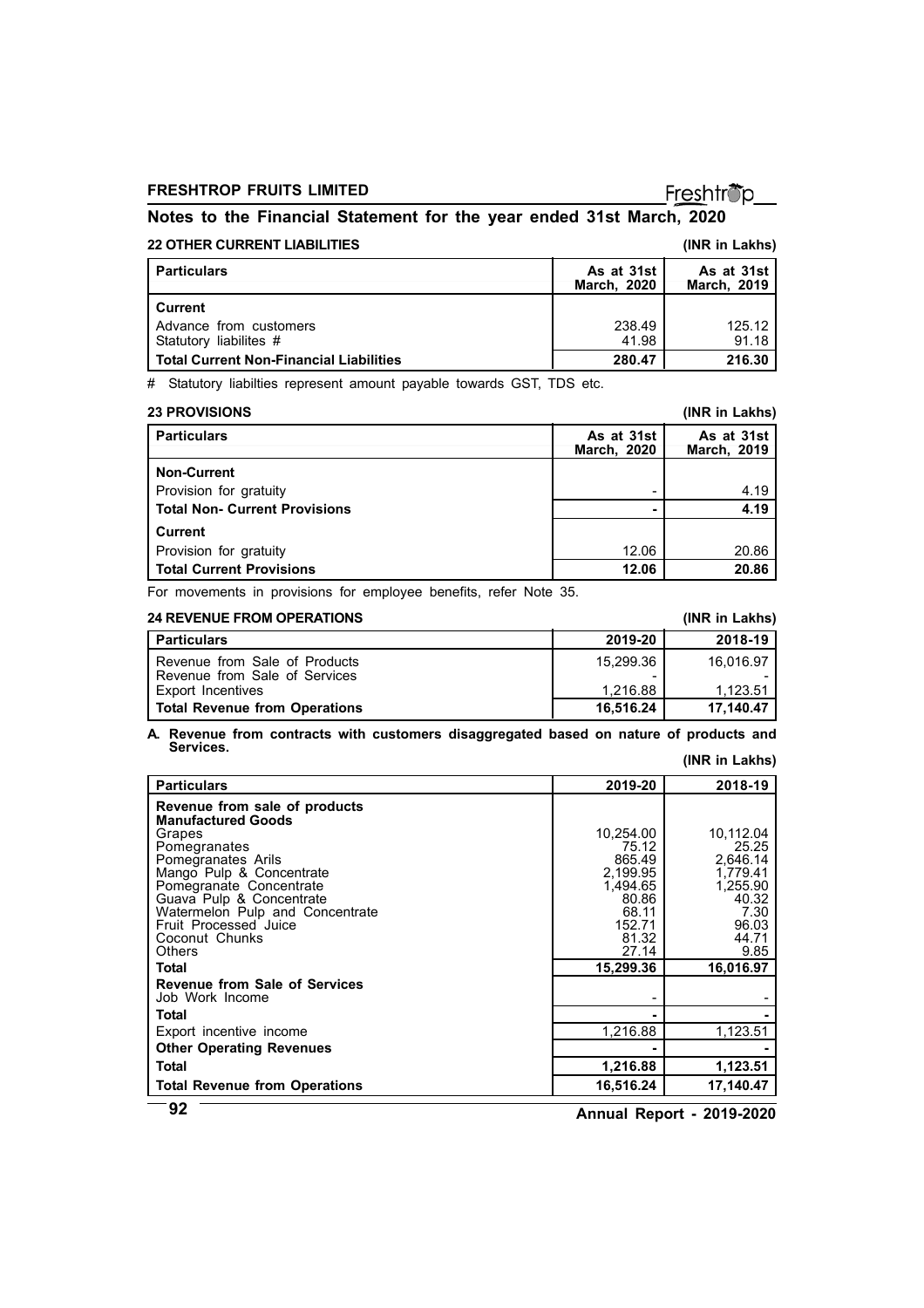## Notes to the Financial Statement for the year ended 31st March, 2020

### 22 OTHER CURRENT LIABILITIES

(INR in Lakhs)

| Particulars | As at 31st March, 2020 | As at 31st March, 2019 |
|---|---|---|
| **Current** | | |
| Advance from customers | 238.49 | 125.12 |
| Statutory liabilites # | 41.98 | 91.18 |
| **Total Current Non-Financial Liabilities** | **280.47** | **216.30** |

# Statutory liabilties represent amount payable towards GST, TDS etc.

### 23 PROVISIONS

(INR in Lakhs)

| Particulars | As at 31st March, 2020 | As at 31st March, 2019 |
|---|---|---|
| **Non-Current** | | |
| Provision for gratuity | - | 4.19 |
| **Total Non- Current Provisions** | **-** | **4.19** |
| **Current** | | |
| Provision for gratuity | 12.06 | 20.86 |
| **Total Current Provisions** | **12.06** | **20.86** |

For movements in provisions for employee benefits, refer Note 35.

### 24 REVENUE FROM OPERATIONS

(INR in Lakhs)

| Particulars | 2019-20 | 2018-19 |
|---|---|---|
| Revenue from Sale of Products | 15,299.36 | 16,016.97 |
| Revenue from Sale of Services | - | - |
| Export Incentives | 1,216.88 | 1,123.51 |
| **Total Revenue from Operations** | **16,516.24** | **17,140.47** |

**A. Revenue from contracts with customers disaggregated based on nature of products and Services.**

(INR in Lakhs)

| Particulars | 2019-20 | 2018-19 |
|---|---|---|
| **Revenue from sale of products** | | |
| **Manufactured Goods** | | |
| Grapes | 10,254.00 | 10,112.04 |
| Pomegranates | 75.12 | 25.25 |
| Pomegranates Arils | 865.49 | 2,646.14 |
| Mango Pulp & Concentrate | 2,199.95 | 1,779.41 |
| Pomegranate Concentrate | 1,494.65 | 1,255.90 |
| Guava Pulp & Concentrate | 80.86 | 40.32 |
| Watermelon Pulp and Concentrate | 68.11 | 7.30 |
| Fruit Processed Juice | 152.71 | 96.03 |
| Coconut Chunks | 81.32 | 44.71 |
| Others | 27.14 | 9.85 |
| **Total** | **15,299.36** | **16,016.97** |
| **Revenue from Sale of Services** | | |
| Job Work Income | - | - |
| **Total** | **-** | **-** |
| Export incentive income | 1,216.88 | 1,123.51 |
| **Other Operating Revenues** | **-** | **-** |
| **Total** | **1,216.88** | **1,123.51** |
| **Total Revenue from Operations** | **16,516.24** | **17,140.47** |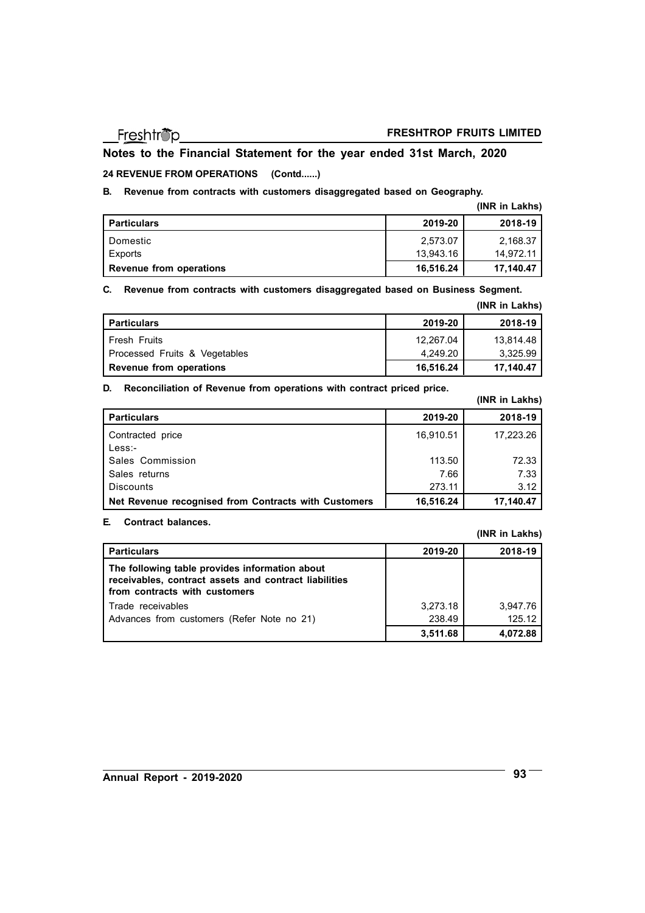## Notes to the Financial Statement for the year ended 31st March, 2020

### 24 REVENUE FROM OPERATIONS (Contd......)

**B. Revenue from contracts with customers disaggregated based on Geography.**

**(INR in Lakhs)**

| Particulars | 2019-20 | 2018-19 |
|---|---|---|
| Domestic | 2,573.07 | 2,168.37 |
| Exports | 13,943.16 | 14,972.11 |
| **Revenue from operations** | **16,516.24** | **17,140.47** |

**C. Revenue from contracts with customers disaggregated based on Business Segment.**

**(INR in Lakhs)**

| Particulars | 2019-20 | 2018-19 |
|---|---|---|
| Fresh Fruits | 12,267.04 | 13,814.48 |
| Processed Fruits & Vegetables | 4,249.20 | 3,325.99 |
| **Revenue from operations** | **16,516.24** | **17,140.47** |

**D. Reconciliation of Revenue from operations with contract priced price.**

**(INR in Lakhs)**

| Particulars | 2019-20 | 2018-19 |
|---|---|---|
| Contracted price | 16,910.51 | 17,223.26 |
| Less:- | | |
| Sales Commission | 113.50 | 72.33 |
| Sales returns | 7.66 | 7.33 |
| Discounts | 273.11 | 3.12 |
| **Net Revenue recognised from Contracts with Customers** | **16,516.24** | **17,140.47** |

**E. Contract balances.**

**(INR in Lakhs)**

| Particulars | 2019-20 | 2018-19 |
|---|---|---|
| **The following table provides information about receivables, contract assets and contract liabilities from contracts with customers** | | |
| Trade receivables | 3,273.18 | 3,947.76 |
| Advances from customers (Refer Note no 21) | 238.49 | 125.12 |
| | **3,511.68** | **4,072.88** |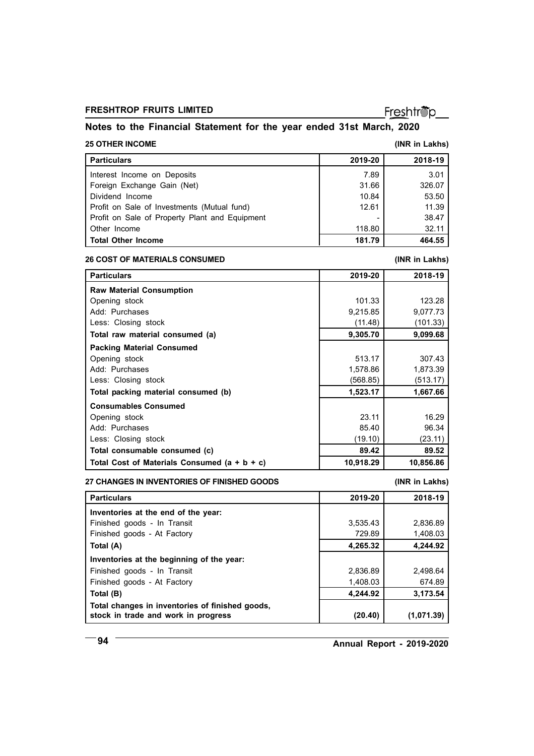## Notes to the Financial Statement for the year ended 31st March, 2020

### 25 OTHER INCOME

(INR in Lakhs)

| Particulars | 2019-20 | 2018-19 |
|---|---|---|
| Interest Income on Deposits | 7.89 | 3.01 |
| Foreign Exchange Gain (Net) | 31.66 | 326.07 |
| Dividend Income | 10.84 | 53.50 |
| Profit on Sale of Investments (Mutual fund) | 12.61 | 11.39 |
| Profit on Sale of Property Plant and Equipment | - | 38.47 |
| Other Income | 118.80 | 32.11 |
| **Total Other Income** | **181.79** | **464.55** |

### 26 COST OF MATERIALS CONSUMED

(INR in Lakhs)

| Particulars | 2019-20 | 2018-19 |
|---|---|---|
| **Raw Material Consumption** | | |
| Opening stock | 101.33 | 123.28 |
| Add: Purchases | 9,215.85 | 9,077.73 |
| Less: Closing stock | (11.48) | (101.33) |
| **Total raw material consumed (a)** | **9,305.70** | **9,099.68** |
| **Packing Material Consumed** | | |
| Opening stock | 513.17 | 307.43 |
| Add: Purchases | 1,578.86 | 1,873.39 |
| Less: Closing stock | (568.85) | (513.17) |
| **Total packing material consumed (b)** | **1,523.17** | **1,667.66** |
| **Consumables Consumed** | | |
| Opening stock | 23.11 | 16.29 |
| Add: Purchases | 85.40 | 96.34 |
| Less: Closing stock | (19.10) | (23.11) |
| **Total consumable consumed (c)** | **89.42** | **89.52** |
| **Total Cost of Materials Consumed (a + b + c)** | **10,918.29** | **10,856.86** |

### 27 CHANGES IN INVENTORIES OF FINISHED GOODS

(INR in Lakhs)

| Particulars | 2019-20 | 2018-19 |
|---|---|---|
| **Inventories at the end of the year:** | | |
| Finished goods - In Transit | 3,535.43 | 2,836.89 |
| Finished goods - At Factory | 729.89 | 1,408.03 |
| **Total (A)** | **4,265.32** | **4,244.92** |
| **Inventories at the beginning of the year:** | | |
| Finished goods - In Transit | 2,836.89 | 2,498.64 |
| Finished goods - At Factory | 1,408.03 | 674.89 |
| **Total (B)** | **4,244.92** | **3,173.54** |
| **Total changes in inventories of finished goods, stock in trade and work in progress** | **(20.40)** | **(1,071.39)** |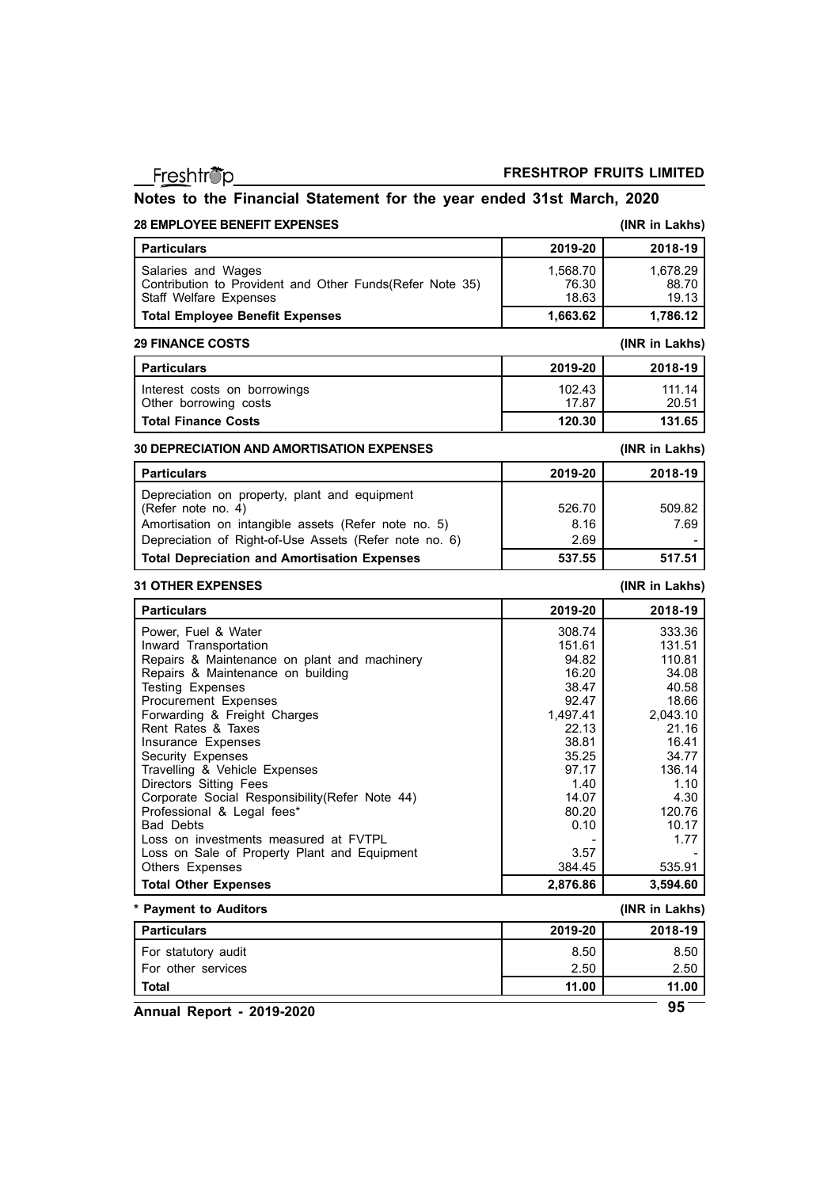## Notes to the Financial Statement for the year ended 31st March, 2020

### 28 EMPLOYEE BENEFIT EXPENSES

(INR in Lakhs)

| Particulars | 2019-20 | 2018-19 |
|---|---|---|
| Salaries and Wages | 1,568.70 | 1,678.29 |
| Contribution to Provident and Other Funds(Refer Note 35) | 76.30 | 88.70 |
| Staff Welfare Expenses | 18.63 | 19.13 |
| **Total Employee Benefit Expenses** | **1,663.62** | **1,786.12** |

### 29 FINANCE COSTS

(INR in Lakhs)

| Particulars | 2019-20 | 2018-19 |
|---|---|---|
| Interest costs on borrowings | 102.43 | 111.14 |
| Other borrowing costs | 17.87 | 20.51 |
| **Total Finance Costs** | **120.30** | **131.65** |

### 30 DEPRECIATION AND AMORTISATION EXPENSES

(INR in Lakhs)

| Particulars | 2019-20 | 2018-19 |
|---|---|---|
| Depreciation on property, plant and equipment (Refer note no. 4) | 526.70 | 509.82 |
| Amortisation on intangible assets (Refer note no. 5) | 8.16 | 7.69 |
| Depreciation of Right-of-Use Assets (Refer note no. 6) | 2.69 | - |
| **Total Depreciation and Amortisation Expenses** | **537.55** | **517.51** |

### 31 OTHER EXPENSES

(INR in Lakhs)

| Particulars | 2019-20 | 2018-19 |
|---|---|---|
| Power, Fuel & Water | 308.74 | 333.36 |
| Inward Transportation | 151.61 | 131.51 |
| Repairs & Maintenance on plant and machinery | 94.82 | 110.81 |
| Repairs & Maintenance on building | 16.20 | 34.08 |
| Testing Expenses | 38.47 | 40.58 |
| Procurement Expenses | 92.47 | 18.66 |
| Forwarding & Freight Charges | 1,497.41 | 2,043.10 |
| Rent Rates & Taxes | 22.13 | 21.16 |
| Insurance Expenses | 38.81 | 16.41 |
| Security Expenses | 35.25 | 34.77 |
| Travelling & Vehicle Expenses | 97.17 | 136.14 |
| Directors Sitting Fees | 1.40 | 1.10 |
| Corporate Social Responsibility(Refer Note 44) | 14.07 | 4.30 |
| Professional & Legal fees* | 80.20 | 120.76 |
| Bad Debts | 0.10 | 10.17 |
| Loss on investments measured at FVTPL | - | 1.77 |
| Loss on Sale of Property Plant and Equipment | 3.57 | - |
| Others Expenses | 384.45 | 535.91 |
| **Total Other Expenses** | **2,876.86** | **3,594.60** |

**\* Payment to Auditors**

(INR in Lakhs)

| Particulars | 2019-20 | 2018-19 |
|---|---|---|
| For statutory audit | 8.50 | 8.50 |
| For other services | 2.50 | 2.50 |
| **Total** | **11.00** | **11.00** |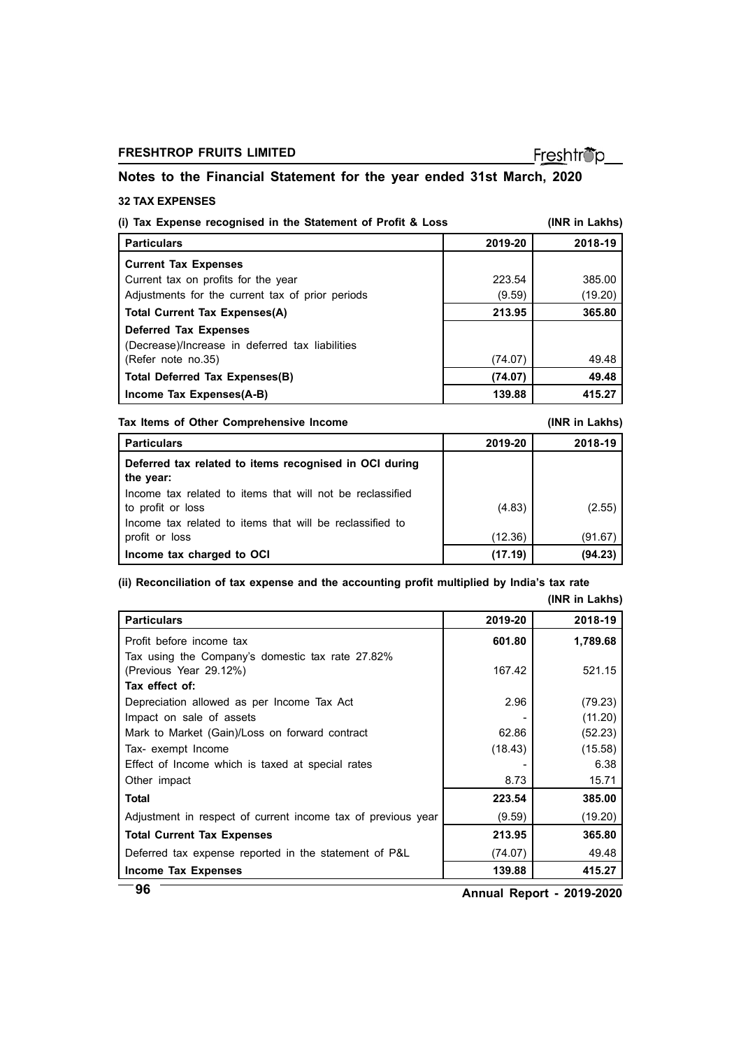## Notes to the Financial Statement for the year ended 31st March, 2020

### 32 TAX EXPENSES

**(i) Tax Expense recognised in the Statement of Profit & Loss** **(INR in Lakhs)**

| Particulars | 2019-20 | 2018-19 |
|---|---|---|
| **Current Tax Expenses** | | |
| Current tax on profits for the year | 223.54 | 385.00 |
| Adjustments for the current tax of prior periods | (9.59) | (19.20) |
| **Total Current Tax Expenses(A)** | **213.95** | **365.80** |
| **Deferred Tax Expenses** | | |
| (Decrease)/Increase in deferred tax liabilities (Refer note no.35) | (74.07) | 49.48 |
| **Total Deferred Tax Expenses(B)** | **(74.07)** | **49.48** |
| **Income Tax Expenses(A-B)** | **139.88** | **415.27** |

**Tax Items of Other Comprehensive Income** **(INR in Lakhs)**

| Particulars | 2019-20 | 2018-19 |
|---|---|---|
| **Deferred tax related to items recognised in OCI during the year:** | | |
| Income tax related to items that will not be reclassified to profit or loss | (4.83) | (2.55) |
| Income tax related to items that will be reclassified to profit or loss | (12.36) | (91.67) |
| **Income tax charged to OCI** | **(17.19)** | **(94.23)** |

**(ii) Reconciliation of tax expense and the accounting profit multiplied by India's tax rate**

**(INR in Lakhs)**

| Particulars | 2019-20 | 2018-19 |
|---|---|---|
| Profit before income tax | **601.80** | **1,789.68** |
| Tax using the Company's domestic tax rate 27.82% (Previous Year 29.12%) | 167.42 | 521.15 |
| **Tax effect of:** | | |
| Depreciation allowed as per Income Tax Act | 2.96 | (79.23) |
| Impact on sale of assets | - | (11.20) |
| Mark to Market (Gain)/Loss on forward contract | 62.86 | (52.23) |
| Tax- exempt Income | (18.43) | (15.58) |
| Effect of Income which is taxed at special rates | - | 6.38 |
| Other impact | 8.73 | 15.71 |
| **Total** | **223.54** | **385.00** |
| Adjustment in respect of current income tax of previous year | (9.59) | (19.20) |
| **Total Current Tax Expenses** | **213.95** | **365.80** |
| Deferred tax expense reported in the statement of P&L | (74.07) | 49.48 |
| **Income Tax Expenses** | **139.88** | **415.27** |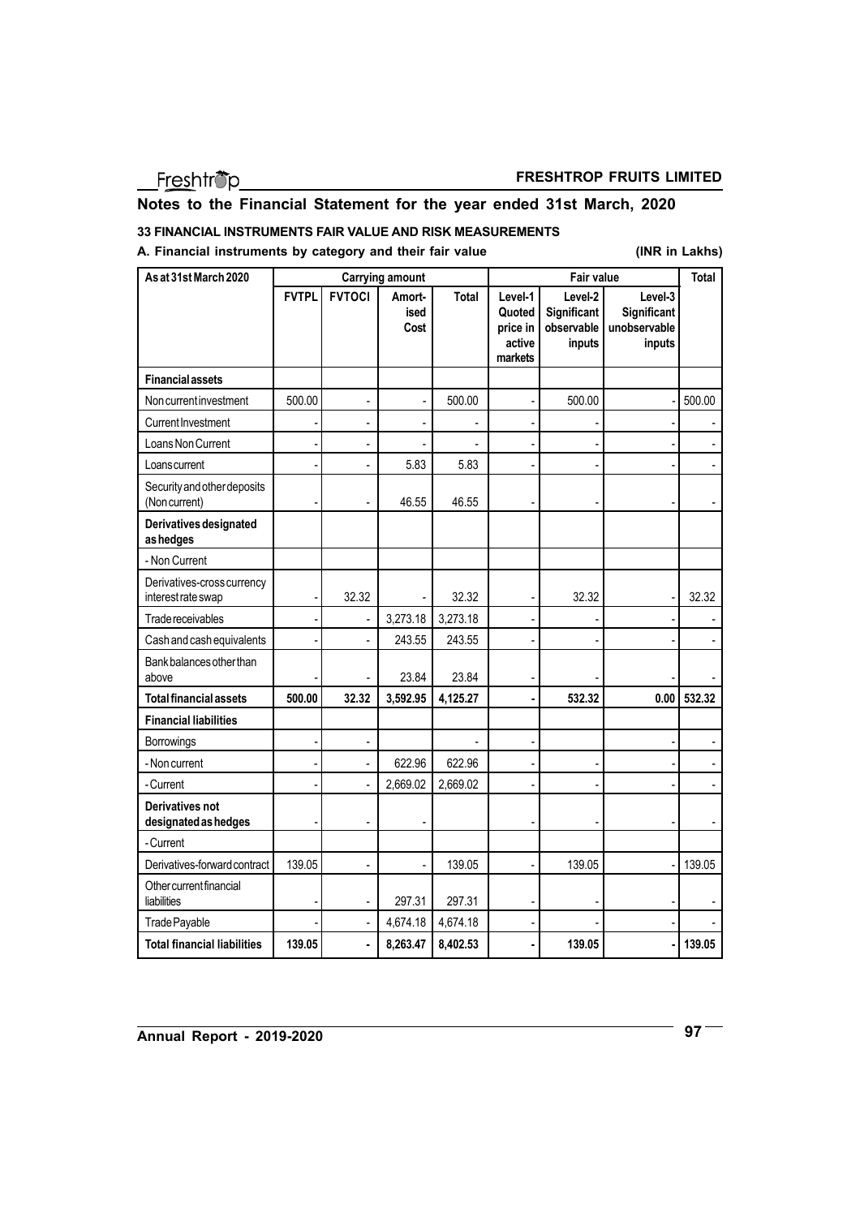## Notes to the Financial Statement for the year ended 31st March, 2020

### 33 FINANCIAL INSTRUMENTS FAIR VALUE AND RISK MEASUREMENTS

**A. Financial instruments by category and their fair value** **(INR in Lakhs)**

| As at 31st March 2020 | Carrying amount | | | | Fair value | | | Total |
|---|---|---|---|---|---|---|---|---|
| | FVTPL | FVTOCI | Amort-ised Cost | Total | Level-1 Quoted price in active markets | Level-2 Significant observable inputs | Level-3 Significant unobservable inputs | |
| **Financial assets** | | | | | | | | |
| Non current investment | 500.00 | - | - | 500.00 | - | 500.00 | - | 500.00 |
| Current Investment | - | - | - | - | - | - | - | - |
| Loans Non Current | - | - | - | - | - | - | - | - |
| Loans current | - | - | 5.83 | 5.83 | - | - | - | - |
| Security and other deposits (Non current) | - | - | 46.55 | 46.55 | - | - | - | - |
| **Derivatives designated as hedges** | | | | | | | | |
| - Non Current | | | | | | | | |
| Derivatives-cross currency interest rate swap | - | 32.32 | - | 32.32 | - | 32.32 | - | 32.32 |
| Trade receivables | - | - | 3,273.18 | 3,273.18 | - | - | - | - |
| Cash and cash equivalents | - | - | 243.55 | 243.55 | - | - | - | - |
| Bank balances other than above | - | - | 23.84 | 23.84 | - | - | - | - |
| **Total financial assets** | **500.00** | **32.32** | **3,592.95** | **4,125.27** | **-** | **532.32** | **0.00** | **532.32** |
| **Financial liabilities** | | | | | | | | |
| Borrowings | - | - | | - | - | | - | - |
| - Non current | - | - | 622.96 | 622.96 | - | - | - | - |
| - Current | - | - | 2,669.02 | 2,669.02 | - | - | - | - |
| **Derivatives not designated as hedges** | - | - | - | | - | - | - | - |
| - Current | | | | | | | | |
| Derivatives-forward contract | 139.05 | - | - | 139.05 | - | 139.05 | - | 139.05 |
| Other current financial liabilities | - | - | 297.31 | 297.31 | - | - | - | - |
| Trade Payable | - | - | 4,674.18 | 4,674.18 | - | - | - | - |
| **Total financial liabilities** | **139.05** | **-** | **8,263.47** | **8,402.53** | **-** | **139.05** | **-** | **139.05** |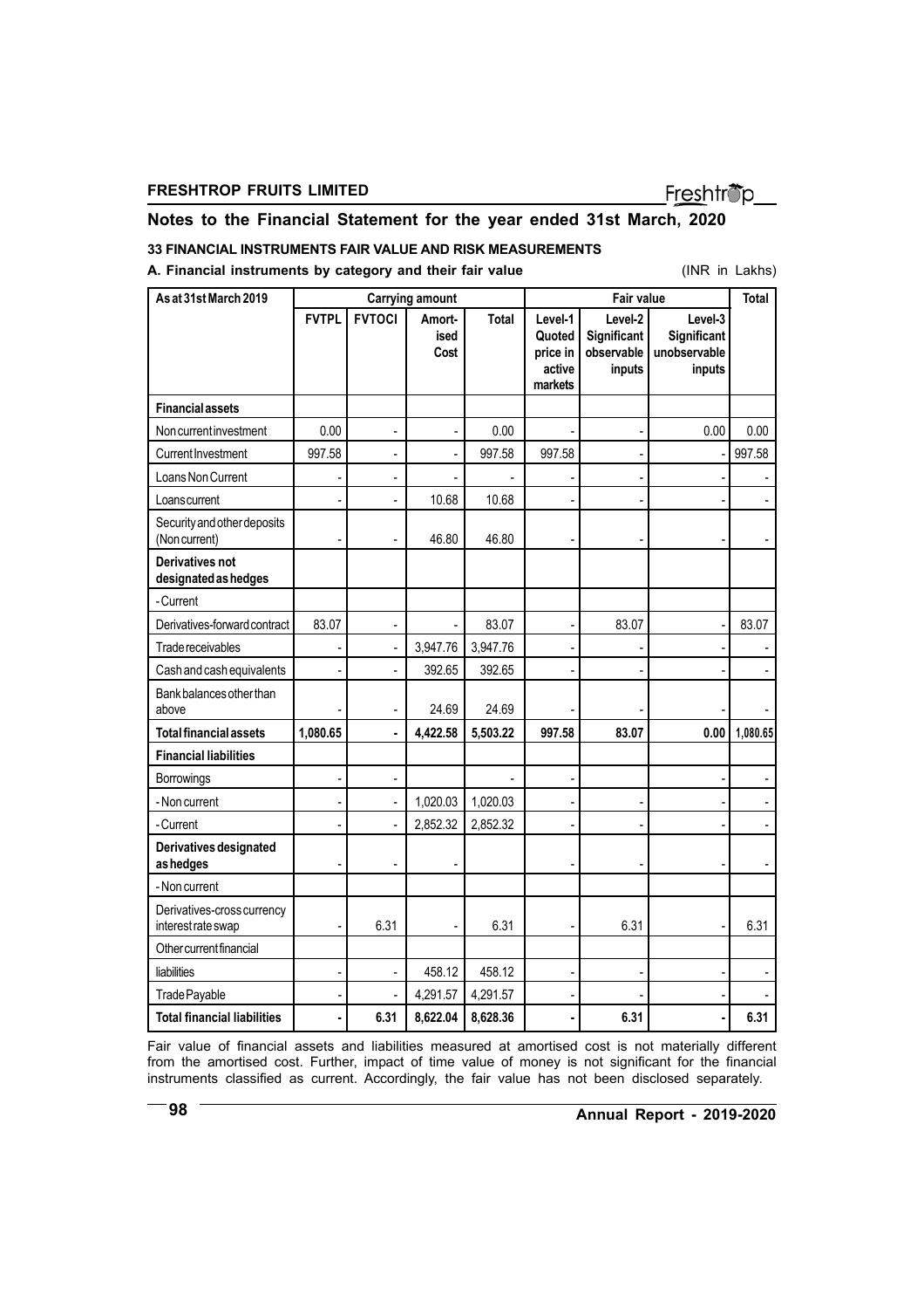## Notes to the Financial Statement for the year ended 31st March, 2020

### 33 FINANCIAL INSTRUMENTS FAIR VALUE AND RISK MEASUREMENTS

**A. Financial instruments by category and their fair value** (INR in Lakhs)

| As at 31st March 2019 | Carrying amount | | | | Fair value | | | Total |
|---|---|---|---|---|---|---|---|---|
| | FVTPL | FVTOCI | Amortised Cost | Total | Level-1 Quoted price in active markets | Level-2 Significant observable inputs | Level-3 Significant unobservable inputs | |
| **Financial assets** | | | | | | | | |
| Non current investment | 0.00 | - | - | 0.00 | - | - | 0.00 | 0.00 |
| Current Investment | 997.58 | - | - | 997.58 | 997.58 | - | - | 997.58 |
| Loans Non Current | - | - | - | - | - | - | - | - |
| Loans current | - | - | 10.68 | 10.68 | - | - | - | - |
| Security and other deposits (Non current) | - | - | 46.80 | 46.80 | - | - | - | - |
| **Derivatives not designated as hedges** | | | | | | | | |
| - Current | | | | | | | | |
| Derivatives-forward contract | 83.07 | - | - | 83.07 | - | 83.07 | - | 83.07 |
| Trade receivables | - | - | 3,947.76 | 3,947.76 | - | - | - | - |
| Cash and cash equivalents | - | - | 392.65 | 392.65 | - | - | - | - |
| Bank balances other than above | - | - | 24.69 | 24.69 | - | - | - | - |
| **Total financial assets** | **1,080.65** | **-** | **4,422.58** | **5,503.22** | **997.58** | **83.07** | **0.00** | **1,080.65** |
| **Financial liabilities** | | | | | | | | |
| Borrowings | - | - | | - | - | | - | - |
| - Non current | - | - | 1,020.03 | 1,020.03 | - | - | - | - |
| - Current | - | - | 2,852.32 | 2,852.32 | - | - | - | - |
| **Derivatives designated as hedges** | - | - | - | | - | - | - | - |
| - Non current | | | | | | | | |
| Derivatives-cross currency interest rate swap | - | 6.31 | - | 6.31 | - | 6.31 | - | 6.31 |
| Other current financial | | | | | | | | |
| liabilities | - | - | 458.12 | 458.12 | - | - | - | - |
| Trade Payable | - | - | 4,291.57 | 4,291.57 | - | - | - | - |
| **Total financial liabilities** | **-** | **6.31** | **8,622.04** | **8,628.36** | **-** | **6.31** | **-** | **6.31** |

Fair value of financial assets and liabilities measured at amortised cost is not materially different from the amortised cost. Further, impact of time value of money is not significant for the financial instruments classified as current. Accordingly, the fair value has not been disclosed separately.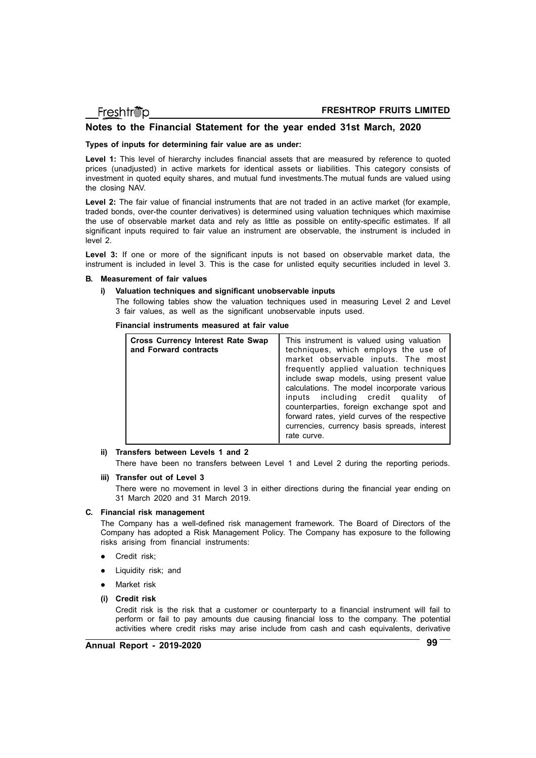## Notes to the Financial Statement for the year ended 31st March, 2020

**Types of inputs for determining fair value are as under:**

**Level 1:** This level of hierarchy includes financial assets that are measured by reference to quoted prices (unadjusted) in active markets for identical assets or liabilities. This category consists of investment in quoted equity shares, and mutual fund investments.The mutual funds are valued using the closing NAV.

**Level 2:** The fair value of financial instruments that are not traded in an active market (for example, traded bonds, over-the counter derivatives) is determined using valuation techniques which maximise the use of observable market data and rely as little as possible on entity-specific estimates. If all significant inputs required to fair value an instrument are observable, the instrument is included in level 2.

**Level 3:** If one or more of the significant inputs is not based on observable market data, the instrument is included in level 3. This is the case for unlisted equity securities included in level 3.

**B. Measurement of fair values**

**i) Valuation techniques and significant unobservable inputs**

The following tables show the valuation techniques used in measuring Level 2 and Level 3 fair values, as well as the significant unobservable inputs used.

**Financial instruments measured at fair value**

| | |
|---|---|
| **Cross Currency Interest Rate Swap and Forward contracts** | This instrument is valued using valuation techniques, which employs the use of market observable inputs. The most frequently applied valuation techniques include swap models, using present value calculations. The model incorporate various inputs including credit quality of counterparties, foreign exchange spot and forward rates, yield curves of the respective currencies, currency basis spreads, interest rate curve. |

**ii) Transfers between Levels 1 and 2**

There have been no transfers between Level 1 and Level 2 during the reporting periods.

**iii) Transfer out of Level 3**

There were no movement in level 3 in either directions during the financial year ending on 31 March 2020 and 31 March 2019.

**C. Financial risk management**

The Company has a well-defined risk management framework. The Board of Directors of the Company has adopted a Risk Management Policy. The Company has exposure to the following risks arising from financial instruments:

- Credit risk;
- Liquidity risk; and
- Market risk

**(i) Credit risk**

Credit risk is the risk that a customer or counterparty to a financial instrument will fail to perform or fail to pay amounts due causing financial loss to the company. The potential activities where credit risks may arise include from cash and cash equivalents, derivative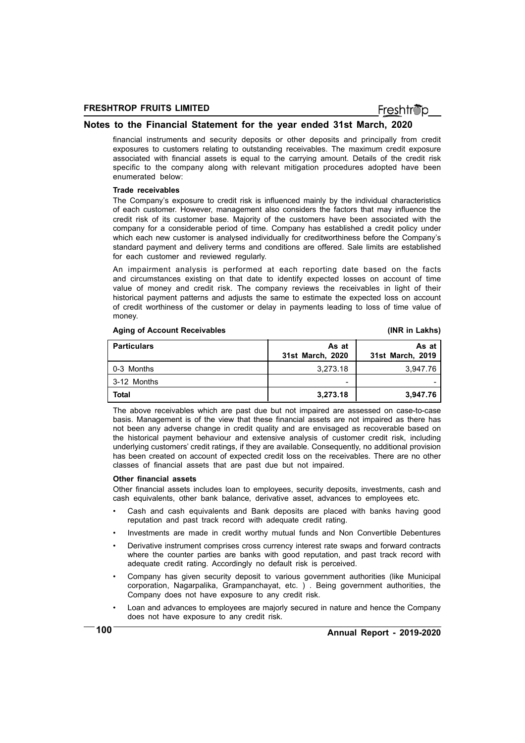financial instruments and security deposits or other deposits and principally from credit exposures to customers relating to outstanding receivables. The maximum credit exposure associated with financial assets is equal to the carrying amount. Details of the credit risk specific to the company along with relevant mitigation procedures adopted have been enumerated below:

**Trade receivables**

The Company's exposure to credit risk is influenced mainly by the individual characteristics of each customer. However, management also considers the factors that may influence the credit risk of its customer base. Majority of the customers have been associated with the company for a considerable period of time. Company has established a credit policy under which each new customer is analysed individually for creditworthiness before the Company's standard payment and delivery terms and conditions are offered. Sale limits are established for each customer and reviewed regularly.

An impairment analysis is performed at each reporting date based on the facts and circumstances existing on that date to identify expected losses on account of time value of money and credit risk. The company reviews the receivables in light of their historical payment patterns and adjusts the same to estimate the expected loss on account of credit worthiness of the customer or delay in payments leading to loss of time value of money.

**Aging of Account Receivables** **(INR in Lakhs)**

| Particulars | As at 31st March, 2020 | As at 31st March, 2019 |
|---|---|---|
| 0-3 Months | 3,273.18 | 3,947.76 |
| 3-12 Months | - | - |
| **Total** | **3,273.18** | **3,947.76** |

The above receivables which are past due but not impaired are assessed on case-to-case basis. Management is of the view that these financial assets are not impaired as there has not been any adverse change in credit quality and are envisaged as recoverable based on the historical payment behaviour and extensive analysis of customer credit risk, including underlying customers' credit ratings, if they are available. Consequently, no additional provision has been created on account of expected credit loss on the receivables. There are no other classes of financial assets that are past due but not impaired.

**Other financial assets**

Other financial assets includes loan to employees, security deposits, investments, cash and cash equivalents, other bank balance, derivative asset, advances to employees etc.

- Cash and cash equivalents and Bank deposits are placed with banks having good reputation and past track record with adequate credit rating.
- Investments are made in credit worthy mutual funds and Non Convertible Debentures
- Derivative instrument comprises cross currency interest rate swaps and forward contracts where the counter parties are banks with good reputation, and past track record with adequate credit rating. Accordingly no default risk is perceived.
- Company has given security deposit to various government authorities (like Municipal corporation, Nagarpalika, Grampanchayat, etc. ) . Being government authorities, the Company does not have exposure to any credit risk.
- Loan and advances to employees are majorly secured in nature and hence the Company does not have exposure to any credit risk.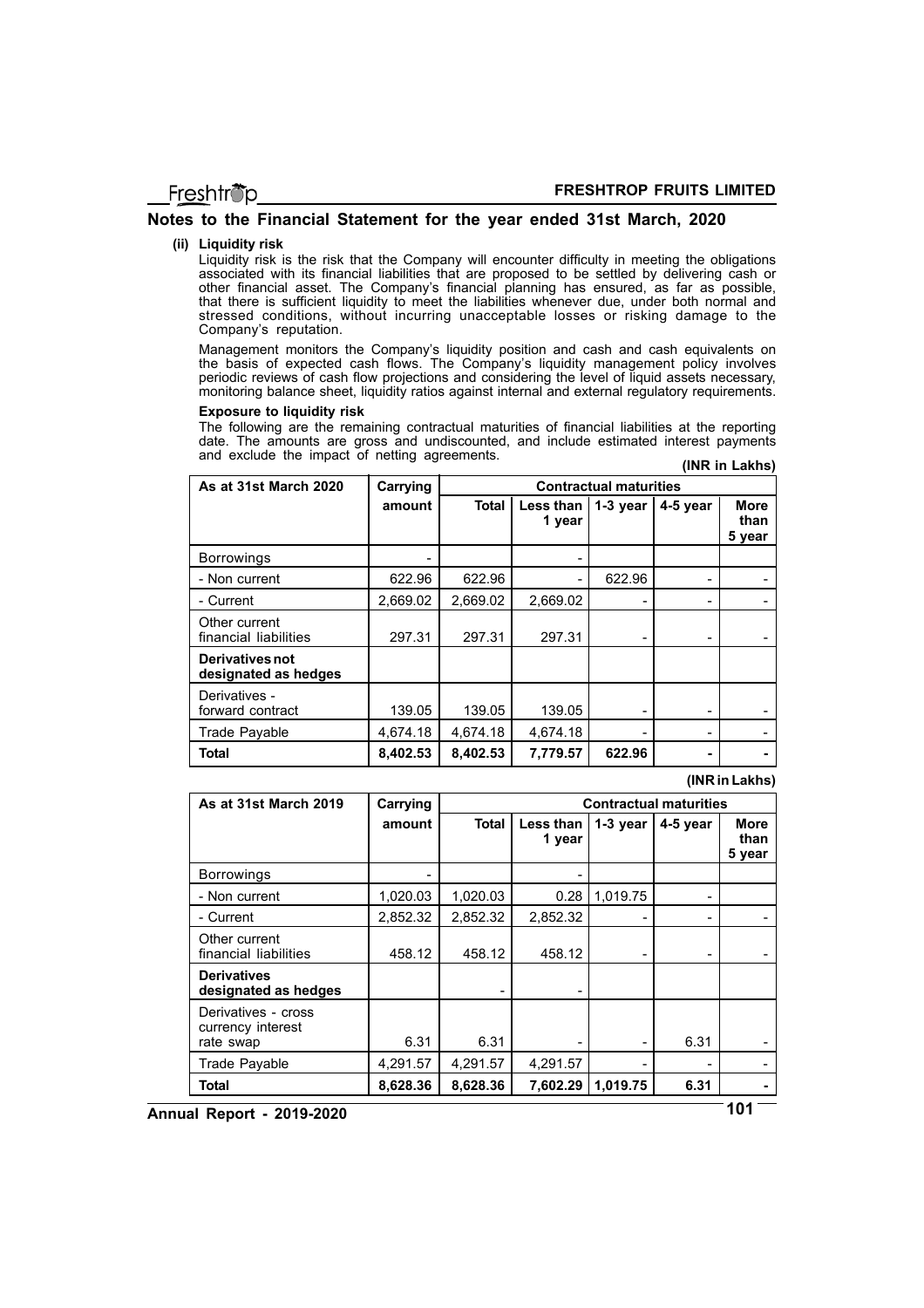## Notes to the Financial Statement for the year ended 31st March, 2020

**(ii) Liquidity risk**

Liquidity risk is the risk that the Company will encounter difficulty in meeting the obligations associated with its financial liabilities that are proposed to be settled by delivering cash or other financial asset. The Company's financial planning has ensured, as far as possible, that there is sufficient liquidity to meet the liabilities whenever due, under both normal and stressed conditions, without incurring unacceptable losses or risking damage to the Company's reputation.

Management monitors the Company's liquidity position and cash and cash equivalents on the basis of expected cash flows. The Company's liquidity management policy involves periodic reviews of cash flow projections and considering the level of liquid assets necessary, monitoring balance sheet, liquidity ratios against internal and external regulatory requirements.

**Exposure to liquidity risk**

The following are the remaining contractual maturities of financial liabilities at the reporting date. The amounts are gross and undiscounted, and include estimated interest payments and exclude the impact of netting agreements.

**(INR in Lakhs)**

| As at 31st March 2020 | Carrying amount | Contractual maturities | | | | |
|---|---|---|---|---|---|---|
| | | Total | Less than 1 year | 1-3 year | 4-5 year | More than 5 year |
| Borrowings | - | | - | | | |
| - Non current | 622.96 | 622.96 | - | 622.96 | - | - |
| - Current | 2,669.02 | 2,669.02 | 2,669.02 | - | - | - |
| Other current financial liabilities | 297.31 | 297.31 | 297.31 | - | - | - |
| **Derivatives not designated as hedges** | | | | | | |
| Derivatives - forward contract | 139.05 | 139.05 | 139.05 | - | - | - |
| Trade Payable | 4,674.18 | 4,674.18 | 4,674.18 | - | - | - |
| **Total** | **8,402.53** | **8,402.53** | **7,779.57** | **622.96** | **-** | **-** |

**(INR in Lakhs)**

| As at 31st March 2019 | Carrying amount | Contractual maturities | | | | |
|---|---|---|---|---|---|---|
| | | Total | Less than 1 year | 1-3 year | 4-5 year | More than 5 year |
| Borrowings | - | | - | | | |
| - Non current | 1,020.03 | 1,020.03 | 0.28 | 1,019.75 | - | |
| - Current | 2,852.32 | 2,852.32 | 2,852.32 | - | - | - |
| Other current financial liabilities | 458.12 | 458.12 | 458.12 | - | - | - |
| **Derivatives designated as hedges** | | - | - | | | |
| Derivatives - cross currency interest rate swap | 6.31 | 6.31 | - | - | 6.31 | - |
| Trade Payable | 4,291.57 | 4,291.57 | 4,291.57 | - | - | - |
| **Total** | **8,628.36** | **8,628.36** | **7,602.29** | **1,019.75** | **6.31** | **-** |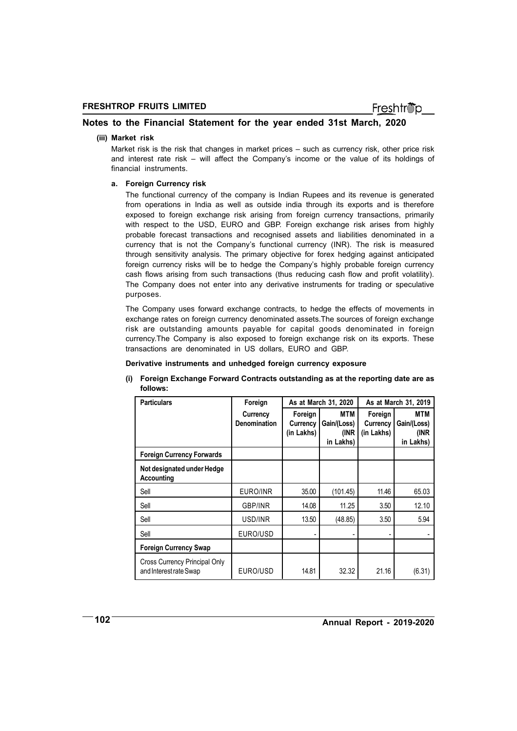## Notes to the Financial Statement for the year ended 31st March, 2020

**(iii) Market risk**

Market risk is the risk that changes in market prices – such as currency risk, other price risk and interest rate risk – will affect the Company's income or the value of its holdings of financial instruments.

**a. Foreign Currency risk**

The functional currency of the company is Indian Rupees and its revenue is generated from operations in India as well as outside india through its exports and is therefore exposed to foreign exchange risk arising from foreign currency transactions, primarily with respect to the USD, EURO and GBP. Foreign exchange risk arises from highly probable forecast transactions and recognised assets and liabilities denominated in a currency that is not the Company's functional currency (INR). The risk is measured through sensitivity analysis. The primary objective for forex hedging against anticipated foreign currency risks will be to hedge the Company's highly probable foreign currency cash flows arising from such transactions (thus reducing cash flow and profit volatility). The Company does not enter into any derivative instruments for trading or speculative purposes.

The Company uses forward exchange contracts, to hedge the effects of movements in exchange rates on foreign currency denominated assets.The sources of foreign exchange risk are outstanding amounts payable for capital goods denominated in foreign currency.The Company is also exposed to foreign exchange risk on its exports. These transactions are denominated in US dollars, EURO and GBP.

**Derivative instruments and unhedged foreign currency exposure**

**(i) Foreign Exchange Forward Contracts outstanding as at the reporting date are as follows:**

| Particulars | Foreign Currency Denomination | As at March 31, 2020 | | As at March 31, 2019 | |
|---|---|---|---|---|---|
| | | Foreign Currency (in Lakhs) | MTM Gain/(Loss) (INR in Lakhs) | Foreign Currency (in Lakhs) | MTM Gain/(Loss) (INR in Lakhs) |
| **Foreign Currency Forwards** | | | | | |
| **Not designated under Hedge Accounting** | | | | | |
| Sell | EURO/INR | 35.00 | (101.45) | 11.46 | 65.03 |
| Sell | GBP/INR | 14.08 | 11.25 | 3.50 | 12.10 |
| Sell | USD/INR | 13.50 | (48.85) | 3.50 | 5.94 |
| Sell | EURO/USD | - | - | - | - |
| **Foreign Currency Swap** | | | | | |
| Cross Currency Principal Only and Interest rate Swap | EURO/USD | 14.81 | 32.32 | 21.16 | (6.31) |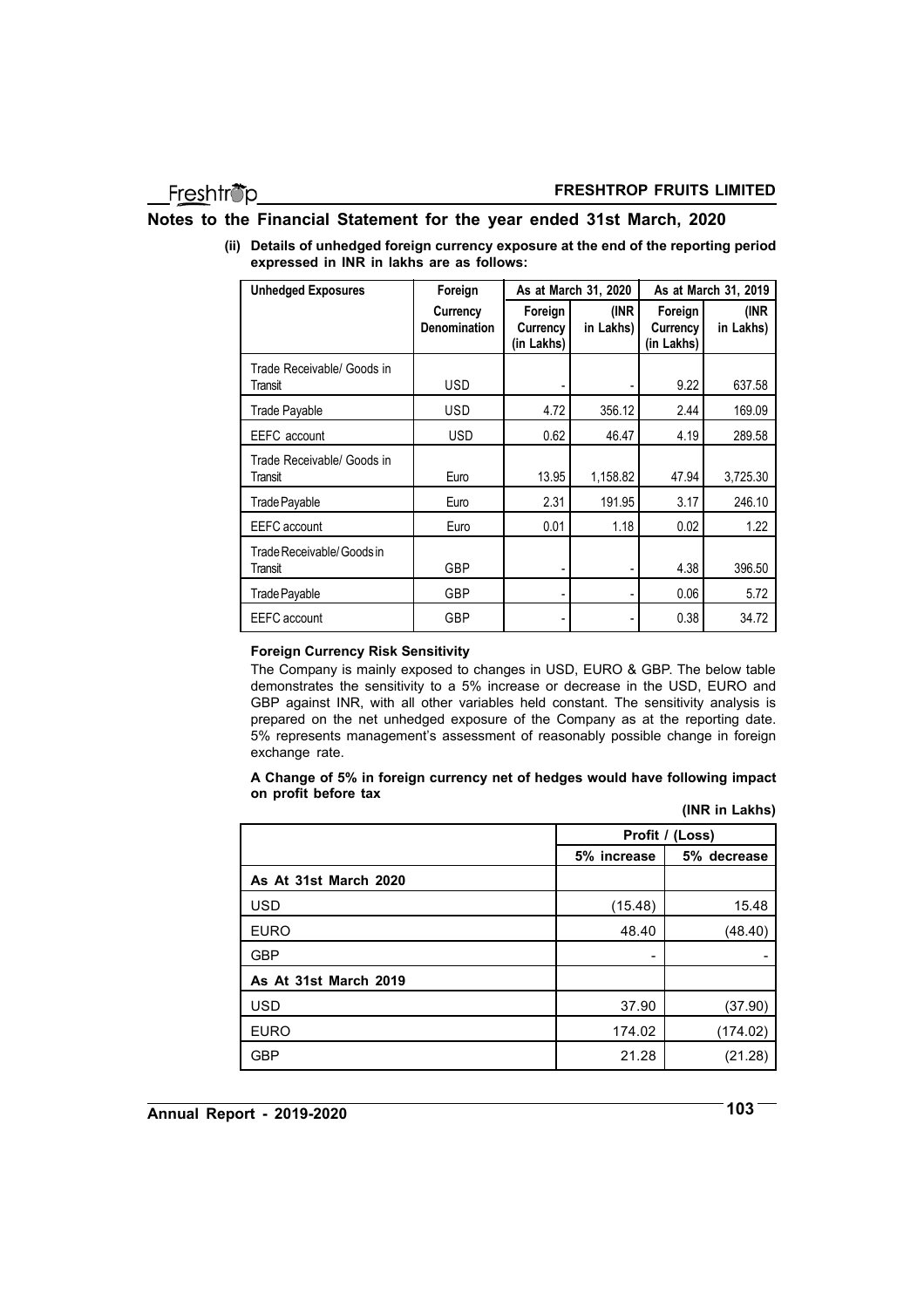## Notes to the Financial Statement for the year ended 31st March, 2020

**(ii) Details of unhedged foreign currency exposure at the end of the reporting period expressed in INR in lakhs are as follows:**

| Unhedged Exposures | Foreign Currency Denomination | As at March 31, 2020 | | As at March 31, 2019 | |
|---|---|---|---|---|---|
| | | Foreign Currency (in Lakhs) | (INR in Lakhs) | Foreign Currency (in Lakhs) | (INR in Lakhs) |
| Trade Receivable/ Goods in Transit | USD | - | - | 9.22 | 637.58 |
| Trade Payable | USD | 4.72 | 356.12 | 2.44 | 169.09 |
| EEFC account | USD | 0.62 | 46.47 | 4.19 | 289.58 |
| Trade Receivable/ Goods in Transit | Euro | 13.95 | 1,158.82 | 47.94 | 3,725.30 |
| Trade Payable | Euro | 2.31 | 191.95 | 3.17 | 246.10 |
| EEFC account | Euro | 0.01 | 1.18 | 0.02 | 1.22 |
| Trade Receivable/ Goods in Transit | GBP | - | - | 4.38 | 396.50 |
| Trade Payable | GBP | - | - | 0.06 | 5.72 |
| EEFC account | GBP | - | - | 0.38 | 34.72 |

**Foreign Currency Risk Sensitivity**

The Company is mainly exposed to changes in USD, EURO & GBP. The below table demonstrates the sensitivity to a 5% increase or decrease in the USD, EURO and GBP against INR, with all other variables held constant. The sensitivity analysis is prepared on the net unhedged exposure of the Company as at the reporting date. 5% represents management's assessment of reasonably possible change in foreign exchange rate.

**A Change of 5% in foreign currency net of hedges would have following impact on profit before tax**

**(INR in Lakhs)**

| | Profit / (Loss) | |
|---|---|---|
| | 5% increase | 5% decrease |
| **As At 31st March 2020** | | |
| USD | (15.48) | 15.48 |
| EURO | 48.40 | (48.40) |
| GBP | - | - |
| **As At 31st March 2019** | | |
| USD | 37.90 | (37.90) |
| EURO | 174.02 | (174.02) |
| GBP | 21.28 | (21.28) |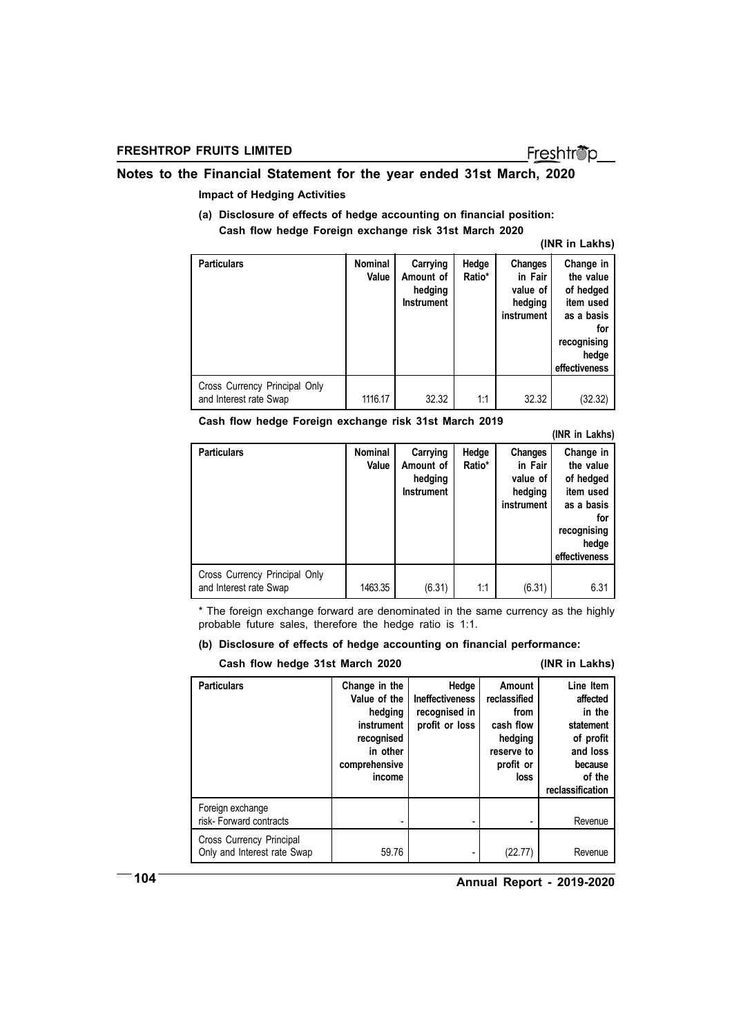## Notes to the Financial Statement for the year ended 31st March, 2020

**Impact of Hedging Activities**

**(a) Disclosure of effects of hedge accounting on financial position:**

**Cash flow hedge Foreign exchange risk 31st March 2020**

**(INR in Lakhs)**

| Particulars | Nominal Value | Carrying Amount of hedging Instrument | Hedge Ratio* | Changes in Fair value of hedging instrument | Change in the value of hedged item used as a basis for recognising hedge effectiveness |
|---|---|---|---|---|---|
| Cross Currency Principal Only and Interest rate Swap | 1116.17 | 32.32 | 1:1 | 32.32 | (32.32) |

**Cash flow hedge Foreign exchange risk 31st March 2019**

**(INR in Lakhs)**

| Particulars | Nominal Value | Carrying Amount of hedging Instrument | Hedge Ratio* | Changes in Fair value of hedging instrument | Change in the value of hedged item used as a basis for recognising hedge effectiveness |
|---|---|---|---|---|---|
| Cross Currency Principal Only and Interest rate Swap | 1463.35 | (6.31) | 1:1 | (6.31) | 6.31 |

* The foreign exchange forward are denominated in the same currency as the highly probable future sales, therefore the hedge ratio is 1:1.

**(b) Disclosure of effects of hedge accounting on financial performance:**

**Cash flow hedge 31st March 2020** **(INR in Lakhs)**

| Particulars | Change in the Value of the hedging instrument recognised in other comprehensive income | Hedge Ineffectiveness recognised in profit or loss | Amount reclassified from cash flow hedging reserve to profit or loss | Line Item affected in the statement of profit and loss because of the reclassification |
|---|---|---|---|---|
| Foreign exchange risk- Forward contracts | - | - | - | Revenue |
| Cross Currency Principal Only and Interest rate Swap | 59.76 | - | (22.77) | Revenue |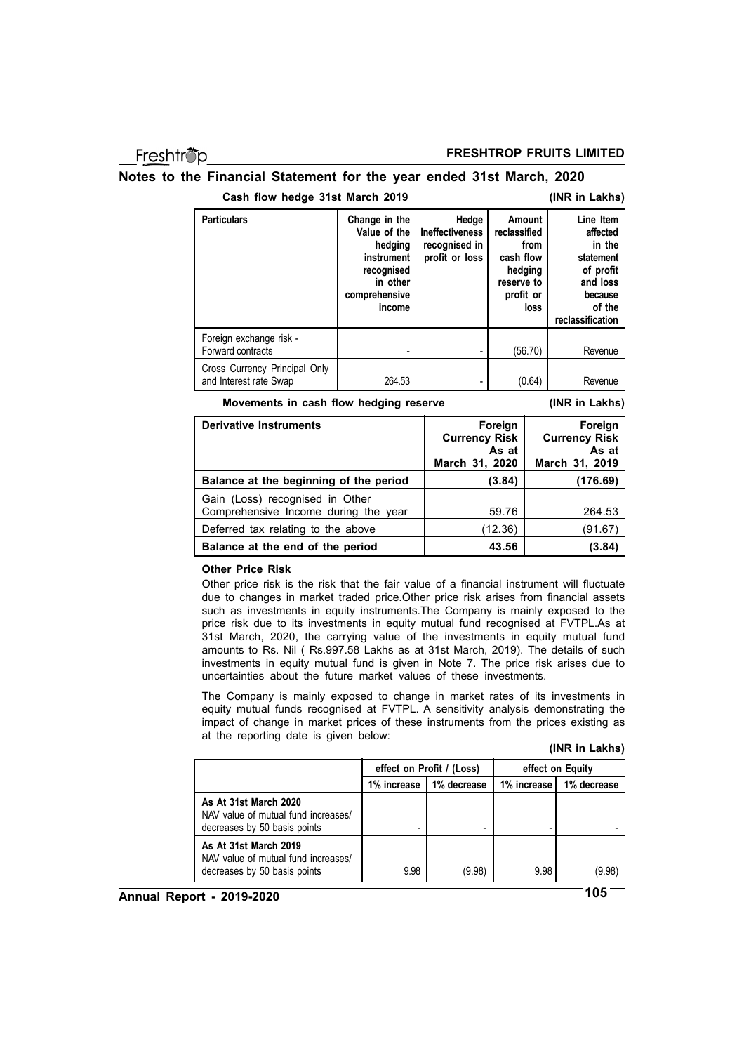## Notes to the Financial Statement for the year ended 31st March, 2020

**Cash flow hedge 31st March 2019** **(INR in Lakhs)**

| Particulars | Change in the Value of the hedging instrument recognised in other comprehensive income | Hedge Ineffectiveness recognised in profit or loss | Amount reclassified from cash flow hedging reserve to profit or loss | Line Item affected in the statement of profit and loss because of the reclassification |
|---|---|---|---|---|
| Foreign exchange risk - Forward contracts | - | - | (56.70) | Revenue |
| Cross Currency Principal Only and Interest rate Swap | 264.53 | - | (0.64) | Revenue |

**Movements in cash flow hedging reserve** **(INR in Lakhs)**

| Derivative Instruments | Foreign Currency Risk As at March 31, 2020 | Foreign Currency Risk As at March 31, 2019 |
|---|---|---|
| **Balance at the beginning of the period** | **(3.84)** | **(176.69)** |
| Gain (Loss) recognised in Other Comprehensive Income during the year | 59.76 | 264.53 |
| Deferred tax relating to the above | (12.36) | (91.67) |
| **Balance at the end of the period** | **43.56** | **(3.84)** |

**Other Price Risk**

Other price risk is the risk that the fair value of a financial instrument will fluctuate due to changes in market traded price.Other price risk arises from financial assets such as investments in equity instruments.The Company is mainly exposed to the price risk due to its investments in equity mutual fund recognised at FVTPL.As at 31st March, 2020, the carrying value of the investments in equity mutual fund amounts to Rs. Nil ( Rs.997.58 Lakhs as at 31st March, 2019). The details of such investments in equity mutual fund is given in Note 7. The price risk arises due to uncertainties about the future market values of these investments.

The Company is mainly exposed to change in market rates of its investments in equity mutual funds recognised at FVTPL. A sensitivity analysis demonstrating the impact of change in market prices of these instruments from the prices existing as at the reporting date is given below:

**(INR in Lakhs)**

| | effect on Profit / (Loss) | | effect on Equity | |
|---|---|---|---|---|
| | 1% increase | 1% decrease | 1% increase | 1% decrease |
| **As At 31st March 2020** NAV value of mutual fund increases/ decreases by 50 basis points | - | - | - | - |
| **As At 31st March 2019** NAV value of mutual fund increases/ decreases by 50 basis points | 9.98 | (9.98) | 9.98 | (9.98) |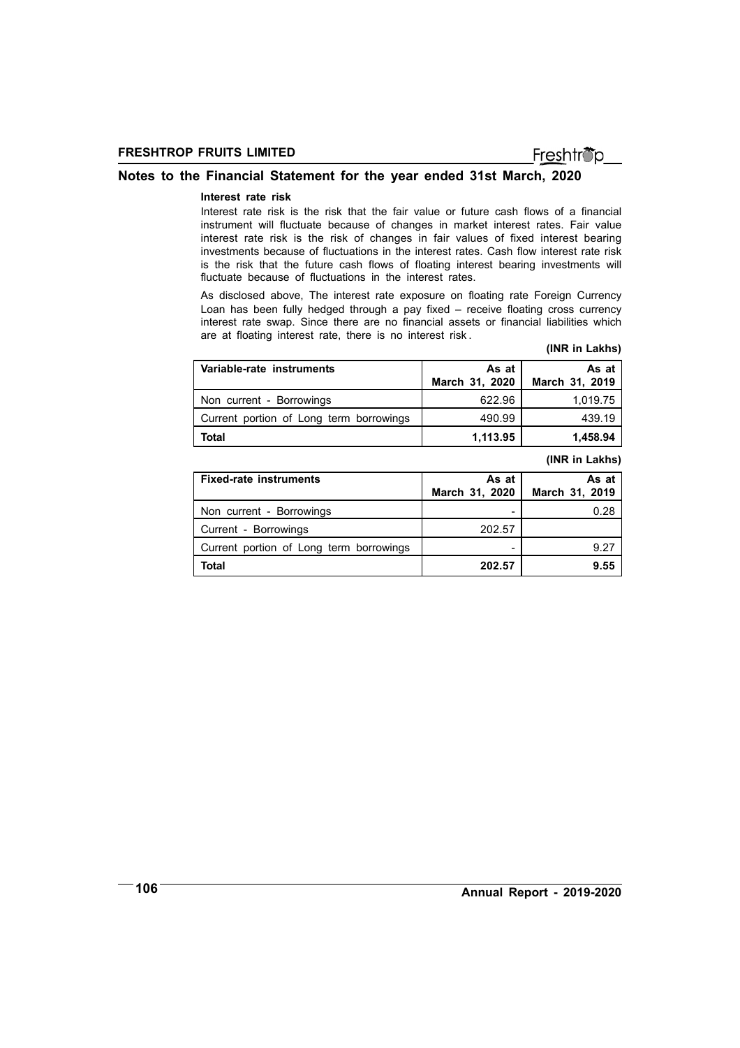## Notes to the Financial Statement for the year ended 31st March, 2020

### Interest rate risk

Interest rate risk is the risk that the fair value or future cash flows of a financial instrument will fluctuate because of changes in market interest rates. Fair value interest rate risk is the risk of changes in fair values of fixed interest bearing investments because of fluctuations in the interest rates. Cash flow interest rate risk is the risk that the future cash flows of floating interest bearing investments will fluctuate because of fluctuations in the interest rates.

As disclosed above, The interest rate exposure on floating rate Foreign Currency Loan has been fully hedged through a pay fixed – receive floating cross currency interest rate swap. Since there are no financial assets or financial liabilities which are at floating interest rate, there is no interest risk.

**(INR in Lakhs)**

| Variable-rate instruments | As at March 31, 2020 | As at March 31, 2019 |
|---|---|---|
| Non current - Borrowings | 622.96 | 1,019.75 |
| Current portion of Long term borrowings | 490.99 | 439.19 |
| **Total** | **1,113.95** | **1,458.94** |

**(INR in Lakhs)**

| Fixed-rate instruments | As at March 31, 2020 | As at March 31, 2019 |
|---|---|---|
| Non current - Borrowings | - | 0.28 |
| Current - Borrowings | 202.57 | |
| Current portion of Long term borrowings | - | 9.27 |
| **Total** | **202.57** | **9.55** |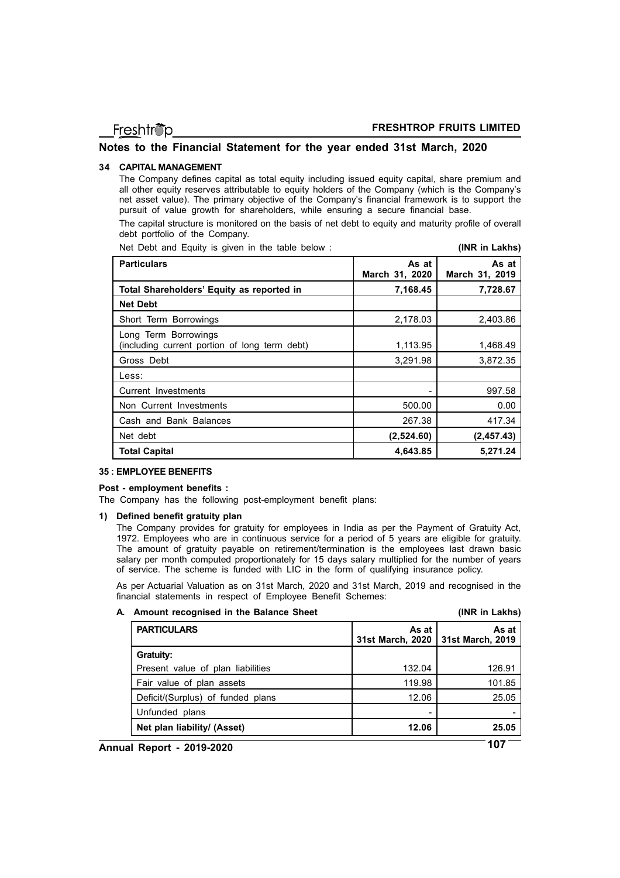## Notes to the Financial Statement for the year ended 31st March, 2020

### 34 CAPITAL MANAGEMENT

The Company defines capital as total equity including issued equity capital, share premium and all other equity reserves attributable to equity holders of the Company (which is the Company's net asset value). The primary objective of the Company's financial framework is to support the pursuit of value growth for shareholders, while ensuring a secure financial base.

The capital structure is monitored on the basis of net debt to equity and maturity profile of overall debt portfolio of the Company.

Net Debt and Equity is given in the table below : **(INR in Lakhs)**

| Particulars | As at March 31, 2020 | As at March 31, 2019 |
|---|---|---|
| **Total Shareholders' Equity as reported in** | **7,168.45** | **7,728.67** |
| **Net Debt** | | |
| Short Term Borrowings | 2,178.03 | 2,403.86 |
| Long Term Borrowings (including current portion of long term debt) | 1,113.95 | 1,468.49 |
| Gross Debt | 3,291.98 | 3,872.35 |
| Less: | | |
| Current Investments | - | 997.58 |
| Non Current Investments | 500.00 | 0.00 |
| Cash and Bank Balances | 267.38 | 417.34 |
| Net debt | **(2,524.60)** | **(2,457.43)** |
| **Total Capital** | **4,643.85** | **5,271.24** |

### 35 : EMPLOYEE BENEFITS

**Post - employment benefits :**

The Company has the following post-employment benefit plans:

**1) Defined benefit gratuity plan**

The Company provides for gratuity for employees in India as per the Payment of Gratuity Act, 1972. Employees who are in continuous service for a period of 5 years are eligible for gratuity. The amount of gratuity payable on retirement/termination is the employees last drawn basic salary per month computed proportionately for 15 days salary multiplied for the number of years of service. The scheme is funded with LIC in the form of qualifying insurance policy.

As per Actuarial Valuation as on 31st March, 2020 and 31st March, 2019 and recognised in the financial statements in respect of Employee Benefit Schemes:

**A. Amount recognised in the Balance Sheet** **(INR in Lakhs)**

| PARTICULARS | As at 31st March, 2020 | As at 31st March, 2019 |
|---|---|---|
| **Gratuity:** | | |
| Present value of plan liabilities | 132.04 | 126.91 |
| Fair value of plan assets | 119.98 | 101.85 |
| Deficit/(Surplus) of funded plans | 12.06 | 25.05 |
| Unfunded plans | - | - |
| **Net plan liability/ (Asset)** | **12.06** | **25.05** |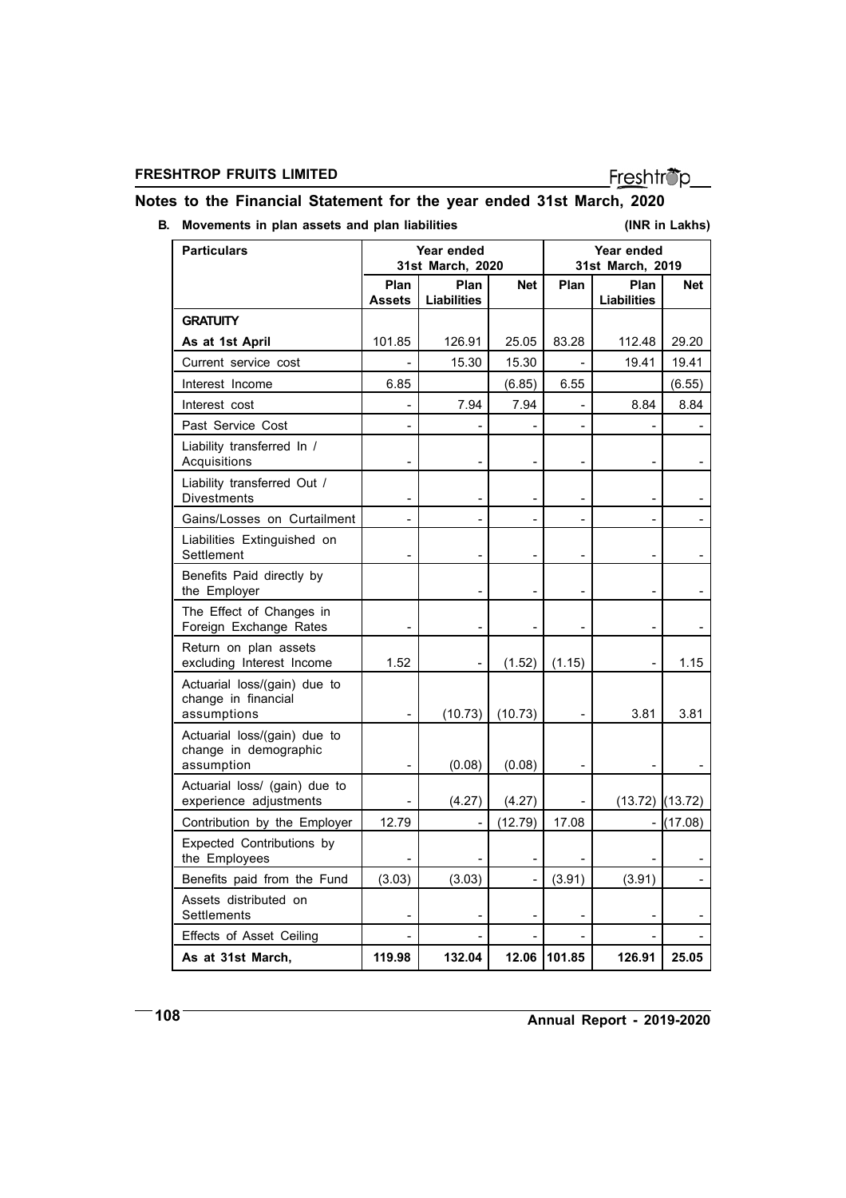## Notes to the Financial Statement for the year ended 31st March, 2020

**B. Movements in plan assets and plan liabilities** **(INR in Lakhs)**

| Particulars | Year ended 31st March, 2020 | | | Year ended 31st March, 2019 | | |
|---|---|---|---|---|---|---|
| | Plan Assets | Plan Liabilities | Net | Plan | Plan Liabilities | Net |
| **GRATUITY** | | | | | | |
| **As at 1st April** | 101.85 | 126.91 | 25.05 | 83.28 | 112.48 | 29.20 |
| Current service cost | - | 15.30 | 15.30 | - | 19.41 | 19.41 |
| Interest Income | 6.85 | | (6.85) | 6.55 | | (6.55) |
| Interest cost | - | 7.94 | 7.94 | - | 8.84 | 8.84 |
| Past Service Cost | - | - | - | - | - | - |
| Liability transferred In / Acquisitions | - | - | - | - | - | - |
| Liability transferred Out / Divestments | - | - | - | - | - | - |
| Gains/Losses on Curtailment | - | - | - | - | - | - |
| Liabilities Extinguished on Settlement | - | - | - | - | - | - |
| Benefits Paid directly by the Employer | | - | - | - | - | - |
| The Effect of Changes in Foreign Exchange Rates | - | - | - | - | - | - |
| Return on plan assets excluding Interest Income | 1.52 | - | (1.52) | (1.15) | - | 1.15 |
| Actuarial loss/(gain) due to change in financial assumptions | - | (10.73) | (10.73) | - | 3.81 | 3.81 |
| Actuarial loss/(gain) due to change in demographic assumption | - | (0.08) | (0.08) | - | - | - |
| Actuarial loss/ (gain) due to experience adjustments | - | (4.27) | (4.27) | - | (13.72) | (13.72) |
| Contribution by the Employer | 12.79 | - | (12.79) | 17.08 | - | (17.08) |
| Expected Contributions by the Employees | - | - | - | - | - | - |
| Benefits paid from the Fund | (3.03) | (3.03) | - | (3.91) | (3.91) | - |
| Assets distributed on Settlements | - | - | - | - | - | - |
| Effects of Asset Ceiling | - | - | - | - | - | - |
| **As at 31st March,** | **119.98** | **132.04** | **12.06** | **101.85** | **126.91** | **25.05** |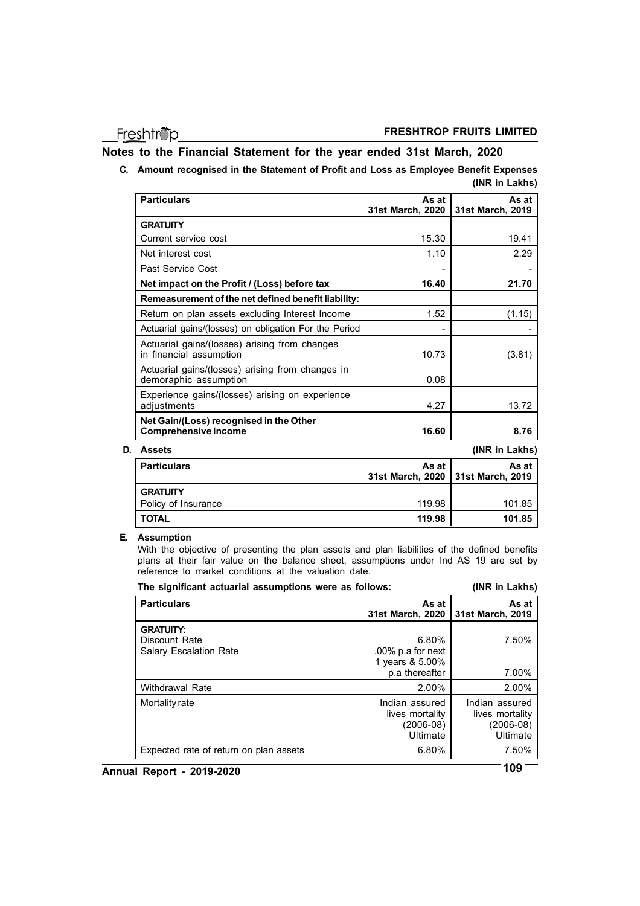## Notes to the Financial Statement for the year ended 31st March, 2020

**C. Amount recognised in the Statement of Profit and Loss as Employee Benefit Expenses**

**(INR in Lakhs)**

| Particulars | As at 31st March, 2020 | As at 31st March, 2019 |
|---|---|---|
| **GRATUITY** | | |
| Current service cost | 15.30 | 19.41 |
| Net interest cost | 1.10 | 2.29 |
| Past Service Cost | - | - |
| **Net impact on the Profit / (Loss) before tax** | **16.40** | **21.70** |
| **Remeasurement of the net defined benefit liability:** | | |
| Return on plan assets excluding Interest Income | 1.52 | (1.15) |
| Actuarial gains/(losses) on obligation For the Period | - | - |
| Actuarial gains/(losses) arising from changes in financial assumption | 10.73 | (3.81) |
| Actuarial gains/(losses) arising from changes in demoraphic assumption | 0.08 | |
| Experience gains/(losses) arising on experience adjustments | 4.27 | 13.72 |
| **Net Gain/(Loss) recognised in the Other Comprehensive Income** | **16.60** | **8.76** |

**D. Assets**

**(INR in Lakhs)**

| Particulars | As at 31st March, 2020 | As at 31st March, 2019 |
|---|---|---|
| **GRATUITY** | | |
| Policy of Insurance | 119.98 | 101.85 |
| **TOTAL** | **119.98** | **101.85** |

**E. Assumption**

With the objective of presenting the plan assets and plan liabilities of the defined benefits plans at their fair value on the balance sheet, assumptions under Ind AS 19 are set by reference to market conditions at the valuation date.

**The significant actuarial assumptions were as follows:** **(INR in Lakhs)**

| Particulars | As at 31st March, 2020 | As at 31st March, 2019 |
|---|---|---|
| **GRATUITY:** | | |
| Discount Rate | 6.80% | 7.50% |
| Salary Escalation Rate | .00% p.a for next 1 years & 5.00% p.a thereafter | 7.00% |
| Withdrawal Rate | 2.00% | 2.00% |
| Mortality rate | Indian assured lives mortality (2006-08) Ultimate | Indian assured lives mortality (2006-08) Ultimate |
| Expected rate of return on plan assets | 6.80% | 7.50% |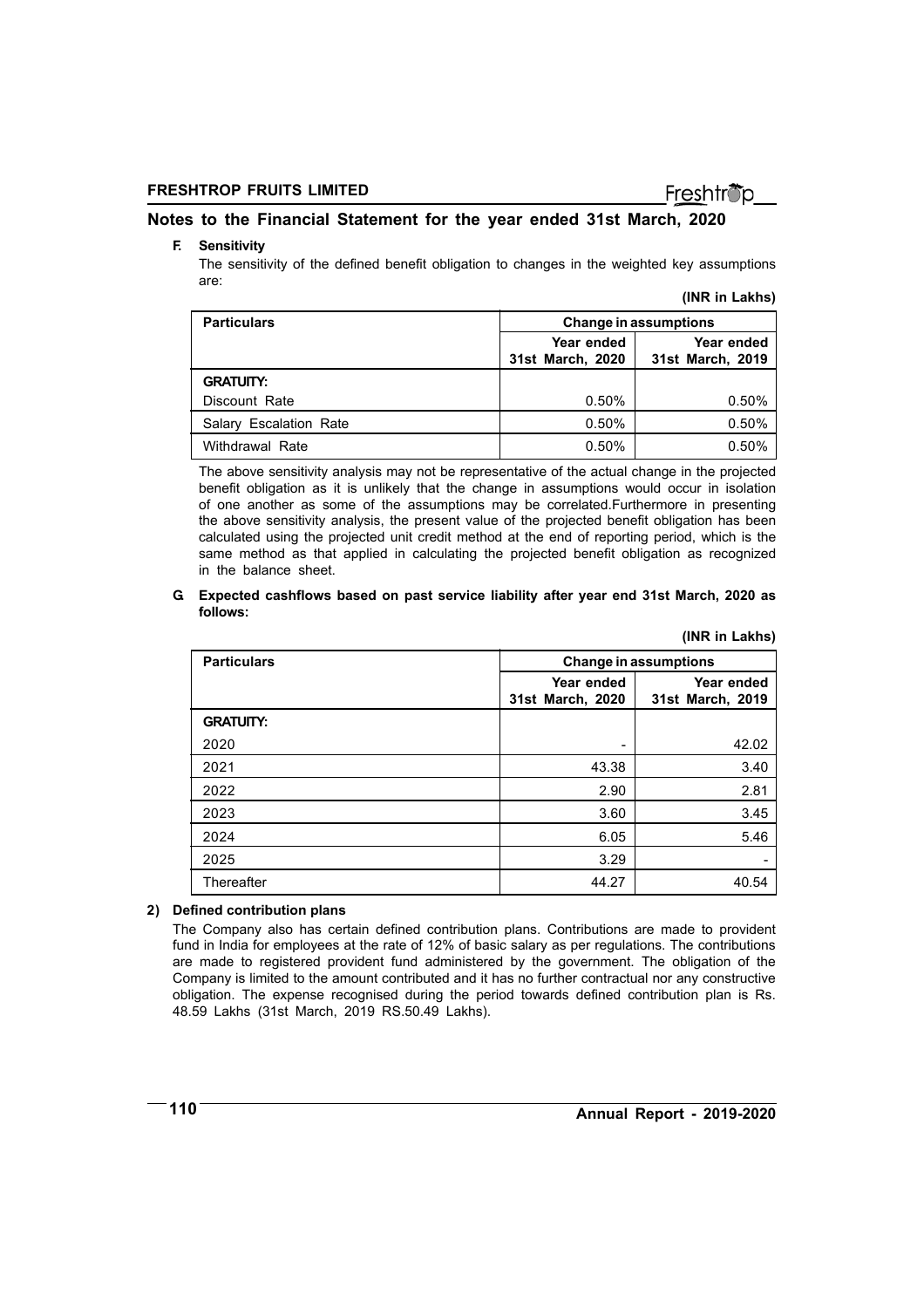## Notes to the Financial Statement for the year ended 31st March, 2020

**F. Sensitivity**

The sensitivity of the defined benefit obligation to changes in the weighted key assumptions are:

**(INR in Lakhs)**

| Particulars | Change in assumptions | |
|---|---|---|
| | Year ended 31st March, 2020 | Year ended 31st March, 2019 |
| **GRATUITY:** | | |
| Discount Rate | 0.50% | 0.50% |
| Salary Escalation Rate | 0.50% | 0.50% |
| Withdrawal Rate | 0.50% | 0.50% |

The above sensitivity analysis may not be representative of the actual change in the projected benefit obligation as it is unlikely that the change in assumptions would occur in isolation of one another as some of the assumptions may be correlated.Furthermore in presenting the above sensitivity analysis, the present value of the projected benefit obligation has been calculated using the projected unit credit method at the end of reporting period, which is the same method as that applied in calculating the projected benefit obligation as recognized in the balance sheet.

**G. Expected cashflows based on past service liability after year end 31st March, 2020 as follows:**

**(INR in Lakhs)**

| Particulars | Change in assumptions | |
|---|---|---|
| | Year ended 31st March, 2020 | Year ended 31st March, 2019 |
| **GRATUITY:** | | |
| 2020 | - | 42.02 |
| 2021 | 43.38 | 3.40 |
| 2022 | 2.90 | 2.81 |
| 2023 | 3.60 | 3.45 |
| 2024 | 6.05 | 5.46 |
| 2025 | 3.29 | - |
| Thereafter | 44.27 | 40.54 |

**2) Defined contribution plans**

The Company also has certain defined contribution plans. Contributions are made to provident fund in India for employees at the rate of 12% of basic salary as per regulations. The contributions are made to registered provident fund administered by the government. The obligation of the Company is limited to the amount contributed and it has no further contractual nor any constructive obligation. The expense recognised during the period towards defined contribution plan is Rs. 48.59 Lakhs (31st March, 2019 RS.50.49 Lakhs).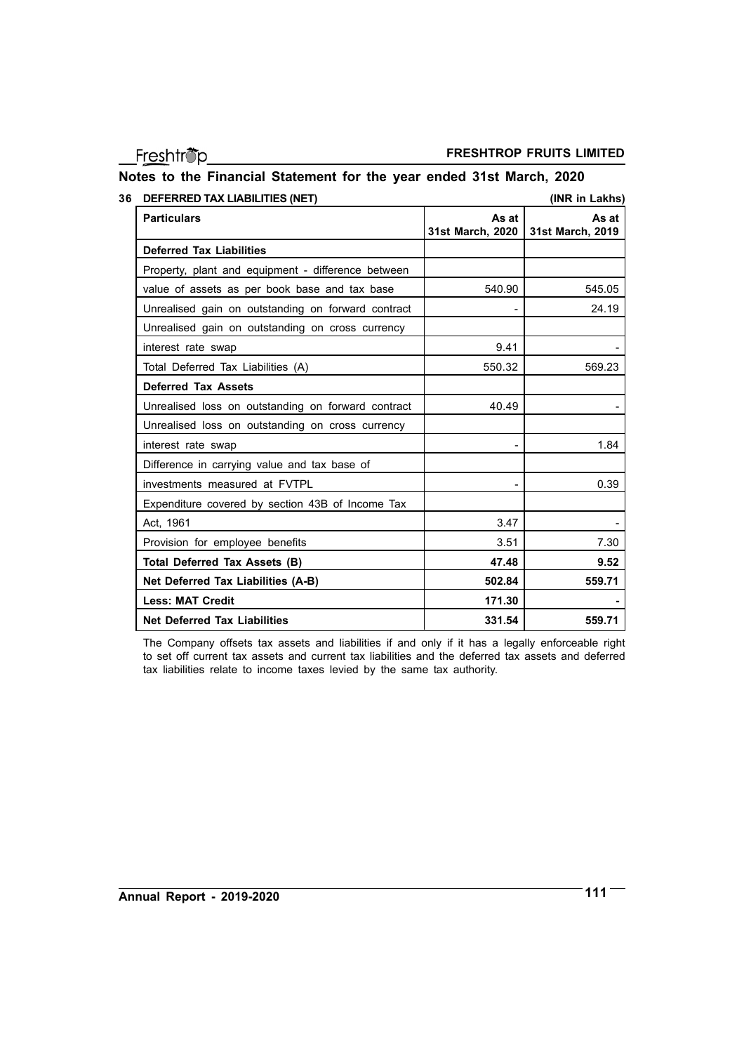## Notes to the Financial Statement for the year ended 31st March, 2020

### 36 DEFERRED TAX LIABILITIES (NET)

(INR in Lakhs)

| Particulars | As at 31st March, 2020 | As at 31st March, 2019 |
|---|---|---|
| **Deferred Tax Liabilities** | | |
| Property, plant and equipment - difference between value of assets as per book base and tax base | 540.90 | 545.05 |
| Unrealised gain on outstanding on forward contract | - | 24.19 |
| Unrealised gain on outstanding on cross currency interest rate swap | 9.41 | - |
| Total Deferred Tax Liabilities (A) | 550.32 | 569.23 |
| **Deferred Tax Assets** | | |
| Unrealised loss on outstanding on forward contract | 40.49 | - |
| Unrealised loss on outstanding on cross currency interest rate swap | - | 1.84 |
| Difference in carrying value and tax base of investments measured at FVTPL | - | 0.39 |
| Expenditure covered by section 43B of Income Tax Act, 1961 | 3.47 | - |
| Provision for employee benefits | 3.51 | 7.30 |
| **Total Deferred Tax Assets (B)** | **47.48** | **9.52** |
| **Net Deferred Tax Liabilities (A-B)** | **502.84** | **559.71** |
| **Less: MAT Credit** | **171.30** | **-** |
| **Net Deferred Tax Liabilities** | **331.54** | **559.71** |

The Company offsets tax assets and liabilities if and only if it has a legally enforceable right to set off current tax assets and current tax liabilities and the deferred tax assets and deferred tax liabilities relate to income taxes levied by the same tax authority.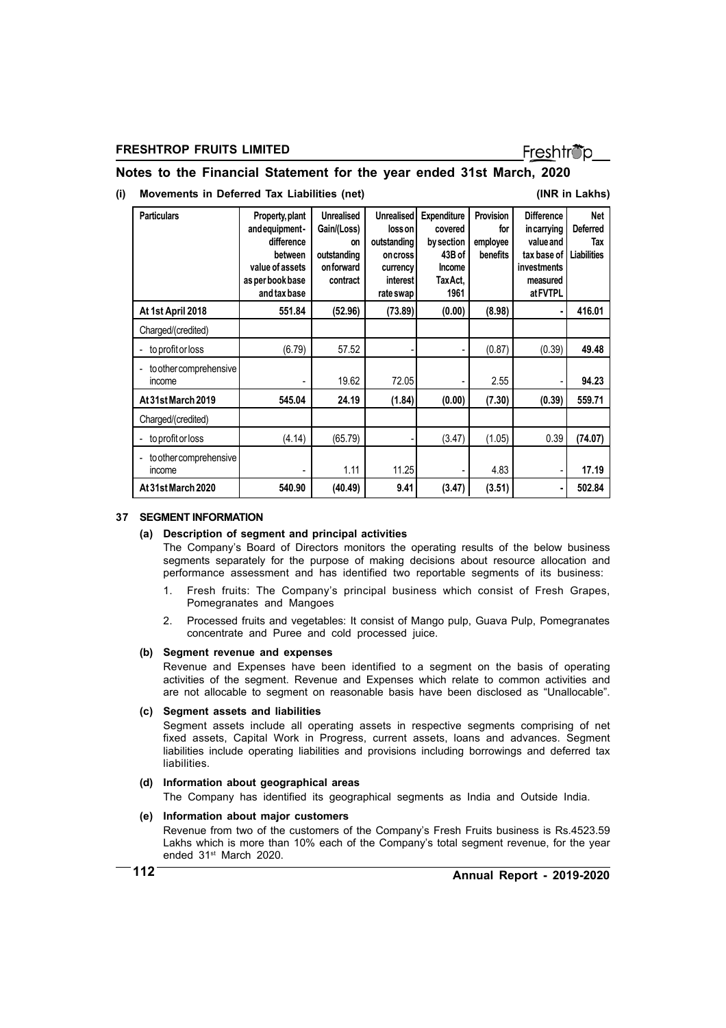## Notes to the Financial Statement for the year ended 31st March, 2020

**(i) Movements in Deferred Tax Liabilities (net)** **(INR in Lakhs)**

| Particulars | Property, plant and equipment - difference between value of assets as per book base and tax base | Unrealised Gain/(Loss) on outstanding on forward contract | Unrealised loss on outstanding on cross currency interest rate swap | Expenditure covered by section 43B of Income Tax Act, 1961 | Provision for employee benefits | Difference in carrying value and tax base of investments measured at FVTPL | Net Deferred Tax Liabilities |
|---|---|---|---|---|---|---|---|
| **At 1st April 2018** | **551.84** | **(52.96)** | **(73.89)** | **(0.00)** | **(8.98)** | **-** | **416.01** |
| Charged/(credited) | | | | | | | |
| - to profit or loss | (6.79) | 57.52 | - | - | (0.87) | (0.39) | **49.48** |
| - to other comprehensive income | - | 19.62 | 72.05 | - | 2.55 | - | **94.23** |
| **At 31st March 2019** | **545.04** | **24.19** | **(1.84)** | **(0.00)** | **(7.30)** | **(0.39)** | **559.71** |
| Charged/(credited) | | | | | | | |
| - to profit or loss | (4.14) | (65.79) | - | (3.47) | (1.05) | 0.39 | **(74.07)** |
| - to other comprehensive income | - | 1.11 | 11.25 | - | 4.83 | - | **17.19** |
| **At 31st March 2020** | **540.90** | **(40.49)** | **9.41** | **(3.47)** | **(3.51)** | **-** | **502.84** |

## 37 SEGMENT INFORMATION

### (a) Description of segment and principal activities

The Company's Board of Directors monitors the operating results of the below business segments separately for the purpose of making decisions about resource allocation and performance assessment and has identified two reportable segments of its business:

1. Fresh fruits: The Company's principal business which consist of Fresh Grapes, Pomegranates and Mangoes
2. Processed fruits and vegetables: It consist of Mango pulp, Guava Pulp, Pomegranates concentrate and Puree and cold processed juice.

### (b) Segment revenue and expenses

Revenue and Expenses have been identified to a segment on the basis of operating activities of the segment. Revenue and Expenses which relate to common activities and are not allocable to segment on reasonable basis have been disclosed as "Unallocable".

### (c) Segment assets and liabilities

Segment assets include all operating assets in respective segments comprising of net fixed assets, Capital Work in Progress, current assets, loans and advances. Segment liabilities include operating liabilities and provisions including borrowings and deferred tax liabilities.

### (d) Information about geographical areas

The Company has identified its geographical segments as India and Outside India.

### (e) Information about major customers

Revenue from two of the customers of the Company's Fresh Fruits business is Rs.4523.59 Lakhs which is more than 10% each of the Company's total segment revenue, for the year ended 31st March 2020.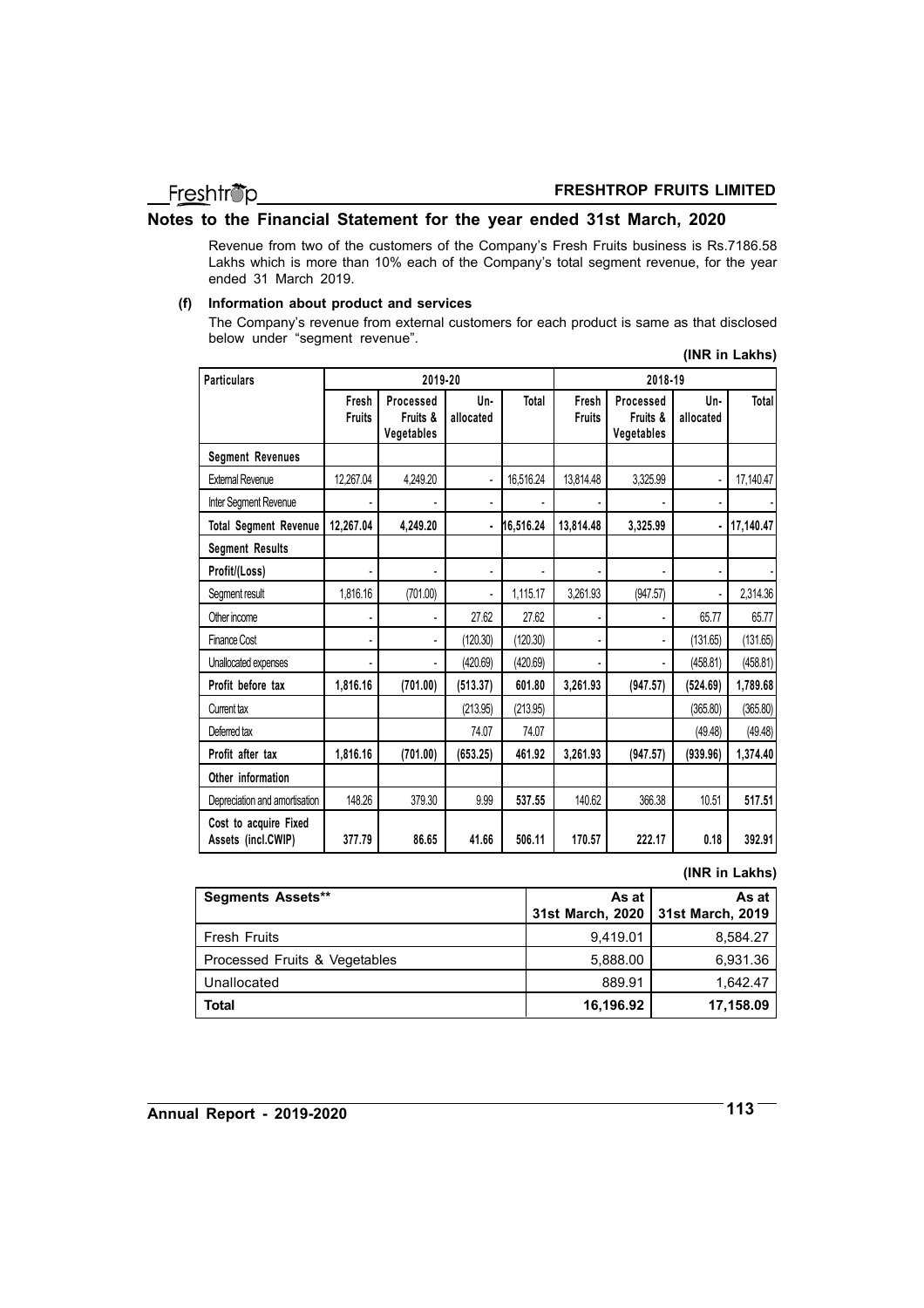## Notes to the Financial Statement for the year ended 31st March, 2020

Revenue from two of the customers of the Company's Fresh Fruits business is Rs.7186.58 Lakhs which is more than 10% each of the Company's total segment revenue, for the year ended 31 March 2019.

**(f) Information about product and services**

The Company's revenue from external customers for each product is same as that disclosed below under "segment revenue".

**(INR in Lakhs)**

| Particulars | 2019-20 | | | | 2018-19 | | | |
|---|---|---|---|---|---|---|---|---|
| | Fresh Fruits | Processed Fruits & Vegetables | Un-allocated | Total | Fresh Fruits | Processed Fruits & Vegetables | Un-allocated | Total |
| **Segment Revenues** | | | | | | | | |
| External Revenue | 12,267.04 | 4,249.20 | - | 16,516.24 | 13,814.48 | 3,325.99 | - | 17,140.47 |
| Inter Segment Revenue | - | - | - | - | - | - | - | - |
| **Total Segment Revenue** | **12,267.04** | **4,249.20** | **-** | **16,516.24** | **13,814.48** | **3,325.99** | **-** | **17,140.47** |
| **Segment Results** | | | | | | | | |
| **Profit/(Loss)** | - | - | - | - | - | - | - | - |
| Segment result | 1,816.16 | (701.00) | - | 1,115.17 | 3,261.93 | (947.57) | - | 2,314.36 |
| Other income | - | - | 27.62 | 27.62 | - | - | 65.77 | 65.77 |
| Finance Cost | - | - | (120.30) | (120.30) | - | - | (131.65) | (131.65) |
| Unallocated expenses | - | - | (420.69) | (420.69) | - | - | (458.81) | (458.81) |
| **Profit before tax** | **1,816.16** | **(701.00)** | **(513.37)** | **601.80** | **3,261.93** | **(947.57)** | **(524.69)** | **1,789.68** |
| Current tax | | | (213.95) | (213.95) | | | (365.80) | (365.80) |
| Deferred tax | | | 74.07 | 74.07 | | | (49.48) | (49.48) |
| **Profit after tax** | **1,816.16** | **(701.00)** | **(653.25)** | **461.92** | **3,261.93** | **(947.57)** | **(939.96)** | **1,374.40** |
| **Other information** | | | | | | | | |
| Depreciation and amortisation | 148.26 | 379.30 | 9.99 | **537.55** | 140.62 | 366.38 | 10.51 | **517.51** |
| **Cost to acquire Fixed Assets (incl.CWIP)** | **377.79** | **86.65** | **41.66** | **506.11** | **170.57** | **222.17** | **0.18** | **392.91** |

**(INR in Lakhs)**

| **Segments Assets**** | As at 31st March, 2020 | As at 31st March, 2019 |
|---|---|---|
| Fresh Fruits | 9,419.01 | 8,584.27 |
| Processed Fruits & Vegetables | 5,888.00 | 6,931.36 |
| Unallocated | 889.91 | 1,642.47 |
| **Total** | **16,196.92** | **17,158.09** |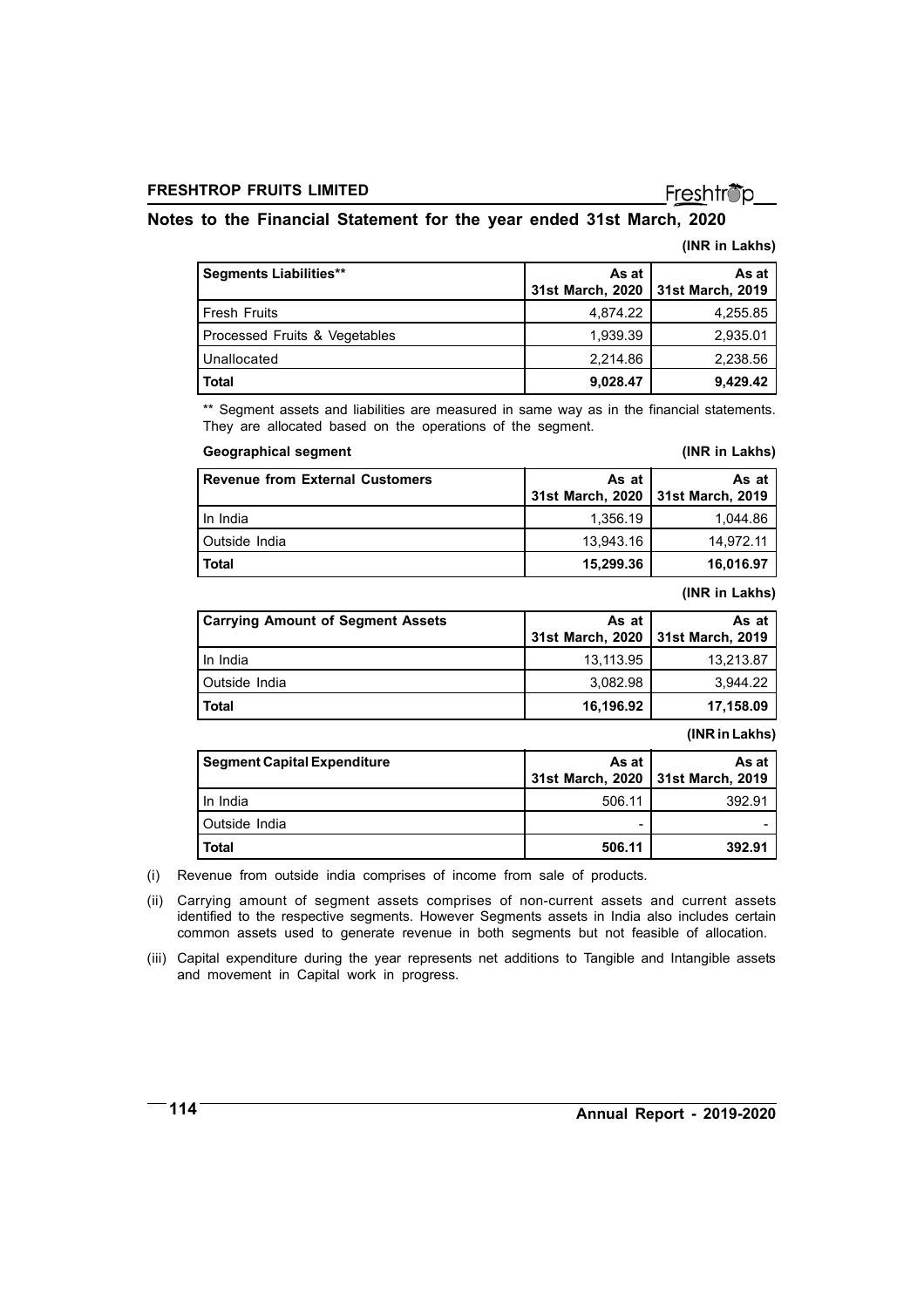## Notes to the Financial Statement for the year ended 31st March, 2020

(INR in Lakhs)

| Segments Liabilities** | As at 31st March, 2020 | As at 31st March, 2019 |
|---|---|---|
| Fresh Fruits | 4,874.22 | 4,255.85 |
| Processed Fruits & Vegetables | 1,939.39 | 2,935.01 |
| Unallocated | 2,214.86 | 2,238.56 |
| **Total** | **9,028.47** | **9,429.42** |

** Segment assets and liabilities are measured in same way as in the financial statements. They are allocated based on the operations of the segment.

**Geographical segment** (INR in Lakhs)

| Revenue from External Customers | As at 31st March, 2020 | As at 31st March, 2019 |
|---|---|---|
| In India | 1,356.19 | 1,044.86 |
| Outside India | 13,943.16 | 14,972.11 |
| **Total** | **15,299.36** | **16,016.97** |

(INR in Lakhs)

| Carrying Amount of Segment Assets | As at 31st March, 2020 | As at 31st March, 2019 |
|---|---|---|
| In India | 13,113.95 | 13,213.87 |
| Outside India | 3,082.98 | 3,944.22 |
| **Total** | **16,196.92** | **17,158.09** |

(INR in Lakhs)

| Segment Capital Expenditure | As at 31st March, 2020 | As at 31st March, 2019 |
|---|---|---|
| In India | 506.11 | 392.91 |
| Outside India | - | - |
| **Total** | **506.11** | **392.91** |

(i) Revenue from outside india comprises of income from sale of products.

(ii) Carrying amount of segment assets comprises of non-current assets and current assets identified to the respective segments. However Segments assets in India also includes certain common assets used to generate revenue in both segments but not feasible of allocation.

(iii) Capital expenditure during the year represents net additions to Tangible and Intangible assets and movement in Capital work in progress.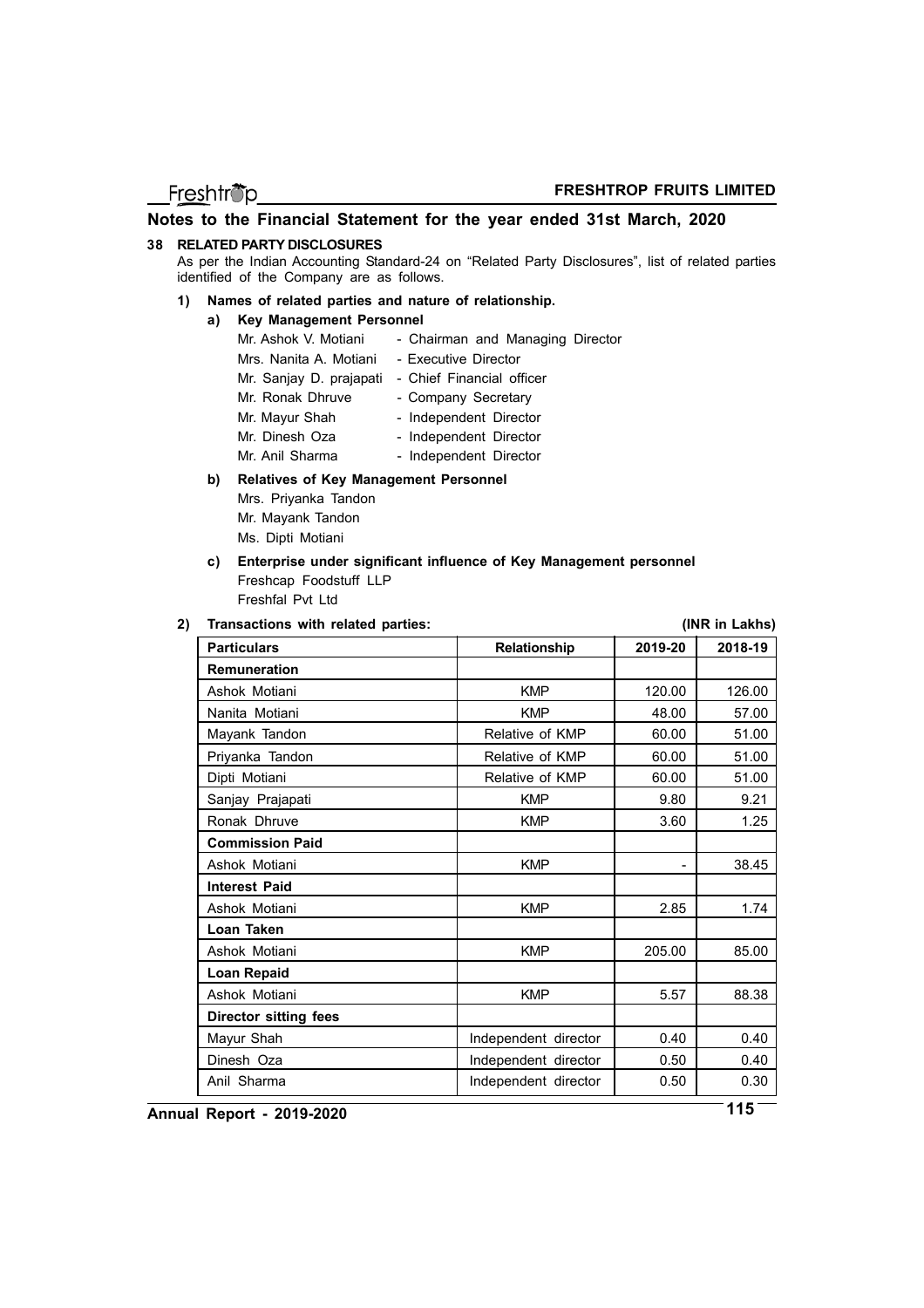## Notes to the Financial Statement for the year ended 31st March, 2020

### 38 RELATED PARTY DISCLOSURES

As per the Indian Accounting Standard-24 on "Related Party Disclosures", list of related parties identified of the Company are as follows.

**1) Names of related parties and nature of relationship.**

**a) Key Management Personnel**

| | |
|---|---|
| Mr. Ashok V. Motiani | - Chairman and Managing Director |
| Mrs. Nanita A. Motiani | - Executive Director |
| Mr. Sanjay D. prajapati | - Chief Financial officer |
| Mr. Ronak Dhruve | - Company Secretary |
| Mr. Mayur Shah | - Independent Director |
| Mr. Dinesh Oza | - Independent Director |
| Mr. Anil Sharma | - Independent Director |

**b) Relatives of Key Management Personnel**

Mrs. Priyanka Tandon
Mr. Mayank Tandon
Ms. Dipti Motiani

**c) Enterprise under significant influence of Key Management personnel**

Freshcap Foodstuff LLP
Freshfal Pvt Ltd

**2) Transactions with related parties:** **(INR in Lakhs)**

| Particulars | Relationship | 2019-20 | 2018-19 |
|---|---|---|---|
| **Remuneration** | | | |
| Ashok Motiani | KMP | 120.00 | 126.00 |
| Nanita Motiani | KMP | 48.00 | 57.00 |
| Mayank Tandon | Relative of KMP | 60.00 | 51.00 |
| Priyanka Tandon | Relative of KMP | 60.00 | 51.00 |
| Dipti Motiani | Relative of KMP | 60.00 | 51.00 |
| Sanjay Prajapati | KMP | 9.80 | 9.21 |
| Ronak Dhruve | KMP | 3.60 | 1.25 |
| **Commission Paid** | | | |
| Ashok Motiani | KMP | - | 38.45 |
| **Interest Paid** | | | |
| Ashok Motiani | KMP | 2.85 | 1.74 |
| **Loan Taken** | | | |
| Ashok Motiani | KMP | 205.00 | 85.00 |
| **Loan Repaid** | | | |
| Ashok Motiani | KMP | 5.57 | 88.38 |
| **Director sitting fees** | | | |
| Mayur Shah | Independent director | 0.40 | 0.40 |
| Dinesh Oza | Independent director | 0.50 | 0.40 |
| Anil Sharma | Independent director | 0.50 | 0.30 |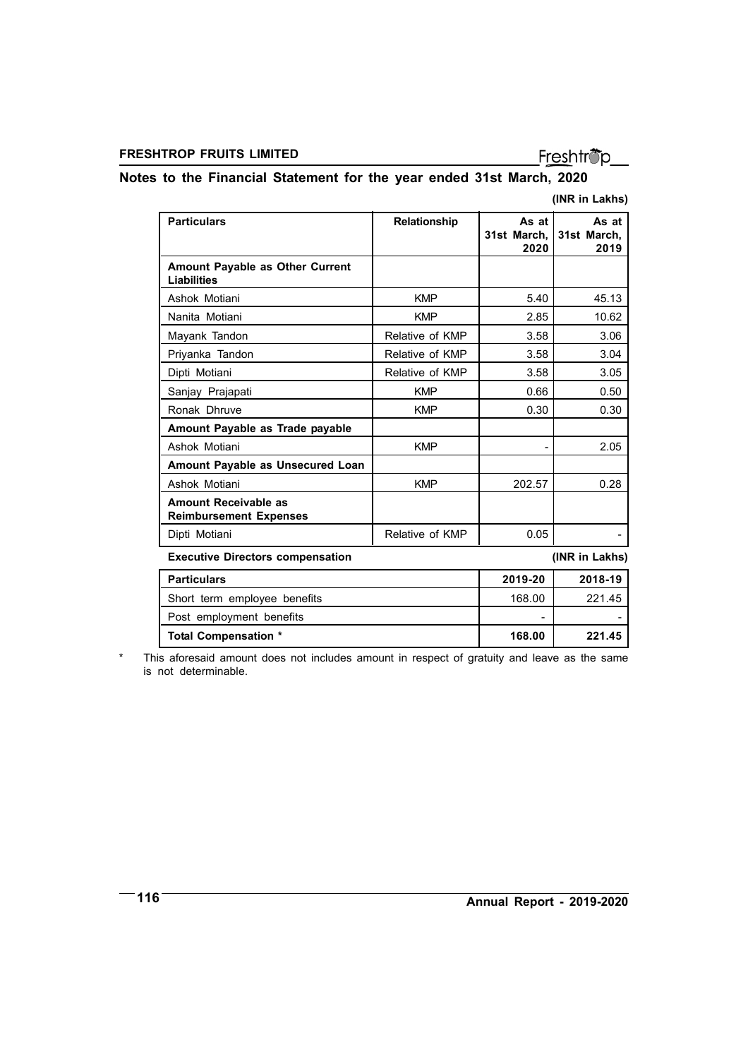## Notes to the Financial Statement for the year ended 31st March, 2020

**(INR in Lakhs)**

| Particulars | Relationship | As at 31st March, 2020 | As at 31st March, 2019 |
|---|---|---|---|
| **Amount Payable as Other Current Liabilities** | | | |
| Ashok Motiani | KMP | 5.40 | 45.13 |
| Nanita Motiani | KMP | 2.85 | 10.62 |
| Mayank Tandon | Relative of KMP | 3.58 | 3.06 |
| Priyanka Tandon | Relative of KMP | 3.58 | 3.04 |
| Dipti Motiani | Relative of KMP | 3.58 | 3.05 |
| Sanjay Prajapati | KMP | 0.66 | 0.50 |
| Ronak Dhruve | KMP | 0.30 | 0.30 |
| **Amount Payable as Trade payable** | | | |
| Ashok Motiani | KMP | - | 2.05 |
| **Amount Payable as Unsecured Loan** | | | |
| Ashok Motiani | KMP | 202.57 | 0.28 |
| **Amount Receivable as Reimbursement Expenses** | | | |
| Dipti Motiani | Relative of KMP | 0.05 | - |

**Executive Directors compensation** **(INR in Lakhs)**

| Particulars | 2019-20 | 2018-19 |
|---|---|---|
| Short term employee benefits | 168.00 | 221.45 |
| Post employment benefits | - | - |
| **Total Compensation** * | **168.00** | **221.45** |

\* This aforesaid amount does not includes amount in respect of gratuity and leave as the same is not determinable.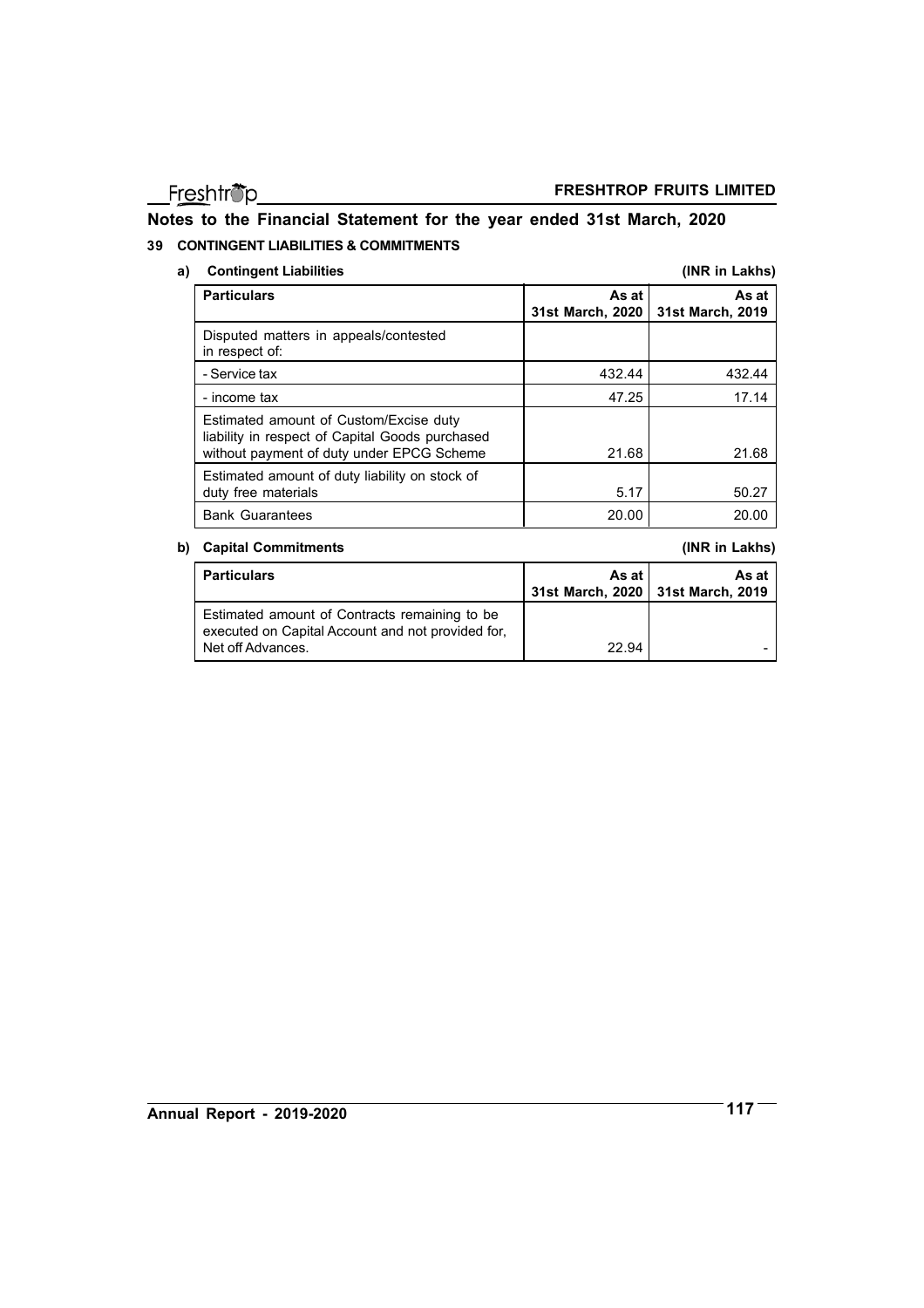## Notes to the Financial Statement for the year ended 31st March, 2020

### 39 CONTINGENT LIABILITIES & COMMITMENTS

**a) Contingent Liabilities** **(INR in Lakhs)**

| Particulars | As at 31st March, 2020 | As at 31st March, 2019 |
|---|---|---|
| Disputed matters in appeals/contested in respect of: | | |
| - Service tax | 432.44 | 432.44 |
| - income tax | 47.25 | 17.14 |
| Estimated amount of Custom/Excise duty liability in respect of Capital Goods purchased without payment of duty under EPCG Scheme | 21.68 | 21.68 |
| Estimated amount of duty liability on stock of duty free materials | 5.17 | 50.27 |
| Bank Guarantees | 20.00 | 20.00 |

**b) Capital Commitments** **(INR in Lakhs)**

| Particulars | As at 31st March, 2020 | As at 31st March, 2019 |
|---|---|---|
| Estimated amount of Contracts remaining to be executed on Capital Account and not provided for, Net off Advances. | 22.94 | - |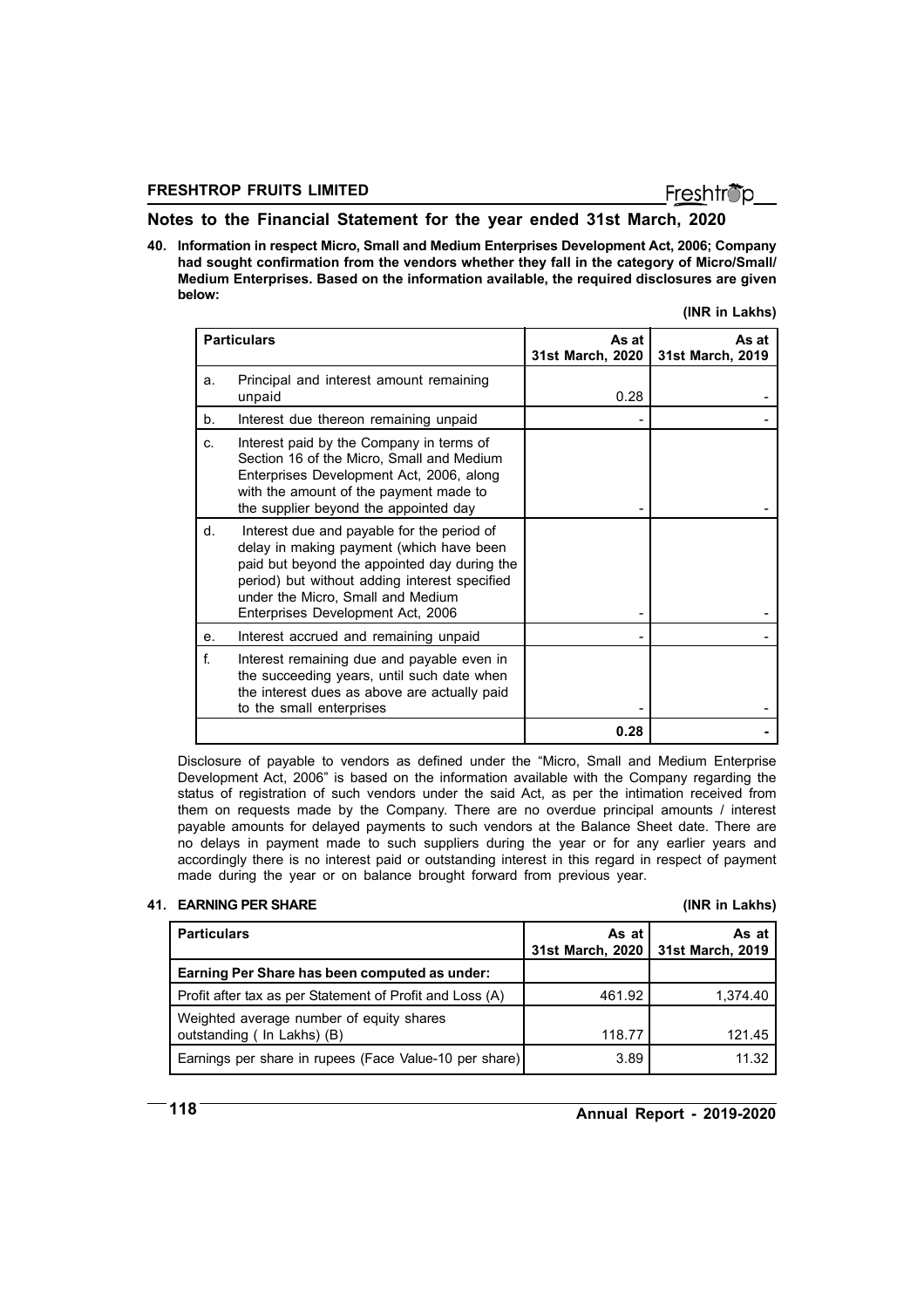## Notes to the Financial Statement for the year ended 31st March, 2020

**40. Information in respect Micro, Small and Medium Enterprises Development Act, 2006; Company had sought confirmation from the vendors whether they fall in the category of Micro/Small/ Medium Enterprises. Based on the information available, the required disclosures are given below:**

**(INR in Lakhs)**

| | Particulars | As at 31st March, 2020 | As at 31st March, 2019 |
|---|---|---|---|
| a. | Principal and interest amount remaining unpaid | 0.28 | - |
| b. | Interest due thereon remaining unpaid | - | - |
| c. | Interest paid by the Company in terms of Section 16 of the Micro, Small and Medium Enterprises Development Act, 2006, along with the amount of the payment made to the supplier beyond the appointed day | - | - |
| d. | Interest due and payable for the period of delay in making payment (which have been paid but beyond the appointed day during the period) but without adding interest specified under the Micro, Small and Medium Enterprises Development Act, 2006 | - | - |
| e. | Interest accrued and remaining unpaid | - | - |
| f. | Interest remaining due and payable even in the succeeding years, until such date when the interest dues as above are actually paid to the small enterprises | - | - |
| | | **0.28** | **-** |

Disclosure of payable to vendors as defined under the "Micro, Small and Medium Enterprise Development Act, 2006" is based on the information available with the Company regarding the status of registration of such vendors under the said Act, as per the intimation received from them on requests made by the Company. There are no overdue principal amounts / interest payable amounts for delayed payments to such vendors at the Balance Sheet date. There are no delays in payment made to such suppliers during the year or for any earlier years and accordingly there is no interest paid or outstanding interest in this regard in respect of payment made during the year or on balance brought forward from previous year.

**41. EARNING PER SHARE** **(INR in Lakhs)**

| Particulars | As at 31st March, 2020 | As at 31st March, 2019 |
|---|---|---|
| **Earning Per Share has been computed as under:** | | |
| Profit after tax as per Statement of Profit and Loss (A) | 461.92 | 1,374.40 |
| Weighted average number of equity shares outstanding ( In Lakhs) (B) | 118.77 | 121.45 |
| Earnings per share in rupees (Face Value-10 per share) | 3.89 | 11.32 |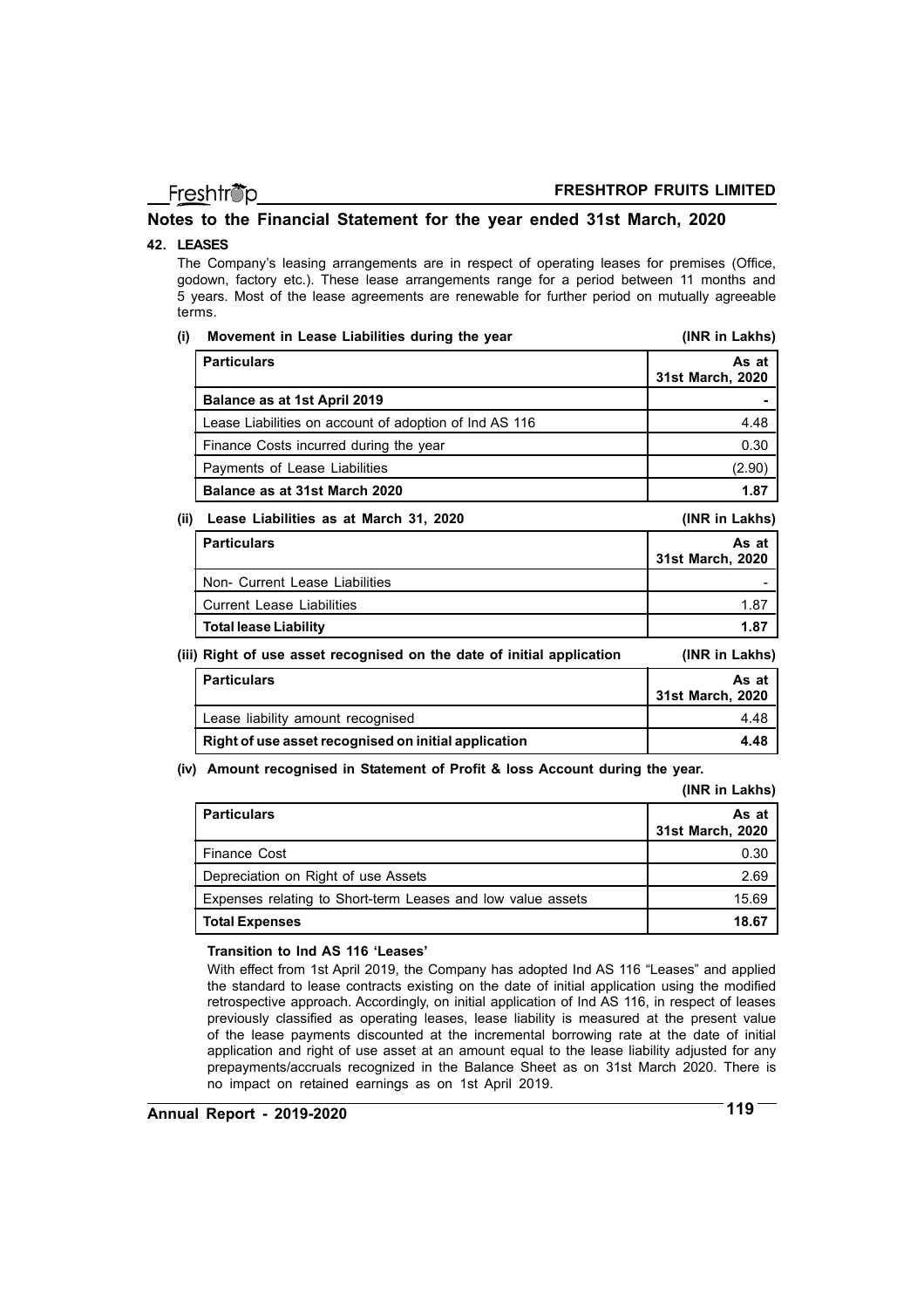## Notes to the Financial Statement for the year ended 31st March, 2020

### 42. LEASES

The Company's leasing arrangements are in respect of operating leases for premises (Office, godown, factory etc.). These lease arrangements range for a period between 11 months and 5 years. Most of the lease agreements are renewable for further period on mutually agreeable terms.

**(i) Movement in Lease Liabilities during the year** **(INR in Lakhs)**

| Particulars | As at 31st March, 2020 |
|---|---|
| **Balance as at 1st April 2019** | - |
| Lease Liabilities on account of adoption of Ind AS 116 | 4.48 |
| Finance Costs incurred during the year | 0.30 |
| Payments of Lease Liabilities | (2.90) |
| **Balance as at 31st March 2020** | **1.87** |

**(ii) Lease Liabilities as at March 31, 2020** **(INR in Lakhs)**

| Particulars | As at 31st March, 2020 |
|---|---|
| Non- Current Lease Liabilities | - |
| Current Lease Liabilities | 1.87 |
| **Total lease Liability** | **1.87** |

**(iii) Right of use asset recognised on the date of initial application** **(INR in Lakhs)**

| Particulars | As at 31st March, 2020 |
|---|---|
| Lease liability amount recognised | 4.48 |
| **Right of use asset recognised on initial application** | **4.48** |

**(iv) Amount recognised in Statement of Profit & loss Account during the year.**

**(INR in Lakhs)**

| Particulars | As at 31st March, 2020 |
|---|---|
| Finance Cost | 0.30 |
| Depreciation on Right of use Assets | 2.69 |
| Expenses relating to Short-term Leases and low value assets | 15.69 |
| **Total Expenses** | **18.67** |

**Transition to Ind AS 116 'Leases'**

With effect from 1st April 2019, the Company has adopted Ind AS 116 "Leases" and applied the standard to lease contracts existing on the date of initial application using the modified retrospective approach. Accordingly, on initial application of Ind AS 116, in respect of leases previously classified as operating leases, lease liability is measured at the present value of the lease payments discounted at the incremental borrowing rate at the date of initial application and right of use asset at an amount equal to the lease liability adjusted for any prepayments/accruals recognized in the Balance Sheet as on 31st March 2020. There is no impact on retained earnings as on 1st April 2019.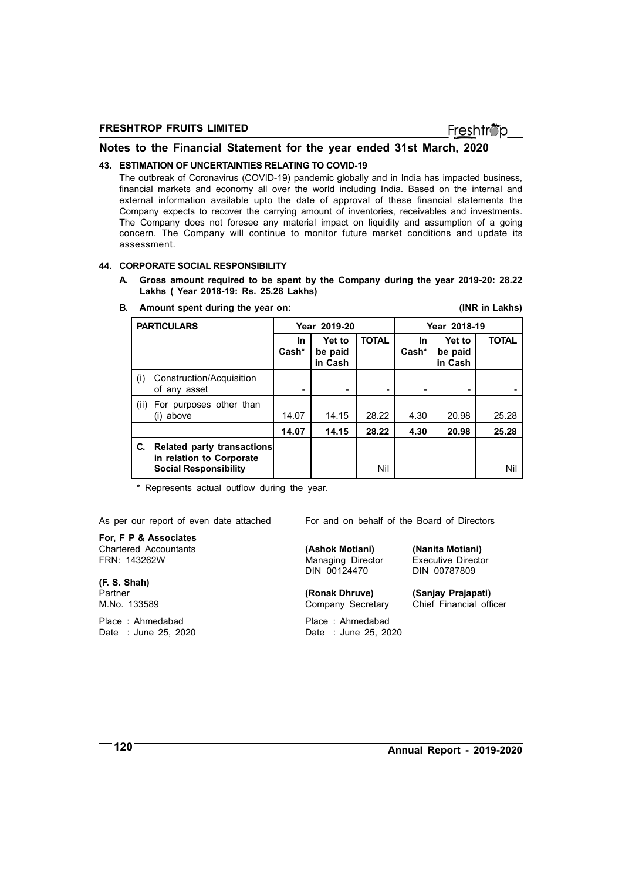## Notes to the Financial Statement for the year ended 31st March, 2020

### 43. ESTIMATION OF UNCERTAINTIES RELATING TO COVID-19

The outbreak of Coronavirus (COVID-19) pandemic globally and in India has impacted business, financial markets and economy all over the world including India. Based on the internal and external information available upto the date of approval of these financial statements the Company expects to recover the carrying amount of inventories, receivables and investments. The Company does not foresee any material impact on liquidity and assumption of a going concern. The Company will continue to monitor future market conditions and update its assessment.

### 44. CORPORATE SOCIAL RESPONSIBILITY

**A. Gross amount required to be spent by the Company during the year 2019-20: 28.22 Lakhs ( Year 2018-19: Rs. 25.28 Lakhs)**

**B. Amount spent during the year on:** **(INR in Lakhs)**

| PARTICULARS | Year 2019-20 | | | Year 2018-19 | | |
|---|---|---|---|---|---|---|
| | In Cash* | Yet to be paid in Cash | TOTAL | In Cash* | Yet to be paid in Cash | TOTAL |
| (i) Construction/Acquisition of any asset | - | - | - | - | - | - |
| (ii) For purposes other than (i) above | 14.07 | 14.15 | 28.22 | 4.30 | 20.98 | 25.28 |
| | **14.07** | **14.15** | **28.22** | **4.30** | **20.98** | **25.28** |
| **C. Related party transactions in relation to Corporate Social Responsibility** | | | Nil | | | Nil |

\* Represents actual outflow during the year.

As per our report of even date attached

**For, F P & Associates**
Chartered Accountants
FRN: 143262W

**(F. S. Shah)**
Partner
M.No. 133589

Place : Ahmedabad
Date : June 25, 2020

For and on behalf of the Board of Directors

**(Ashok Motiani)**
Managing Director
DIN 00124470

**(Nanita Motiani)**
Executive Director
DIN 00787809

**(Ronak Dhruve)**
Company Secretary

**(Sanjay Prajapati)**
Chief Financial officer

Place : Ahmedabad
Date : June 25, 2020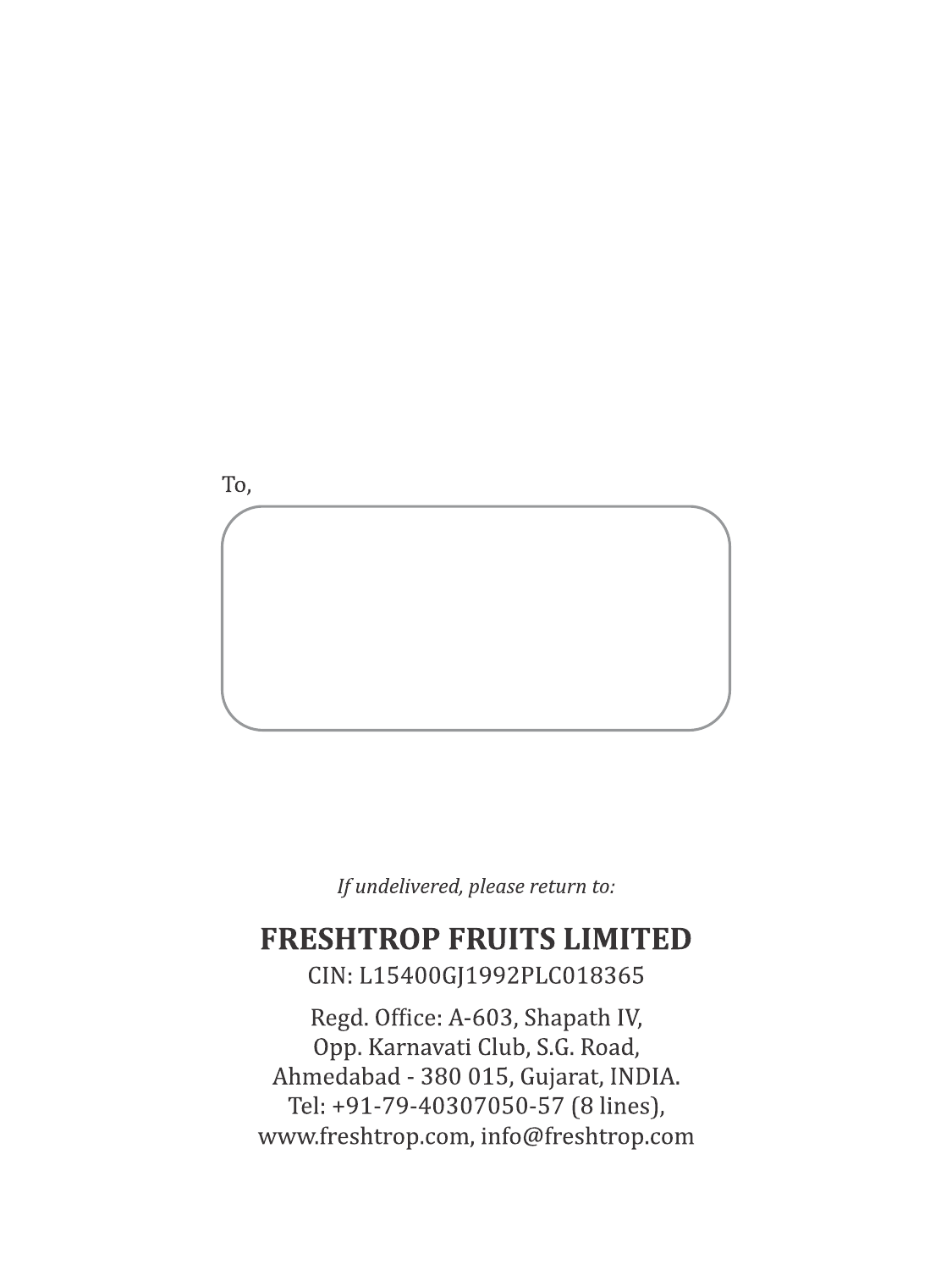To,

*If undelivered, please return to:*

## FRESHTROP FRUITS LIMITED

CIN: L15400GJ1992PLC018365

Regd. Office: A-603, Shapath IV,
Opp. Karnavati Club, S.G. Road,
Ahmedabad - 380 015, Gujarat, INDIA.
Tel: +91-79-40307050-57 (8 lines),
www.freshtrop.com, info@freshtrop.com